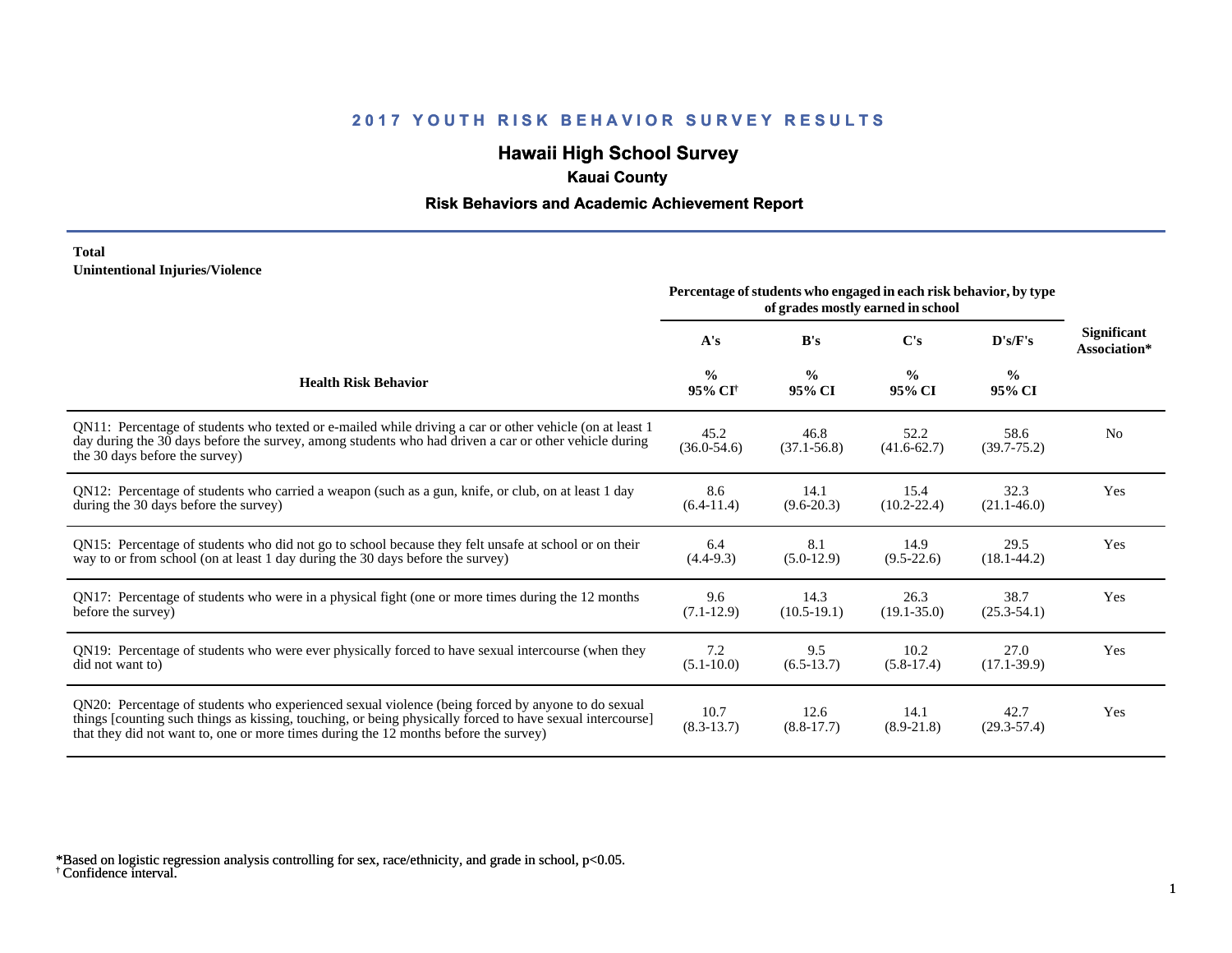# 2017 YOUTH RISK BEHAVIOR SURVEY RESULTS

## Hawaii High School Survey

### Kauai County

### Risk Behaviors and Academic Achievement Report

**Total**
**Unintentional Injuries/Violence**

| Health Risk Behavior | Percentage of students who engaged in each risk behavior, by type of grades mostly earned in school | | | | Significant Association* |
|---|---|---|---|---|---|
| | A's | B's | C's | D's/F's | |
| | % 95% CI[†] | % 95% CI | % 95% CI | % 95% CI | |
| QN11: Percentage of students who texted or e-mailed while driving a car or other vehicle (on at least 1 day during the 30 days before the survey, among students who had driven a car or other vehicle during the 30 days before the survey) | 45.2 (36.0-54.6) | 46.8 (37.1-56.8) | 52.2 (41.6-62.7) | 58.6 (39.7-75.2) | No |
| QN12: Percentage of students who carried a weapon (such as a gun, knife, or club, on at least 1 day during the 30 days before the survey) | 8.6 (6.4-11.4) | 14.1 (9.6-20.3) | 15.4 (10.2-22.4) | 32.3 (21.1-46.0) | Yes |
| QN15: Percentage of students who did not go to school because they felt unsafe at school or on their way to or from school (on at least 1 day during the 30 days before the survey) | 6.4 (4.4-9.3) | 8.1 (5.0-12.9) | 14.9 (9.5-22.6) | 29.5 (18.1-44.2) | Yes |
| QN17: Percentage of students who were in a physical fight (one or more times during the 12 months before the survey) | 9.6 (7.1-12.9) | 14.3 (10.5-19.1) | 26.3 (19.1-35.0) | 38.7 (25.3-54.1) | Yes |
| QN19: Percentage of students who were ever physically forced to have sexual intercourse (when they did not want to) | 7.2 (5.1-10.0) | 9.5 (6.5-13.7) | 10.2 (5.8-17.4) | 27.0 (17.1-39.9) | Yes |
| QN20: Percentage of students who experienced sexual violence (being forced by anyone to do sexual things [counting such things as kissing, touching, or being physically forced to have sexual intercourse] that they did not want to, one or more times during the 12 months before the survey) | 10.7 (8.3-13.7) | 12.6 (8.8-17.7) | 14.1 (8.9-21.8) | 42.7 (29.3-57.4) | Yes |

*Based on logistic regression analysis controlling for sex, race/ethnicity, and grade in school, $p<0.05$.
[†] Confidence interval.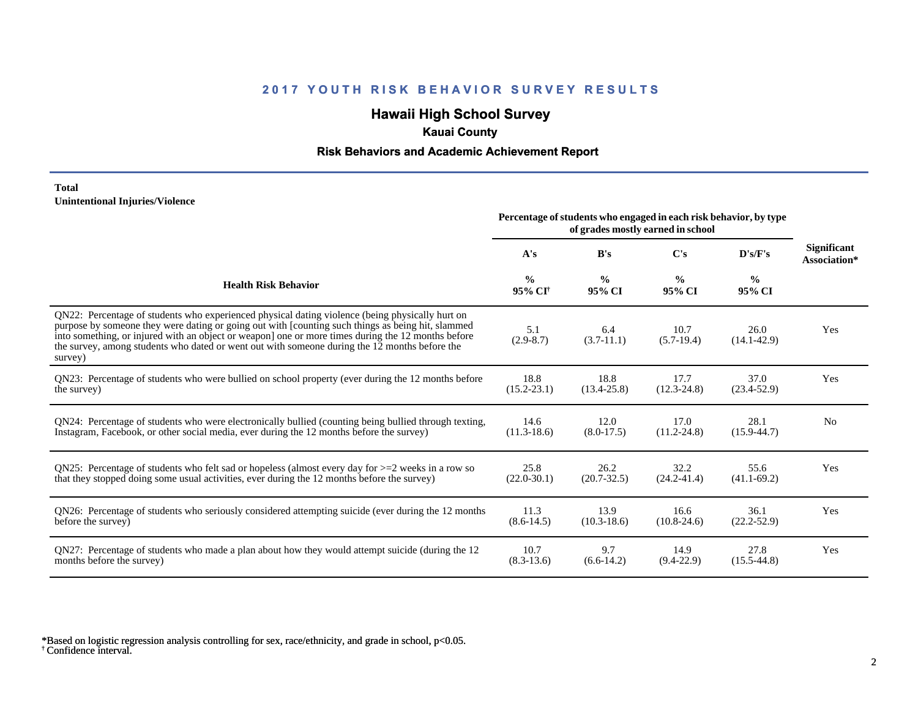# 2017 YOUTH RISK BEHAVIOR SURVEY RESULTS

## Hawaii High School Survey

### Kauai County

### Risk Behaviors and Academic Achievement Report

**Total**
**Unintentional Injuries/Violence**

| Health Risk Behavior | Percentage of students who engaged in each risk behavior, by type of grades mostly earned in school | | | | Significant Association* |
|---|---|---|---|---|---|
| | A's | B's | C's | D's/F's | |
| | % 95% CI† | % 95% CI | % 95% CI | % 95% CI | |
| QN22: Percentage of students who experienced physical dating violence (being physically hurt on purpose by someone they were dating or going out with [counting such things as being hit, slammed into something, or injured with an object or weapon] one or more times during the 12 months before the survey, among students who dated or went out with someone during the 12 months before the survey) | 5.1 (2.9-8.7) | 6.4 (3.7-11.1) | 10.7 (5.7-19.4) | 26.0 (14.1-42.9) | Yes |
| QN23: Percentage of students who were bullied on school property (ever during the 12 months before the survey) | 18.8 (15.2-23.1) | 18.8 (13.4-25.8) | 17.7 (12.3-24.8) | 37.0 (23.4-52.9) | Yes |
| QN24: Percentage of students who were electronically bullied (counting being bullied through texting, Instagram, Facebook, or other social media, ever during the 12 months before the survey) | 14.6 (11.3-18.6) | 12.0 (8.0-17.5) | 17.0 (11.2-24.8) | 28.1 (15.9-44.7) | No |
| QN25: Percentage of students who felt sad or hopeless (almost every day for >=2 weeks in a row so that they stopped doing some usual activities, ever during the 12 months before the survey) | 25.8 (22.0-30.1) | 26.2 (20.7-32.5) | 32.2 (24.2-41.4) | 55.6 (41.1-69.2) | Yes |
| QN26: Percentage of students who seriously considered attempting suicide (ever during the 12 months before the survey) | 11.3 (8.6-14.5) | 13.9 (10.3-18.6) | 16.6 (10.8-24.6) | 36.1 (22.2-52.9) | Yes |
| QN27: Percentage of students who made a plan about how they would attempt suicide (during the 12 months before the survey) | 10.7 (8.3-13.6) | 9.7 (6.6-14.2) | 14.9 (9.4-22.9) | 27.8 (15.5-44.8) | Yes |

*Based on logistic regression analysis controlling for sex, race/ethnicity, and grade in school, $p<0.05$.
† Confidence interval.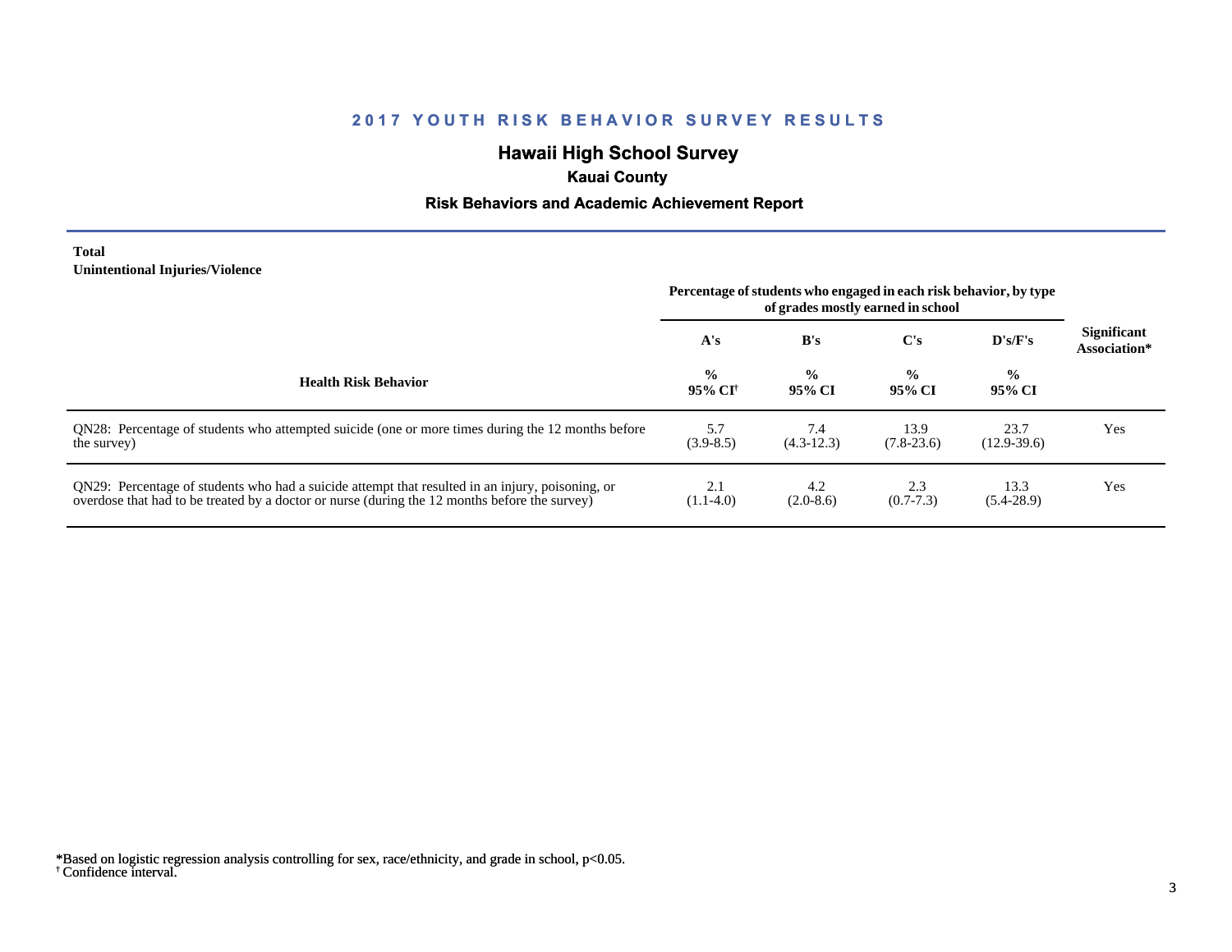# 2017 YOUTH RISK BEHAVIOR SURVEY RESULTS

## Hawaii High School Survey

### Kauai County

### Risk Behaviors and Academic Achievement Report

**Total**
**Unintentional Injuries/Violence**

| Health Risk Behavior | Percentage of students who engaged in each risk behavior, by type of grades mostly earned in school | | | | Significant Association* |
|---|---|---|---|---|---|
| | A's | B's | C's | D's/F's | |
| | % 95% CI[†] | % 95% CI | % 95% CI | % 95% CI | |
| QN28: Percentage of students who attempted suicide (one or more times during the 12 months before the survey) | 5.7 (3.9-8.5) | 7.4 (4.3-12.3) | 13.9 (7.8-23.6) | 23.7 (12.9-39.6) | Yes |
| QN29: Percentage of students who had a suicide attempt that resulted in an injury, poisoning, or overdose that had to be treated by a doctor or nurse (during the 12 months before the survey) | 2.1 (1.1-4.0) | 4.2 (2.0-8.6) | 2.3 (0.7-7.3) | 13.3 (5.4-28.9) | Yes |

*Based on logistic regression analysis controlling for sex, race/ethnicity, and grade in school, $p<0.05$.
[†] Confidence interval.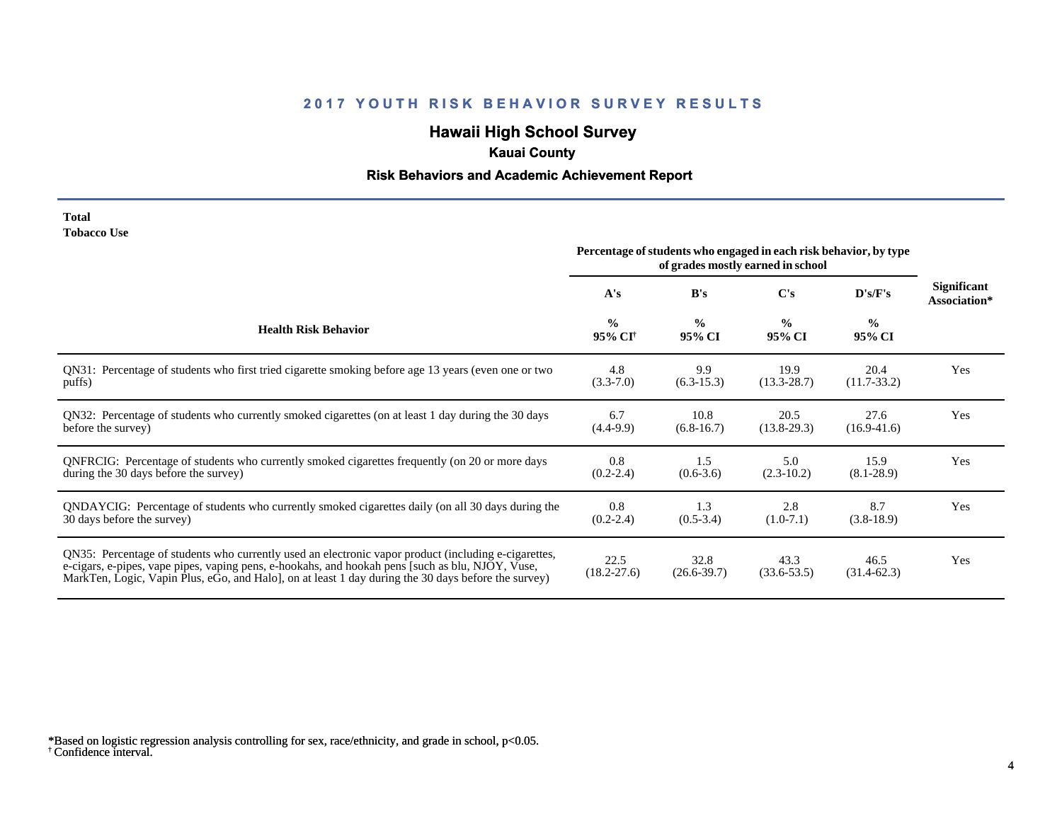## 2017 YOUTH RISK BEHAVIOR SURVEY RESULTS

# Hawaii High School Survey

### Kauai County

### Risk Behaviors and Academic Achievement Report

**Total**
**Tobacco Use**

| Health Risk Behavior | Percentage of students who engaged in each risk behavior, by type of grades mostly earned in school | | | | Significant Association* |
|---|---|---|---|---|---|
| | A's | B's | C's | D's/F's | |
| | % 95% CI[†] | % 95% CI | % 95% CI | % 95% CI | |
| QN31: Percentage of students who first tried cigarette smoking before age 13 years (even one or two puffs) | 4.8 (3.3-7.0) | 9.9 (6.3-15.3) | 19.9 (13.3-28.7) | 20.4 (11.7-33.2) | Yes |
| QN32: Percentage of students who currently smoked cigarettes (on at least 1 day during the 30 days before the survey) | 6.7 (4.4-9.9) | 10.8 (6.8-16.7) | 20.5 (13.8-29.3) | 27.6 (16.9-41.6) | Yes |
| QNFRCIG: Percentage of students who currently smoked cigarettes frequently (on 20 or more days during the 30 days before the survey) | 0.8 (0.2-2.4) | 1.5 (0.6-3.6) | 5.0 (2.3-10.2) | 15.9 (8.1-28.9) | Yes |
| QNDAYCIG: Percentage of students who currently smoked cigarettes daily (on all 30 days during the 30 days before the survey) | 0.8 (0.2-2.4) | 1.3 (0.5-3.4) | 2.8 (1.0-7.1) | 8.7 (3.8-18.9) | Yes |
| QN35: Percentage of students who currently used an electronic vapor product (including e-cigarettes, e-cigars, e-pipes, vape pipes, vaping pens, e-hookahs, and hookah pens [such as blu, NJOY, Vuse, MarkTen, Logic, Vapin Plus, eGo, and Halo], on at least 1 day during the 30 days before the survey) | 22.5 (18.2-27.6) | 32.8 (26.6-39.7) | 43.3 (33.6-53.5) | 46.5 (31.4-62.3) | Yes |

*Based on logistic regression analysis controlling for sex, race/ethnicity, and grade in school, $p<0.05$.
[†] Confidence interval.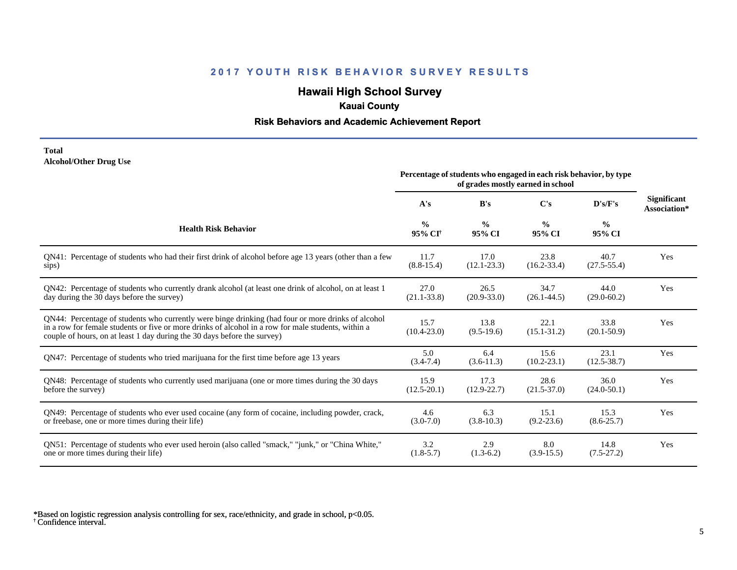## 2017 YOUTH RISK BEHAVIOR SURVEY RESULTS

### Hawaii High School Survey

### Kauai County

### Risk Behaviors and Academic Achievement Report

**Total**
**Alcohol/Other Drug Use**

| Health Risk Behavior | Percentage of students who engaged in each risk behavior, by type of grades mostly earned in school | | | | Significant Association* |
|---|---|---|---|---|---|
| | A's | B's | C's | D's/F's | |
| | % 95% CI† | % 95% CI | % 95% CI | % 95% CI | |
| QN41: Percentage of students who had their first drink of alcohol before age 13 years (other than a few sips) | 11.7 (8.8-15.4) | 17.0 (12.1-23.3) | 23.8 (16.2-33.4) | 40.7 (27.5-55.4) | Yes |
| QN42: Percentage of students who currently drank alcohol (at least one drink of alcohol, on at least 1 day during the 30 days before the survey) | 27.0 (21.1-33.8) | 26.5 (20.9-33.0) | 34.7 (26.1-44.5) | 44.0 (29.0-60.2) | Yes |
| QN44: Percentage of students who currently were binge drinking (had four or more drinks of alcohol in a row for female students or five or more drinks of alcohol in a row for male students, within a couple of hours, on at least 1 day during the 30 days before the survey) | 15.7 (10.4-23.0) | 13.8 (9.5-19.6) | 22.1 (15.1-31.2) | 33.8 (20.1-50.9) | Yes |
| QN47: Percentage of students who tried marijuana for the first time before age 13 years | 5.0 (3.4-7.4) | 6.4 (3.6-11.3) | 15.6 (10.2-23.1) | 23.1 (12.5-38.7) | Yes |
| QN48: Percentage of students who currently used marijuana (one or more times during the 30 days before the survey) | 15.9 (12.5-20.1) | 17.3 (12.9-22.7) | 28.6 (21.5-37.0) | 36.0 (24.0-50.1) | Yes |
| QN49: Percentage of students who ever used cocaine (any form of cocaine, including powder, crack, or freebase, one or more times during their life) | 4.6 (3.0-7.0) | 6.3 (3.8-10.3) | 15.1 (9.2-23.6) | 15.3 (8.6-25.7) | Yes |
| QN51: Percentage of students who ever used heroin (also called "smack," "junk," or "China White," one or more times during their life) | 3.2 (1.8-5.7) | 2.9 (1.3-6.2) | 8.0 (3.9-15.5) | 14.8 (7.5-27.2) | Yes |

*Based on logistic regression analysis controlling for sex, race/ethnicity, and grade in school, $p<0.05$.
† Confidence interval.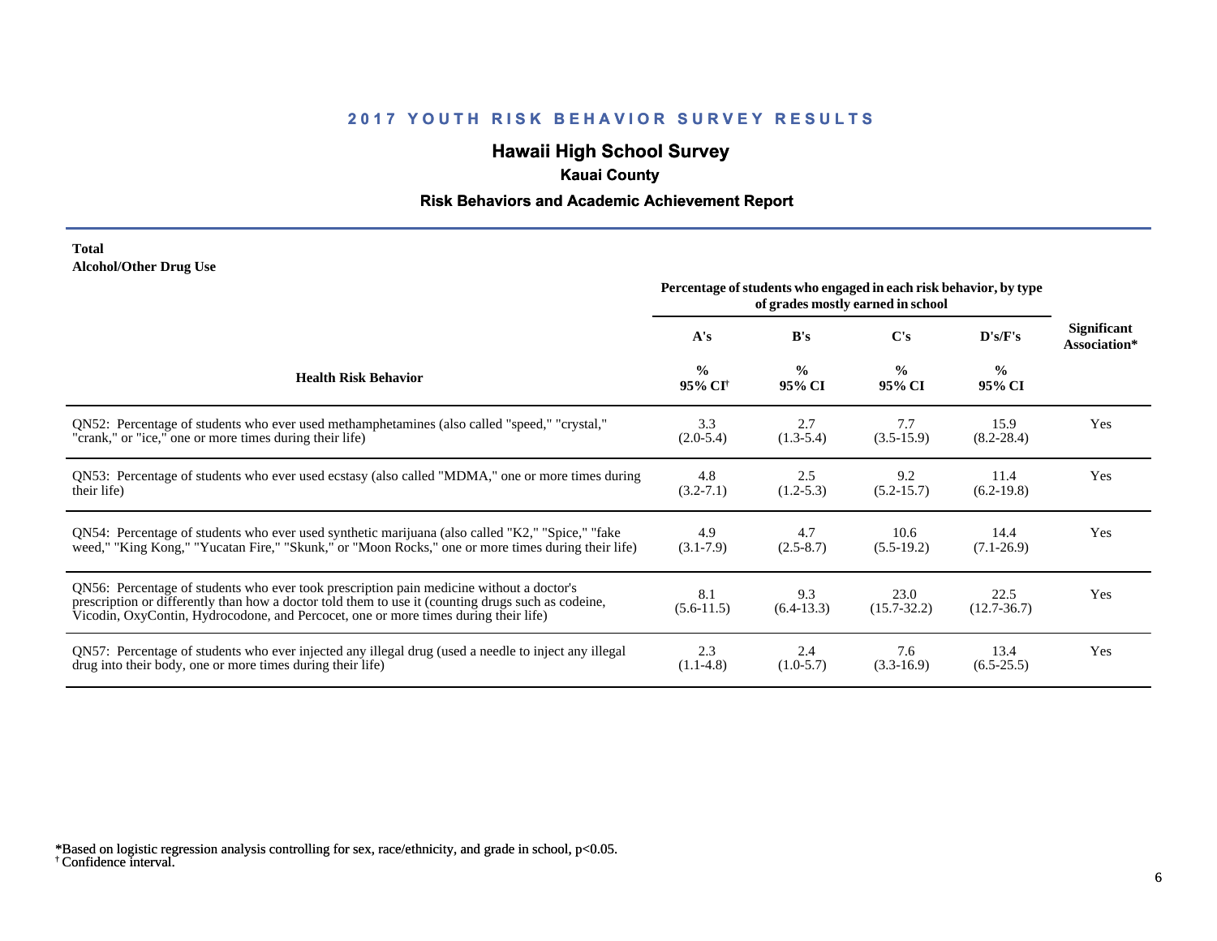# 2017 YOUTH RISK BEHAVIOR SURVEY RESULTS

## Hawaii High School Survey

### Kauai County

### Risk Behaviors and Academic Achievement Report

**Total**
**Alcohol/Other Drug Use**

| Health Risk Behavior | Percentage of students who engaged in each risk behavior, by type of grades mostly earned in school | | | | Significant Association* |
|---|---|---|---|---|---|
| | A's | B's | C's | D's/F's | |
| | % 95% CI[†] | % 95% CI | % 95% CI | % 95% CI | |
| QN52: Percentage of students who ever used methamphetamines (also called "speed," "crystal," "crank," or "ice," one or more times during their life) | 3.3 (2.0-5.4) | 2.7 (1.3-5.4) | 7.7 (3.5-15.9) | 15.9 (8.2-28.4) | Yes |
| QN53: Percentage of students who ever used ecstasy (also called "MDMA," one or more times during their life) | 4.8 (3.2-7.1) | 2.5 (1.2-5.3) | 9.2 (5.2-15.7) | 11.4 (6.2-19.8) | Yes |
| QN54: Percentage of students who ever used synthetic marijuana (also called "K2," "Spice," "fake weed," "King Kong," "Yucatan Fire," "Skunk," or "Moon Rocks," one or more times during their life) | 4.9 (3.1-7.9) | 4.7 (2.5-8.7) | 10.6 (5.5-19.2) | 14.4 (7.1-26.9) | Yes |
| QN56: Percentage of students who ever took prescription pain medicine without a doctor's prescription or differently than how a doctor told them to use it (counting drugs such as codeine, Vicodin, OxyContin, Hydrocodone, and Percocet, one or more times during their life) | 8.1 (5.6-11.5) | 9.3 (6.4-13.3) | 23.0 (15.7-32.2) | 22.5 (12.7-36.7) | Yes |
| QN57: Percentage of students who ever injected any illegal drug (used a needle to inject any illegal drug into their body, one or more times during their life) | 2.3 (1.1-4.8) | 2.4 (1.0-5.7) | 7.6 (3.3-16.9) | 13.4 (6.5-25.5) | Yes |

*Based on logistic regression analysis controlling for sex, race/ethnicity, and grade in school, $p<0.05$.
[†] Confidence interval.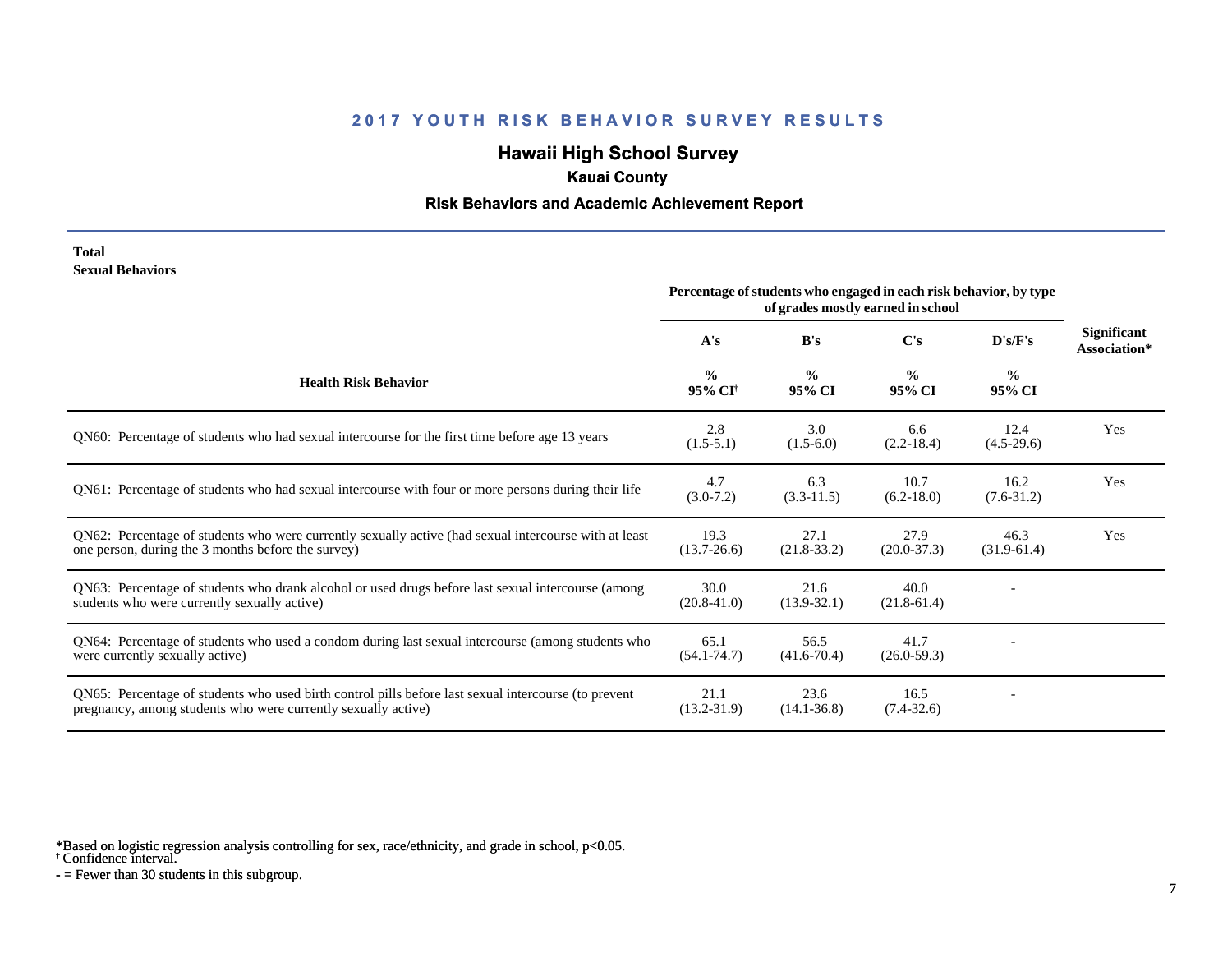# 2017 YOUTH RISK BEHAVIOR SURVEY RESULTS

## Hawaii High School Survey

### Kauai County

### Risk Behaviors and Academic Achievement Report

**Total**
**Sexual Behaviors**

| Health Risk Behavior | Percentage of students who engaged in each risk behavior, by type of grades mostly earned in school | | | | Significant Association* |
|---|---|---|---|---|---|
| | A's | B's | C's | D's/F's | |
| | % 95% CI† | % 95% CI | % 95% CI | % 95% CI | |
| QN60: Percentage of students who had sexual intercourse for the first time before age 13 years | 2.8 (1.5-5.1) | 3.0 (1.5-6.0) | 6.6 (2.2-18.4) | 12.4 (4.5-29.6) | Yes |
| QN61: Percentage of students who had sexual intercourse with four or more persons during their life | 4.7 (3.0-7.2) | 6.3 (3.3-11.5) | 10.7 (6.2-18.0) | 16.2 (7.6-31.2) | Yes |
| QN62: Percentage of students who were currently sexually active (had sexual intercourse with at least one person, during the 3 months before the survey) | 19.3 (13.7-26.6) | 27.1 (21.8-33.2) | 27.9 (20.0-37.3) | 46.3 (31.9-61.4) | Yes |
| QN63: Percentage of students who drank alcohol or used drugs before last sexual intercourse (among students who were currently sexually active) | 30.0 (20.8-41.0) | 21.6 (13.9-32.1) | 40.0 (21.8-61.4) | - | |
| QN64: Percentage of students who used a condom during last sexual intercourse (among students who were currently sexually active) | 65.1 (54.1-74.7) | 56.5 (41.6-70.4) | 41.7 (26.0-59.3) | - | |
| QN65: Percentage of students who used birth control pills before last sexual intercourse (to prevent pregnancy, among students who were currently sexually active) | 21.1 (13.2-31.9) | 23.6 (14.1-36.8) | 16.5 (7.4-32.6) | - | |

*Based on logistic regression analysis controlling for sex, race/ethnicity, and grade in school, $p<0.05$.
† Confidence interval.
- = Fewer than 30 students in this subgroup.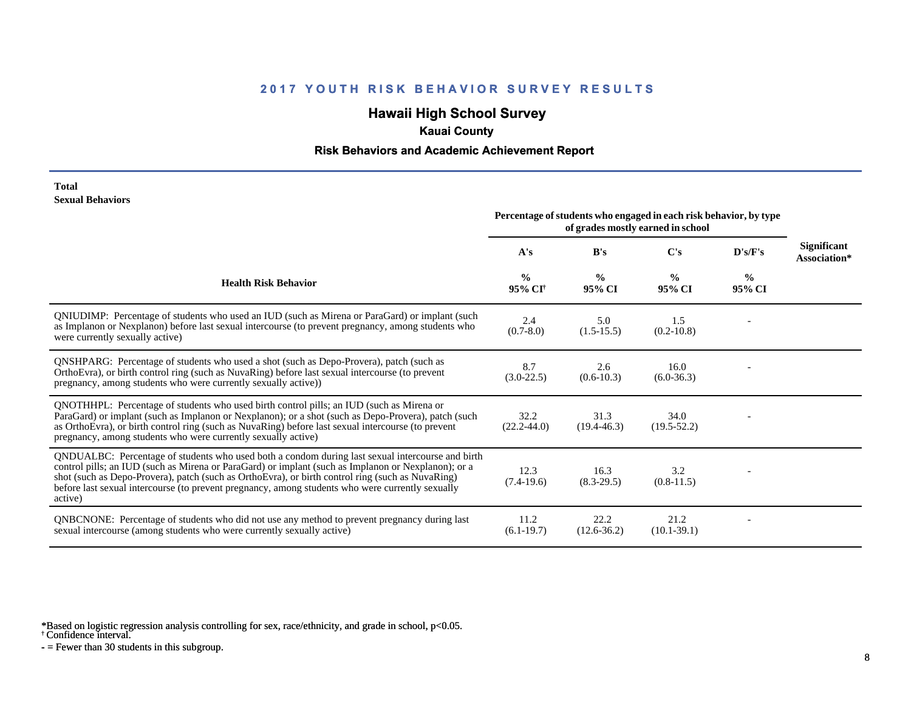## 2017 YOUTH RISK BEHAVIOR SURVEY RESULTS

## Hawaii High School Survey

### Kauai County

### Risk Behaviors and Academic Achievement Report

**Total**
**Sexual Behaviors**

| Health Risk Behavior | Percentage of students who engaged in each risk behavior, by type of grades mostly earned in school | | | | Significant Association* |
|---|---|---|---|---|---|
| | A's | B's | C's | D's/F's | |
| | % 95% CI[†] | % 95% CI | % 95% CI | % 95% CI | |
| QNIUDIMP: Percentage of students who used an IUD (such as Mirena or ParaGard) or implant (such as Implanon or Nexplanon) before last sexual intercourse (to prevent pregnancy, among students who were currently sexually active) | 2.4 (0.7-8.0) | 5.0 (1.5-15.5) | 1.5 (0.2-10.8) | - | |
| QNSHPARG: Percentage of students who used a shot (such as Depo-Provera), patch (such as OrthoEvra), or birth control ring (such as NuvaRing) before last sexual intercourse (to prevent pregnancy, among students who were currently sexually active)) | 8.7 (3.0-22.5) | 2.6 (0.6-10.3) | 16.0 (6.0-36.3) | - | |
| QNOTHHPL: Percentage of students who used birth control pills; an IUD (such as Mirena or ParaGard) or implant (such as Implanon or Nexplanon); or a shot (such as Depo-Provera), patch (such as OrthoEvra), or birth control ring (such as NuvaRing) before last sexual intercourse (to prevent pregnancy, among students who were currently sexually active) | 32.2 (22.2-44.0) | 31.3 (19.4-46.3) | 34.0 (19.5-52.2) | - | |
| QNDUALBC: Percentage of students who used both a condom during last sexual intercourse and birth control pills; an IUD (such as Mirena or ParaGard) or implant (such as Implanon or Nexplanon); or a shot (such as Depo-Provera), patch (such as OrthoEvra), or birth control ring (such as NuvaRing) before last sexual intercourse (to prevent pregnancy, among students who were currently sexually active) | 12.3 (7.4-19.6) | 16.3 (8.3-29.5) | 3.2 (0.8-11.5) | - | |
| QNBCNONE: Percentage of students who did not use any method to prevent pregnancy during last sexual intercourse (among students who were currently sexually active) | 11.2 (6.1-19.7) | 22.2 (12.6-36.2) | 21.2 (10.1-39.1) | - | |

*Based on logistic regression analysis controlling for sex, race/ethnicity, and grade in school, p<0.05.
† Confidence interval.
- = Fewer than 30 students in this subgroup.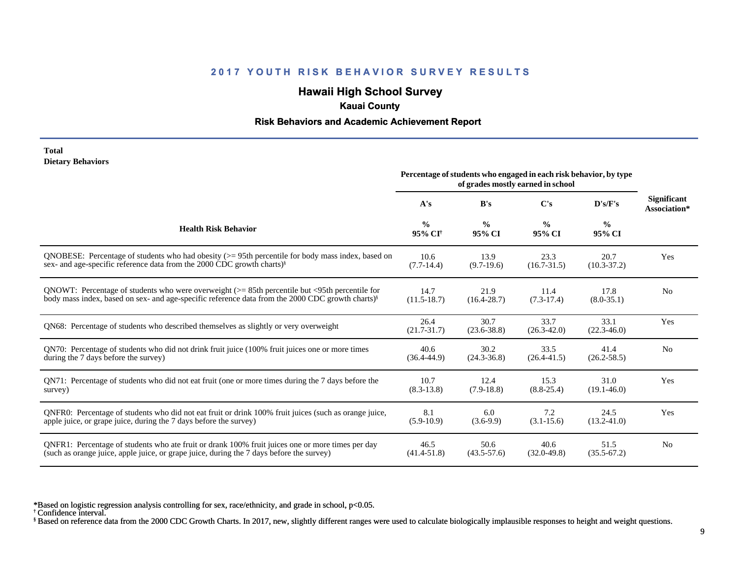## 2017 YOUTH RISK BEHAVIOR SURVEY RESULTS

### Hawaii High School Survey

**Kauai County**

**Risk Behaviors and Academic Achievement Report**

**Total**
**Dietary Behaviors**

| Health Risk Behavior | Percentage of students who engaged in each risk behavior, by type of grades mostly earned in school | | | | Significant Association* |
|---|---|---|---|---|---|
| | A's | B's | C's | D's/F's | |
| | % 95% CI[†] | % 95% CI | % 95% CI | % 95% CI | |
| QNOBESE: Percentage of students who had obesity (>= 95th percentile for body mass index, based on sex- and age-specific reference data from the 2000 CDC growth charts)[§] | 10.6 (7.7-14.4) | 13.9 (9.7-19.6) | 23.3 (16.7-31.5) | 20.7 (10.3-37.2) | Yes |
| QNOWT: Percentage of students who were overweight (>= 85th percentile but <95th percentile for body mass index, based on sex- and age-specific reference data from the 2000 CDC growth charts)[§] | 14.7 (11.5-18.7) | 21.9 (16.4-28.7) | 11.4 (7.3-17.4) | 17.8 (8.0-35.1) | No |
| QN68: Percentage of students who described themselves as slightly or very overweight | 26.4 (21.7-31.7) | 30.7 (23.6-38.8) | 33.7 (26.3-42.0) | 33.1 (22.3-46.0) | Yes |
| QN70: Percentage of students who did not drink fruit juice (100% fruit juices one or more times during the 7 days before the survey) | 40.6 (36.4-44.9) | 30.2 (24.3-36.8) | 33.5 (26.4-41.5) | 41.4 (26.2-58.5) | No |
| QN71: Percentage of students who did not eat fruit (one or more times during the 7 days before the survey) | 10.7 (8.3-13.8) | 12.4 (7.9-18.8) | 15.3 (8.8-25.4) | 31.0 (19.1-46.0) | Yes |
| QNFR0: Percentage of students who did not eat fruit or drink 100% fruit juices (such as orange juice, apple juice, or grape juice, during the 7 days before the survey) | 8.1 (5.9-10.9) | 6.0 (3.6-9.9) | 7.2 (3.1-15.6) | 24.5 (13.2-41.0) | Yes |
| QNFR1: Percentage of students who ate fruit or drank 100% fruit juices one or more times per day (such as orange juice, apple juice, or grape juice, during the 7 days before the survey) | 46.5 (41.4-51.8) | 50.6 (43.5-57.6) | 40.6 (32.0-49.8) | 51.5 (35.5-67.2) | No |

*Based on logistic regression analysis controlling for sex, race/ethnicity, and grade in school, $p<0.05$.
[†] Confidence interval.
[§] Based on reference data from the 2000 CDC Growth Charts. In 2017, new, slightly different ranges were used to calculate biologically implausible responses to height and weight questions.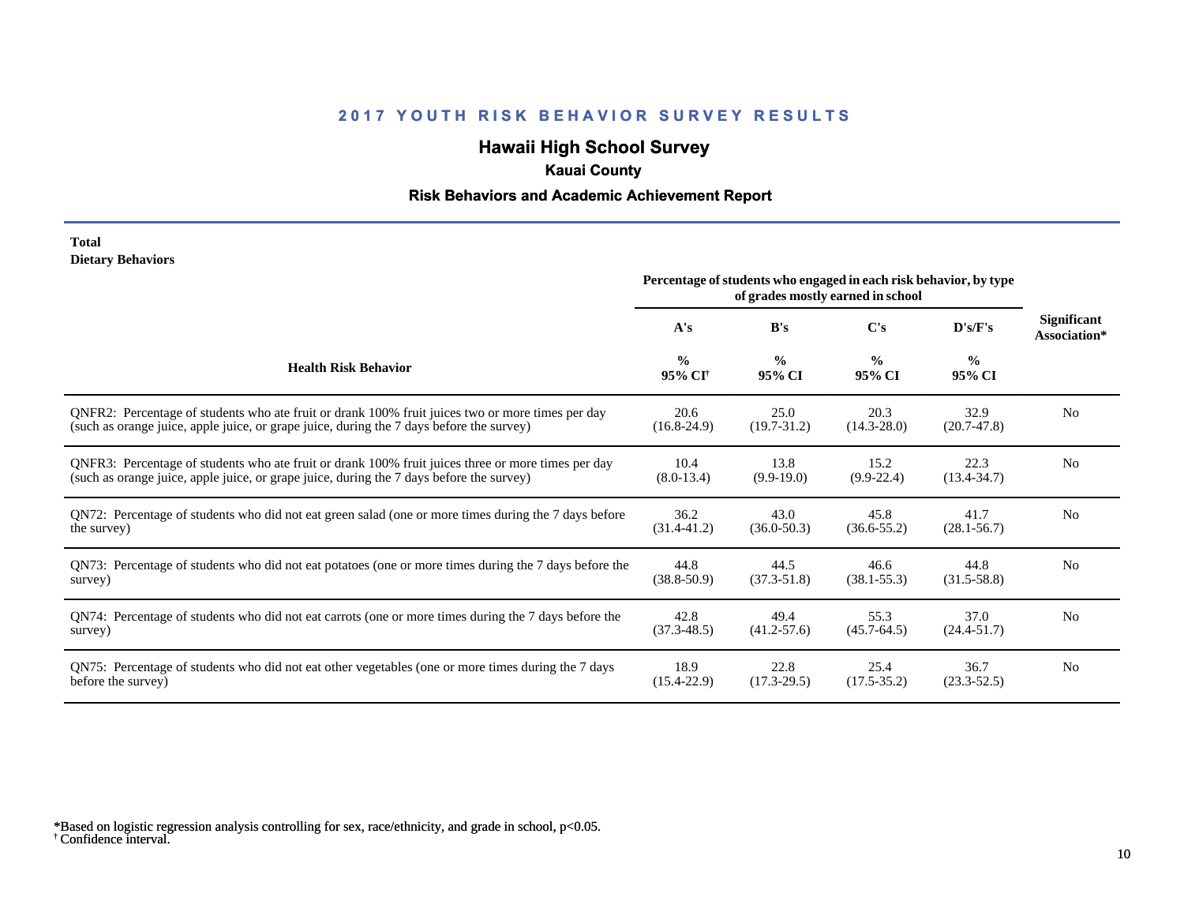# 2017 YOUTH RISK BEHAVIOR SURVEY RESULTS

## Hawaii High School Survey

### Kauai County

### Risk Behaviors and Academic Achievement Report

**Total**
**Dietary Behaviors**

| Health Risk Behavior | Percentage of students who engaged in each risk behavior, by type of grades mostly earned in school | | | | Significant Association* |
|---|---|---|---|---|---|
| | A's<br>%<br>95% CI† | B's<br>%<br>95% CI | C's<br>%<br>95% CI | D's/F's<br>%<br>95% CI | |
| QNFR2: Percentage of students who ate fruit or drank 100% fruit juices two or more times per day (such as orange juice, apple juice, or grape juice, during the 7 days before the survey) | 20.6<br>(16.8-24.9) | 25.0<br>(19.7-31.2) | 20.3<br>(14.3-28.0) | 32.9<br>(20.7-47.8) | No |
| QNFR3: Percentage of students who ate fruit or drank 100% fruit juices three or more times per day (such as orange juice, apple juice, or grape juice, during the 7 days before the survey) | 10.4<br>(8.0-13.4) | 13.8<br>(9.9-19.0) | 15.2<br>(9.9-22.4) | 22.3<br>(13.4-34.7) | No |
| QN72: Percentage of students who did not eat green salad (one or more times during the 7 days before the survey) | 36.2<br>(31.4-41.2) | 43.0<br>(36.0-50.3) | 45.8<br>(36.6-55.2) | 41.7<br>(28.1-56.7) | No |
| QN73: Percentage of students who did not eat potatoes (one or more times during the 7 days before the survey) | 44.8<br>(38.8-50.9) | 44.5<br>(37.3-51.8) | 46.6<br>(38.1-55.3) | 44.8<br>(31.5-58.8) | No |
| QN74: Percentage of students who did not eat carrots (one or more times during the 7 days before the survey) | 42.8<br>(37.3-48.5) | 49.4<br>(41.2-57.6) | 55.3<br>(45.7-64.5) | 37.0<br>(24.4-51.7) | No |
| QN75: Percentage of students who did not eat other vegetables (one or more times during the 7 days before the survey) | 18.9<br>(15.4-22.9) | 22.8<br>(17.3-29.5) | 25.4<br>(17.5-35.2) | 36.7<br>(23.3-52.5) | No |

*Based on logistic regression analysis controlling for sex, race/ethnicity, and grade in school, $p<0.05$.
† Confidence interval.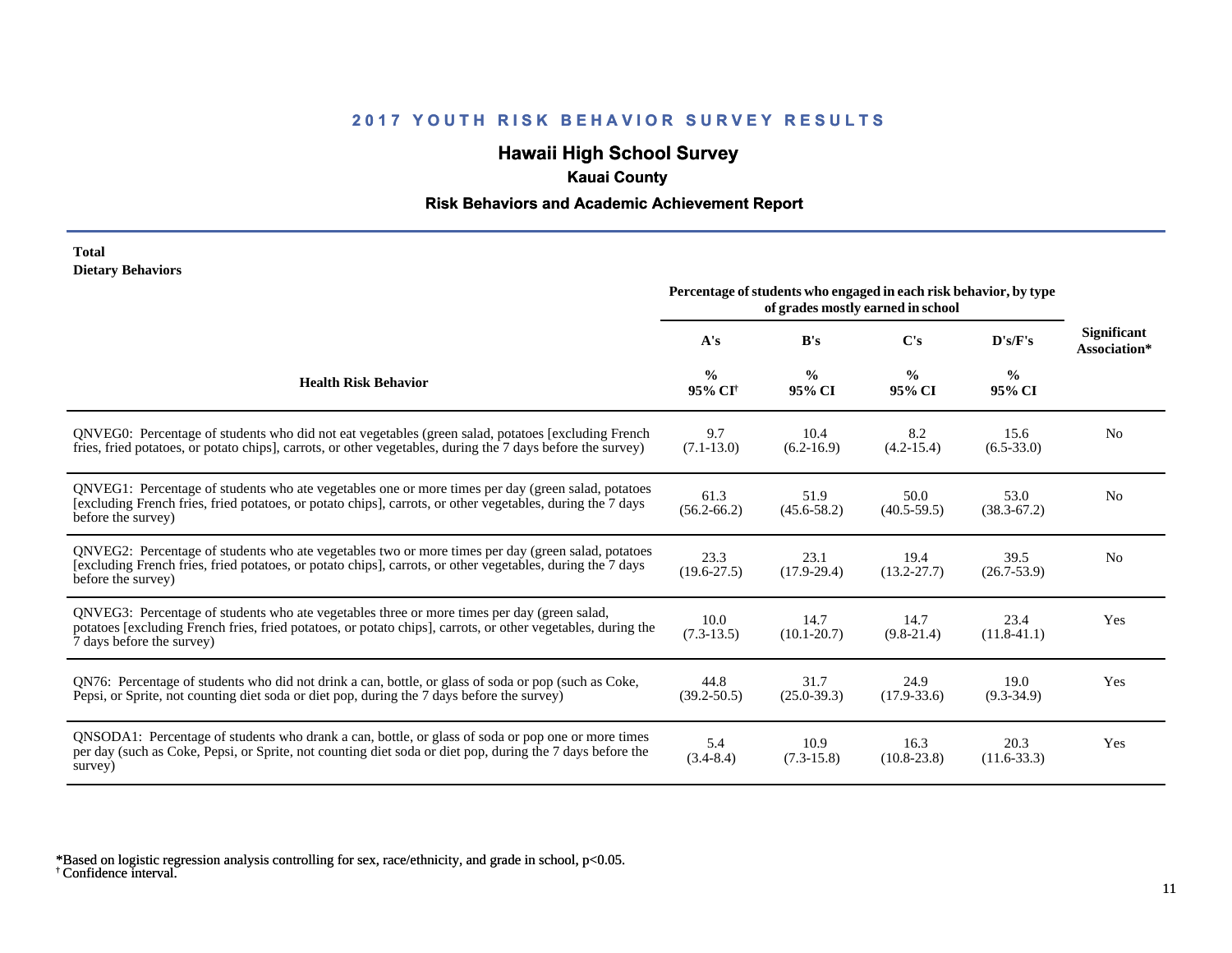# 2017 YOUTH RISK BEHAVIOR SURVEY RESULTS

## Hawaii High School Survey

### Kauai County

### Risk Behaviors and Academic Achievement Report

**Total**
**Dietary Behaviors**

| Health Risk Behavior | Percentage of students who engaged in each risk behavior, by type of grades mostly earned in school | | | | Significant Association* |
|---|---|---|---|---|---|
| | A's | B's | C's | D's/F's | |
| | % 95% CI† | % 95% CI | % 95% CI | % 95% CI | |
| QNVEG0: Percentage of students who did not eat vegetables (green salad, potatoes [excluding French fries, fried potatoes, or potato chips], carrots, or other vegetables, during the 7 days before the survey) | 9.7 (7.1-13.0) | 10.4 (6.2-16.9) | 8.2 (4.2-15.4) | 15.6 (6.5-33.0) | No |
| QNVEG1: Percentage of students who ate vegetables one or more times per day (green salad, potatoes [excluding French fries, fried potatoes, or potato chips], carrots, or other vegetables, during the 7 days before the survey) | 61.3 (56.2-66.2) | 51.9 (45.6-58.2) | 50.0 (40.5-59.5) | 53.0 (38.3-67.2) | No |
| QNVEG2: Percentage of students who ate vegetables two or more times per day (green salad, potatoes [excluding French fries, fried potatoes, or potato chips], carrots, or other vegetables, during the 7 days before the survey) | 23.3 (19.6-27.5) | 23.1 (17.9-29.4) | 19.4 (13.2-27.7) | 39.5 (26.7-53.9) | No |
| QNVEG3: Percentage of students who ate vegetables three or more times per day (green salad, potatoes [excluding French fries, fried potatoes, or potato chips], carrots, or other vegetables, during the 7 days before the survey) | 10.0 (7.3-13.5) | 14.7 (10.1-20.7) | 14.7 (9.8-21.4) | 23.4 (11.8-41.1) | Yes |
| QN76: Percentage of students who did not drink a can, bottle, or glass of soda or pop (such as Coke, Pepsi, or Sprite, not counting diet soda or diet pop, during the 7 days before the survey) | 44.8 (39.2-50.5) | 31.7 (25.0-39.3) | 24.9 (17.9-33.6) | 19.0 (9.3-34.9) | Yes |
| QNSODA1: Percentage of students who drank a can, bottle, or glass of soda or pop one or more times per day (such as Coke, Pepsi, or Sprite, not counting diet soda or diet pop, during the 7 days before the survey) | 5.4 (3.4-8.4) | 10.9 (7.3-15.8) | 16.3 (10.8-23.8) | 20.3 (11.6-33.3) | Yes |

*Based on logistic regression analysis controlling for sex, race/ethnicity, and grade in school, $p<0.05$.
† Confidence interval.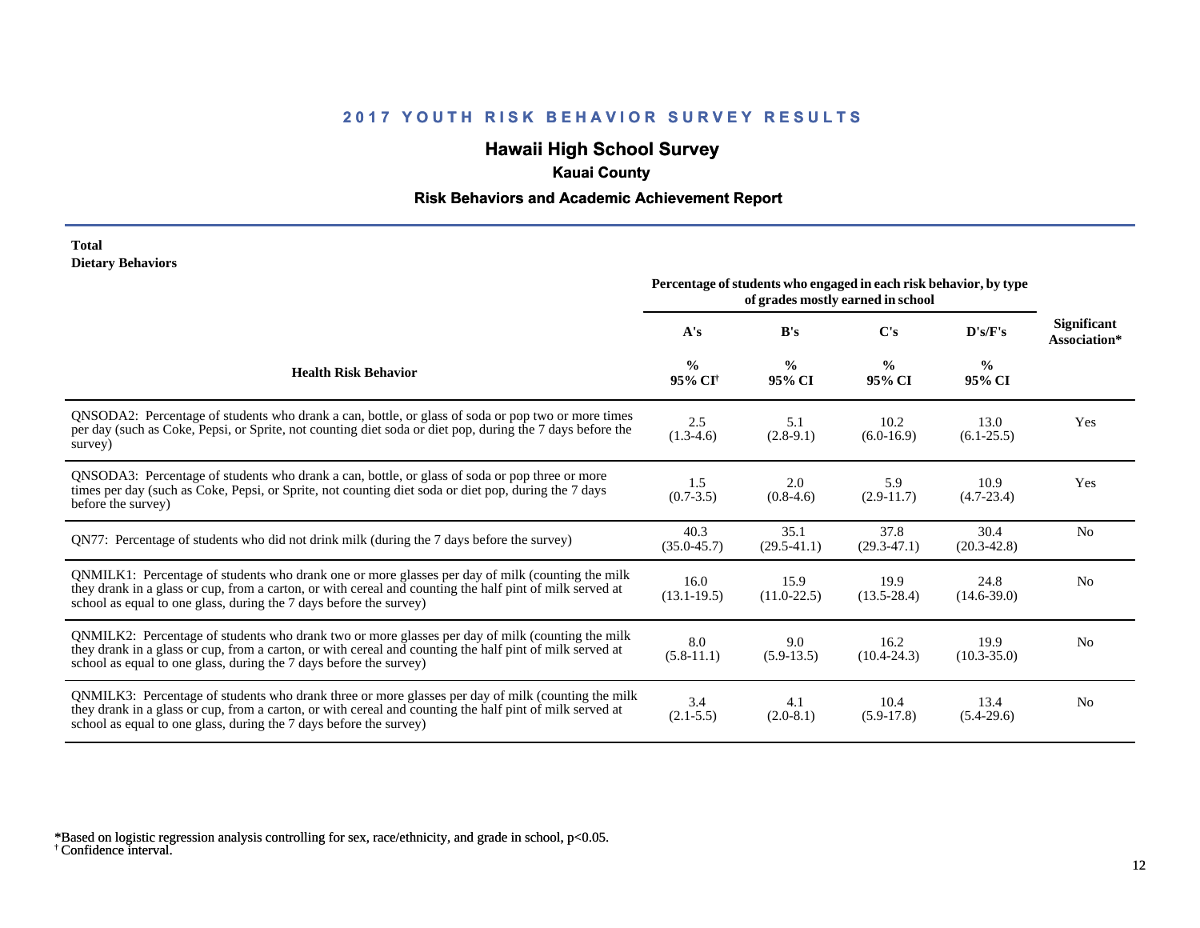# 2017 YOUTH RISK BEHAVIOR SURVEY RESULTS

## Hawaii High School Survey

### Kauai County

### Risk Behaviors and Academic Achievement Report

**Total**
**Dietary Behaviors**

| Health Risk Behavior | Percentage of students who engaged in each risk behavior, by type of grades mostly earned in school | | | | Significant Association* |
|---|---|---|---|---|---|
| | A's | B's | C's | D's/F's | |
| | % 95% CI† | % 95% CI | % 95% CI | % 95% CI | |
| QNSODA2: Percentage of students who drank a can, bottle, or glass of soda or pop two or more times per day (such as Coke, Pepsi, or Sprite, not counting diet soda or diet pop, during the 7 days before the survey) | 2.5 (1.3-4.6) | 5.1 (2.8-9.1) | 10.2 (6.0-16.9) | 13.0 (6.1-25.5) | Yes |
| QNSODA3: Percentage of students who drank a can, bottle, or glass of soda or pop three or more times per day (such as Coke, Pepsi, or Sprite, not counting diet soda or diet pop, during the 7 days before the survey) | 1.5 (0.7-3.5) | 2.0 (0.8-4.6) | 5.9 (2.9-11.7) | 10.9 (4.7-23.4) | Yes |
| QN77: Percentage of students who did not drink milk (during the 7 days before the survey) | 40.3 (35.0-45.7) | 35.1 (29.5-41.1) | 37.8 (29.3-47.1) | 30.4 (20.3-42.8) | No |
| QNMILK1: Percentage of students who drank one or more glasses per day of milk (counting the milk they drank in a glass or cup, from a carton, or with cereal and counting the half pint of milk served at school as equal to one glass, during the 7 days before the survey) | 16.0 (13.1-19.5) | 15.9 (11.0-22.5) | 19.9 (13.5-28.4) | 24.8 (14.6-39.0) | No |
| QNMILK2: Percentage of students who drank two or more glasses per day of milk (counting the milk they drank in a glass or cup, from a carton, or with cereal and counting the half pint of milk served at school as equal to one glass, during the 7 days before the survey) | 8.0 (5.8-11.1) | 9.0 (5.9-13.5) | 16.2 (10.4-24.3) | 19.9 (10.3-35.0) | No |
| QNMILK3: Percentage of students who drank three or more glasses per day of milk (counting the milk they drank in a glass or cup, from a carton, or with cereal and counting the half pint of milk served at school as equal to one glass, during the 7 days before the survey) | 3.4 (2.1-5.5) | 4.1 (2.0-8.1) | 10.4 (5.9-17.8) | 13.4 (5.4-29.6) | No |

*Based on logistic regression analysis controlling for sex, race/ethnicity, and grade in school, $p<0.05$.
† Confidence interval.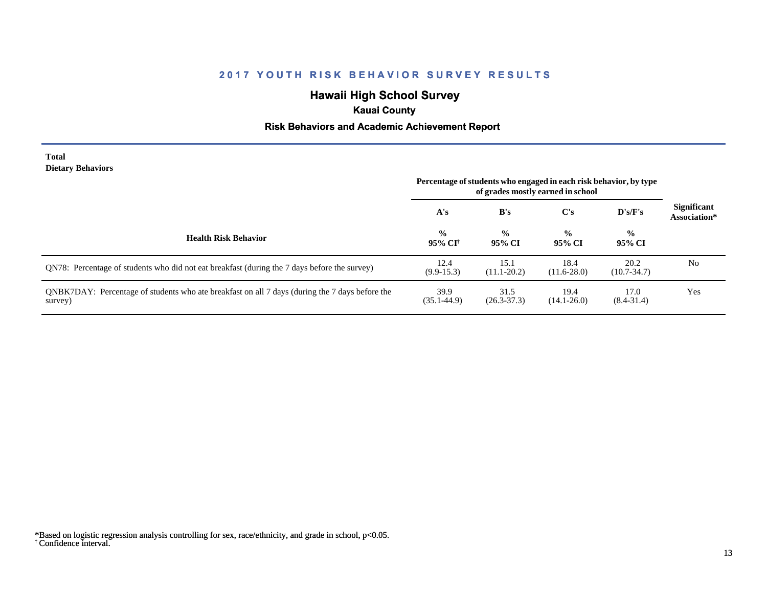# 2017 YOUTH RISK BEHAVIOR SURVEY RESULTS

## Hawaii High School Survey

### Kauai County

### Risk Behaviors and Academic Achievement Report

**Total**
**Dietary Behaviors**

| Health Risk Behavior | Percentage of students who engaged in each risk behavior, by type of grades mostly earned in school | | | | Significant Association* |
|---|---|---|---|---|---|
| | A's | B's | C's | D's/F's | |
| | % 95% CI† | % 95% CI | % 95% CI | % 95% CI | |
| QN78: Percentage of students who did not eat breakfast (during the 7 days before the survey) | 12.4 (9.9-15.3) | 15.1 (11.1-20.2) | 18.4 (11.6-28.0) | 20.2 (10.7-34.7) | No |
| QNBK7DAY: Percentage of students who ate breakfast on all 7 days (during the 7 days before the survey) | 39.9 (35.1-44.9) | 31.5 (26.3-37.3) | 19.4 (14.1-26.0) | 17.0 (8.4-31.4) | Yes |

*Based on logistic regression analysis controlling for sex, race/ethnicity, and grade in school, $p<0.05$.
† Confidence interval.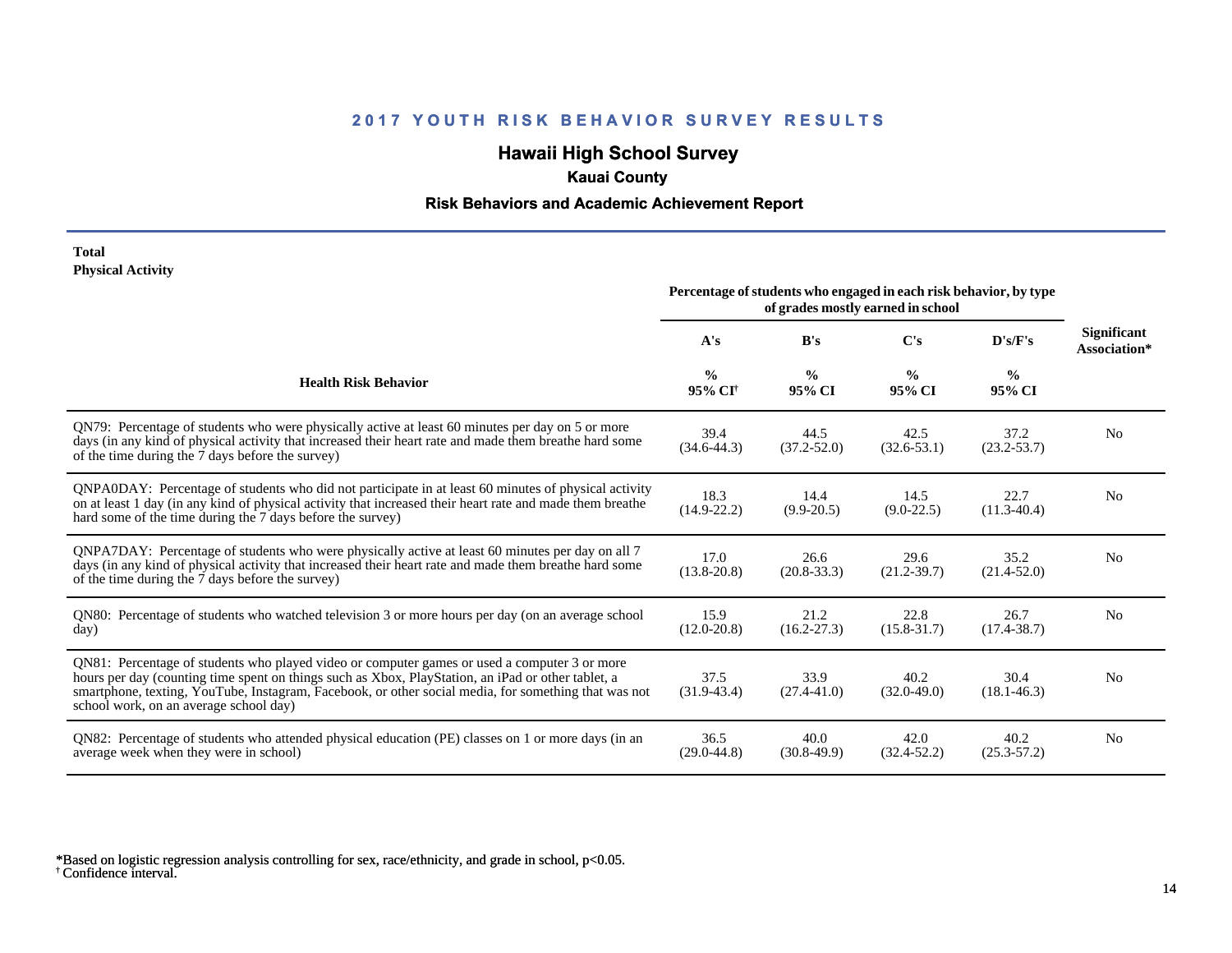## 2017 YOUTH RISK BEHAVIOR SURVEY RESULTS

### Hawaii High School Survey

**Kauai County**

**Risk Behaviors and Academic Achievement Report**

**Total**
**Physical Activity**

| Health Risk Behavior | Percentage of students who engaged in each risk behavior, by type of grades mostly earned in school | | | | Significant Association* |
|---|---|---|---|---|---|
| | A's | B's | C's | D's/F's | |
| | % 95% CI[†] | % 95% CI | % 95% CI | % 95% CI | |
| QN79: Percentage of students who were physically active at least 60 minutes per day on 5 or more days (in any kind of physical activity that increased their heart rate and made them breathe hard some of the time during the 7 days before the survey) | 39.4 (34.6-44.3) | 44.5 (37.2-52.0) | 42.5 (32.6-53.1) | 37.2 (23.2-53.7) | No |
| QNPA0DAY: Percentage of students who did not participate in at least 60 minutes of physical activity on at least 1 day (in any kind of physical activity that increased their heart rate and made them breathe hard some of the time during the 7 days before the survey) | 18.3 (14.9-22.2) | 14.4 (9.9-20.5) | 14.5 (9.0-22.5) | 22.7 (11.3-40.4) | No |
| QNPA7DAY: Percentage of students who were physically active at least 60 minutes per day on all 7 days (in any kind of physical activity that increased their heart rate and made them breathe hard some of the time during the 7 days before the survey) | 17.0 (13.8-20.8) | 26.6 (20.8-33.3) | 29.6 (21.2-39.7) | 35.2 (21.4-52.0) | No |
| QN80: Percentage of students who watched television 3 or more hours per day (on an average school day) | 15.9 (12.0-20.8) | 21.2 (16.2-27.3) | 22.8 (15.8-31.7) | 26.7 (17.4-38.7) | No |
| QN81: Percentage of students who played video or computer games or used a computer 3 or more hours per day (counting time spent on things such as Xbox, PlayStation, an iPad or other tablet, a smartphone, texting, YouTube, Instagram, Facebook, or other social media, for something that was not school work, on an average school day) | 37.5 (31.9-43.4) | 33.9 (27.4-41.0) | 40.2 (32.0-49.0) | 30.4 (18.1-46.3) | No |
| QN82: Percentage of students who attended physical education (PE) classes on 1 or more days (in an average week when they were in school) | 36.5 (29.0-44.8) | 40.0 (30.8-49.9) | 42.0 (32.4-52.2) | 40.2 (25.3-57.2) | No |

*Based on logistic regression analysis controlling for sex, race/ethnicity, and grade in school, $p<0.05$.
[†] Confidence interval.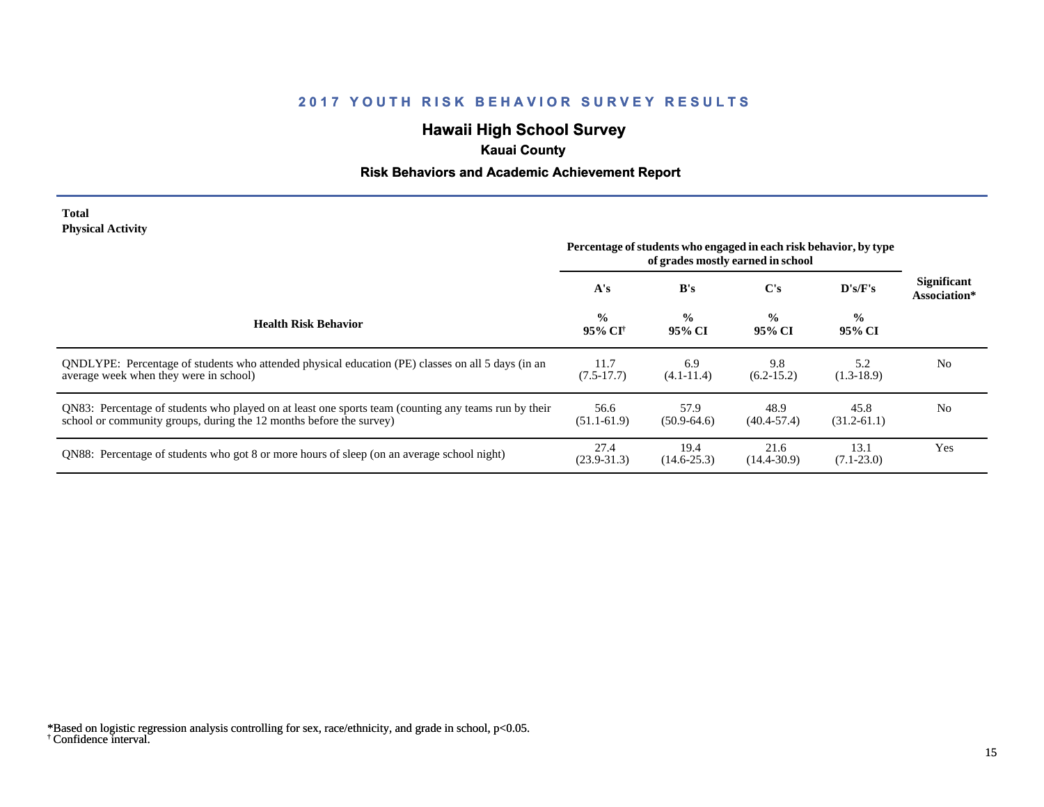# 2017 YOUTH RISK BEHAVIOR SURVEY RESULTS

## Hawaii High School Survey

### Kauai County

### Risk Behaviors and Academic Achievement Report

**Total**
**Physical Activity**

| Health Risk Behavior | Percentage of students who engaged in each risk behavior, by type of grades mostly earned in school | | | | Significant Association* |
|---|---|---|---|---|---|
| | A's | B's | C's | D's/F's | |
| | % 95% CI† | % 95% CI | % 95% CI | % 95% CI | |
| QNDLYPE: Percentage of students who attended physical education (PE) classes on all 5 days (in an average week when they were in school) | 11.7 (7.5-17.7) | 6.9 (4.1-11.4) | 9.8 (6.2-15.2) | 5.2 (1.3-18.9) | No |
| QN83: Percentage of students who played on at least one sports team (counting any teams run by their school or community groups, during the 12 months before the survey) | 56.6 (51.1-61.9) | 57.9 (50.9-64.6) | 48.9 (40.4-57.4) | 45.8 (31.2-61.1) | No |
| QN88: Percentage of students who got 8 or more hours of sleep (on an average school night) | 27.4 (23.9-31.3) | 19.4 (14.6-25.3) | 21.6 (14.4-30.9) | 13.1 (7.1-23.0) | Yes |

*Based on logistic regression analysis controlling for sex, race/ethnicity, and grade in school, $p<0.05$.
† Confidence interval.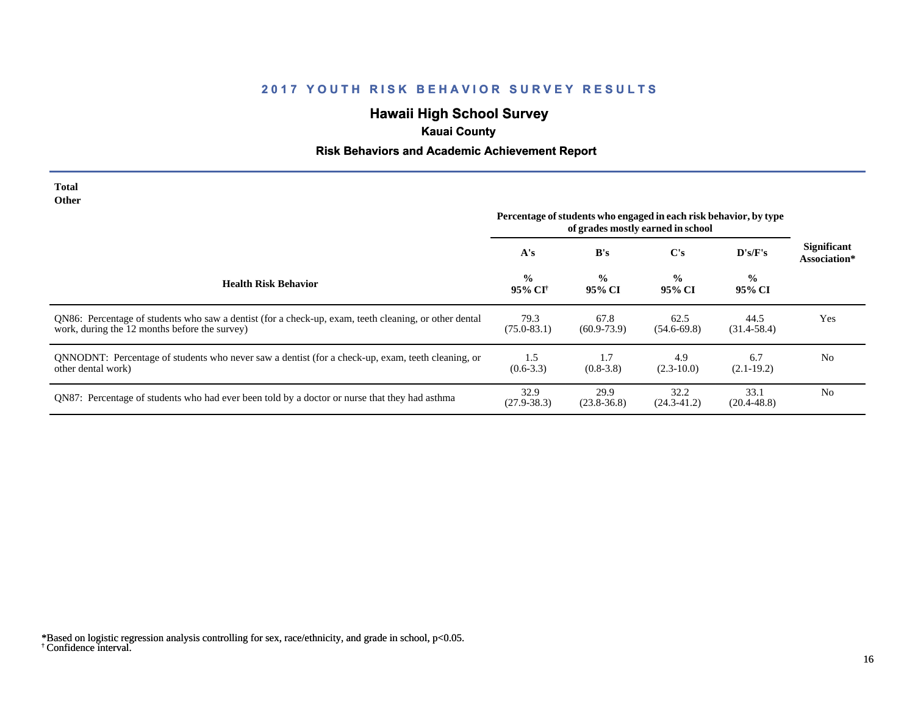## 2017 YOUTH RISK BEHAVIOR SURVEY RESULTS

### Hawaii High School Survey

**Kauai County**

**Risk Behaviors and Academic Achievement Report**

**Total**
**Other**

| Health Risk Behavior | Percentage of students who engaged in each risk behavior, by type of grades mostly earned in school | | | | Significant Association* |
|---|---|---|---|---|---|
| | A's | B's | C's | D's/F's | |
| | % 95% CI† | % 95% CI | % 95% CI | % 95% CI | |
| QN86: Percentage of students who saw a dentist (for a check-up, exam, teeth cleaning, or other dental work, during the 12 months before the survey) | 79.3 (75.0-83.1) | 67.8 (60.9-73.9) | 62.5 (54.6-69.8) | 44.5 (31.4-58.4) | Yes |
| QNNODNT: Percentage of students who never saw a dentist (for a check-up, exam, teeth cleaning, or other dental work) | 1.5 (0.6-3.3) | 1.7 (0.8-3.8) | 4.9 (2.3-10.0) | 6.7 (2.1-19.2) | No |
| QN87: Percentage of students who had ever been told by a doctor or nurse that they had asthma | 32.9 (27.9-38.3) | 29.9 (23.8-36.8) | 32.2 (24.3-41.2) | 33.1 (20.4-48.8) | No |

*Based on logistic regression analysis controlling for sex, race/ethnicity, and grade in school, $p<0.05$.
† Confidence interval.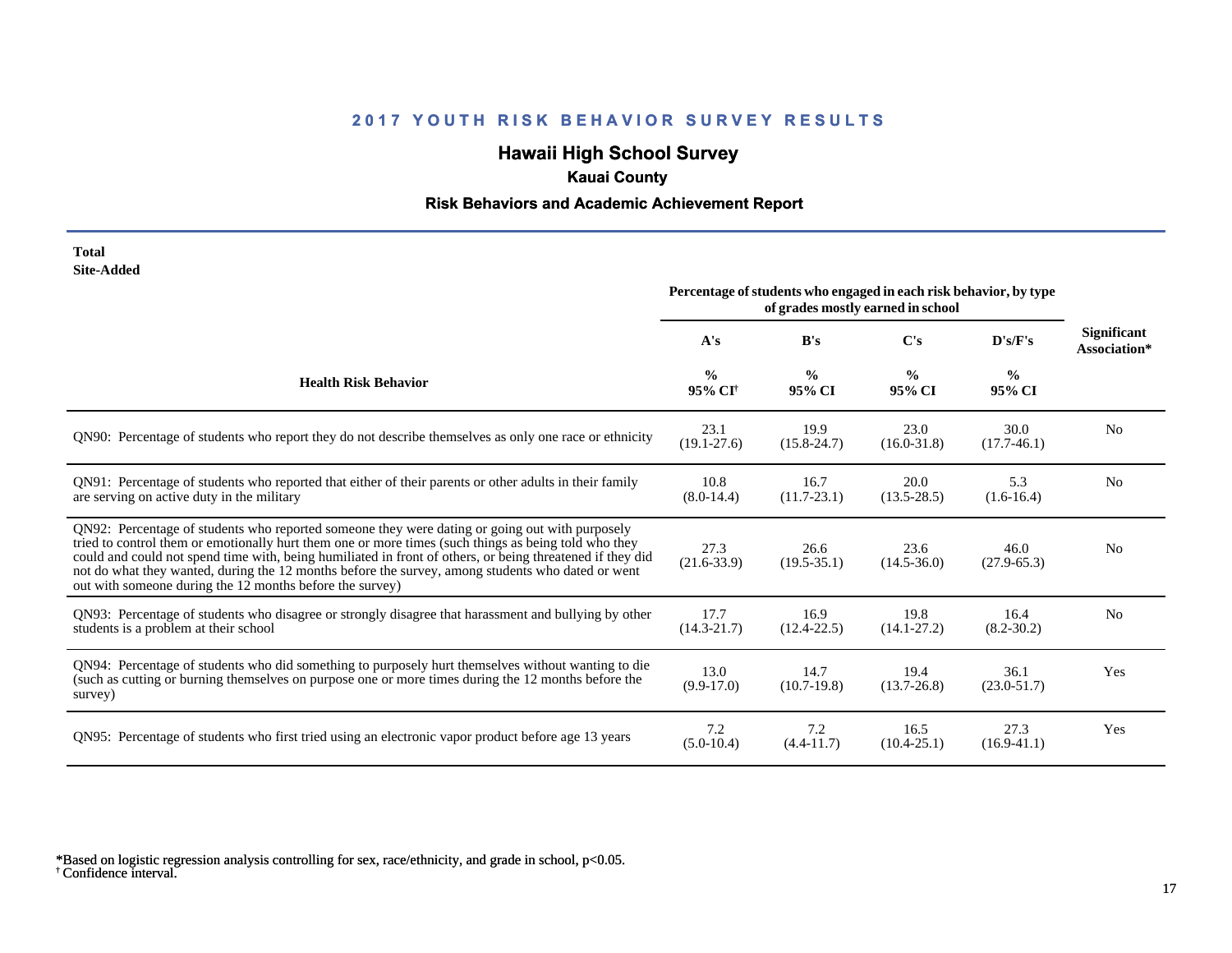## 2017 YOUTH RISK BEHAVIOR SURVEY RESULTS

# Hawaii High School Survey

### Kauai County

### Risk Behaviors and Academic Achievement Report

**Total**
**Site-Added**

| Health Risk Behavior | Percentage of students who engaged in each risk behavior, by type of grades mostly earned in school | | | | Significant Association* |
|---|---|---|---|---|---|
| | A's | B's | C's | D's/F's | |
| | % 95% CI[†] | % 95% CI | % 95% CI | % 95% CI | |
| QN90: Percentage of students who report they do not describe themselves as only one race or ethnicity | 23.1 (19.1-27.6) | 19.9 (15.8-24.7) | 23.0 (16.0-31.8) | 30.0 (17.7-46.1) | No |
| QN91: Percentage of students who reported that either of their parents or other adults in their family are serving on active duty in the military | 10.8 (8.0-14.4) | 16.7 (11.7-23.1) | 20.0 (13.5-28.5) | 5.3 (1.6-16.4) | No |
| QN92: Percentage of students who reported someone they were dating or going out with purposely tried to control them or emotionally hurt them one or more times (such things as being told who they could and could not spend time with, being humiliated in front of others, or being threatened if they did not do what they wanted, during the 12 months before the survey, among students who dated or went out with someone during the 12 months before the survey) | 27.3 (21.6-33.9) | 26.6 (19.5-35.1) | 23.6 (14.5-36.0) | 46.0 (27.9-65.3) | No |
| QN93: Percentage of students who disagree or strongly disagree that harassment and bullying by other students is a problem at their school | 17.7 (14.3-21.7) | 16.9 (12.4-22.5) | 19.8 (14.1-27.2) | 16.4 (8.2-30.2) | No |
| QN94: Percentage of students who did something to purposely hurt themselves without wanting to die (such as cutting or burning themselves on purpose one or more times during the 12 months before the survey) | 13.0 (9.9-17.0) | 14.7 (10.7-19.8) | 19.4 (13.7-26.8) | 36.1 (23.0-51.7) | Yes |
| QN95: Percentage of students who first tried using an electronic vapor product before age 13 years | 7.2 (5.0-10.4) | 7.2 (4.4-11.7) | 16.5 (10.4-25.1) | 27.3 (16.9-41.1) | Yes |

*Based on logistic regression analysis controlling for sex, race/ethnicity, and grade in school, $p<0.05$.
[†] Confidence interval.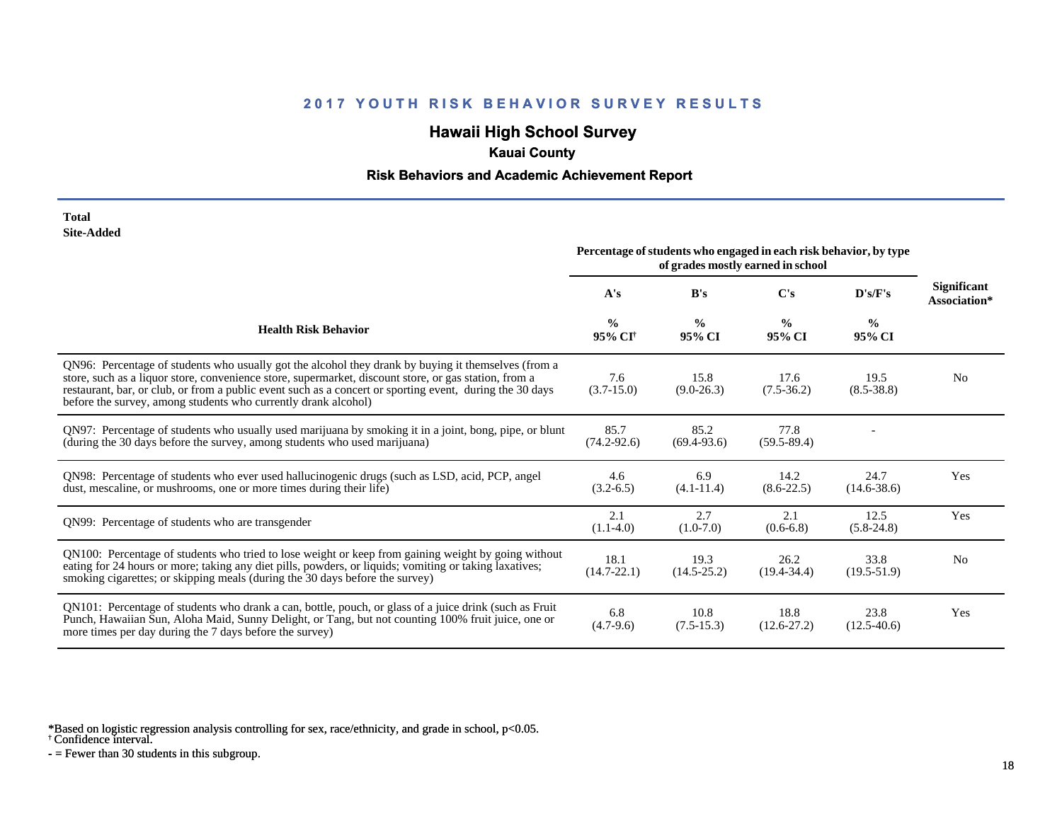## 2017 YOUTH RISK BEHAVIOR SURVEY RESULTS

### Hawaii High School Survey

**Kauai County**

**Risk Behaviors and Academic Achievement Report**

**Total**
**Site-Added**

| Health Risk Behavior | Percentage of students who engaged in each risk behavior, by type of grades mostly earned in school | | | | Significant Association* |
|---|---|---|---|---|---|
| | A's | B's | C's | D's/F's | |
| | % 95% CI[†] | % 95% CI | % 95% CI | % 95% CI | |
| QN96: Percentage of students who usually got the alcohol they drank by buying it themselves (from a store, such as a liquor store, convenience store, supermarket, discount store, or gas station, from a restaurant, bar, or club, or from a public event such as a concert or sporting event, during the 30 days before the survey, among students who currently drank alcohol) | 7.6 (3.7-15.0) | 15.8 (9.0-26.3) | 17.6 (7.5-36.2) | 19.5 (8.5-38.8) | No |
| QN97: Percentage of students who usually used marijuana by smoking it in a joint, bong, pipe, or blunt (during the 30 days before the survey, among students who used marijuana) | 85.7 (74.2-92.6) | 85.2 (69.4-93.6) | 77.8 (59.5-89.4) | - | |
| QN98: Percentage of students who ever used hallucinogenic drugs (such as LSD, acid, PCP, angel dust, mescaline, or mushrooms, one or more times during their life) | 4.6 (3.2-6.5) | 6.9 (4.1-11.4) | 14.2 (8.6-22.5) | 24.7 (14.6-38.6) | Yes |
| QN99: Percentage of students who are transgender | 2.1 (1.1-4.0) | 2.7 (1.0-7.0) | 2.1 (0.6-6.8) | 12.5 (5.8-24.8) | Yes |
| QN100: Percentage of students who tried to lose weight or keep from gaining weight by going without eating for 24 hours or more; taking any diet pills, powders, or liquids; vomiting or taking laxatives; smoking cigarettes; or skipping meals (during the 30 days before the survey) | 18.1 (14.7-22.1) | 19.3 (14.5-25.2) | 26.2 (19.4-34.4) | 33.8 (19.5-51.9) | No |
| QN101: Percentage of students who drank a can, bottle, pouch, or glass of a juice drink (such as Fruit Punch, Hawaiian Sun, Aloha Maid, Sunny Delight, or Tang, but not counting 100% fruit juice, one or more times per day during the 7 days before the survey) | 6.8 (4.7-9.6) | 10.8 (7.5-15.3) | 18.8 (12.6-27.2) | 23.8 (12.5-40.6) | Yes |

*Based on logistic regression analysis controlling for sex, race/ethnicity, and grade in school, $p<0.05$.
[†] Confidence interval.
- = Fewer than 30 students in this subgroup.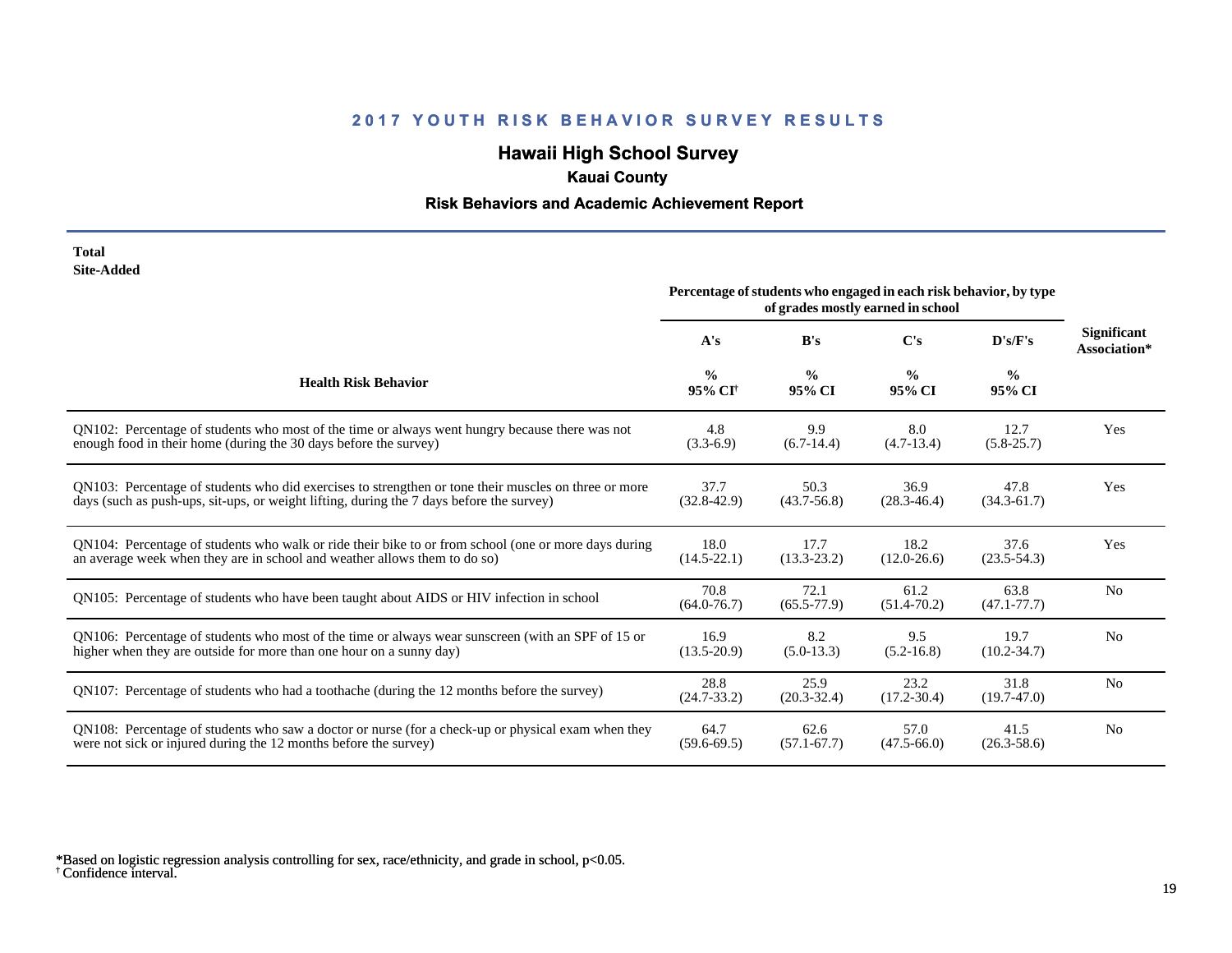# 2017 YOUTH RISK BEHAVIOR SURVEY RESULTS

## Hawaii High School Survey

### Kauai County

### Risk Behaviors and Academic Achievement Report

**Total**
**Site-Added**

| Health Risk Behavior | Percentage of students who engaged in each risk behavior, by type of grades mostly earned in school | | | | Significant Association* |
|---|---|---|---|---|---|
| | A's | B's | C's | D's/F's | |
| | % 95% CI† | % 95% CI | % 95% CI | % 95% CI | |
| QN102: Percentage of students who most of the time or always went hungry because there was not enough food in their home (during the 30 days before the survey) | 4.8 (3.3-6.9) | 9.9 (6.7-14.4) | 8.0 (4.7-13.4) | 12.7 (5.8-25.7) | Yes |
| QN103: Percentage of students who did exercises to strengthen or tone their muscles on three or more days (such as push-ups, sit-ups, or weight lifting, during the 7 days before the survey) | 37.7 (32.8-42.9) | 50.3 (43.7-56.8) | 36.9 (28.3-46.4) | 47.8 (34.3-61.7) | Yes |
| QN104: Percentage of students who walk or ride their bike to or from school (one or more days during an average week when they are in school and weather allows them to do so) | 18.0 (14.5-22.1) | 17.7 (13.3-23.2) | 18.2 (12.0-26.6) | 37.6 (23.5-54.3) | Yes |
| QN105: Percentage of students who have been taught about AIDS or HIV infection in school | 70.8 (64.0-76.7) | 72.1 (65.5-77.9) | 61.2 (51.4-70.2) | 63.8 (47.1-77.7) | No |
| QN106: Percentage of students who most of the time or always wear sunscreen (with an SPF of 15 or higher when they are outside for more than one hour on a sunny day) | 16.9 (13.5-20.9) | 8.2 (5.0-13.3) | 9.5 (5.2-16.8) | 19.7 (10.2-34.7) | No |
| QN107: Percentage of students who had a toothache (during the 12 months before the survey) | 28.8 (24.7-33.2) | 25.9 (20.3-32.4) | 23.2 (17.2-30.4) | 31.8 (19.7-47.0) | No |
| QN108: Percentage of students who saw a doctor or nurse (for a check-up or physical exam when they were not sick or injured during the 12 months before the survey) | 64.7 (59.6-69.5) | 62.6 (57.1-67.7) | 57.0 (47.5-66.0) | 41.5 (26.3-58.6) | No |

*Based on logistic regression analysis controlling for sex, race/ethnicity, and grade in school, $p<0.05$.
† Confidence interval.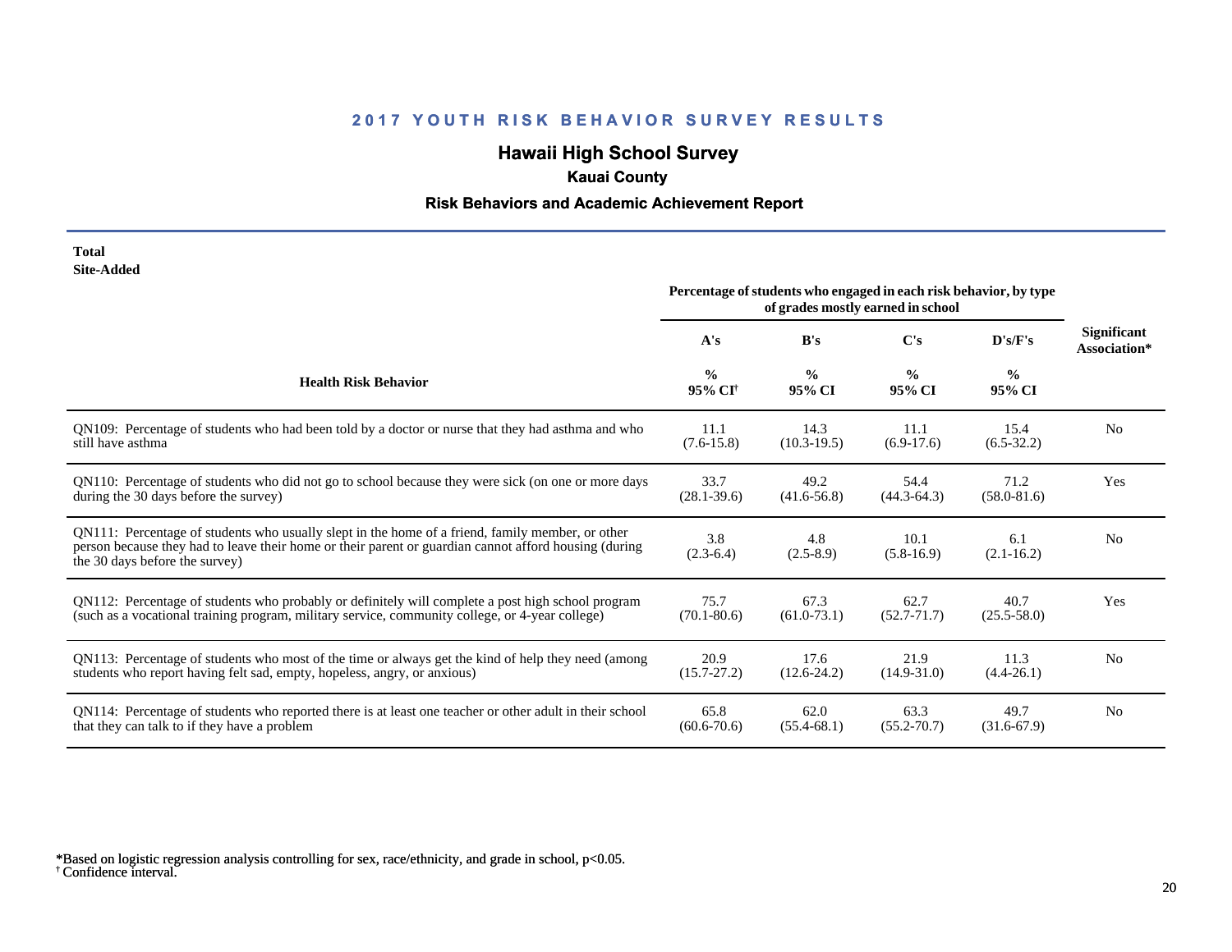# 2017 YOUTH RISK BEHAVIOR SURVEY RESULTS

## Hawaii High School Survey

### Kauai County

### Risk Behaviors and Academic Achievement Report

**Total**
**Site-Added**

| Health Risk Behavior | A's | B's | C's | D's/F's | Significant Association* |
|---|---|---|---|---|---|
| | Percentage of students who engaged in each risk behavior, by type of grades mostly earned in school | | | | |
| | % 95% CI† | % 95% CI | % 95% CI | % 95% CI | |
| QN109: Percentage of students who had been told by a doctor or nurse that they had asthma and who still have asthma | 11.1 (7.6-15.8) | 14.3 (10.3-19.5) | 11.1 (6.9-17.6) | 15.4 (6.5-32.2) | No |
| QN110: Percentage of students who did not go to school because they were sick (on one or more days during the 30 days before the survey) | 33.7 (28.1-39.6) | 49.2 (41.6-56.8) | 54.4 (44.3-64.3) | 71.2 (58.0-81.6) | Yes |
| QN111: Percentage of students who usually slept in the home of a friend, family member, or other person because they had to leave their home or their parent or guardian cannot afford housing (during the 30 days before the survey) | 3.8 (2.3-6.4) | 4.8 (2.5-8.9) | 10.1 (5.8-16.9) | 6.1 (2.1-16.2) | No |
| QN112: Percentage of students who probably or definitely will complete a post high school program (such as a vocational training program, military service, community college, or 4-year college) | 75.7 (70.1-80.6) | 67.3 (61.0-73.1) | 62.7 (52.7-71.7) | 40.7 (25.5-58.0) | Yes |
| QN113: Percentage of students who most of the time or always get the kind of help they need (among students who report having felt sad, empty, hopeless, angry, or anxious) | 20.9 (15.7-27.2) | 17.6 (12.6-24.2) | 21.9 (14.9-31.0) | 11.3 (4.4-26.1) | No |
| QN114: Percentage of students who reported there is at least one teacher or other adult in their school that they can talk to if they have a problem | 65.8 (60.6-70.6) | 62.0 (55.4-68.1) | 63.3 (55.2-70.7) | 49.7 (31.6-67.9) | No |

*Based on logistic regression analysis controlling for sex, race/ethnicity, and grade in school, $p<0.05$.
† Confidence interval.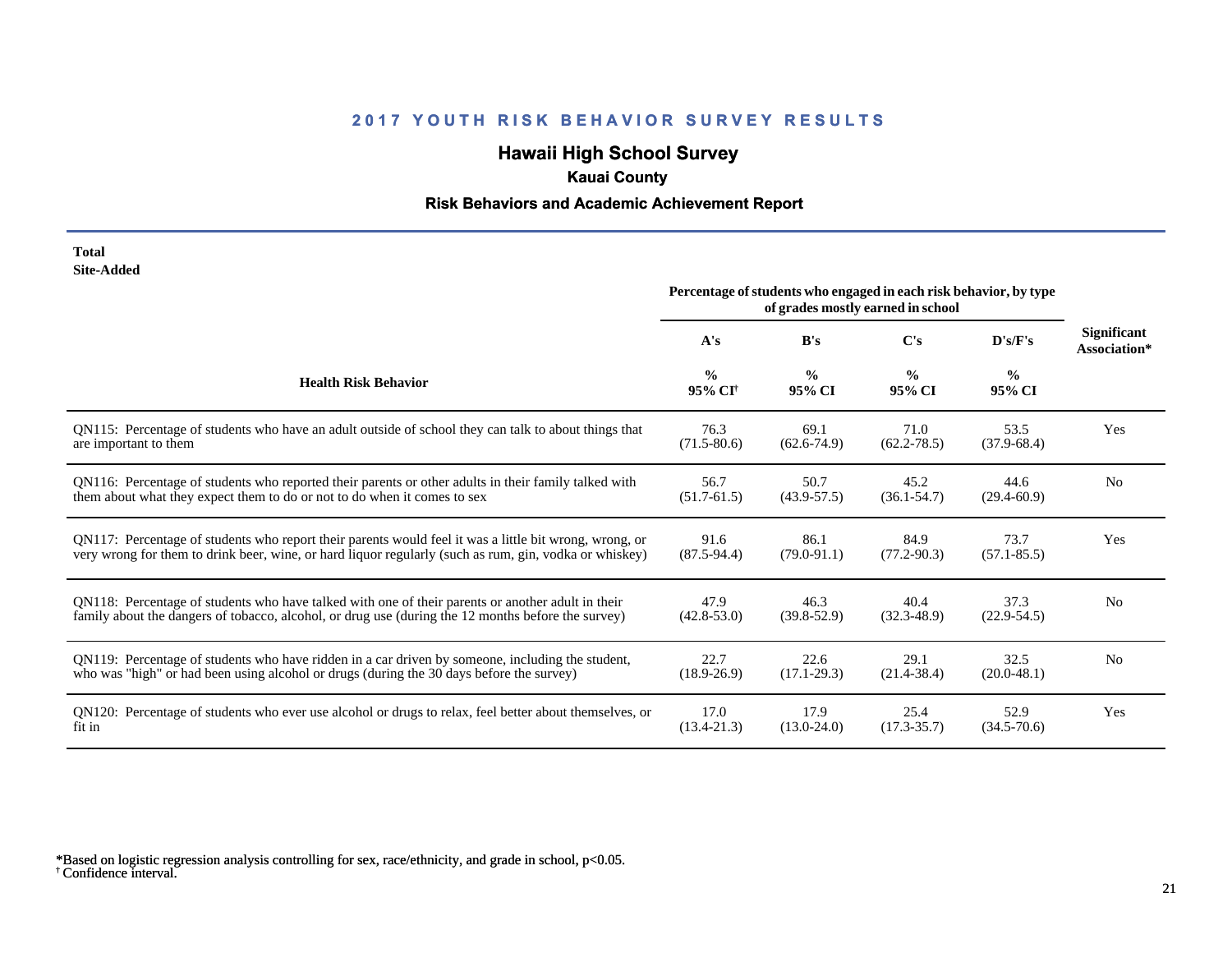## 2017 YOUTH RISK BEHAVIOR SURVEY RESULTS

### Hawaii High School Survey

**Kauai County**

**Risk Behaviors and Academic Achievement Report**

**Total**
**Site-Added**

| Health Risk Behavior | Percentage of students who engaged in each risk behavior, by type of grades mostly earned in school: A's % 95% CI† | B's % 95% CI | C's % 95% CI | D's/F's % 95% CI | Significant Association* |
|---|---|---|---|---|---|
| QN115: Percentage of students who have an adult outside of school they can talk to about things that are important to them | 76.3 (71.5-80.6) | 69.1 (62.6-74.9) | 71.0 (62.2-78.5) | 53.5 (37.9-68.4) | Yes |
| QN116: Percentage of students who reported their parents or other adults in their family talked with them about what they expect them to do or not to do when it comes to sex | 56.7 (51.7-61.5) | 50.7 (43.9-57.5) | 45.2 (36.1-54.7) | 44.6 (29.4-60.9) | No |
| QN117: Percentage of students who report their parents would feel it was a little bit wrong, wrong, or very wrong for them to drink beer, wine, or hard liquor regularly (such as rum, gin, vodka or whiskey) | 91.6 (87.5-94.4) | 86.1 (79.0-91.1) | 84.9 (77.2-90.3) | 73.7 (57.1-85.5) | Yes |
| QN118: Percentage of students who have talked with one of their parents or another adult in their family about the dangers of tobacco, alcohol, or drug use (during the 12 months before the survey) | 47.9 (42.8-53.0) | 46.3 (39.8-52.9) | 40.4 (32.3-48.9) | 37.3 (22.9-54.5) | No |
| QN119: Percentage of students who have ridden in a car driven by someone, including the student, who was "high" or had been using alcohol or drugs (during the 30 days before the survey) | 22.7 (18.9-26.9) | 22.6 (17.1-29.3) | 29.1 (21.4-38.4) | 32.5 (20.0-48.1) | No |
| QN120: Percentage of students who ever use alcohol or drugs to relax, feel better about themselves, or fit in | 17.0 (13.4-21.3) | 17.9 (13.0-24.0) | 25.4 (17.3-35.7) | 52.9 (34.5-70.6) | Yes |

*Based on logistic regression analysis controlling for sex, race/ethnicity, and grade in school, $p<0.05$.
† Confidence interval.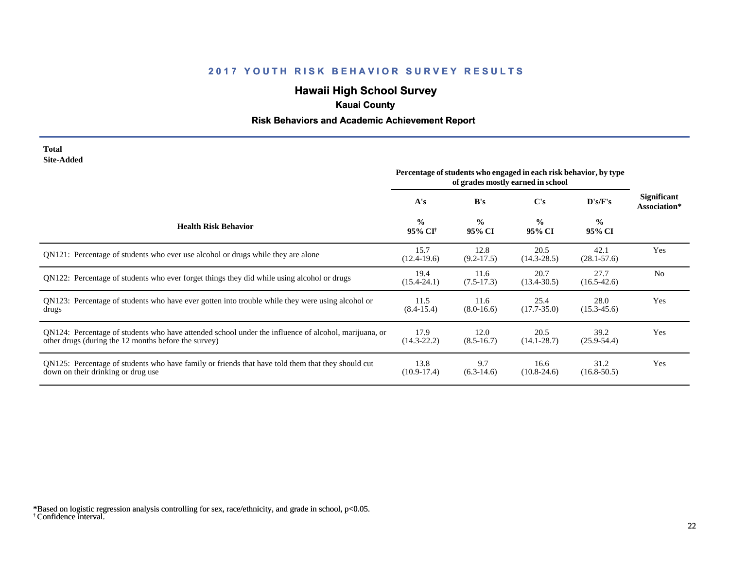## 2017 YOUTH RISK BEHAVIOR SURVEY RESULTS

### Hawaii High School Survey

**Kauai County**

**Risk Behaviors and Academic Achievement Report**

**Total**
**Site-Added**

| Health Risk Behavior | Percentage of students who engaged in each risk behavior, by type of grades mostly earned in school | | | | Significant Association* |
|---|---|---|---|---|---|
| | A's | B's | C's | D's/F's | |
| | % 95% CI† | % 95% CI | % 95% CI | % 95% CI | |
| QN121: Percentage of students who ever use alcohol or drugs while they are alone | 15.7 (12.4-19.6) | 12.8 (9.2-17.5) | 20.5 (14.3-28.5) | 42.1 (28.1-57.6) | Yes |
| QN122: Percentage of students who ever forget things they did while using alcohol or drugs | 19.4 (15.4-24.1) | 11.6 (7.5-17.3) | 20.7 (13.4-30.5) | 27.7 (16.5-42.6) | No |
| QN123: Percentage of students who have ever gotten into trouble while they were using alcohol or drugs | 11.5 (8.4-15.4) | 11.6 (8.0-16.6) | 25.4 (17.7-35.0) | 28.0 (15.3-45.6) | Yes |
| QN124: Percentage of students who have attended school under the influence of alcohol, marijuana, or other drugs (during the 12 months before the survey) | 17.9 (14.3-22.2) | 12.0 (8.5-16.7) | 20.5 (14.1-28.7) | 39.2 (25.9-54.4) | Yes |
| QN125: Percentage of students who have family or friends that have told them that they should cut down on their drinking or drug use | 13.8 (10.9-17.4) | 9.7 (6.3-14.6) | 16.6 (10.8-24.6) | 31.2 (16.8-50.5) | Yes |

*Based on logistic regression analysis controlling for sex, race/ethnicity, and grade in school, $p<0.05$.
† Confidence interval.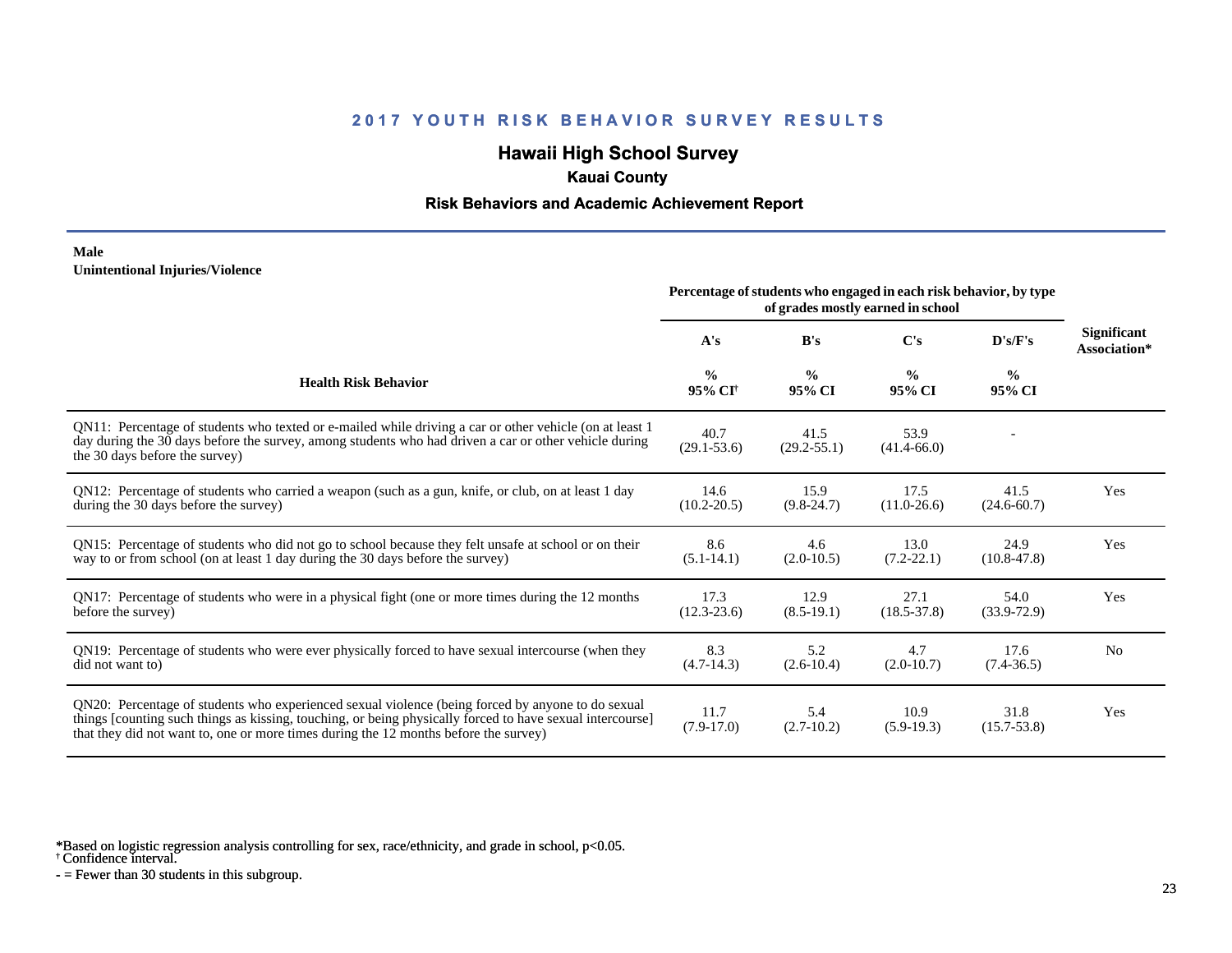# 2017 YOUTH RISK BEHAVIOR SURVEY RESULTS

## Hawaii High School Survey

### Kauai County

### Risk Behaviors and Academic Achievement Report

**Male**
**Unintentional Injuries/Violence**

| Health Risk Behavior | Percentage of students who engaged in each risk behavior, by type of grades mostly earned in school | | | | Significant Association* |
|---|---|---|---|---|---|
| | A's | B's | C's | D's/F's | |
| | % 95% CI[†] | % 95% CI | % 95% CI | % 95% CI | |
| QN11: Percentage of students who texted or e-mailed while driving a car or other vehicle (on at least 1 day during the 30 days before the survey, among students who had driven a car or other vehicle during the 30 days before the survey) | 40.7 (29.1-53.6) | 41.5 (29.2-55.1) | 53.9 (41.4-66.0) | - | |
| QN12: Percentage of students who carried a weapon (such as a gun, knife, or club, on at least 1 day during the 30 days before the survey) | 14.6 (10.2-20.5) | 15.9 (9.8-24.7) | 17.5 (11.0-26.6) | 41.5 (24.6-60.7) | Yes |
| QN15: Percentage of students who did not go to school because they felt unsafe at school or on their way to or from school (on at least 1 day during the 30 days before the survey) | 8.6 (5.1-14.1) | 4.6 (2.0-10.5) | 13.0 (7.2-22.1) | 24.9 (10.8-47.8) | Yes |
| QN17: Percentage of students who were in a physical fight (one or more times during the 12 months before the survey) | 17.3 (12.3-23.6) | 12.9 (8.5-19.1) | 27.1 (18.5-37.8) | 54.0 (33.9-72.9) | Yes |
| QN19: Percentage of students who were ever physically forced to have sexual intercourse (when they did not want to) | 8.3 (4.7-14.3) | 5.2 (2.6-10.4) | 4.7 (2.0-10.7) | 17.6 (7.4-36.5) | No |
| QN20: Percentage of students who experienced sexual violence (being forced by anyone to do sexual things [counting such things as kissing, touching, or being physically forced to have sexual intercourse] that they did not want to, one or more times during the 12 months before the survey) | 11.7 (7.9-17.0) | 5.4 (2.7-10.2) | 10.9 (5.9-19.3) | 31.8 (15.7-53.8) | Yes |

*Based on logistic regression analysis controlling for sex, race/ethnicity, and grade in school, $p<0.05$.
[†] Confidence interval.
- = Fewer than 30 students in this subgroup.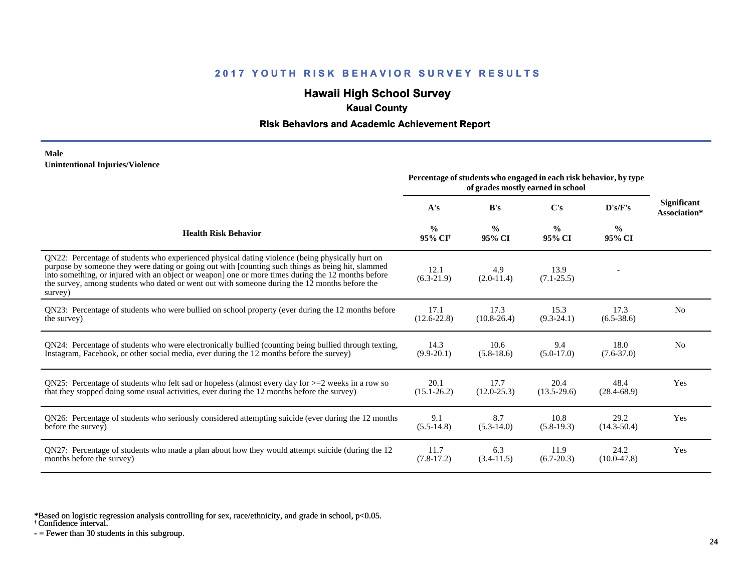## 2017 YOUTH RISK BEHAVIOR SURVEY RESULTS

## Hawaii High School Survey

### Kauai County

### Risk Behaviors and Academic Achievement Report

**Male**
**Unintentional Injuries/Violence**

| Health Risk Behavior | Percentage of students who engaged in each risk behavior, by type of grades mostly earned in school | | | | Significant Association* |
|---|---|---|---|---|---|
| | A's | B's | C's | D's/F's | |
| | % 95% CI[†] | % 95% CI | % 95% CI | % 95% CI | |
| QN22: Percentage of students who experienced physical dating violence (being physically hurt on purpose by someone they were dating or going out with [counting such things as being hit, slammed into something, or injured with an object or weapon] one or more times during the 12 months before the survey, among students who dated or went out with someone during the 12 months before the survey) | 12.1 (6.3-21.9) | 4.9 (2.0-11.4) | 13.9 (7.1-25.5) | - | |
| QN23: Percentage of students who were bullied on school property (ever during the 12 months before the survey) | 17.1 (12.6-22.8) | 17.3 (10.8-26.4) | 15.3 (9.3-24.1) | 17.3 (6.5-38.6) | No |
| QN24: Percentage of students who were electronically bullied (counting being bullied through texting, Instagram, Facebook, or other social media, ever during the 12 months before the survey) | 14.3 (9.9-20.1) | 10.6 (5.8-18.6) | 9.4 (5.0-17.0) | 18.0 (7.6-37.0) | No |
| QN25: Percentage of students who felt sad or hopeless (almost every day for >=2 weeks in a row so that they stopped doing some usual activities, ever during the 12 months before the survey) | 20.1 (15.1-26.2) | 17.7 (12.0-25.3) | 20.4 (13.5-29.6) | 48.4 (28.4-68.9) | Yes |
| QN26: Percentage of students who seriously considered attempting suicide (ever during the 12 months before the survey) | 9.1 (5.5-14.8) | 8.7 (5.3-14.0) | 10.8 (5.8-19.3) | 29.2 (14.3-50.4) | Yes |
| QN27: Percentage of students who made a plan about how they would attempt suicide (during the 12 months before the survey) | 11.7 (7.8-17.2) | 6.3 (3.4-11.5) | 11.9 (6.7-20.3) | 24.2 (10.0-47.8) | Yes |

*Based on logistic regression analysis controlling for sex, race/ethnicity, and grade in school, $p<0.05$.
[†] Confidence interval.
- = Fewer than 30 students in this subgroup.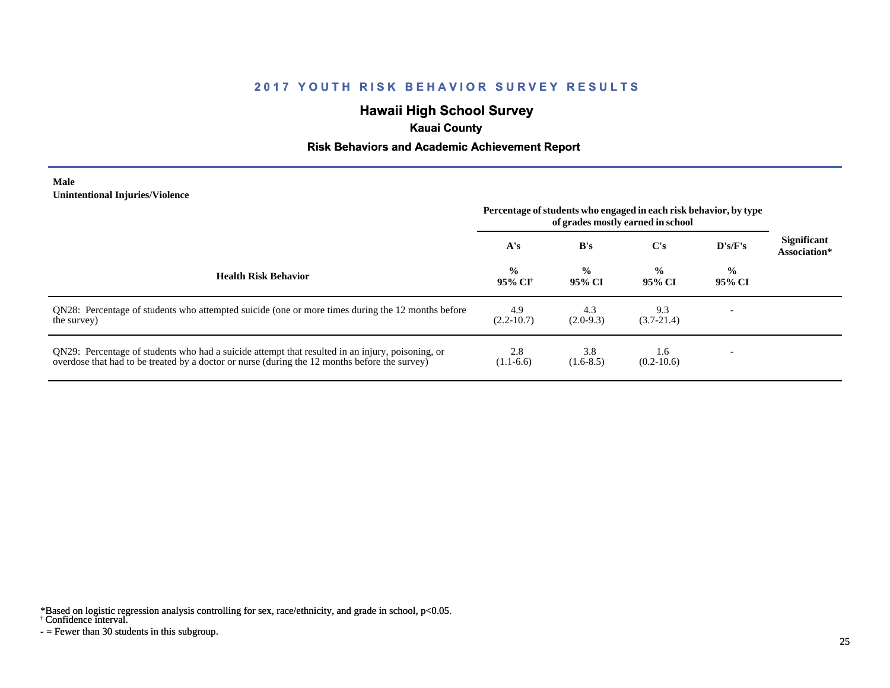# 2017 YOUTH RISK BEHAVIOR SURVEY RESULTS

## Hawaii High School Survey

### Kauai County

### Risk Behaviors and Academic Achievement Report

**Male**
**Unintentional Injuries/Violence**

| Health Risk Behavior | Percentage of students who engaged in each risk behavior, by type of grades mostly earned in school | | | | Significant Association* |
|---|---|---|---|---|---|
| | A's | B's | C's | D's/F's | |
| | % 95% CI† | % 95% CI | % 95% CI | % 95% CI | |
| QN28: Percentage of students who attempted suicide (one or more times during the 12 months before the survey) | 4.9 (2.2-10.7) | 4.3 (2.0-9.3) | 9.3 (3.7-21.4) | - | |
| QN29: Percentage of students who had a suicide attempt that resulted in an injury, poisoning, or overdose that had to be treated by a doctor or nurse (during the 12 months before the survey) | 2.8 (1.1-6.6) | 3.8 (1.6-8.5) | 1.6 (0.2-10.6) | - | |

*Based on logistic regression analysis controlling for sex, race/ethnicity, and grade in school, $p<0.05$.
† Confidence interval.
- = Fewer than 30 students in this subgroup.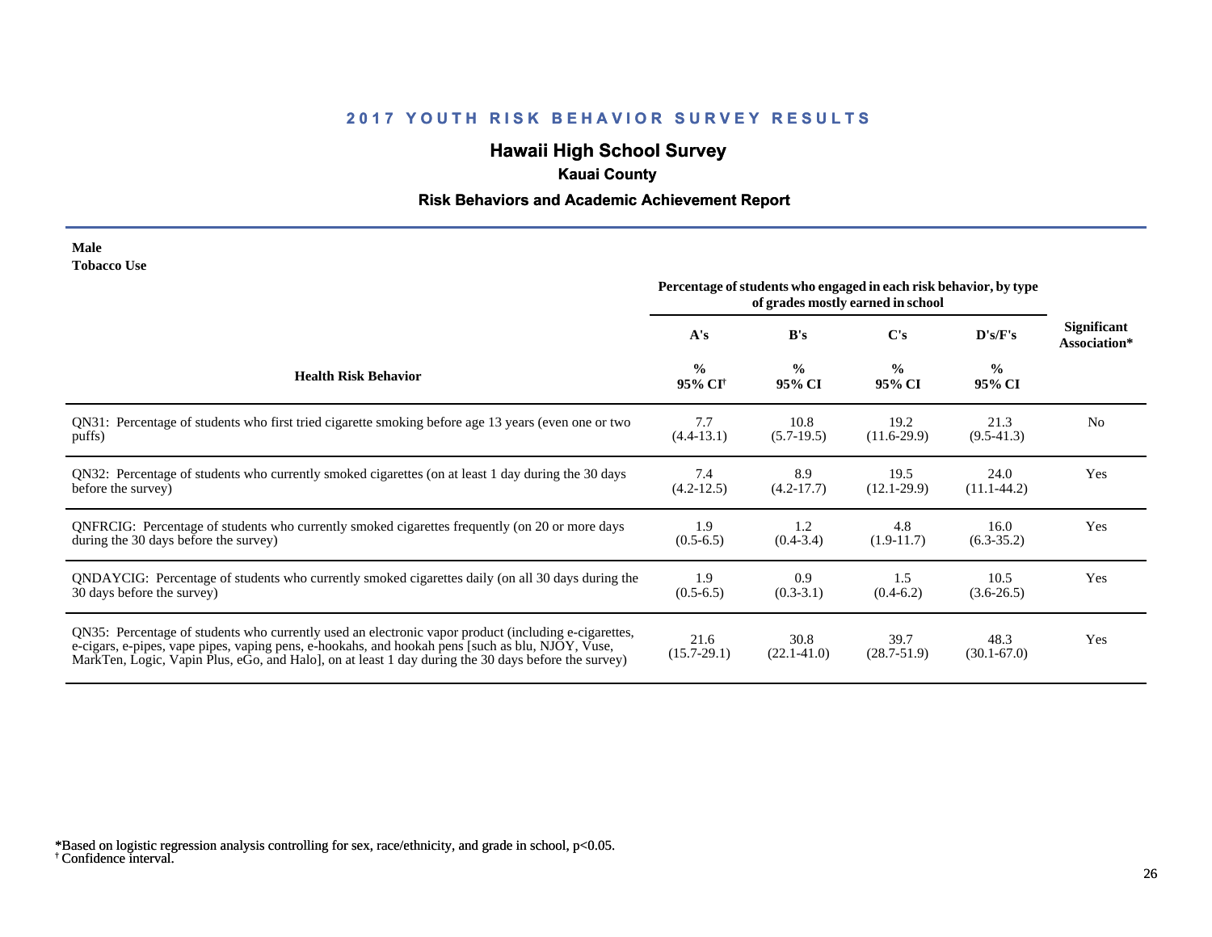# 2017 YOUTH RISK BEHAVIOR SURVEY RESULTS

## Hawaii High School Survey

### Kauai County

### Risk Behaviors and Academic Achievement Report

**Male**
**Tobacco Use**

| Health Risk Behavior | Percentage of students who engaged in each risk behavior, by type of grades mostly earned in school | | | | Significant Association* |
|---|---|---|---|---|---|
| | A's | B's | C's | D's/F's | |
| | % 95% CI[†] | % 95% CI | % 95% CI | % 95% CI | |
| QN31: Percentage of students who first tried cigarette smoking before age 13 years (even one or two puffs) | 7.7 (4.4-13.1) | 10.8 (5.7-19.5) | 19.2 (11.6-29.9) | 21.3 (9.5-41.3) | No |
| QN32: Percentage of students who currently smoked cigarettes (on at least 1 day during the 30 days before the survey) | 7.4 (4.2-12.5) | 8.9 (4.2-17.7) | 19.5 (12.1-29.9) | 24.0 (11.1-44.2) | Yes |
| QNFRCIG: Percentage of students who currently smoked cigarettes frequently (on 20 or more days during the 30 days before the survey) | 1.9 (0.5-6.5) | 1.2 (0.4-3.4) | 4.8 (1.9-11.7) | 16.0 (6.3-35.2) | Yes |
| QNDAYCIG: Percentage of students who currently smoked cigarettes daily (on all 30 days during the 30 days before the survey) | 1.9 (0.5-6.5) | 0.9 (0.3-3.1) | 1.5 (0.4-6.2) | 10.5 (3.6-26.5) | Yes |
| QN35: Percentage of students who currently used an electronic vapor product (including e-cigarettes, e-cigars, e-pipes, vape pipes, vaping pens, e-hookahs, and hookah pens [such as blu, NJOY, Vuse, MarkTen, Logic, Vapin Plus, eGo, and Halo], on at least 1 day during the 30 days before the survey) | 21.6 (15.7-29.1) | 30.8 (22.1-41.0) | 39.7 (28.7-51.9) | 48.3 (30.1-67.0) | Yes |

*Based on logistic regression analysis controlling for sex, race/ethnicity, and grade in school, $p<0.05$.
[†] Confidence interval.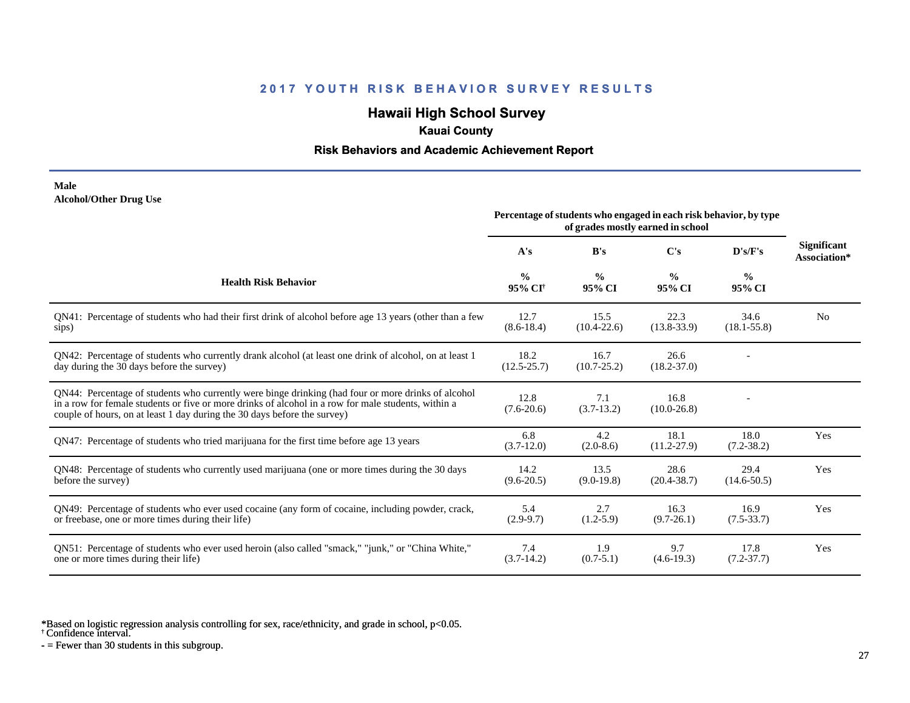# 2017 YOUTH RISK BEHAVIOR SURVEY RESULTS

## Hawaii High School Survey

### Kauai County

### Risk Behaviors and Academic Achievement Report

**Male**
**Alcohol/Other Drug Use**

| Health Risk Behavior | Percentage of students who engaged in each risk behavior, by type of grades mostly earned in school | | | | Significant Association* |
|---|---|---|---|---|---|
| | A's | B's | C's | D's/F's | |
| | % 95% CI† | % 95% CI | % 95% CI | % 95% CI | |
| QN41: Percentage of students who had their first drink of alcohol before age 13 years (other than a few sips) | 12.7 (8.6-18.4) | 15.5 (10.4-22.6) | 22.3 (13.8-33.9) | 34.6 (18.1-55.8) | No |
| QN42: Percentage of students who currently drank alcohol (at least one drink of alcohol, on at least 1 day during the 30 days before the survey) | 18.2 (12.5-25.7) | 16.7 (10.7-25.2) | 26.6 (18.2-37.0) | - | |
| QN44: Percentage of students who currently were binge drinking (had four or more drinks of alcohol in a row for female students or five or more drinks of alcohol in a row for male students, within a couple of hours, on at least 1 day during the 30 days before the survey) | 12.8 (7.6-20.6) | 7.1 (3.7-13.2) | 16.8 (10.0-26.8) | - | |
| QN47: Percentage of students who tried marijuana for the first time before age 13 years | 6.8 (3.7-12.0) | 4.2 (2.0-8.6) | 18.1 (11.2-27.9) | 18.0 (7.2-38.2) | Yes |
| QN48: Percentage of students who currently used marijuana (one or more times during the 30 days before the survey) | 14.2 (9.6-20.5) | 13.5 (9.0-19.8) | 28.6 (20.4-38.7) | 29.4 (14.6-50.5) | Yes |
| QN49: Percentage of students who ever used cocaine (any form of cocaine, including powder, crack, or freebase, one or more times during their life) | 5.4 (2.9-9.7) | 2.7 (1.2-5.9) | 16.3 (9.7-26.1) | 16.9 (7.5-33.7) | Yes |
| QN51: Percentage of students who ever used heroin (also called "smack," "junk," or "China White," one or more times during their life) | 7.4 (3.7-14.2) | 1.9 (0.7-5.1) | 9.7 (4.6-19.3) | 17.8 (7.2-37.7) | Yes |

*Based on logistic regression analysis controlling for sex, race/ethnicity, and grade in school, $p<0.05$.
† Confidence interval.
- = Fewer than 30 students in this subgroup.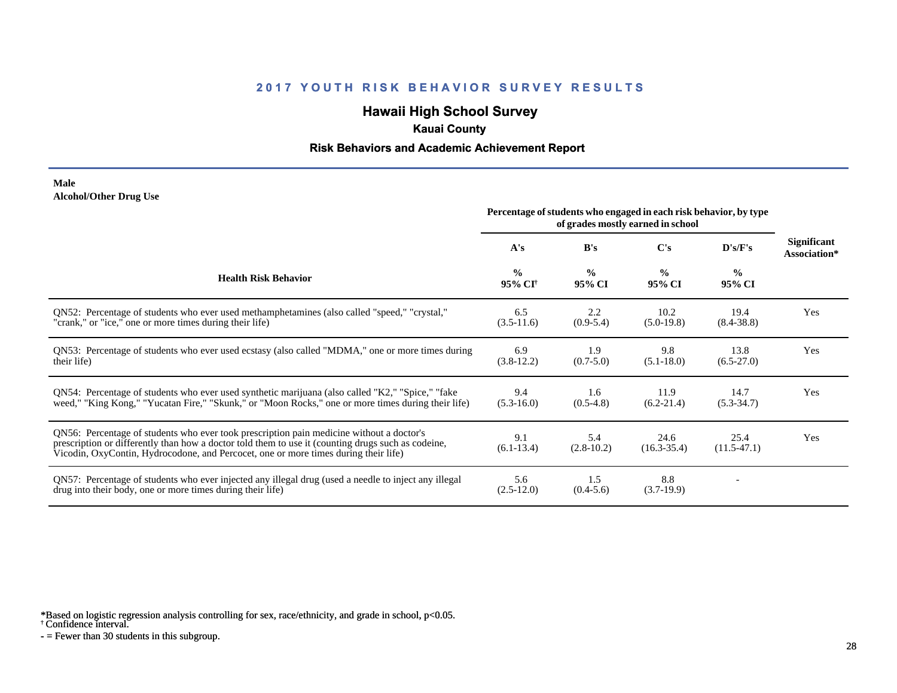# 2017 YOUTH RISK BEHAVIOR SURVEY RESULTS

## Hawaii High School Survey

### Kauai County

### Risk Behaviors and Academic Achievement Report

**Male**
**Alcohol/Other Drug Use**

| Health Risk Behavior | Percentage of students who engaged in each risk behavior, by type of grades mostly earned in school | | | | Significant Association* |
|---|---|---|---|---|---|
| | A's | B's | C's | D's/F's | |
| | % 95% CI[†] | % 95% CI | % 95% CI | % 95% CI | |
| QN52: Percentage of students who ever used methamphetamines (also called "speed," "crystal," "crank," or "ice," one or more times during their life) | 6.5 (3.5-11.6) | 2.2 (0.9-5.4) | 10.2 (5.0-19.8) | 19.4 (8.4-38.8) | Yes |
| QN53: Percentage of students who ever used ecstasy (also called "MDMA," one or more times during their life) | 6.9 (3.8-12.2) | 1.9 (0.7-5.0) | 9.8 (5.1-18.0) | 13.8 (6.5-27.0) | Yes |
| QN54: Percentage of students who ever used synthetic marijuana (also called "K2," "Spice," "fake weed," "King Kong," "Yucatan Fire," "Skunk," or "Moon Rocks," one or more times during their life) | 9.4 (5.3-16.0) | 1.6 (0.5-4.8) | 11.9 (6.2-21.4) | 14.7 (5.3-34.7) | Yes |
| QN56: Percentage of students who ever took prescription pain medicine without a doctor's prescription or differently than how a doctor told them to use it (counting drugs such as codeine, Vicodin, OxyContin, Hydrocodone, and Percocet, one or more times during their life) | 9.1 (6.1-13.4) | 5.4 (2.8-10.2) | 24.6 (16.3-35.4) | 25.4 (11.5-47.1) | Yes |
| QN57: Percentage of students who ever injected any illegal drug (used a needle to inject any illegal drug into their body, one or more times during their life) | 5.6 (2.5-12.0) | 1.5 (0.4-5.6) | 8.8 (3.7-19.9) | - | |

*Based on logistic regression analysis controlling for sex, race/ethnicity, and grade in school, $p<0.05$.
[†] Confidence interval.
- = Fewer than 30 students in this subgroup.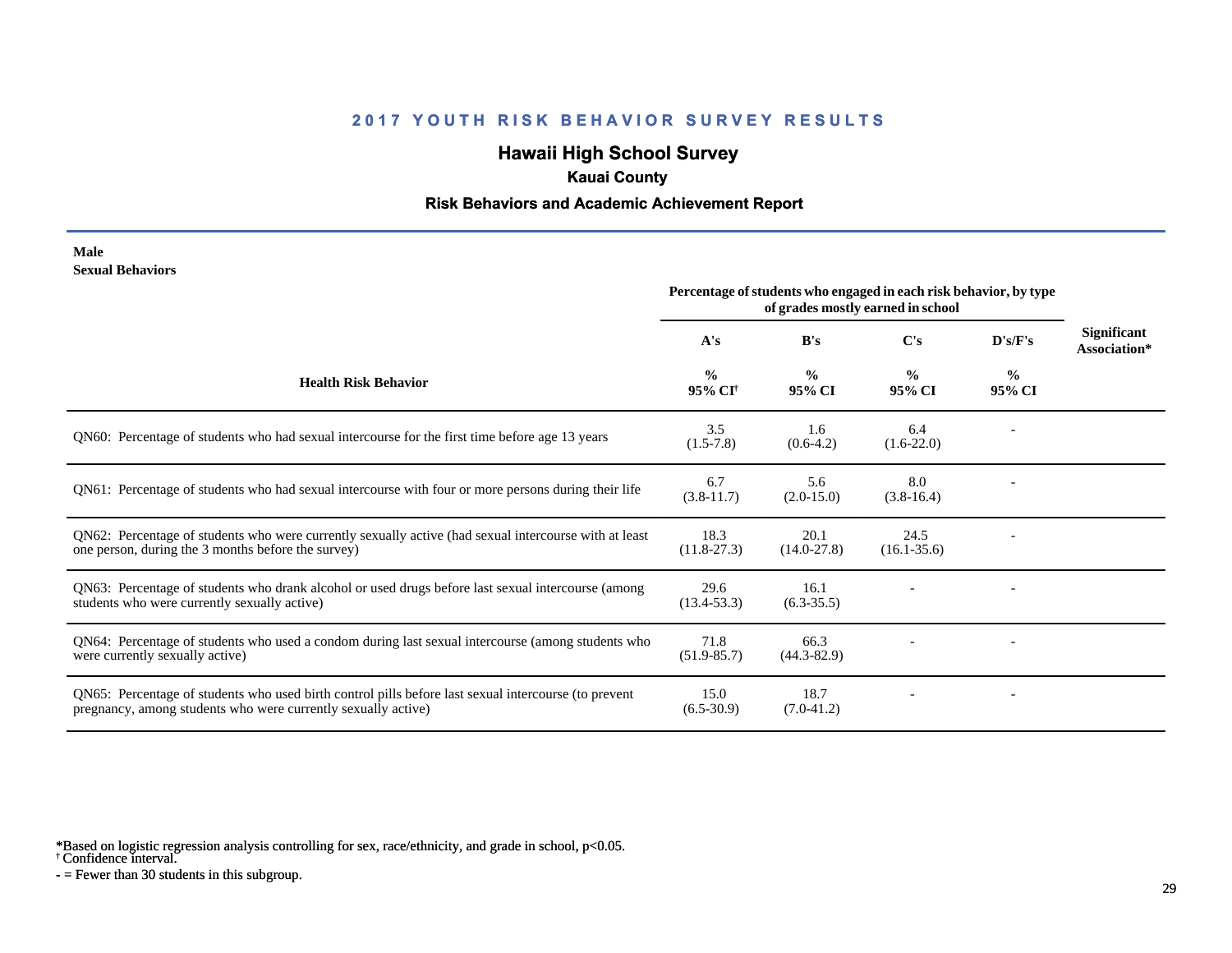## 2017 YOUTH RISK BEHAVIOR SURVEY RESULTS

### Hawaii High School Survey

**Kauai County**

**Risk Behaviors and Academic Achievement Report**

**Male**
**Sexual Behaviors**

| Health Risk Behavior | Percentage of students who engaged in each risk behavior, by type of grades mostly earned in school | | | | Significant Association* |
|---|---|---|---|---|---|
| | A's | B's | C's | D's/F's | |
| | % 95% CI† | % 95% CI | % 95% CI | % 95% CI | |
| QN60: Percentage of students who had sexual intercourse for the first time before age 13 years | 3.5 (1.5-7.8) | 1.6 (0.6-4.2) | 6.4 (1.6-22.0) | - | |
| QN61: Percentage of students who had sexual intercourse with four or more persons during their life | 6.7 (3.8-11.7) | 5.6 (2.0-15.0) | 8.0 (3.8-16.4) | - | |
| QN62: Percentage of students who were currently sexually active (had sexual intercourse with at least one person, during the 3 months before the survey) | 18.3 (11.8-27.3) | 20.1 (14.0-27.8) | 24.5 (16.1-35.6) | - | |
| QN63: Percentage of students who drank alcohol or used drugs before last sexual intercourse (among students who were currently sexually active) | 29.6 (13.4-53.3) | 16.1 (6.3-35.5) | - | - | |
| QN64: Percentage of students who used a condom during last sexual intercourse (among students who were currently sexually active) | 71.8 (51.9-85.7) | 66.3 (44.3-82.9) | - | - | |
| QN65: Percentage of students who used birth control pills before last sexual intercourse (to prevent pregnancy, among students who were currently sexually active) | 15.0 (6.5-30.9) | 18.7 (7.0-41.2) | - | - | |

*Based on logistic regression analysis controlling for sex, race/ethnicity, and grade in school, p<0.05.
† Confidence interval.
- = Fewer than 30 students in this subgroup.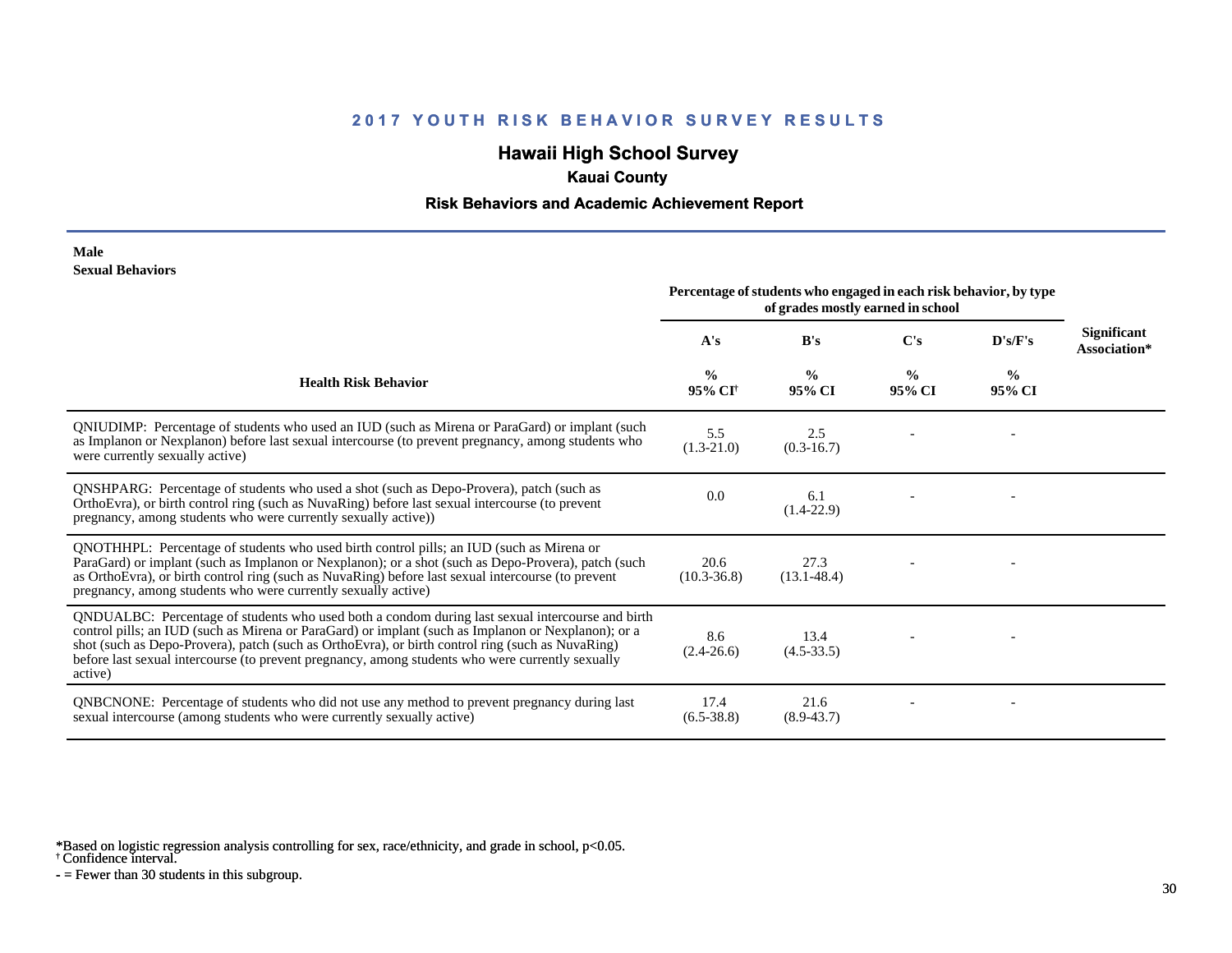# 2017 YOUTH RISK BEHAVIOR SURVEY RESULTS

## Hawaii High School Survey

### Kauai County

### Risk Behaviors and Academic Achievement Report

**Male**
**Sexual Behaviors**

| Health Risk Behavior | Percentage of students who engaged in each risk behavior, by type of grades mostly earned in school | | | | Significant Association* |
|---|---|---|---|---|---|
| | A's | B's | C's | D's/F's | |
| | % 95% CI† | % 95% CI | % 95% CI | % 95% CI | |
| QNIUDIMP: Percentage of students who used an IUD (such as Mirena or ParaGard) or implant (such as Implanon or Nexplanon) before last sexual intercourse (to prevent pregnancy, among students who were currently sexually active) | 5.5 (1.3-21.0) | 2.5 (0.3-16.7) | - | - | |
| QNSHPARG: Percentage of students who used a shot (such as Depo-Provera), patch (such as OrthoEvra), or birth control ring (such as NuvaRing) before last sexual intercourse (to prevent pregnancy, among students who were currently sexually active)) | 0.0 | 6.1 (1.4-22.9) | - | - | |
| QNOTHHPL: Percentage of students who used birth control pills; an IUD (such as Mirena or ParaGard) or implant (such as Implanon or Nexplanon); or a shot (such as Depo-Provera), patch (such as OrthoEvra), or birth control ring (such as NuvaRing) before last sexual intercourse (to prevent pregnancy, among students who were currently sexually active) | 20.6 (10.3-36.8) | 27.3 (13.1-48.4) | - | - | |
| QNDUALBC: Percentage of students who used both a condom during last sexual intercourse and birth control pills; an IUD (such as Mirena or ParaGard) or implant (such as Implanon or Nexplanon); or a shot (such as Depo-Provera), patch (such as OrthoEvra), or birth control ring (such as NuvaRing) before last sexual intercourse (to prevent pregnancy, among students who were currently sexually active) | 8.6 (2.4-26.6) | 13.4 (4.5-33.5) | - | - | |
| QNBCNONE: Percentage of students who did not use any method to prevent pregnancy during last sexual intercourse (among students who were currently sexually active) | 17.4 (6.5-38.8) | 21.6 (8.9-43.7) | - | - | |

*Based on logistic regression analysis controlling for sex, race/ethnicity, and grade in school, $p<0.05$.
† Confidence interval.
- = Fewer than 30 students in this subgroup.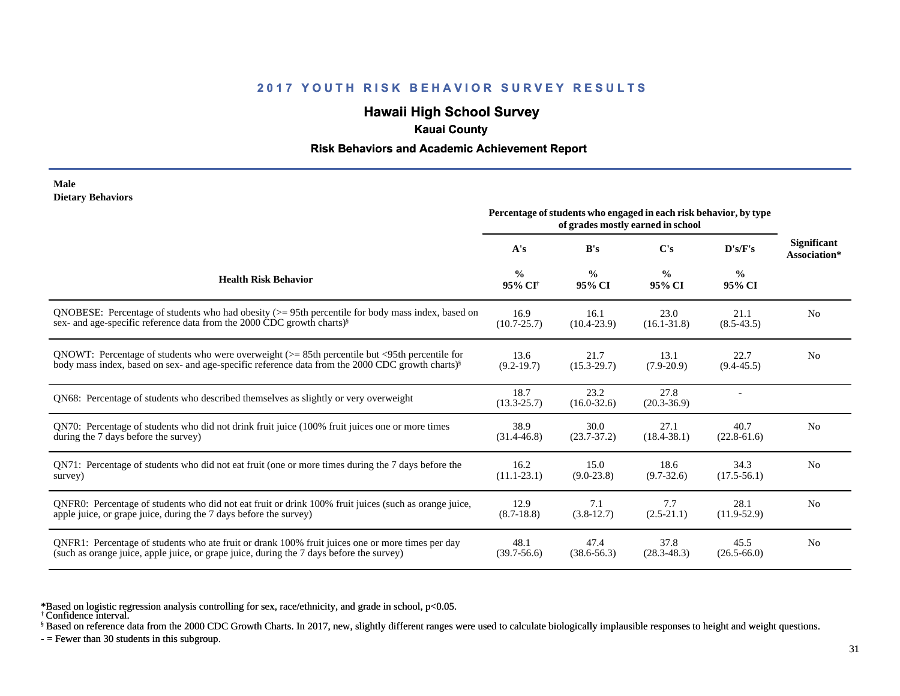# 2017 YOUTH RISK BEHAVIOR SURVEY RESULTS

## Hawaii High School Survey

### Kauai County

### Risk Behaviors and Academic Achievement Report

**Male**
**Dietary Behaviors**

| Health Risk Behavior | Percentage of students who engaged in each risk behavior, by type of grades mostly earned in school | | | | Significant Association* |
|---|---|---|---|---|---|
| | A's | B's | C's | D's/F's | |
| | % 95% CI† | % 95% CI | % 95% CI | % 95% CI | |
| QNOBESE: Percentage of students who had obesity (>= 95th percentile for body mass index, based on sex- and age-specific reference data from the 2000 CDC growth charts)§ | 16.9 (10.7-25.7) | 16.1 (10.4-23.9) | 23.0 (16.1-31.8) | 21.1 (8.5-43.5) | No |
| QNOWT: Percentage of students who were overweight (>= 85th percentile but <95th percentile for body mass index, based on sex- and age-specific reference data from the 2000 CDC growth charts)§ | 13.6 (9.2-19.7) | 21.7 (15.3-29.7) | 13.1 (7.9-20.9) | 22.7 (9.4-45.5) | No |
| QN68: Percentage of students who described themselves as slightly or very overweight | 18.7 (13.3-25.7) | 23.2 (16.0-32.6) | 27.8 (20.3-36.9) | - | |
| QN70: Percentage of students who did not drink fruit juice (100% fruit juices one or more times during the 7 days before the survey) | 38.9 (31.4-46.8) | 30.0 (23.7-37.2) | 27.1 (18.4-38.1) | 40.7 (22.8-61.6) | No |
| QN71: Percentage of students who did not eat fruit (one or more times during the 7 days before the survey) | 16.2 (11.1-23.1) | 15.0 (9.0-23.8) | 18.6 (9.7-32.6) | 34.3 (17.5-56.1) | No |
| QNFR0: Percentage of students who did not eat fruit or drink 100% fruit juices (such as orange juice, apple juice, or grape juice, during the 7 days before the survey) | 12.9 (8.7-18.8) | 7.1 (3.8-12.7) | 7.7 (2.5-21.1) | 28.1 (11.9-52.9) | No |
| QNFR1: Percentage of students who ate fruit or drank 100% fruit juices one or more times per day (such as orange juice, apple juice, or grape juice, during the 7 days before the survey) | 48.1 (39.7-56.6) | 47.4 (38.6-56.3) | 37.8 (28.3-48.3) | 45.5 (26.5-66.0) | No |

*Based on logistic regression analysis controlling for sex, race/ethnicity, and grade in school, $p<0.05$.
† Confidence interval.
§ Based on reference data from the 2000 CDC Growth Charts. In 2017, new, slightly different ranges were used to calculate biologically implausible responses to height and weight questions.
- = Fewer than 30 students in this subgroup.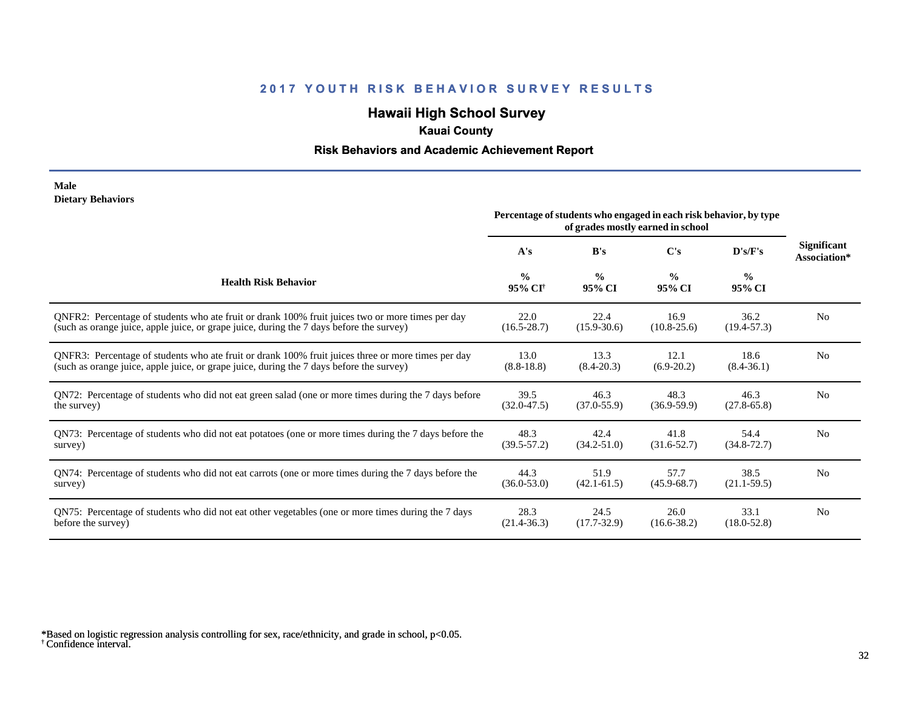# 2017 YOUTH RISK BEHAVIOR SURVEY RESULTS

## Hawaii High School Survey

### Kauai County

### Risk Behaviors and Academic Achievement Report

**Male**
**Dietary Behaviors**

| Health Risk Behavior | Percentage of students who engaged in each risk behavior, by type of grades mostly earned in school | | | | Significant Association* |
|---|---|---|---|---|---|
| | A's | B's | C's | D's/F's | |
| | % 95% CI[†] | % 95% CI | % 95% CI | % 95% CI | |
| QNFR2: Percentage of students who ate fruit or drank 100% fruit juices two or more times per day (such as orange juice, apple juice, or grape juice, during the 7 days before the survey) | 22.0 (16.5-28.7) | 22.4 (15.9-30.6) | 16.9 (10.8-25.6) | 36.2 (19.4-57.3) | No |
| QNFR3: Percentage of students who ate fruit or drank 100% fruit juices three or more times per day (such as orange juice, apple juice, or grape juice, during the 7 days before the survey) | 13.0 (8.8-18.8) | 13.3 (8.4-20.3) | 12.1 (6.9-20.2) | 18.6 (8.4-36.1) | No |
| QN72: Percentage of students who did not eat green salad (one or more times during the 7 days before the survey) | 39.5 (32.0-47.5) | 46.3 (37.0-55.9) | 48.3 (36.9-59.9) | 46.3 (27.8-65.8) | No |
| QN73: Percentage of students who did not eat potatoes (one or more times during the 7 days before the survey) | 48.3 (39.5-57.2) | 42.4 (34.2-51.0) | 41.8 (31.6-52.7) | 54.4 (34.8-72.7) | No |
| QN74: Percentage of students who did not eat carrots (one or more times during the 7 days before the survey) | 44.3 (36.0-53.0) | 51.9 (42.1-61.5) | 57.7 (45.9-68.7) | 38.5 (21.1-59.5) | No |
| QN75: Percentage of students who did not eat other vegetables (one or more times during the 7 days before the survey) | 28.3 (21.4-36.3) | 24.5 (17.7-32.9) | 26.0 (16.6-38.2) | 33.1 (18.0-52.8) | No |

*Based on logistic regression analysis controlling for sex, race/ethnicity, and grade in school, $p<0.05$.
[†] Confidence interval.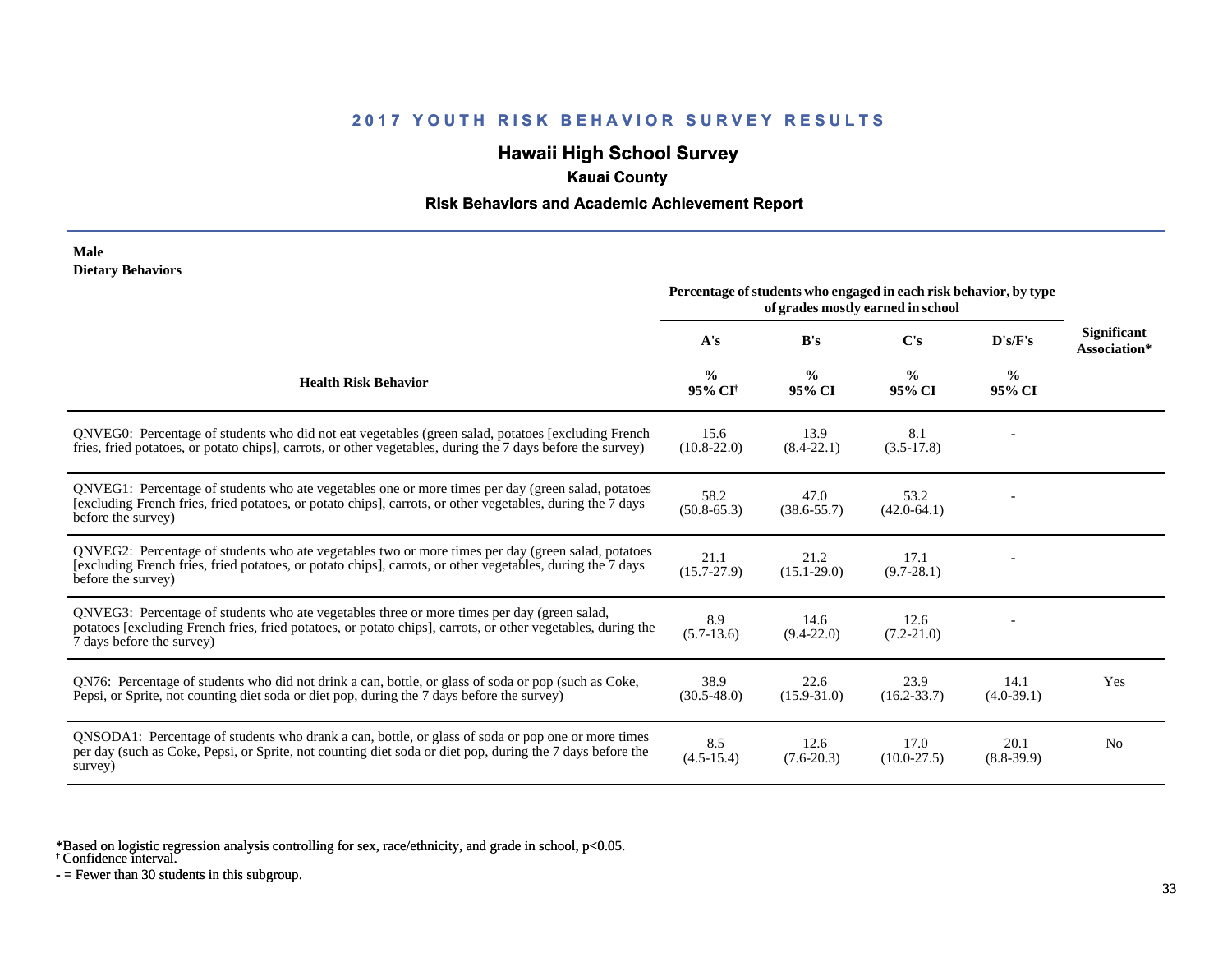# 2017 YOUTH RISK BEHAVIOR SURVEY RESULTS

## Hawaii High School Survey

### Kauai County

### Risk Behaviors and Academic Achievement Report

**Male**
**Dietary Behaviors**

| Health Risk Behavior | Percentage of students who engaged in each risk behavior, by type of grades mostly earned in school | | | | Significant Association* |
|---|---|---|---|---|---|
| | A's | B's | C's | D's/F's | |
| | % 95% CI[†] | % 95% CI | % 95% CI | % 95% CI | |
| QNVEG0: Percentage of students who did not eat vegetables (green salad, potatoes [excluding French fries, fried potatoes, or potato chips], carrots, or other vegetables, during the 7 days before the survey) | 15.6 (10.8-22.0) | 13.9 (8.4-22.1) | 8.1 (3.5-17.8) | - | |
| QNVEG1: Percentage of students who ate vegetables one or more times per day (green salad, potatoes [excluding French fries, fried potatoes, or potato chips], carrots, or other vegetables, during the 7 days before the survey) | 58.2 (50.8-65.3) | 47.0 (38.6-55.7) | 53.2 (42.0-64.1) | - | |
| QNVEG2: Percentage of students who ate vegetables two or more times per day (green salad, potatoes [excluding French fries, fried potatoes, or potato chips], carrots, or other vegetables, during the 7 days before the survey) | 21.1 (15.7-27.9) | 21.2 (15.1-29.0) | 17.1 (9.7-28.1) | - | |
| QNVEG3: Percentage of students who ate vegetables three or more times per day (green salad, potatoes [excluding French fries, fried potatoes, or potato chips], carrots, or other vegetables, during the 7 days before the survey) | 8.9 (5.7-13.6) | 14.6 (9.4-22.0) | 12.6 (7.2-21.0) | - | |
| QN76: Percentage of students who did not drink a can, bottle, or glass of soda or pop (such as Coke, Pepsi, or Sprite, not counting diet soda or diet pop, during the 7 days before the survey) | 38.9 (30.5-48.0) | 22.6 (15.9-31.0) | 23.9 (16.2-33.7) | 14.1 (4.0-39.1) | Yes |
| QNSODA1: Percentage of students who drank a can, bottle, or glass of soda or pop one or more times per day (such as Coke, Pepsi, or Sprite, not counting diet soda or diet pop, during the 7 days before the survey) | 8.5 (4.5-15.4) | 12.6 (7.6-20.3) | 17.0 (10.0-27.5) | 20.1 (8.8-39.9) | No |

*Based on logistic regression analysis controlling for sex, race/ethnicity, and grade in school, $p<0.05$.
[†] Confidence interval.
- = Fewer than 30 students in this subgroup.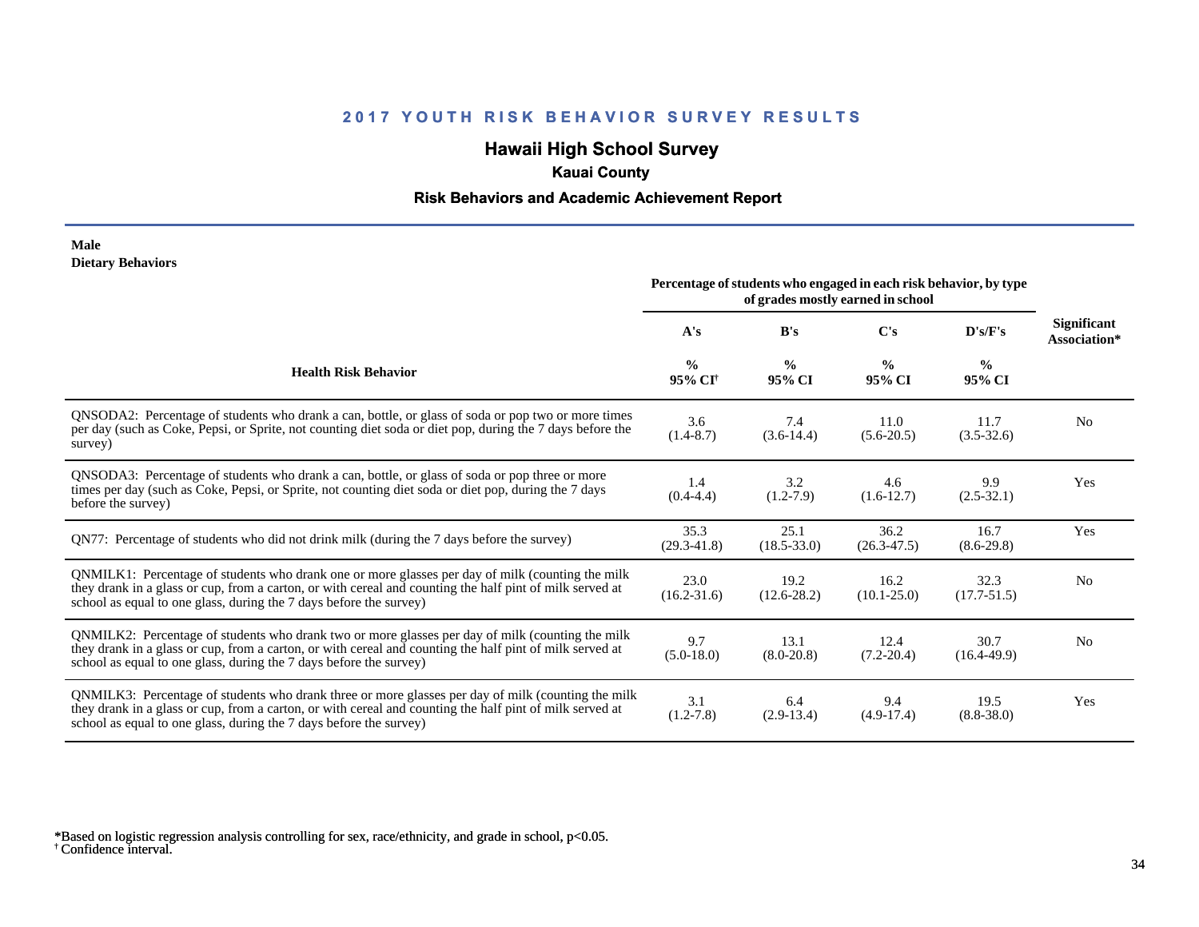## 2017 YOUTH RISK BEHAVIOR SURVEY RESULTS

### Hawaii High School Survey

**Kauai County**

**Risk Behaviors and Academic Achievement Report**

**Male**
**Dietary Behaviors**

| Health Risk Behavior | Percentage of students who engaged in each risk behavior, by type of grades mostly earned in school | | | | Significant Association* |
|---|---|---|---|---|---|
| | A's | B's | C's | D's/F's | |
| | % 95% CI[†] | % 95% CI | % 95% CI | % 95% CI | |
| QNSODA2: Percentage of students who drank a can, bottle, or glass of soda or pop two or more times per day (such as Coke, Pepsi, or Sprite, not counting diet soda or diet pop, during the 7 days before the survey) | 3.6 (1.4-8.7) | 7.4 (3.6-14.4) | 11.0 (5.6-20.5) | 11.7 (3.5-32.6) | No |
| QNSODA3: Percentage of students who drank a can, bottle, or glass of soda or pop three or more times per day (such as Coke, Pepsi, or Sprite, not counting diet soda or diet pop, during the 7 days before the survey) | 1.4 (0.4-4.4) | 3.2 (1.2-7.9) | 4.6 (1.6-12.7) | 9.9 (2.5-32.1) | Yes |
| QN77: Percentage of students who did not drink milk (during the 7 days before the survey) | 35.3 (29.3-41.8) | 25.1 (18.5-33.0) | 36.2 (26.3-47.5) | 16.7 (8.6-29.8) | Yes |
| QNMILK1: Percentage of students who drank one or more glasses per day of milk (counting the milk they drank in a glass or cup, from a carton, or with cereal and counting the half pint of milk served at school as equal to one glass, during the 7 days before the survey) | 23.0 (16.2-31.6) | 19.2 (12.6-28.2) | 16.2 (10.1-25.0) | 32.3 (17.7-51.5) | No |
| QNMILK2: Percentage of students who drank two or more glasses per day of milk (counting the milk they drank in a glass or cup, from a carton, or with cereal and counting the half pint of milk served at school as equal to one glass, during the 7 days before the survey) | 9.7 (5.0-18.0) | 13.1 (8.0-20.8) | 12.4 (7.2-20.4) | 30.7 (16.4-49.9) | No |
| QNMILK3: Percentage of students who drank three or more glasses per day of milk (counting the milk they drank in a glass or cup, from a carton, or with cereal and counting the half pint of milk served at school as equal to one glass, during the 7 days before the survey) | 3.1 (1.2-7.8) | 6.4 (2.9-13.4) | 9.4 (4.9-17.4) | 19.5 (8.8-38.0) | Yes |

*Based on logistic regression analysis controlling for sex, race/ethnicity, and grade in school, $p<0.05$.
[†] Confidence interval.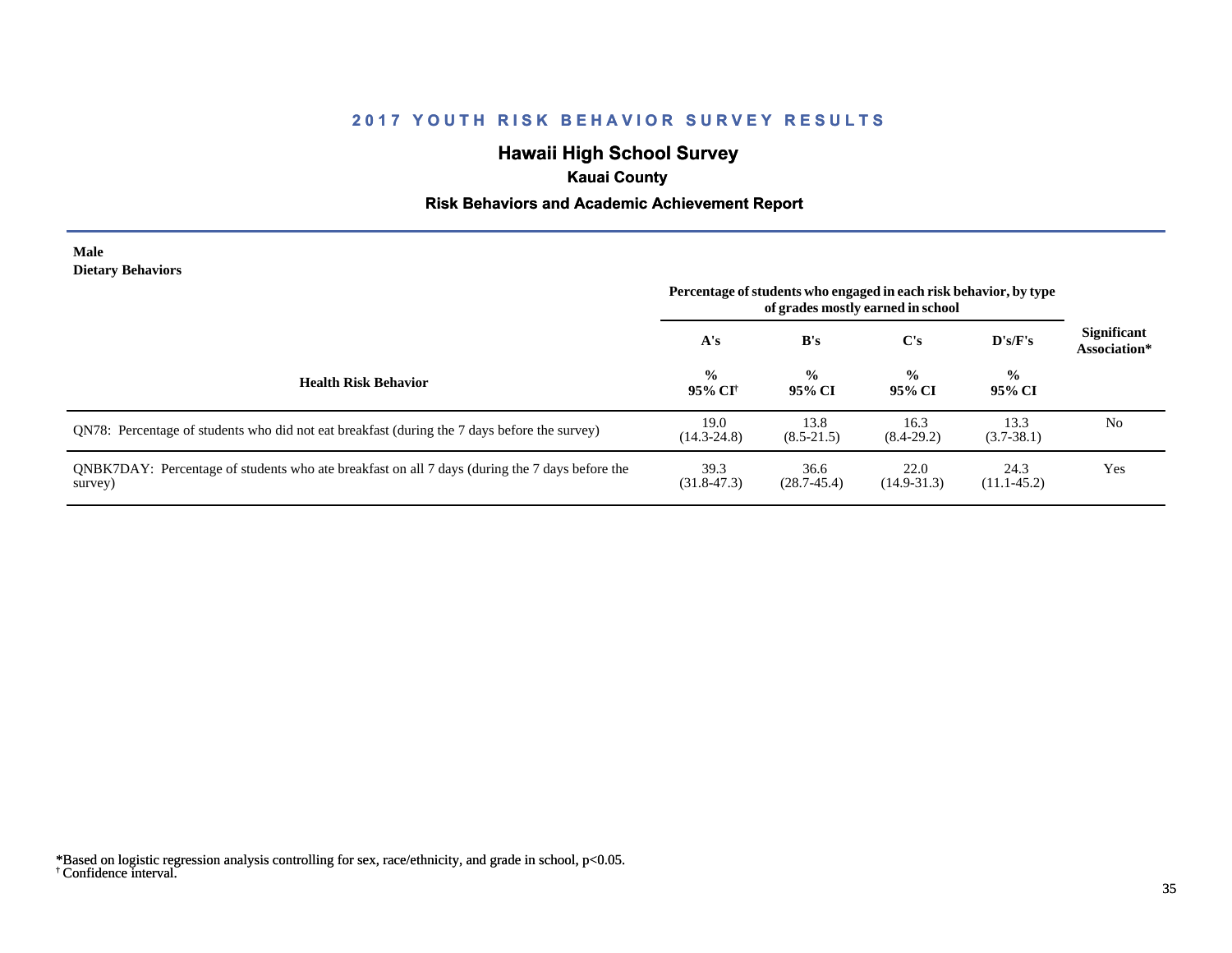## 2017 YOUTH RISK BEHAVIOR SURVEY RESULTS

### Hawaii High School Survey

**Kauai County**

**Risk Behaviors and Academic Achievement Report**

**Male**
**Dietary Behaviors**

| Health Risk Behavior | Percentage of students who engaged in each risk behavior, by type of grades mostly earned in school | | | | Significant Association* |
|---|---|---|---|---|---|
| | A's | B's | C's | D's/F's | |
| | % 95% CI† | % 95% CI | % 95% CI | % 95% CI | |
| QN78: Percentage of students who did not eat breakfast (during the 7 days before the survey) | 19.0 (14.3-24.8) | 13.8 (8.5-21.5) | 16.3 (8.4-29.2) | 13.3 (3.7-38.1) | No |
| QNBK7DAY: Percentage of students who ate breakfast on all 7 days (during the 7 days before the survey) | 39.3 (31.8-47.3) | 36.6 (28.7-45.4) | 22.0 (14.9-31.3) | 24.3 (11.1-45.2) | Yes |

*Based on logistic regression analysis controlling for sex, race/ethnicity, and grade in school, $p<0.05$.
† Confidence interval.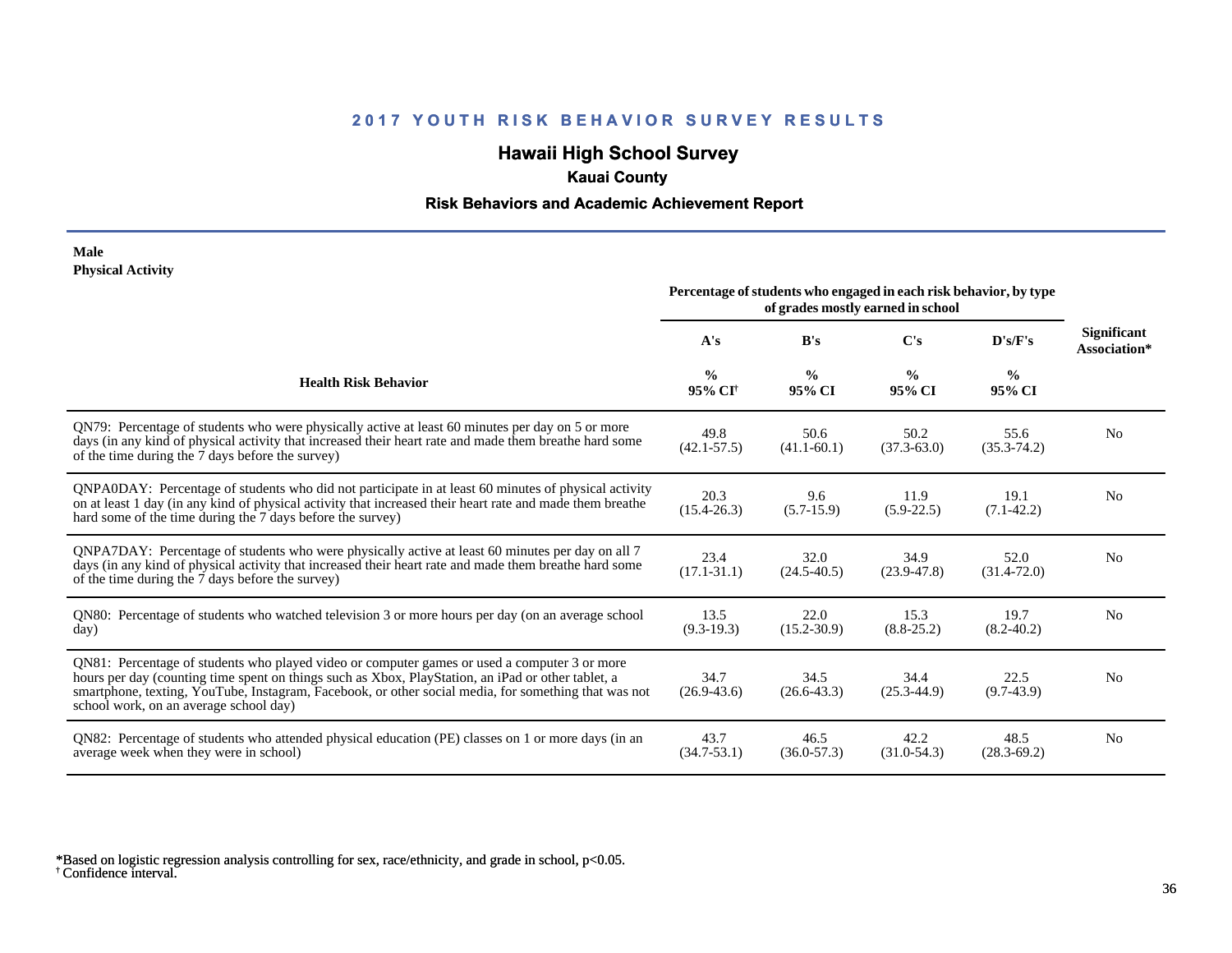# 2017 YOUTH RISK BEHAVIOR SURVEY RESULTS

## Hawaii High School Survey

### Kauai County

### Risk Behaviors and Academic Achievement Report

**Male**
**Physical Activity**

| Health Risk Behavior | Percentage of students who engaged in each risk behavior, by type of grades mostly earned in school | | | | Significant Association* |
|---|---|---|---|---|---|
| | A's | B's | C's | D's/F's | |
| | % 95% CI[†] | % 95% CI | % 95% CI | % 95% CI | |
| QN79: Percentage of students who were physically active at least 60 minutes per day on 5 or more days (in any kind of physical activity that increased their heart rate and made them breathe hard some of the time during the 7 days before the survey) | 49.8 (42.1-57.5) | 50.6 (41.1-60.1) | 50.2 (37.3-63.0) | 55.6 (35.3-74.2) | No |
| QNPA0DAY: Percentage of students who did not participate in at least 60 minutes of physical activity on at least 1 day (in any kind of physical activity that increased their heart rate and made them breathe hard some of the time during the 7 days before the survey) | 20.3 (15.4-26.3) | 9.6 (5.7-15.9) | 11.9 (5.9-22.5) | 19.1 (7.1-42.2) | No |
| QNPA7DAY: Percentage of students who were physically active at least 60 minutes per day on all 7 days (in any kind of physical activity that increased their heart rate and made them breathe hard some of the time during the 7 days before the survey) | 23.4 (17.1-31.1) | 32.0 (24.5-40.5) | 34.9 (23.9-47.8) | 52.0 (31.4-72.0) | No |
| QN80: Percentage of students who watched television 3 or more hours per day (on an average school day) | 13.5 (9.3-19.3) | 22.0 (15.2-30.9) | 15.3 (8.8-25.2) | 19.7 (8.2-40.2) | No |
| QN81: Percentage of students who played video or computer games or used a computer 3 or more hours per day (counting time spent on things such as Xbox, PlayStation, an iPad or other tablet, a smartphone, texting, YouTube, Instagram, Facebook, or other social media, for something that was not school work, on an average school day) | 34.7 (26.9-43.6) | 34.5 (26.6-43.3) | 34.4 (25.3-44.9) | 22.5 (9.7-43.9) | No |
| QN82: Percentage of students who attended physical education (PE) classes on 1 or more days (in an average week when they were in school) | 43.7 (34.7-53.1) | 46.5 (36.0-57.3) | 42.2 (31.0-54.3) | 48.5 (28.3-69.2) | No |

*Based on logistic regression analysis controlling for sex, race/ethnicity, and grade in school, $p<0.05$.
[†] Confidence interval.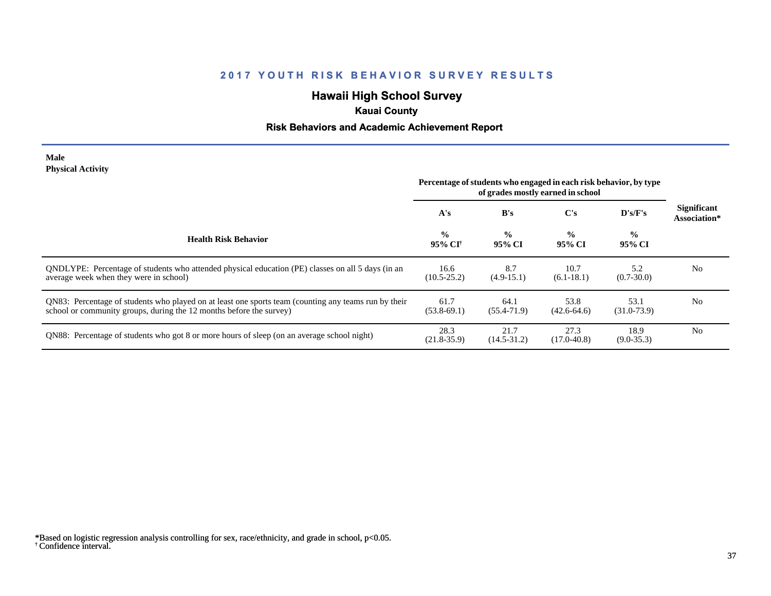## 2017 YOUTH RISK BEHAVIOR SURVEY RESULTS

# Hawaii High School Survey

### Kauai County

### Risk Behaviors and Academic Achievement Report

**Male**
**Physical Activity**

| Health Risk Behavior | Percentage of students who engaged in each risk behavior, by type of grades mostly earned in school | | | | Significant Association* |
|---|---|---|---|---|---|
| | A's | B's | C's | D's/F's | |
| | % 95% CI[†] | % 95% CI | % 95% CI | % 95% CI | |
| QNDLYPE: Percentage of students who attended physical education (PE) classes on all 5 days (in an average week when they were in school) | 16.6 (10.5-25.2) | 8.7 (4.9-15.1) | 10.7 (6.1-18.1) | 5.2 (0.7-30.0) | No |
| QN83: Percentage of students who played on at least one sports team (counting any teams run by their school or community groups, during the 12 months before the survey) | 61.7 (53.8-69.1) | 64.1 (55.4-71.9) | 53.8 (42.6-64.6) | 53.1 (31.0-73.9) | No |
| QN88: Percentage of students who got 8 or more hours of sleep (on an average school night) | 28.3 (21.8-35.9) | 21.7 (14.5-31.2) | 27.3 (17.0-40.8) | 18.9 (9.0-35.3) | No |

*Based on logistic regression analysis controlling for sex, race/ethnicity, and grade in school, $p<0.05$.
[†] Confidence interval.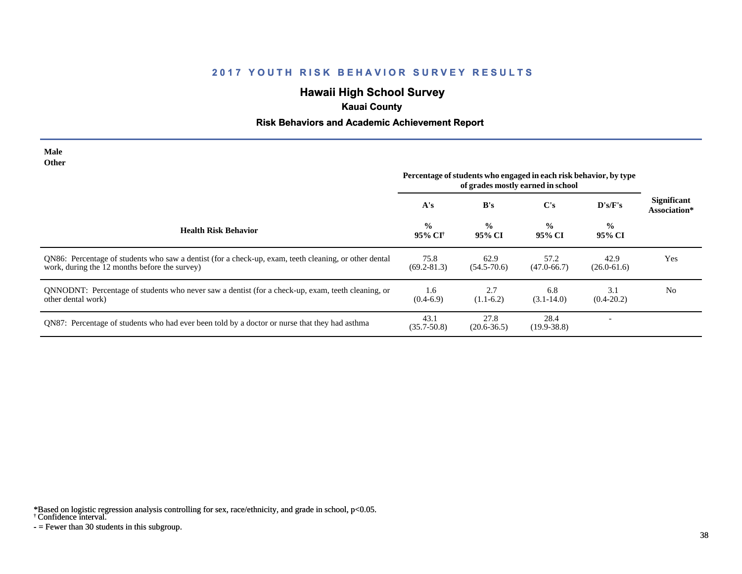## 2017 YOUTH RISK BEHAVIOR SURVEY RESULTS

# Hawaii High School Survey

### Kauai County

### Risk Behaviors and Academic Achievement Report

**Male**
**Other**

| Health Risk Behavior | Percentage of students who engaged in each risk behavior, by type of grades mostly earned in school | | | | Significant Association* |
|---|---|---|---|---|---|
| | A's | B's | C's | D's/F's | |
| | % 95% CI† | % 95% CI | % 95% CI | % 95% CI | |
| QN86: Percentage of students who saw a dentist (for a check-up, exam, teeth cleaning, or other dental work, during the 12 months before the survey) | 75.8 (69.2-81.3) | 62.9 (54.5-70.6) | 57.2 (47.0-66.7) | 42.9 (26.0-61.6) | Yes |
| QNNODNT: Percentage of students who never saw a dentist (for a check-up, exam, teeth cleaning, or other dental work) | 1.6 (0.4-6.9) | 2.7 (1.1-6.2) | 6.8 (3.1-14.0) | 3.1 (0.4-20.2) | No |
| QN87: Percentage of students who had ever been told by a doctor or nurse that they had asthma | 43.1 (35.7-50.8) | 27.8 (20.6-36.5) | 28.4 (19.9-38.8) | - | |

*Based on logistic regression analysis controlling for sex, race/ethnicity, and grade in school, $p<0.05$.
† Confidence interval.
- = Fewer than 30 students in this subgroup.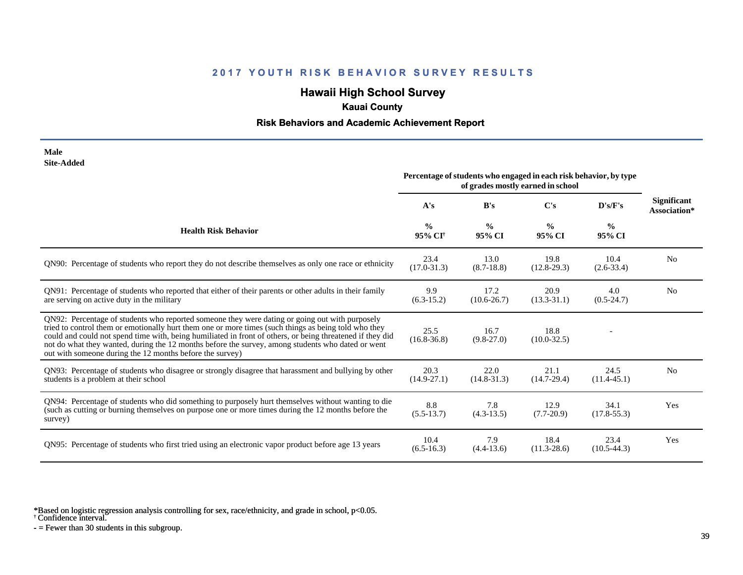## 2017 YOUTH RISK BEHAVIOR SURVEY RESULTS

### Hawaii High School Survey

**Kauai County**

**Risk Behaviors and Academic Achievement Report**

**Male**
**Site-Added**

| Health Risk Behavior | Percentage of students who engaged in each risk behavior, by type of grades mostly earned in school | | | | Significant Association* |
|---|---|---|---|---|---|
| | A's | B's | C's | D's/F's | |
| | % 95% CI† | % 95% CI | % 95% CI | % 95% CI | |
| QN90: Percentage of students who report they do not describe themselves as only one race or ethnicity | 23.4 (17.0-31.3) | 13.0 (8.7-18.8) | 19.8 (12.8-29.3) | 10.4 (2.6-33.4) | No |
| QN91: Percentage of students who reported that either of their parents or other adults in their family are serving on active duty in the military | 9.9 (6.3-15.2) | 17.2 (10.6-26.7) | 20.9 (13.3-31.1) | 4.0 (0.5-24.7) | No |
| QN92: Percentage of students who reported someone they were dating or going out with purposely tried to control them or emotionally hurt them one or more times (such things as being told who they could and could not spend time with, being humiliated in front of others, or being threatened if they did not do what they wanted, during the 12 months before the survey, among students who dated or went out with someone during the 12 months before the survey) | 25.5 (16.8-36.8) | 16.7 (9.8-27.0) | 18.8 (10.0-32.5) | - | |
| QN93: Percentage of students who disagree or strongly disagree that harassment and bullying by other students is a problem at their school | 20.3 (14.9-27.1) | 22.0 (14.8-31.3) | 21.1 (14.7-29.4) | 24.5 (11.4-45.1) | No |
| QN94: Percentage of students who did something to purposely hurt themselves without wanting to die (such as cutting or burning themselves on purpose one or more times during the 12 months before the survey) | 8.8 (5.5-13.7) | 7.8 (4.3-13.5) | 12.9 (7.7-20.9) | 34.1 (17.8-55.3) | Yes |
| QN95: Percentage of students who first tried using an electronic vapor product before age 13 years | 10.4 (6.5-16.3) | 7.9 (4.4-13.6) | 18.4 (11.3-28.6) | 23.4 (10.5-44.3) | Yes |

*Based on logistic regression analysis controlling for sex, race/ethnicity, and grade in school, $p<0.05$.
† Confidence interval.
- = Fewer than 30 students in this subgroup.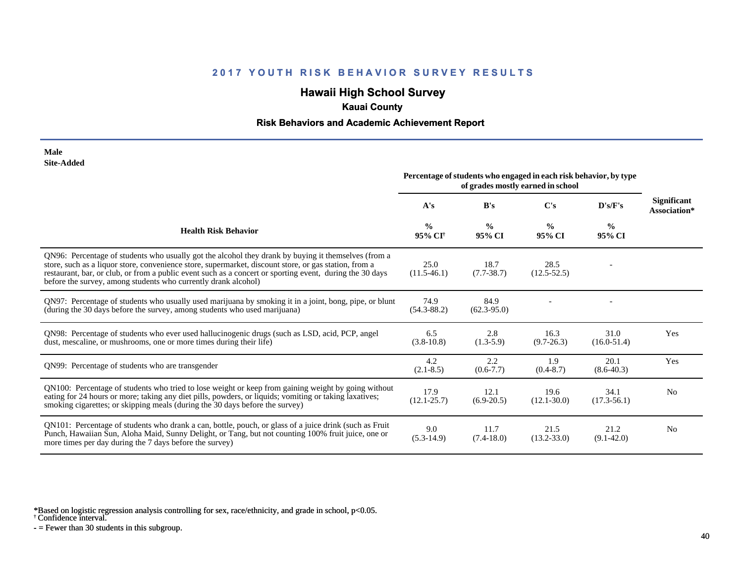# 2017 YOUTH RISK BEHAVIOR SURVEY RESULTS

## Hawaii High School Survey

### Kauai County

### Risk Behaviors and Academic Achievement Report

**Male**
**Site-Added**

| Health Risk Behavior | Percentage of students who engaged in each risk behavior, by type of grades mostly earned in school | | | | Significant Association* |
|---|---|---|---|---|---|
| | A's | B's | C's | D's/F's | |
| | % 95% CI† | % 95% CI | % 95% CI | % 95% CI | |
| QN96: Percentage of students who usually got the alcohol they drank by buying it themselves (from a store, such as a liquor store, convenience store, supermarket, discount store, or gas station, from a restaurant, bar, or club, or from a public event such as a concert or sporting event, during the 30 days before the survey, among students who currently drank alcohol) | 25.0 (11.5-46.1) | 18.7 (7.7-38.7) | 28.5 (12.5-52.5) | - | |
| QN97: Percentage of students who usually used marijuana by smoking it in a joint, bong, pipe, or blunt (during the 30 days before the survey, among students who used marijuana) | 74.9 (54.3-88.2) | 84.9 (62.3-95.0) | - | - | |
| QN98: Percentage of students who ever used hallucinogenic drugs (such as LSD, acid, PCP, angel dust, mescaline, or mushrooms, one or more times during their life) | 6.5 (3.8-10.8) | 2.8 (1.3-5.9) | 16.3 (9.7-26.3) | 31.0 (16.0-51.4) | Yes |
| QN99: Percentage of students who are transgender | 4.2 (2.1-8.5) | 2.2 (0.6-7.7) | 1.9 (0.4-8.7) | 20.1 (8.6-40.3) | Yes |
| QN100: Percentage of students who tried to lose weight or keep from gaining weight by going without eating for 24 hours or more; taking any diet pills, powders, or liquids; vomiting or taking laxatives; smoking cigarettes; or skipping meals (during the 30 days before the survey) | 17.9 (12.1-25.7) | 12.1 (6.9-20.5) | 19.6 (12.1-30.0) | 34.1 (17.3-56.1) | No |
| QN101: Percentage of students who drank a can, bottle, pouch, or glass of a juice drink (such as Fruit Punch, Hawaiian Sun, Aloha Maid, Sunny Delight, or Tang, but not counting 100% fruit juice, one or more times per day during the 7 days before the survey) | 9.0 (5.3-14.9) | 11.7 (7.4-18.0) | 21.5 (13.2-33.0) | 21.2 (9.1-42.0) | No |

*Based on logistic regression analysis controlling for sex, race/ethnicity, and grade in school, $p<0.05$.
† Confidence interval.
- = Fewer than 30 students in this subgroup.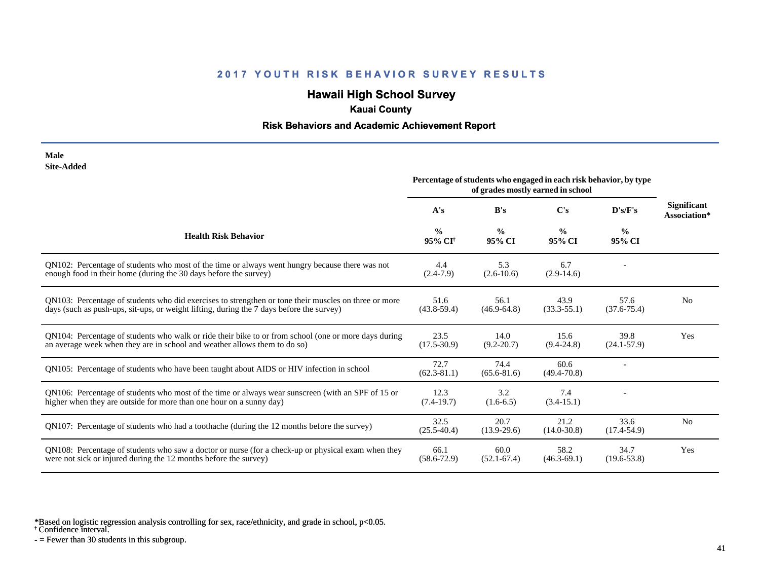# 2017 YOUTH RISK BEHAVIOR SURVEY RESULTS

## Hawaii High School Survey

### Kauai County

### Risk Behaviors and Academic Achievement Report

**Male**
**Site-Added**

| Health Risk Behavior | Percentage of students who engaged in each risk behavior, by type of grades mostly earned in school | | | | Significant Association* |
|---|---|---|---|---|---|
| | A's | B's | C's | D's/F's | |
| | % 95% CI[†] | % 95% CI | % 95% CI | % 95% CI | |
| QN102: Percentage of students who most of the time or always went hungry because there was not enough food in their home (during the 30 days before the survey) | 4.4 (2.4-7.9) | 5.3 (2.6-10.6) | 6.7 (2.9-14.6) | - | |
| QN103: Percentage of students who did exercises to strengthen or tone their muscles on three or more days (such as push-ups, sit-ups, or weight lifting, during the 7 days before the survey) | 51.6 (43.8-59.4) | 56.1 (46.9-64.8) | 43.9 (33.3-55.1) | 57.6 (37.6-75.4) | No |
| QN104: Percentage of students who walk or ride their bike to or from school (one or more days during an average week when they are in school and weather allows them to do so) | 23.5 (17.5-30.9) | 14.0 (9.2-20.7) | 15.6 (9.4-24.8) | 39.8 (24.1-57.9) | Yes |
| QN105: Percentage of students who have been taught about AIDS or HIV infection in school | 72.7 (62.3-81.1) | 74.4 (65.6-81.6) | 60.6 (49.4-70.8) | - | |
| QN106: Percentage of students who most of the time or always wear sunscreen (with an SPF of 15 or higher when they are outside for more than one hour on a sunny day) | 12.3 (7.4-19.7) | 3.2 (1.6-6.5) | 7.4 (3.4-15.1) | - | |
| QN107: Percentage of students who had a toothache (during the 12 months before the survey) | 32.5 (25.5-40.4) | 20.7 (13.9-29.6) | 21.2 (14.0-30.8) | 33.6 (17.4-54.9) | No |
| QN108: Percentage of students who saw a doctor or nurse (for a check-up or physical exam when they were not sick or injured during the 12 months before the survey) | 66.1 (58.6-72.9) | 60.0 (52.1-67.4) | 58.2 (46.3-69.1) | 34.7 (19.6-53.8) | Yes |

*Based on logistic regression analysis controlling for sex, race/ethnicity, and grade in school, $p<0.05$.
† Confidence interval.
- = Fewer than 30 students in this subgroup.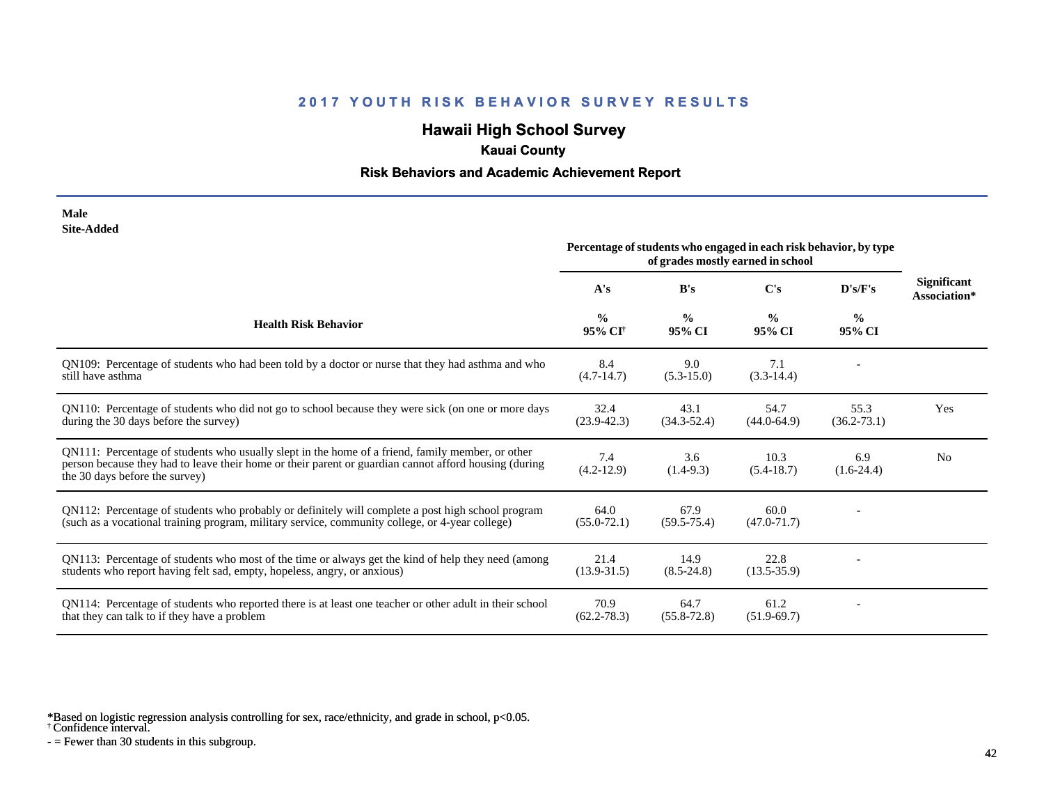## 2017 YOUTH RISK BEHAVIOR SURVEY RESULTS

# Hawaii High School Survey

### Kauai County

### Risk Behaviors and Academic Achievement Report

**Male**
**Site-Added**

| Health Risk Behavior | Percentage of students who engaged in each risk behavior, by type of grades mostly earned in school | | | | Significant Association* |
|---|---|---|---|---|---|
| | A's | B's | C's | D's/F's | |
| | % 95% CI[†] | % 95% CI | % 95% CI | % 95% CI | |
| QN109: Percentage of students who had been told by a doctor or nurse that they had asthma and who still have asthma | 8.4 (4.7-14.7) | 9.0 (5.3-15.0) | 7.1 (3.3-14.4) | - | |
| QN110: Percentage of students who did not go to school because they were sick (on one or more days during the 30 days before the survey) | 32.4 (23.9-42.3) | 43.1 (34.3-52.4) | 54.7 (44.0-64.9) | 55.3 (36.2-73.1) | Yes |
| QN111: Percentage of students who usually slept in the home of a friend, family member, or other person because they had to leave their home or their parent or guardian cannot afford housing (during the 30 days before the survey) | 7.4 (4.2-12.9) | 3.6 (1.4-9.3) | 10.3 (5.4-18.7) | 6.9 (1.6-24.4) | No |
| QN112: Percentage of students who probably or definitely will complete a post high school program (such as a vocational training program, military service, community college, or 4-year college) | 64.0 (55.0-72.1) | 67.9 (59.5-75.4) | 60.0 (47.0-71.7) | - | |
| QN113: Percentage of students who most of the time or always get the kind of help they need (among students who report having felt sad, empty, hopeless, angry, or anxious) | 21.4 (13.9-31.5) | 14.9 (8.5-24.8) | 22.8 (13.5-35.9) | - | |
| QN114: Percentage of students who reported there is at least one teacher or other adult in their school that they can talk to if they have a problem | 70.9 (62.2-78.3) | 64.7 (55.8-72.8) | 61.2 (51.9-69.7) | - | |

*Based on logistic regression analysis controlling for sex, race/ethnicity, and grade in school, $p<0.05$.
[†] Confidence interval.
\- = Fewer than 30 students in this subgroup.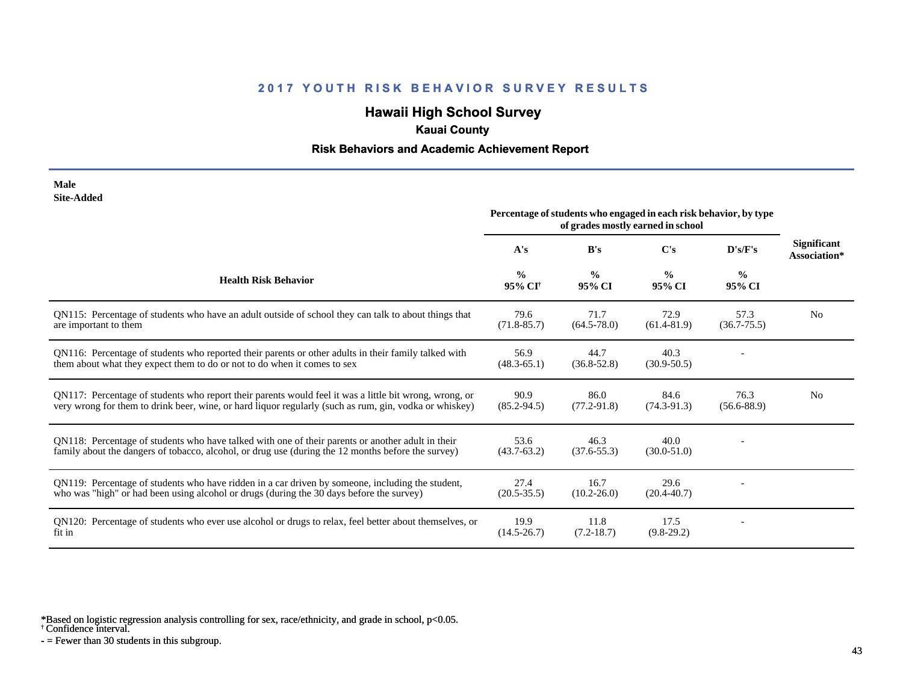## 2017 YOUTH RISK BEHAVIOR SURVEY RESULTS

### Hawaii High School Survey

### Kauai County

### Risk Behaviors and Academic Achievement Report

**Male**
**Site-Added**

| Health Risk Behavior | Percentage of students who engaged in each risk behavior, by type of grades mostly earned in school | | | | Significant Association* |
|---|---|---|---|---|---|
| | A's | B's | C's | D's/F's | |
| | % 95% CI[†] | % 95% CI | % 95% CI | % 95% CI | |
| QN115: Percentage of students who have an adult outside of school they can talk to about things that are important to them | 79.6 (71.8-85.7) | 71.7 (64.5-78.0) | 72.9 (61.4-81.9) | 57.3 (36.7-75.5) | No |
| QN116: Percentage of students who reported their parents or other adults in their family talked with them about what they expect them to do or not to do when it comes to sex | 56.9 (48.3-65.1) | 44.7 (36.8-52.8) | 40.3 (30.9-50.5) | - | |
| QN117: Percentage of students who report their parents would feel it was a little bit wrong, wrong, or very wrong for them to drink beer, wine, or hard liquor regularly (such as rum, gin, vodka or whiskey) | 90.9 (85.2-94.5) | 86.0 (77.2-91.8) | 84.6 (74.3-91.3) | 76.3 (56.6-88.9) | No |
| QN118: Percentage of students who have talked with one of their parents or another adult in their family about the dangers of tobacco, alcohol, or drug use (during the 12 months before the survey) | 53.6 (43.7-63.2) | 46.3 (37.6-55.3) | 40.0 (30.0-51.0) | - | |
| QN119: Percentage of students who have ridden in a car driven by someone, including the student, who was "high" or had been using alcohol or drugs (during the 30 days before the survey) | 27.4 (20.5-35.5) | 16.7 (10.2-26.0) | 29.6 (20.4-40.7) | - | |
| QN120: Percentage of students who ever use alcohol or drugs to relax, feel better about themselves, or fit in | 19.9 (14.5-26.7) | 11.8 (7.2-18.7) | 17.5 (9.8-29.2) | - | |

*Based on logistic regression analysis controlling for sex, race/ethnicity, and grade in school, $p<0.05$.
[†] Confidence interval.
- = Fewer than 30 students in this subgroup.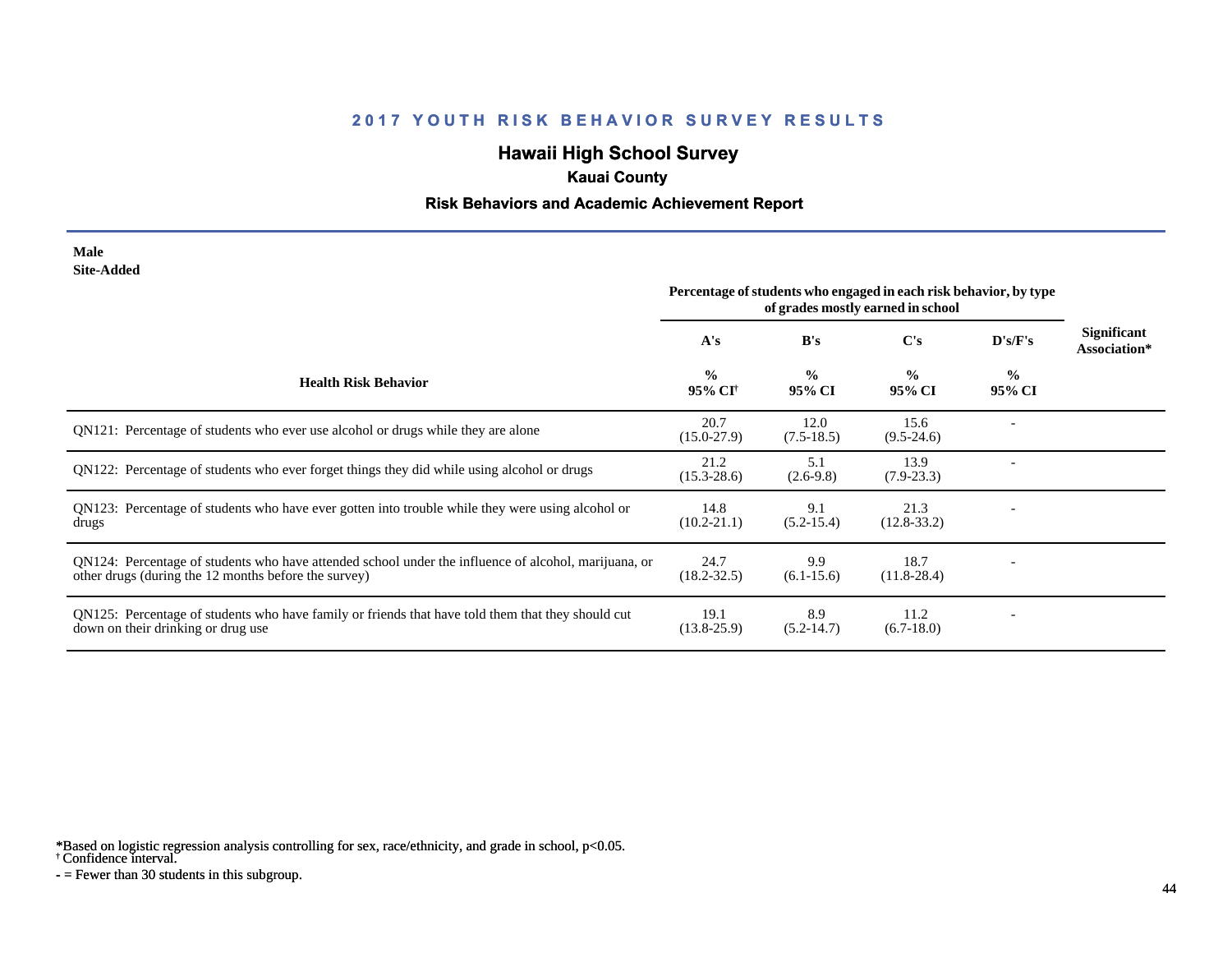## 2017 YOUTH RISK BEHAVIOR SURVEY RESULTS

# Hawaii High School Survey

### Kauai County

### Risk Behaviors and Academic Achievement Report

**Male**
**Site-Added**

| Health Risk Behavior | Percentage of students who engaged in each risk behavior, by type of grades mostly earned in school | | | | Significant Association* |
|---|---|---|---|---|---|
| | A's | B's | C's | D's/F's | |
| | % 95% CI† | % 95% CI | % 95% CI | % 95% CI | |
| QN121: Percentage of students who ever use alcohol or drugs while they are alone | 20.7 (15.0-27.9) | 12.0 (7.5-18.5) | 15.6 (9.5-24.6) | - | |
| QN122: Percentage of students who ever forget things they did while using alcohol or drugs | 21.2 (15.3-28.6) | 5.1 (2.6-9.8) | 13.9 (7.9-23.3) | - | |
| QN123: Percentage of students who have ever gotten into trouble while they were using alcohol or drugs | 14.8 (10.2-21.1) | 9.1 (5.2-15.4) | 21.3 (12.8-33.2) | - | |
| QN124: Percentage of students who have attended school under the influence of alcohol, marijuana, or other drugs (during the 12 months before the survey) | 24.7 (18.2-32.5) | 9.9 (6.1-15.6) | 18.7 (11.8-28.4) | - | |
| QN125: Percentage of students who have family or friends that have told them that they should cut down on their drinking or drug use | 19.1 (13.8-25.9) | 8.9 (5.2-14.7) | 11.2 (6.7-18.0) | - | |

*Based on logistic regression analysis controlling for sex, race/ethnicity, and grade in school, $p<0.05$.
† Confidence interval.
- = Fewer than 30 students in this subgroup.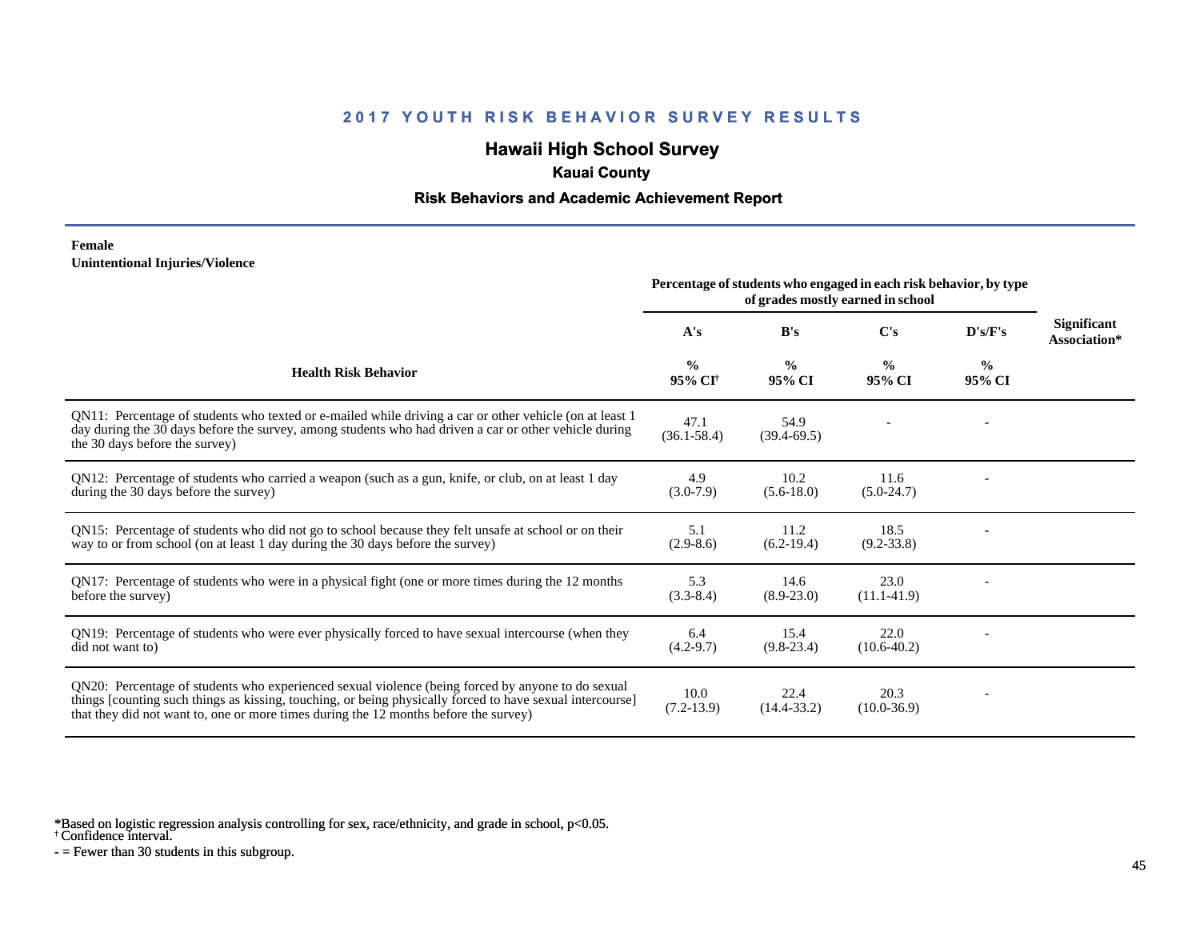# 2017 YOUTH RISK BEHAVIOR SURVEY RESULTS

## Hawaii High School Survey

### Kauai County

### Risk Behaviors and Academic Achievement Report

**Female**
**Unintentional Injuries/Violence**

| Health Risk Behavior | Percentage of students who engaged in each risk behavior, by type of grades mostly earned in school | | | | Significant Association* |
|---|---|---|---|---|---|
| | A's | B's | C's | D's/F's | |
| | % 95% CI† | % 95% CI | % 95% CI | % 95% CI | |
| QN11: Percentage of students who texted or e-mailed while driving a car or other vehicle (on at least 1 day during the 30 days before the survey, among students who had driven a car or other vehicle during the 30 days before the survey) | 47.1 (36.1-58.4) | 54.9 (39.4-69.5) | - | - | |
| QN12: Percentage of students who carried a weapon (such as a gun, knife, or club, on at least 1 day during the 30 days before the survey) | 4.9 (3.0-7.9) | 10.2 (5.6-18.0) | 11.6 (5.0-24.7) | - | |
| QN15: Percentage of students who did not go to school because they felt unsafe at school or on their way to or from school (on at least 1 day during the 30 days before the survey) | 5.1 (2.9-8.6) | 11.2 (6.2-19.4) | 18.5 (9.2-33.8) | - | |
| QN17: Percentage of students who were in a physical fight (one or more times during the 12 months before the survey) | 5.3 (3.3-8.4) | 14.6 (8.9-23.0) | 23.0 (11.1-41.9) | - | |
| QN19: Percentage of students who were ever physically forced to have sexual intercourse (when they did not want to) | 6.4 (4.2-9.7) | 15.4 (9.8-23.4) | 22.0 (10.6-40.2) | - | |
| QN20: Percentage of students who experienced sexual violence (being forced by anyone to do sexual things [counting such things as kissing, touching, or being physically forced to have sexual intercourse] that they did not want to, one or more times during the 12 months before the survey) | 10.0 (7.2-13.9) | 22.4 (14.4-33.2) | 20.3 (10.0-36.9) | - | |

*Based on logistic regression analysis controlling for sex, race/ethnicity, and grade in school, p<0.05.
† Confidence interval.
- = Fewer than 30 students in this subgroup.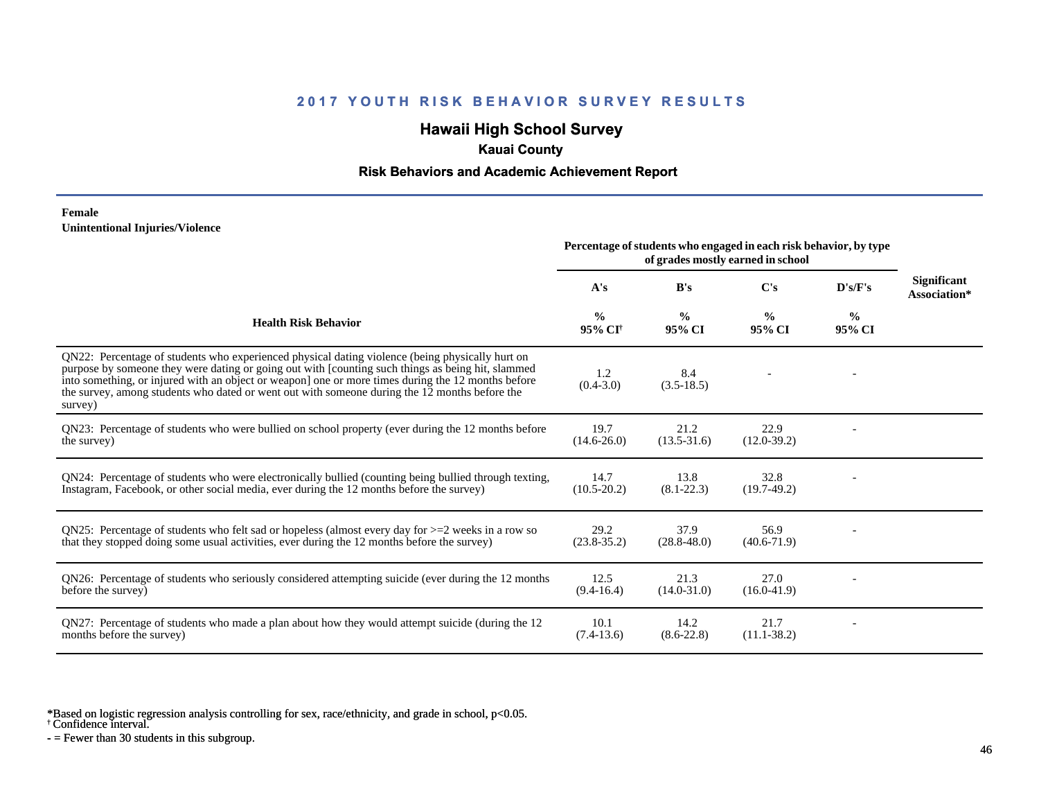# 2017 YOUTH RISK BEHAVIOR SURVEY RESULTS

## Hawaii High School Survey

### Kauai County

### Risk Behaviors and Academic Achievement Report

**Female**
**Unintentional Injuries/Violence**

| Health Risk Behavior | A's % 95% CI† | B's % 95% CI | C's % 95% CI | D's/F's % 95% CI | Significant Association* |
|---|---|---|---|---|---|
| | Percentage of students who engaged in each risk behavior, by type of grades mostly earned in school | | | | |
| QN22: Percentage of students who experienced physical dating violence (being physically hurt on purpose by someone they were dating or going out with [counting such things as being hit, slammed into something, or injured with an object or weapon] one or more times during the 12 months before the survey, among students who dated or went out with someone during the 12 months before the survey) | 1.2 (0.4-3.0) | 8.4 (3.5-18.5) | - | - | |
| QN23: Percentage of students who were bullied on school property (ever during the 12 months before the survey) | 19.7 (14.6-26.0) | 21.2 (13.5-31.6) | 22.9 (12.0-39.2) | - | |
| QN24: Percentage of students who were electronically bullied (counting being bullied through texting, Instagram, Facebook, or other social media, ever during the 12 months before the survey) | 14.7 (10.5-20.2) | 13.8 (8.1-22.3) | 32.8 (19.7-49.2) | - | |
| QN25: Percentage of students who felt sad or hopeless (almost every day for >=2 weeks in a row so that they stopped doing some usual activities, ever during the 12 months before the survey) | 29.2 (23.8-35.2) | 37.9 (28.8-48.0) | 56.9 (40.6-71.9) | - | |
| QN26: Percentage of students who seriously considered attempting suicide (ever during the 12 months before the survey) | 12.5 (9.4-16.4) | 21.3 (14.0-31.0) | 27.0 (16.0-41.9) | - | |
| QN27: Percentage of students who made a plan about how they would attempt suicide (during the 12 months before the survey) | 10.1 (7.4-13.6) | 14.2 (8.6-22.8) | 21.7 (11.1-38.2) | - | |

*Based on logistic regression analysis controlling for sex, race/ethnicity, and grade in school, $p<0.05$.
† Confidence interval.
- = Fewer than 30 students in this subgroup.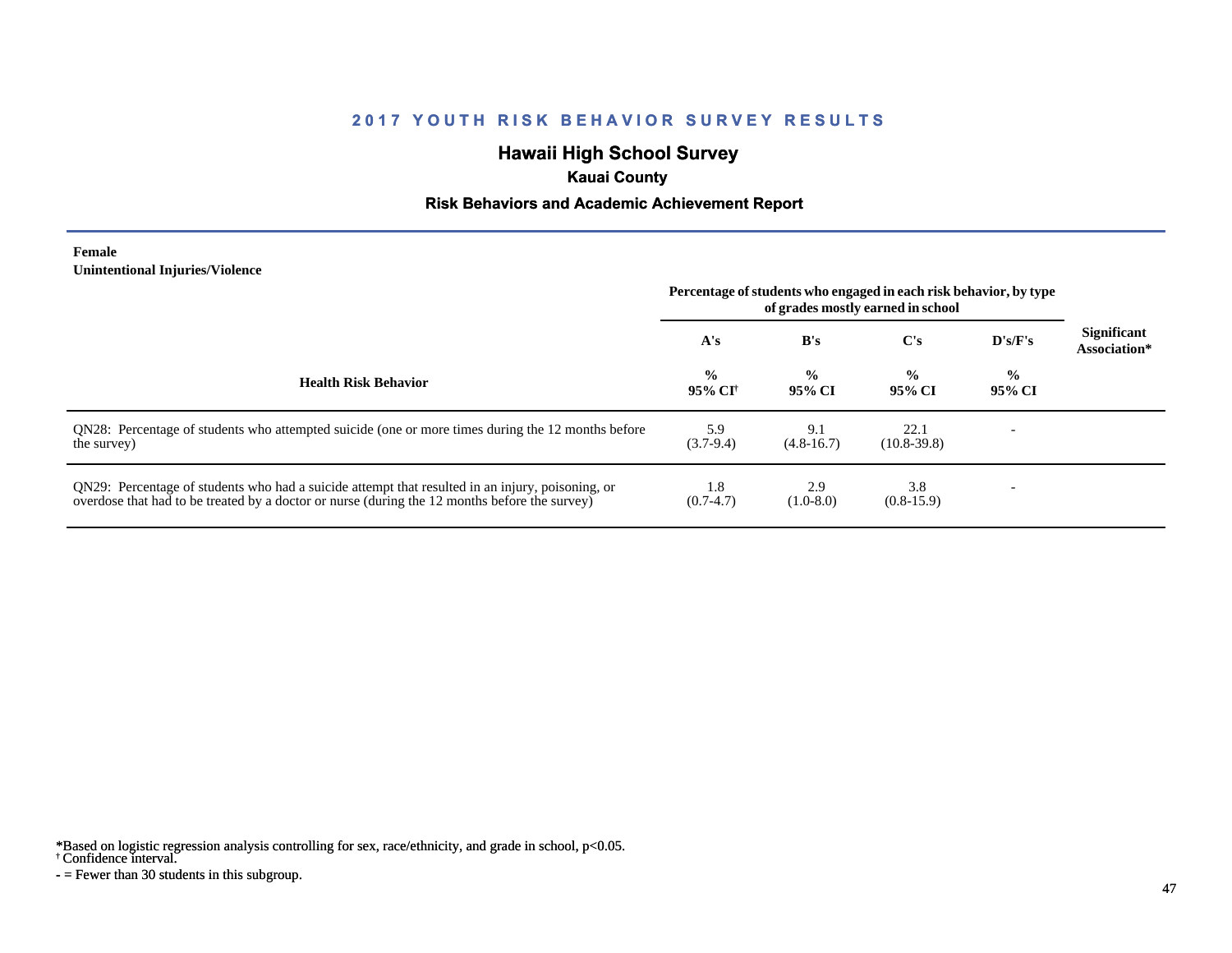# 2017 YOUTH RISK BEHAVIOR SURVEY RESULTS

## Hawaii High School Survey

### Kauai County

### Risk Behaviors and Academic Achievement Report

**Female**
**Unintentional Injuries/Violence**

| Health Risk Behavior | Percentage of students who engaged in each risk behavior, by type of grades mostly earned in school | | | | Significant Association* |
|---|---|---|---|---|---|
| | A's | B's | C's | D's/F's | |
| | % 95% CI† | % 95% CI | % 95% CI | % 95% CI | |
| QN28: Percentage of students who attempted suicide (one or more times during the 12 months before the survey) | 5.9 (3.7-9.4) | 9.1 (4.8-16.7) | 22.1 (10.8-39.8) | - | |
| QN29: Percentage of students who had a suicide attempt that resulted in an injury, poisoning, or overdose that had to be treated by a doctor or nurse (during the 12 months before the survey) | 1.8 (0.7-4.7) | 2.9 (1.0-8.0) | 3.8 (0.8-15.9) | - | |

*Based on logistic regression analysis controlling for sex, race/ethnicity, and grade in school, $p<0.05$.
† Confidence interval.
- = Fewer than 30 students in this subgroup.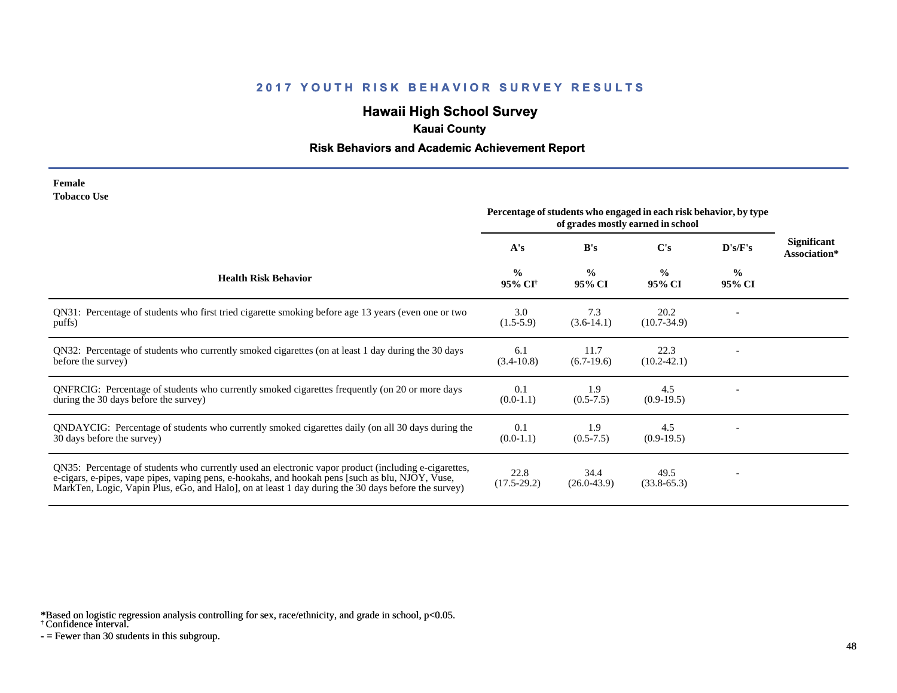# 2017 YOUTH RISK BEHAVIOR SURVEY RESULTS

## Hawaii High School Survey

### Kauai County

### Risk Behaviors and Academic Achievement Report

**Female**
**Tobacco Use**

| Health Risk Behavior | Percentage of students who engaged in each risk behavior, by type of grades mostly earned in school | | | | Significant Association* |
|---|---|---|---|---|---|
| | A's | B's | C's | D's/F's | |
| | % 95% CI† | % 95% CI | % 95% CI | % 95% CI | |
| QN31: Percentage of students who first tried cigarette smoking before age 13 years (even one or two puffs) | 3.0 (1.5-5.9) | 7.3 (3.6-14.1) | 20.2 (10.7-34.9) | - | |
| QN32: Percentage of students who currently smoked cigarettes (on at least 1 day during the 30 days before the survey) | 6.1 (3.4-10.8) | 11.7 (6.7-19.6) | 22.3 (10.2-42.1) | - | |
| QNFRCIG: Percentage of students who currently smoked cigarettes frequently (on 20 or more days during the 30 days before the survey) | 0.1 (0.0-1.1) | 1.9 (0.5-7.5) | 4.5 (0.9-19.5) | - | |
| QNDAYCIG: Percentage of students who currently smoked cigarettes daily (on all 30 days during the 30 days before the survey) | 0.1 (0.0-1.1) | 1.9 (0.5-7.5) | 4.5 (0.9-19.5) | - | |
| QN35: Percentage of students who currently used an electronic vapor product (including e-cigarettes, e-cigars, e-pipes, vape pipes, vaping pens, e-hookahs, and hookah pens [such as blu, NJOY, Vuse, MarkTen, Logic, Vapin Plus, eGo, and Halo], on at least 1 day during the 30 days before the survey) | 22.8 (17.5-29.2) | 34.4 (26.0-43.9) | 49.5 (33.8-65.3) | - | |

*Based on logistic regression analysis controlling for sex, race/ethnicity, and grade in school, $p<0.05$.
† Confidence interval.
- = Fewer than 30 students in this subgroup.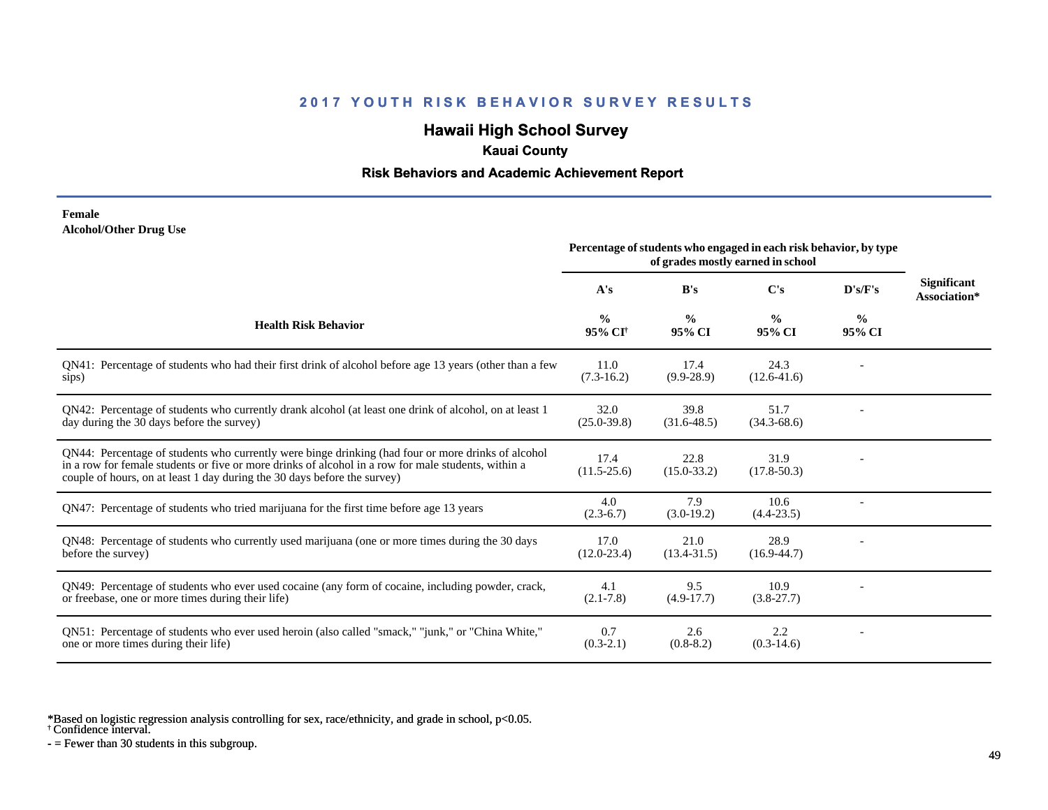# 2017 YOUTH RISK BEHAVIOR SURVEY RESULTS

## Hawaii High School Survey

### Kauai County

### Risk Behaviors and Academic Achievement Report

**Female**
**Alcohol/Other Drug Use**

| Health Risk Behavior | Percentage of students who engaged in each risk behavior, by type of grades mostly earned in school | | | | Significant Association* |
|---|---|---|---|---|---|
| | A's | B's | C's | D's/F's | |
| | % 95% CI† | % 95% CI | % 95% CI | % 95% CI | |
| QN41: Percentage of students who had their first drink of alcohol before age 13 years (other than a few sips) | 11.0 (7.3-16.2) | 17.4 (9.9-28.9) | 24.3 (12.6-41.6) | - | |
| QN42: Percentage of students who currently drank alcohol (at least one drink of alcohol, on at least 1 day during the 30 days before the survey) | 32.0 (25.0-39.8) | 39.8 (31.6-48.5) | 51.7 (34.3-68.6) | - | |
| QN44: Percentage of students who currently were binge drinking (had four or more drinks of alcohol in a row for female students or five or more drinks of alcohol in a row for male students, within a couple of hours, on at least 1 day during the 30 days before the survey) | 17.4 (11.5-25.6) | 22.8 (15.0-33.2) | 31.9 (17.8-50.3) | - | |
| QN47: Percentage of students who tried marijuana for the first time before age 13 years | 4.0 (2.3-6.7) | 7.9 (3.0-19.2) | 10.6 (4.4-23.5) | - | |
| QN48: Percentage of students who currently used marijuana (one or more times during the 30 days before the survey) | 17.0 (12.0-23.4) | 21.0 (13.4-31.5) | 28.9 (16.9-44.7) | - | |
| QN49: Percentage of students who ever used cocaine (any form of cocaine, including powder, crack, or freebase, one or more times during their life) | 4.1 (2.1-7.8) | 9.5 (4.9-17.7) | 10.9 (3.8-27.7) | - | |
| QN51: Percentage of students who ever used heroin (also called "smack," "junk," or "China White," one or more times during their life) | 0.7 (0.3-2.1) | 2.6 (0.8-8.2) | 2.2 (0.3-14.6) | - | |

*Based on logistic regression analysis controlling for sex, race/ethnicity, and grade in school, $p<0.05$.
† Confidence interval.
- = Fewer than 30 students in this subgroup.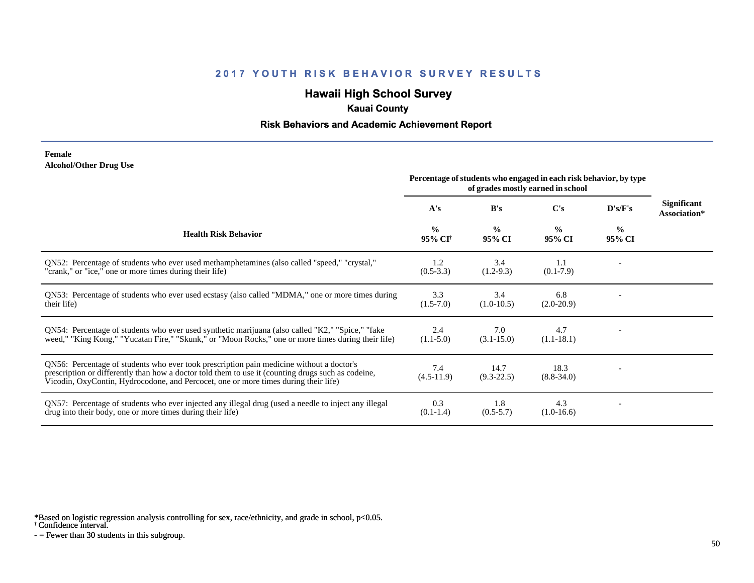## 2017 YOUTH RISK BEHAVIOR SURVEY RESULTS

### Hawaii High School Survey

**Kauai County**

**Risk Behaviors and Academic Achievement Report**

**Female**
**Alcohol/Other Drug Use**

| Health Risk Behavior | Percentage of students who engaged in each risk behavior, by type of grades mostly earned in school | | | | Significant Association* |
|---|---|---|---|---|---|
| | A's | B's | C's | D's/F's | |
| | % 95% CI[†] | % 95% CI | % 95% CI | % 95% CI | |
| QN52: Percentage of students who ever used methamphetamines (also called "speed," "crystal," "crank," or "ice," one or more times during their life) | 1.2 (0.5-3.3) | 3.4 (1.2-9.3) | 1.1 (0.1-7.9) | - | |
| QN53: Percentage of students who ever used ecstasy (also called "MDMA," one or more times during their life) | 3.3 (1.5-7.0) | 3.4 (1.0-10.5) | 6.8 (2.0-20.9) | - | |
| QN54: Percentage of students who ever used synthetic marijuana (also called "K2," "Spice," "fake weed," "King Kong," "Yucatan Fire," "Skunk," or "Moon Rocks," one or more times during their life) | 2.4 (1.1-5.0) | 7.0 (3.1-15.0) | 4.7 (1.1-18.1) | - | |
| QN56: Percentage of students who ever took prescription pain medicine without a doctor's prescription or differently than how a doctor told them to use it (counting drugs such as codeine, Vicodin, OxyContin, Hydrocodone, and Percocet, one or more times during their life) | 7.4 (4.5-11.9) | 14.7 (9.3-22.5) | 18.3 (8.8-34.0) | - | |
| QN57: Percentage of students who ever injected any illegal drug (used a needle to inject any illegal drug into their body, one or more times during their life) | 0.3 (0.1-1.4) | 1.8 (0.5-5.7) | 4.3 (1.0-16.6) | - | |

*Based on logistic regression analysis controlling for sex, race/ethnicity, and grade in school, p<0.05.
† Confidence interval.
- = Fewer than 30 students in this subgroup.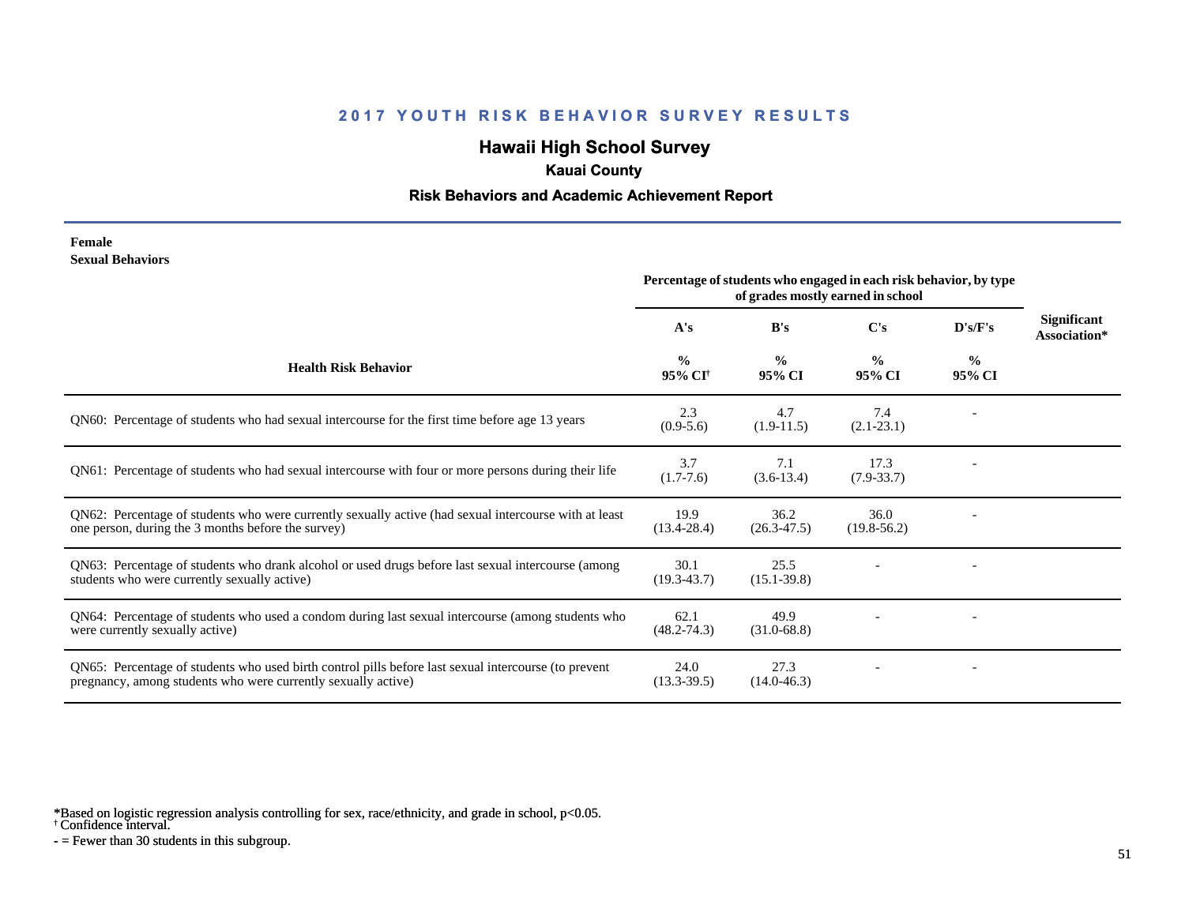## 2017 YOUTH RISK BEHAVIOR SURVEY RESULTS

# Hawaii High School Survey

### Kauai County

### Risk Behaviors and Academic Achievement Report

**Female**
**Sexual Behaviors**

| Health Risk Behavior | Percentage of students who engaged in each risk behavior, by type of grades mostly earned in school | | | | Significant Association* |
|---|---|---|---|---|---|
| | A's | B's | C's | D's/F's | |
| | % 95% CI† | % 95% CI | % 95% CI | % 95% CI | |
| QN60: Percentage of students who had sexual intercourse for the first time before age 13 years | 2.3 (0.9-5.6) | 4.7 (1.9-11.5) | 7.4 (2.1-23.1) | - | |
| QN61: Percentage of students who had sexual intercourse with four or more persons during their life | 3.7 (1.7-7.6) | 7.1 (3.6-13.4) | 17.3 (7.9-33.7) | - | |
| QN62: Percentage of students who were currently sexually active (had sexual intercourse with at least one person, during the 3 months before the survey) | 19.9 (13.4-28.4) | 36.2 (26.3-47.5) | 36.0 (19.8-56.2) | - | |
| QN63: Percentage of students who drank alcohol or used drugs before last sexual intercourse (among students who were currently sexually active) | 30.1 (19.3-43.7) | 25.5 (15.1-39.8) | - | - | |
| QN64: Percentage of students who used a condom during last sexual intercourse (among students who were currently sexually active) | 62.1 (48.2-74.3) | 49.9 (31.0-68.8) | - | - | |
| QN65: Percentage of students who used birth control pills before last sexual intercourse (to prevent pregnancy, among students who were currently sexually active) | 24.0 (13.3-39.5) | 27.3 (14.0-46.3) | - | - | |

*Based on logistic regression analysis controlling for sex, race/ethnicity, and grade in school, $p<0.05$.
† Confidence interval.
- = Fewer than 30 students in this subgroup.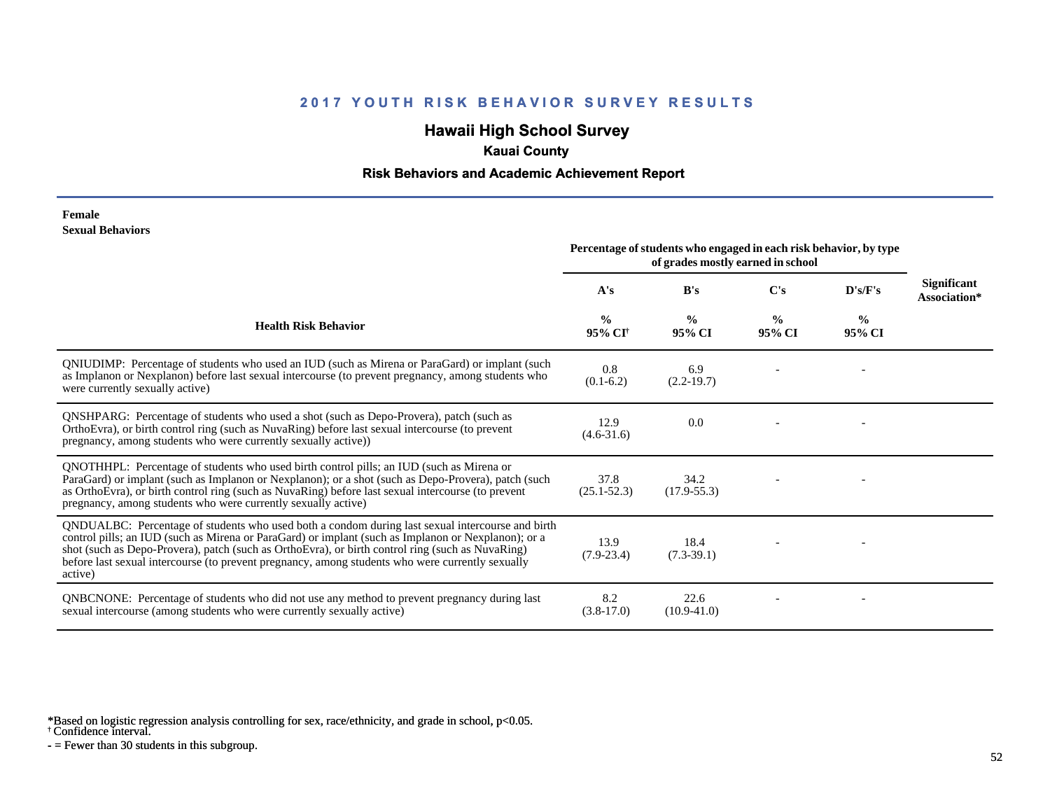# 2017 YOUTH RISK BEHAVIOR SURVEY RESULTS

## Hawaii High School Survey

### Kauai County

### Risk Behaviors and Academic Achievement Report

**Female**
**Sexual Behaviors**

| Health Risk Behavior | A's<br>%<br>95% CI[†] | B's<br>%<br>95% CI | C's<br>%<br>95% CI | D's/F's<br>%<br>95% CI | Significant Association* |
|---|---|---|---|---|---|
| QNIUDIMP: Percentage of students who used an IUD (such as Mirena or ParaGard) or implant (such as Implanon or Nexplanon) before last sexual intercourse (to prevent pregnancy, among students who were currently sexually active) | 0.8<br>(0.1-6.2) | 6.9<br>(2.2-19.7) | - | - | |
| QNSHPARG: Percentage of students who used a shot (such as Depo-Provera), patch (such as OrthoEvra), or birth control ring (such as NuvaRing) before last sexual intercourse (to prevent pregnancy, among students who were currently sexually active)) | 12.9<br>(4.6-31.6) | 0.0 | - | - | |
| QNOTHHPL: Percentage of students who used birth control pills; an IUD (such as Mirena or ParaGard) or implant (such as Implanon or Nexplanon); or a shot (such as Depo-Provera), patch (such as OrthoEvra), or birth control ring (such as NuvaRing) before last sexual intercourse (to prevent pregnancy, among students who were currently sexually active) | 37.8<br>(25.1-52.3) | 34.2<br>(17.9-55.3) | - | - | |
| QNDUALBC: Percentage of students who used both a condom during last sexual intercourse and birth control pills; an IUD (such as Mirena or ParaGard) or implant (such as Implanon or Nexplanon); or a shot (such as Depo-Provera), patch (such as OrthoEvra), or birth control ring (such as NuvaRing) before last sexual intercourse (to prevent pregnancy, among students who were currently sexually active) | 13.9<br>(7.9-23.4) | 18.4<br>(7.3-39.1) | - | - | |
| QNBCNONE: Percentage of students who did not use any method to prevent pregnancy during last sexual intercourse (among students who were currently sexually active) | 8.2<br>(3.8-17.0) | 22.6<br>(10.9-41.0) | - | - | |

*Based on logistic regression analysis controlling for sex, race/ethnicity, and grade in school, $p<0.05$.
[†] Confidence interval.
- = Fewer than 30 students in this subgroup.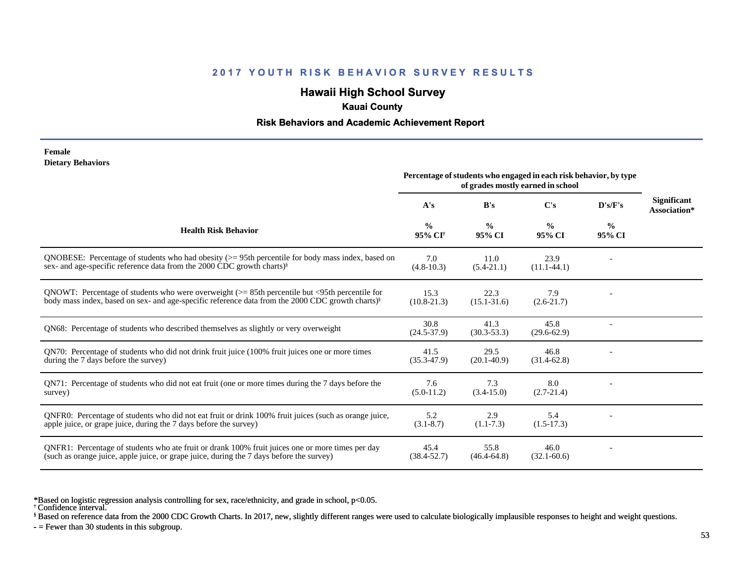## 2017 YOUTH RISK BEHAVIOR SURVEY RESULTS

## Hawaii High School Survey

### Kauai County

### Risk Behaviors and Academic Achievement Report

**Female**
**Dietary Behaviors**

| Health Risk Behavior | Percentage of students who engaged in each risk behavior, by type of grades mostly earned in school | | | | Significant Association* |
|---|---|---|---|---|---|
| | A's | B's | C's | D's/F's | |
| | % 95% CI† | % 95% CI | % 95% CI | % 95% CI | |
| QNOBESE: Percentage of students who had obesity (>= 95th percentile for body mass index, based on sex- and age-specific reference data from the 2000 CDC growth charts)§ | 7.0 (4.8-10.3) | 11.0 (5.4-21.1) | 23.9 (11.1-44.1) | - | |
| QNOWT: Percentage of students who were overweight (>= 85th percentile but <95th percentile for body mass index, based on sex- and age-specific reference data from the 2000 CDC growth charts)§ | 15.3 (10.8-21.3) | 22.3 (15.1-31.6) | 7.9 (2.6-21.7) | - | |
| QN68: Percentage of students who described themselves as slightly or very overweight | 30.8 (24.5-37.9) | 41.3 (30.3-53.3) | 45.8 (29.6-62.9) | - | |
| QN70: Percentage of students who did not drink fruit juice (100% fruit juices one or more times during the 7 days before the survey) | 41.5 (35.3-47.9) | 29.5 (20.1-40.9) | 46.8 (31.4-62.8) | - | |
| QN71: Percentage of students who did not eat fruit (one or more times during the 7 days before the survey) | 7.6 (5.0-11.2) | 7.3 (3.4-15.0) | 8.0 (2.7-21.4) | - | |
| QNFR0: Percentage of students who did not eat fruit or drink 100% fruit juices (such as orange juice, apple juice, or grape juice, during the 7 days before the survey) | 5.2 (3.1-8.7) | 2.9 (1.1-7.3) | 5.4 (1.5-17.3) | - | |
| QNFR1: Percentage of students who ate fruit or drank 100% fruit juices one or more times per day (such as orange juice, apple juice, or grape juice, during the 7 days before the survey) | 45.4 (38.4-52.7) | 55.8 (46.4-64.8) | 46.0 (32.1-60.6) | - | |

*Based on logistic regression analysis controlling for sex, race/ethnicity, and grade in school, $p<0.05$.
† Confidence interval.
§ Based on reference data from the 2000 CDC Growth Charts. In 2017, new, slightly different ranges were used to calculate biologically implausible responses to height and weight questions.
- = Fewer than 30 students in this subgroup.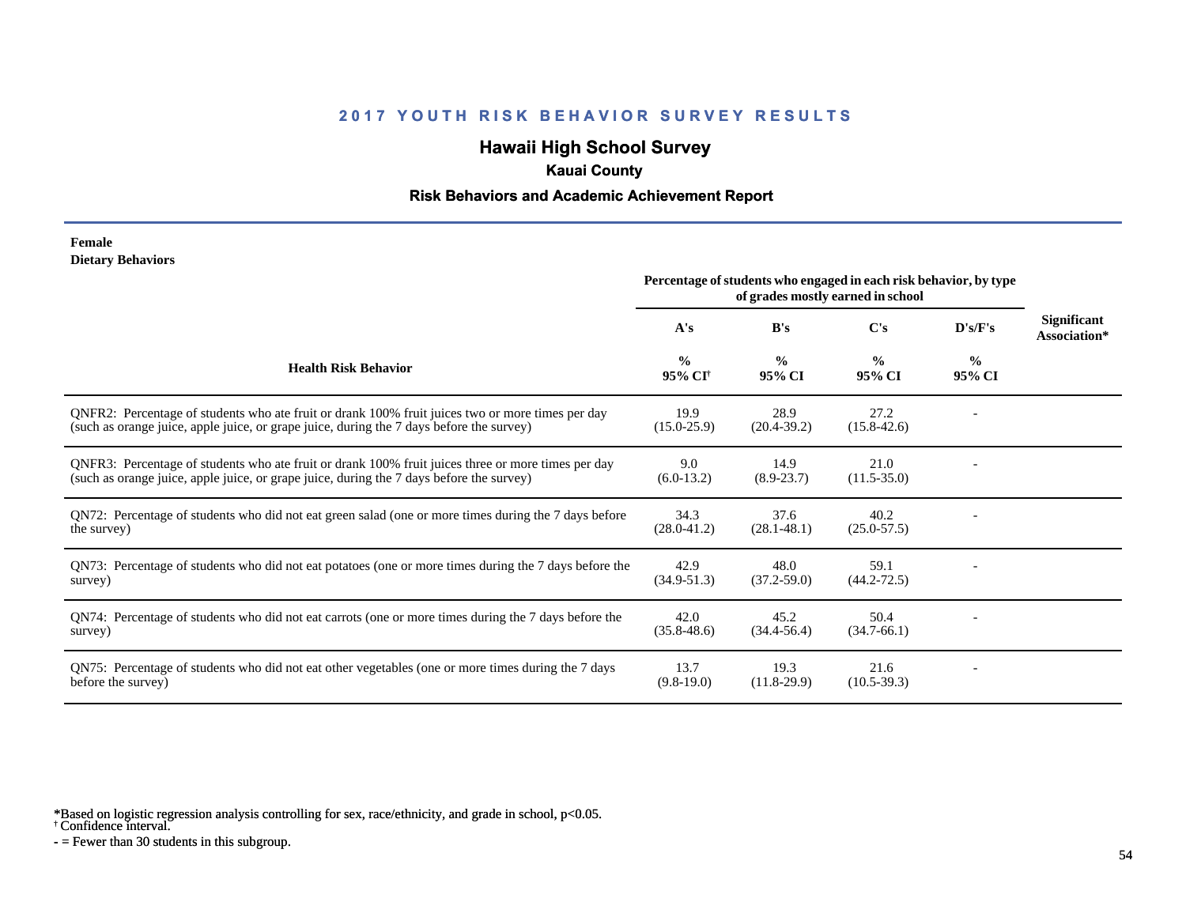## 2017 YOUTH RISK BEHAVIOR SURVEY RESULTS

# Hawaii High School Survey

### Kauai County

### Risk Behaviors and Academic Achievement Report

**Female**
**Dietary Behaviors**

| Health Risk Behavior | Percentage of students who engaged in each risk behavior, by type of grades mostly earned in school | | | | Significant Association* |
|---|---|---|---|---|---|
| | A's | B's | C's | D's/F's | |
| | % 95% CI[†] | % 95% CI | % 95% CI | % 95% CI | |
| QNFR2: Percentage of students who ate fruit or drank 100% fruit juices two or more times per day (such as orange juice, apple juice, or grape juice, during the 7 days before the survey) | 19.9 (15.0-25.9) | 28.9 (20.4-39.2) | 27.2 (15.8-42.6) | - | |
| QNFR3: Percentage of students who ate fruit or drank 100% fruit juices three or more times per day (such as orange juice, apple juice, or grape juice, during the 7 days before the survey) | 9.0 (6.0-13.2) | 14.9 (8.9-23.7) | 21.0 (11.5-35.0) | - | |
| QN72: Percentage of students who did not eat green salad (one or more times during the 7 days before the survey) | 34.3 (28.0-41.2) | 37.6 (28.1-48.1) | 40.2 (25.0-57.5) | - | |
| QN73: Percentage of students who did not eat potatoes (one or more times during the 7 days before the survey) | 42.9 (34.9-51.3) | 48.0 (37.2-59.0) | 59.1 (44.2-72.5) | - | |
| QN74: Percentage of students who did not eat carrots (one or more times during the 7 days before the survey) | 42.0 (35.8-48.6) | 45.2 (34.4-56.4) | 50.4 (34.7-66.1) | - | |
| QN75: Percentage of students who did not eat other vegetables (one or more times during the 7 days before the survey) | 13.7 (9.8-19.0) | 19.3 (11.8-29.9) | 21.6 (10.5-39.3) | - | |

*Based on logistic regression analysis controlling for sex, race/ethnicity, and grade in school, p<0.05.
† Confidence interval.
- = Fewer than 30 students in this subgroup.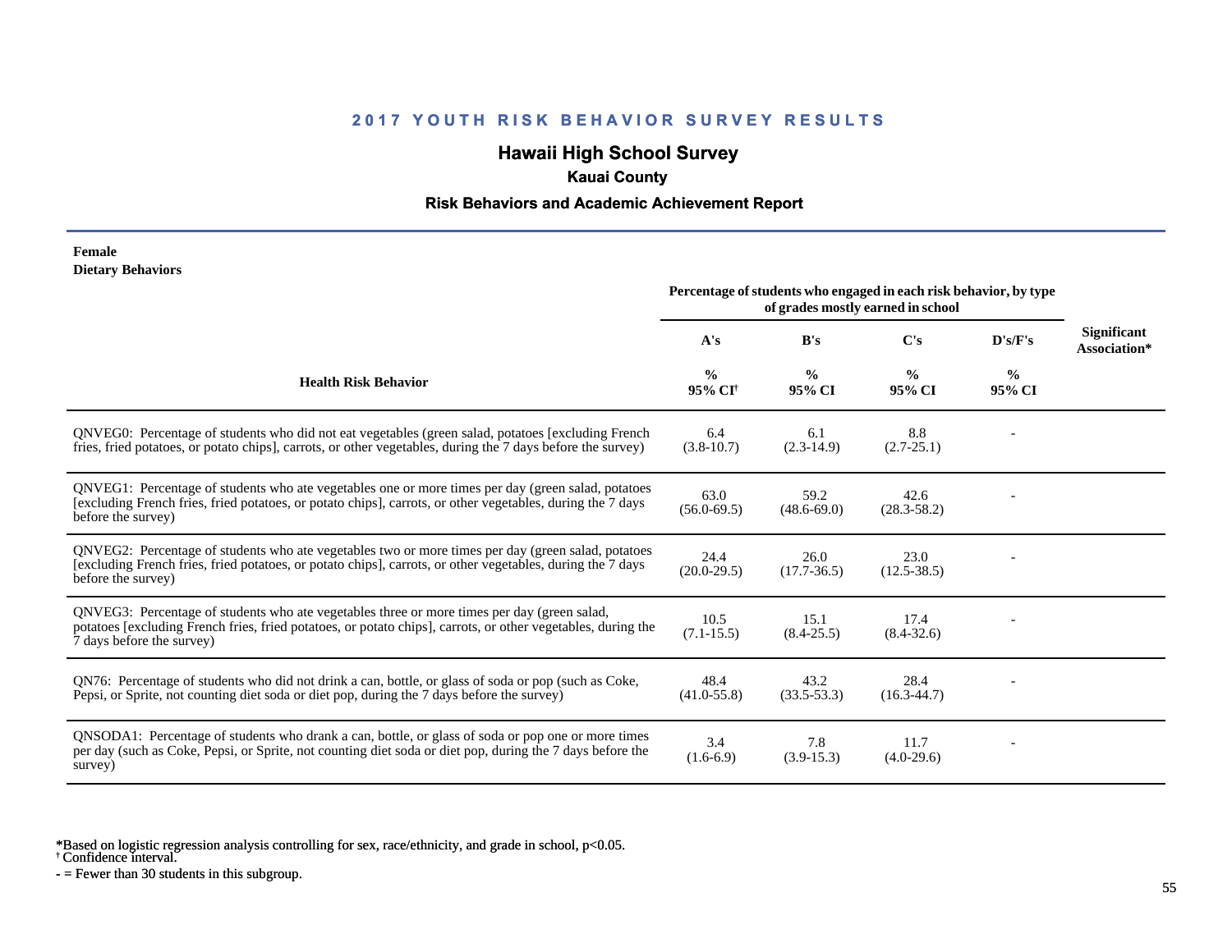## 2017 YOUTH RISK BEHAVIOR SURVEY RESULTS

### Hawaii High School Survey

**Kauai County**

**Risk Behaviors and Academic Achievement Report**

**Female**
**Dietary Behaviors**

| Health Risk Behavior | A's | B's | C's | D's/F's | Significant Association* |
|---|---|---|---|---|---|
| | Percentage of students who engaged in each risk behavior, by type of grades mostly earned in school | | | | |
| | % 95% CI† | % 95% CI | % 95% CI | % 95% CI | |
| QNVEG0: Percentage of students who did not eat vegetables (green salad, potatoes [excluding French fries, fried potatoes, or potato chips], carrots, or other vegetables, during the 7 days before the survey) | 6.4 (3.8-10.7) | 6.1 (2.3-14.9) | 8.8 (2.7-25.1) | - | |
| QNVEG1: Percentage of students who ate vegetables one or more times per day (green salad, potatoes [excluding French fries, fried potatoes, or potato chips], carrots, or other vegetables, during the 7 days before the survey) | 63.0 (56.0-69.5) | 59.2 (48.6-69.0) | 42.6 (28.3-58.2) | - | |
| QNVEG2: Percentage of students who ate vegetables two or more times per day (green salad, potatoes [excluding French fries, fried potatoes, or potato chips], carrots, or other vegetables, during the 7 days before the survey) | 24.4 (20.0-29.5) | 26.0 (17.7-36.5) | 23.0 (12.5-38.5) | - | |
| QNVEG3: Percentage of students who ate vegetables three or more times per day (green salad, potatoes [excluding French fries, fried potatoes, or potato chips], carrots, or other vegetables, during the 7 days before the survey) | 10.5 (7.1-15.5) | 15.1 (8.4-25.5) | 17.4 (8.4-32.6) | - | |
| QN76: Percentage of students who did not drink a can, bottle, or glass of soda or pop (such as Coke, Pepsi, or Sprite, not counting diet soda or diet pop, during the 7 days before the survey) | 48.4 (41.0-55.8) | 43.2 (33.5-53.3) | 28.4 (16.3-44.7) | - | |
| QNSODA1: Percentage of students who drank a can, bottle, or glass of soda or pop one or more times per day (such as Coke, Pepsi, or Sprite, not counting diet soda or diet pop, during the 7 days before the survey) | 3.4 (1.6-6.9) | 7.8 (3.9-15.3) | 11.7 (4.0-29.6) | - | |

*Based on logistic regression analysis controlling for sex, race/ethnicity, and grade in school, p<0.05.
† Confidence interval.
- = Fewer than 30 students in this subgroup.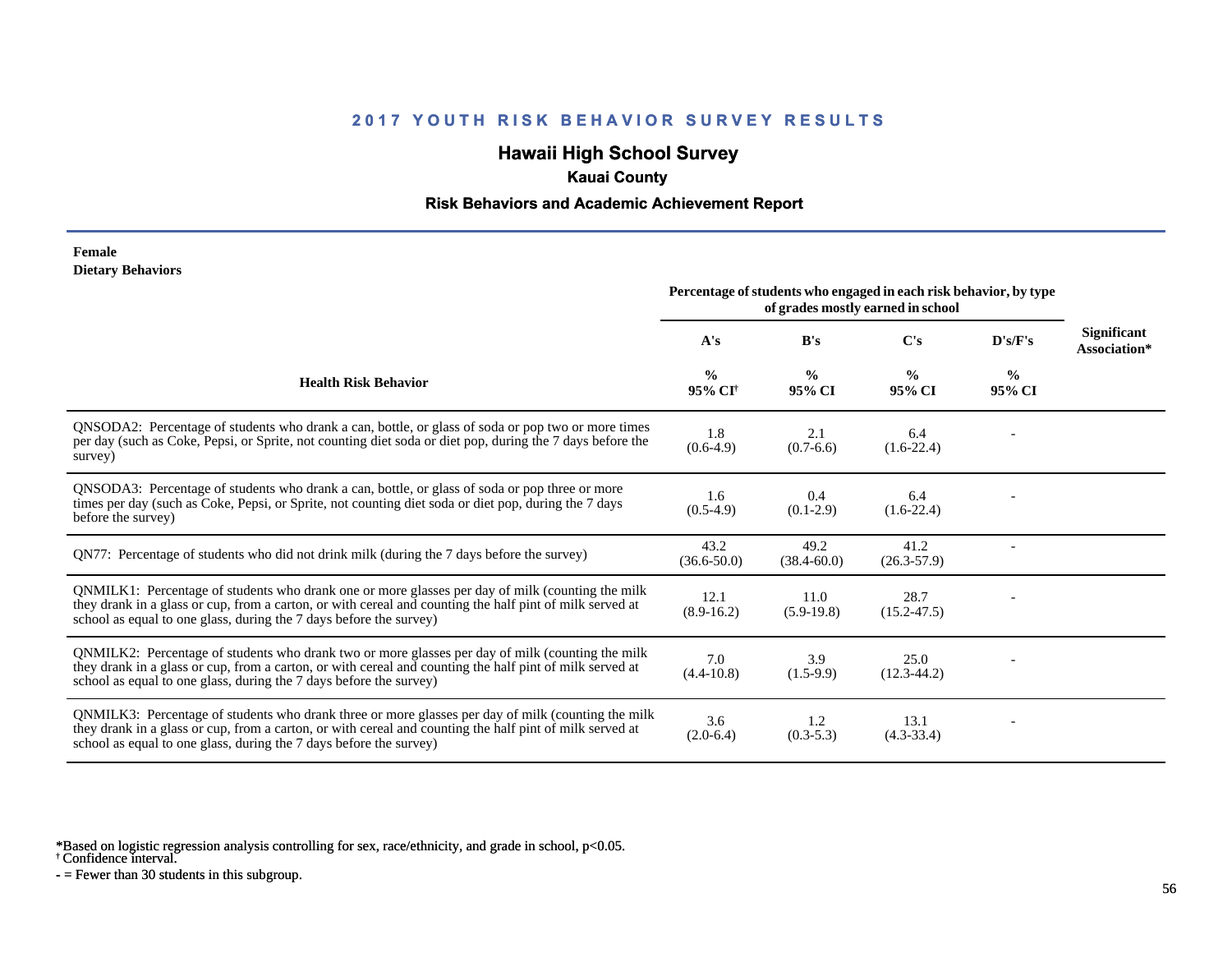## 2017 YOUTH RISK BEHAVIOR SURVEY RESULTS

### Hawaii High School Survey

**Kauai County**

**Risk Behaviors and Academic Achievement Report**

**Female**
**Dietary Behaviors**

| Health Risk Behavior | A's | B's | C's | D's/F's | Significant Association* |
|---|---|---|---|---|---|
| | Percentage of students who engaged in each risk behavior, by type of grades mostly earned in school | | | | |
| | % 95% CI† | % 95% CI | % 95% CI | % 95% CI | |
| QNSODA2: Percentage of students who drank a can, bottle, or glass of soda or pop two or more times per day (such as Coke, Pepsi, or Sprite, not counting diet soda or diet pop, during the 7 days before the survey) | 1.8 (0.6-4.9) | 2.1 (0.7-6.6) | 6.4 (1.6-22.4) | - | |
| QNSODA3: Percentage of students who drank a can, bottle, or glass of soda or pop three or more times per day (such as Coke, Pepsi, or Sprite, not counting diet soda or diet pop, during the 7 days before the survey) | 1.6 (0.5-4.9) | 0.4 (0.1-2.9) | 6.4 (1.6-22.4) | - | |
| QN77: Percentage of students who did not drink milk (during the 7 days before the survey) | 43.2 (36.6-50.0) | 49.2 (38.4-60.0) | 41.2 (26.3-57.9) | - | |
| QNMILK1: Percentage of students who drank one or more glasses per day of milk (counting the milk they drank in a glass or cup, from a carton, or with cereal and counting the half pint of milk served at school as equal to one glass, during the 7 days before the survey) | 12.1 (8.9-16.2) | 11.0 (5.9-19.8) | 28.7 (15.2-47.5) | - | |
| QNMILK2: Percentage of students who drank two or more glasses per day of milk (counting the milk they drank in a glass or cup, from a carton, or with cereal and counting the half pint of milk served at school as equal to one glass, during the 7 days before the survey) | 7.0 (4.4-10.8) | 3.9 (1.5-9.9) | 25.0 (12.3-44.2) | - | |
| QNMILK3: Percentage of students who drank three or more glasses per day of milk (counting the milk they drank in a glass or cup, from a carton, or with cereal and counting the half pint of milk served at school as equal to one glass, during the 7 days before the survey) | 3.6 (2.0-6.4) | 1.2 (0.3-5.3) | 13.1 (4.3-33.4) | - | |

*Based on logistic regression analysis controlling for sex, race/ethnicity, and grade in school, $p<0.05$.
† Confidence interval.
- = Fewer than 30 students in this subgroup.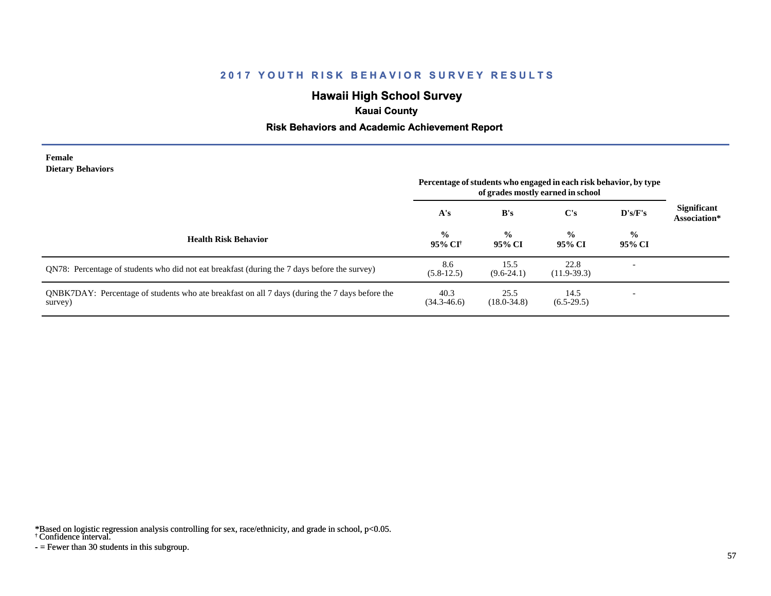## 2017 YOUTH RISK BEHAVIOR SURVEY RESULTS

# Hawaii High School Survey

### Kauai County

### Risk Behaviors and Academic Achievement Report

**Female**
**Dietary Behaviors**

| Health Risk Behavior | Percentage of students who engaged in each risk behavior, by type of grades mostly earned in school | | | | Significant Association* |
|---|---|---|---|---|---|
| | A's | B's | C's | D's/F's | |
| | % 95% CI† | % 95% CI | % 95% CI | % 95% CI | |
| QN78: Percentage of students who did not eat breakfast (during the 7 days before the survey) | 8.6 (5.8-12.5) | 15.5 (9.6-24.1) | 22.8 (11.9-39.3) | - | |
| QNBK7DAY: Percentage of students who ate breakfast on all 7 days (during the 7 days before the survey) | 40.3 (34.3-46.6) | 25.5 (18.0-34.8) | 14.5 (6.5-29.5) | - | |

*Based on logistic regression analysis controlling for sex, race/ethnicity, and grade in school, $p<0.05$.
† Confidence interval.
- = Fewer than 30 students in this subgroup.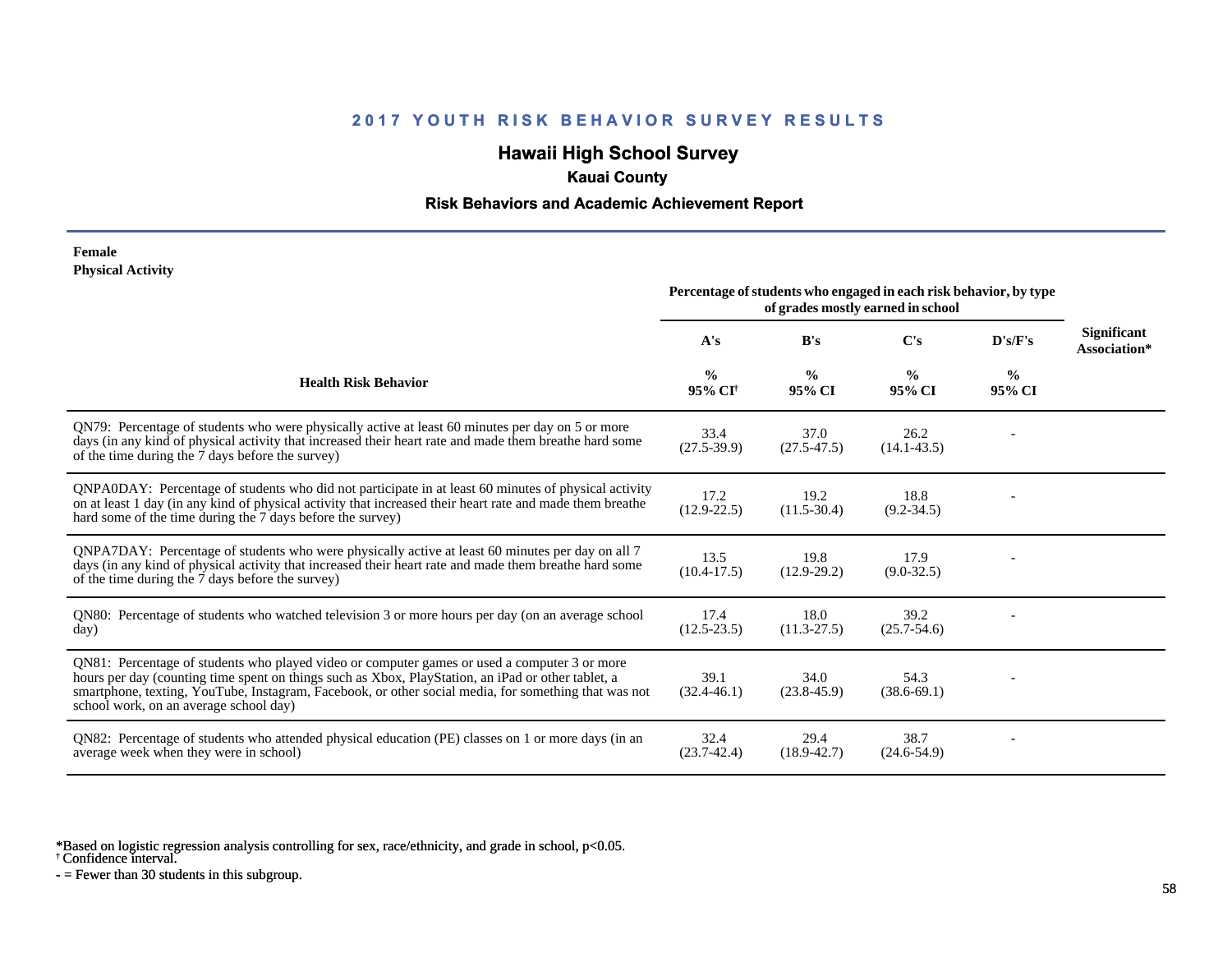## 2017 YOUTH RISK BEHAVIOR SURVEY RESULTS

# Hawaii High School Survey

### Kauai County

### Risk Behaviors and Academic Achievement Report

**Female**
**Physical Activity**

| Health Risk Behavior | Percentage of students who engaged in each risk behavior, by type of grades mostly earned in school | | | | Significant Association* |
|---|---|---|---|---|---|
| | A's | B's | C's | D's/F's | |
| | % 95% CI[†] | % 95% CI | % 95% CI | % 95% CI | |
| QN79: Percentage of students who were physically active at least 60 minutes per day on 5 or more days (in any kind of physical activity that increased their heart rate and made them breathe hard some of the time during the 7 days before the survey) | 33.4 (27.5-39.9) | 37.0 (27.5-47.5) | 26.2 (14.1-43.5) | - | |
| QNPA0DAY: Percentage of students who did not participate in at least 60 minutes of physical activity on at least 1 day (in any kind of physical activity that increased their heart rate and made them breathe hard some of the time during the 7 days before the survey) | 17.2 (12.9-22.5) | 19.2 (11.5-30.4) | 18.8 (9.2-34.5) | - | |
| QNPA7DAY: Percentage of students who were physically active at least 60 minutes per day on all 7 days (in any kind of physical activity that increased their heart rate and made them breathe hard some of the time during the 7 days before the survey) | 13.5 (10.4-17.5) | 19.8 (12.9-29.2) | 17.9 (9.0-32.5) | - | |
| QN80: Percentage of students who watched television 3 or more hours per day (on an average school day) | 17.4 (12.5-23.5) | 18.0 (11.3-27.5) | 39.2 (25.7-54.6) | - | |
| QN81: Percentage of students who played video or computer games or used a computer 3 or more hours per day (counting time spent on things such as Xbox, PlayStation, an iPad or other tablet, a smartphone, texting, YouTube, Instagram, Facebook, or other social media, for something that was not school work, on an average school day) | 39.1 (32.4-46.1) | 34.0 (23.8-45.9) | 54.3 (38.6-69.1) | - | |
| QN82: Percentage of students who attended physical education (PE) classes on 1 or more days (in an average week when they were in school) | 32.4 (23.7-42.4) | 29.4 (18.9-42.7) | 38.7 (24.6-54.9) | - | |

*Based on logistic regression analysis controlling for sex, race/ethnicity, and grade in school, $p<0.05$.
[†] Confidence interval.
- = Fewer than 30 students in this subgroup.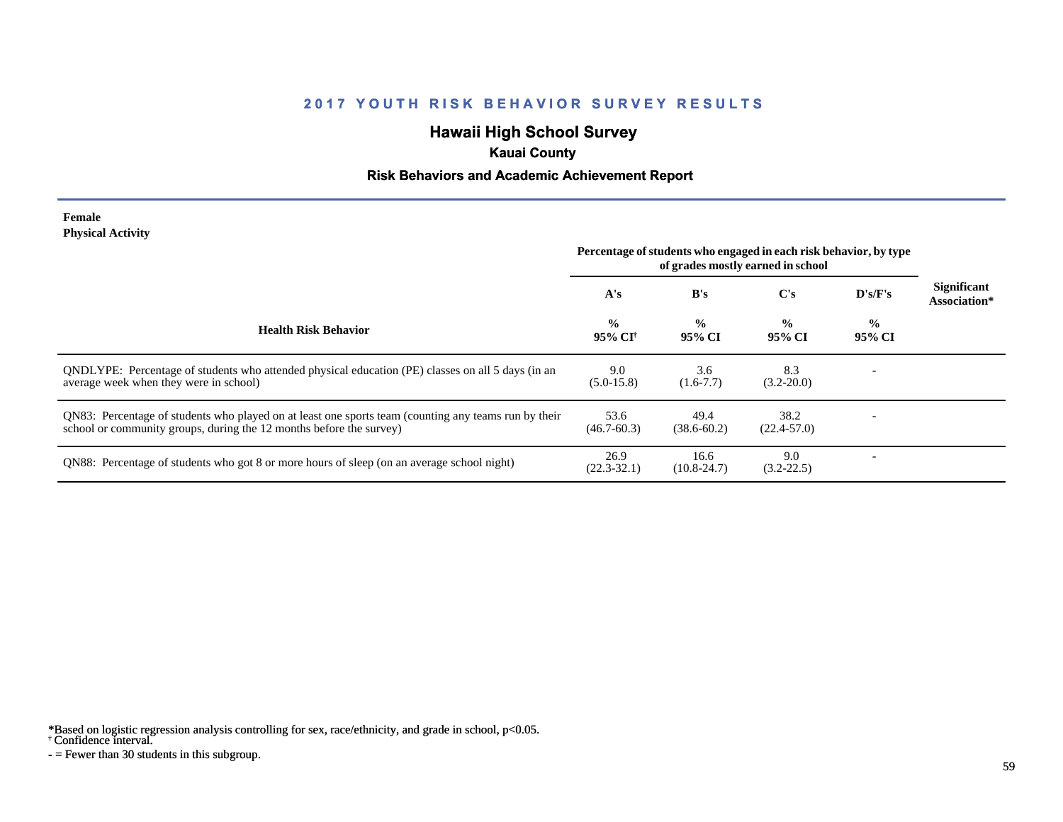# 2017 YOUTH RISK BEHAVIOR SURVEY RESULTS

## Hawaii High School Survey

### Kauai County

### Risk Behaviors and Academic Achievement Report

**Female**
**Physical Activity**

| Health Risk Behavior | Percentage of students who engaged in each risk behavior, by type of grades mostly earned in school | | | | Significant Association* |
|---|---|---|---|---|---|
| | A's | B's | C's | D's/F's | |
| | % 95% CI[†] | % 95% CI | % 95% CI | % 95% CI | |
| QNDLYPE: Percentage of students who attended physical education (PE) classes on all 5 days (in an average week when they were in school) | 9.0 (5.0-15.8) | 3.6 (1.6-7.7) | 8.3 (3.2-20.0) | - | |
| QN83: Percentage of students who played on at least one sports team (counting any teams run by their school or community groups, during the 12 months before the survey) | 53.6 (46.7-60.3) | 49.4 (38.6-60.2) | 38.2 (22.4-57.0) | - | |
| QN88: Percentage of students who got 8 or more hours of sleep (on an average school night) | 26.9 (22.3-32.1) | 16.6 (10.8-24.7) | 9.0 (3.2-22.5) | - | |

*Based on logistic regression analysis controlling for sex, race/ethnicity, and grade in school, $p<0.05$.
[†] Confidence interval.
\- = Fewer than 30 students in this subgroup.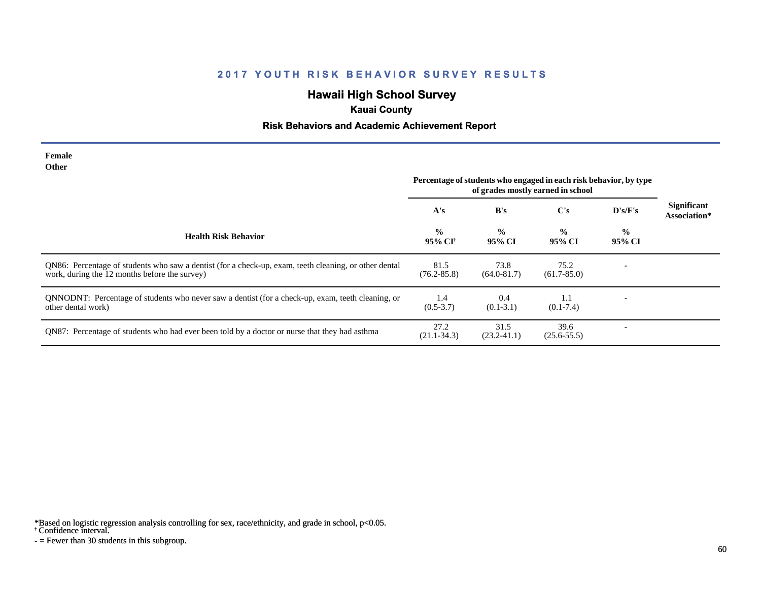## 2017 YOUTH RISK BEHAVIOR SURVEY RESULTS

## Hawaii High School Survey

### Kauai County

### Risk Behaviors and Academic Achievement Report

**Female**
**Other**

| Health Risk Behavior | Percentage of students who engaged in each risk behavior, by type of grades mostly earned in school | | | | Significant Association* |
|---|---|---|---|---|---|
| | A's | B's | C's | D's/F's | |
| | % 95% CI† | % 95% CI | % 95% CI | % 95% CI | |
| QN86: Percentage of students who saw a dentist (for a check-up, exam, teeth cleaning, or other dental work, during the 12 months before the survey) | 81.5 (76.2-85.8) | 73.8 (64.0-81.7) | 75.2 (61.7-85.0) | - | |
| QNNODNT: Percentage of students who never saw a dentist (for a check-up, exam, teeth cleaning, or other dental work) | 1.4 (0.5-3.7) | 0.4 (0.1-3.1) | 1.1 (0.1-7.4) | - | |
| QN87: Percentage of students who had ever been told by a doctor or nurse that they had asthma | 27.2 (21.1-34.3) | 31.5 (23.2-41.1) | 39.6 (25.6-55.5) | - | |

*Based on logistic regression analysis controlling for sex, race/ethnicity, and grade in school, $p<0.05$.
† Confidence interval.
- = Fewer than 30 students in this subgroup.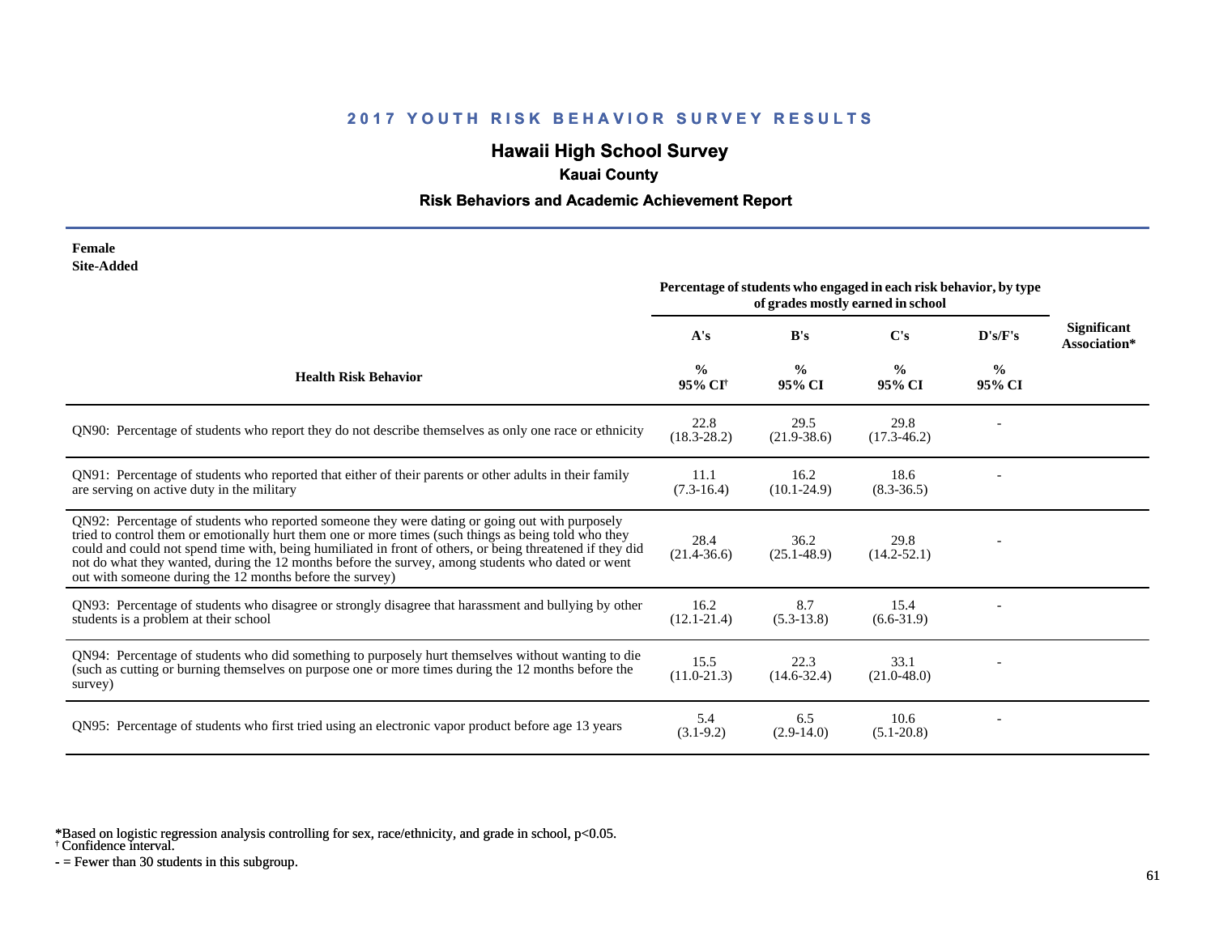## 2017 YOUTH RISK BEHAVIOR SURVEY RESULTS

# Hawaii High School Survey

### Kauai County

### Risk Behaviors and Academic Achievement Report

**Female**
**Site-Added**

| Health Risk Behavior | Percentage of students who engaged in each risk behavior, by type of grades mostly earned in school | | | | Significant Association* |
|---|---|---|---|---|---|
| | A's | B's | C's | D's/F's | |
| | % 95% CI[†] | % 95% CI | % 95% CI | % 95% CI | |
| QN90: Percentage of students who report they do not describe themselves as only one race or ethnicity | 22.8 (18.3-28.2) | 29.5 (21.9-38.6) | 29.8 (17.3-46.2) | - | |
| QN91: Percentage of students who reported that either of their parents or other adults in their family are serving on active duty in the military | 11.1 (7.3-16.4) | 16.2 (10.1-24.9) | 18.6 (8.3-36.5) | - | |
| QN92: Percentage of students who reported someone they were dating or going out with purposely tried to control them or emotionally hurt them one or more times (such things as being told who they could and could not spend time with, being humiliated in front of others, or being threatened if they did not do what they wanted, during the 12 months before the survey, among students who dated or went out with someone during the 12 months before the survey) | 28.4 (21.4-36.6) | 36.2 (25.1-48.9) | 29.8 (14.2-52.1) | - | |
| QN93: Percentage of students who disagree or strongly disagree that harassment and bullying by other students is a problem at their school | 16.2 (12.1-21.4) | 8.7 (5.3-13.8) | 15.4 (6.6-31.9) | - | |
| QN94: Percentage of students who did something to purposely hurt themselves without wanting to die (such as cutting or burning themselves on purpose one or more times during the 12 months before the survey) | 15.5 (11.0-21.3) | 22.3 (14.6-32.4) | 33.1 (21.0-48.0) | - | |
| QN95: Percentage of students who first tried using an electronic vapor product before age 13 years | 5.4 (3.1-9.2) | 6.5 (2.9-14.0) | 10.6 (5.1-20.8) | - | |

*Based on logistic regression analysis controlling for sex, race/ethnicity, and grade in school, p<0.05.
† Confidence interval.
- = Fewer than 30 students in this subgroup.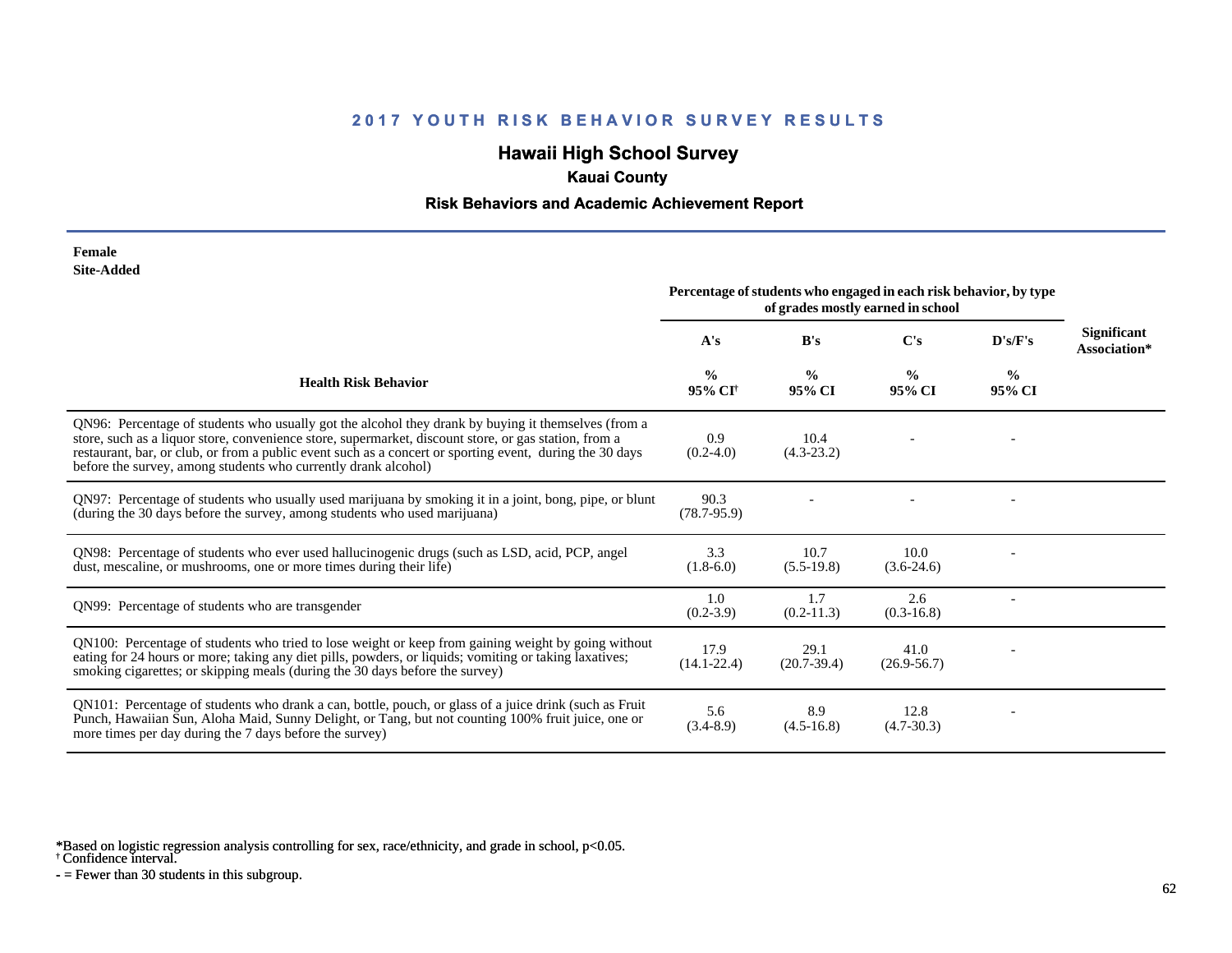# 2017 YOUTH RISK BEHAVIOR SURVEY RESULTS

## Hawaii High School Survey

### Kauai County

### Risk Behaviors and Academic Achievement Report

**Female**
**Site-Added**

| Health Risk Behavior | Percentage of students who engaged in each risk behavior, by type of grades mostly earned in school | | | | Significant Association* |
|---|---|---|---|---|---|
| | A's | B's | C's | D's/F's | |
| | % 95% CI† | % 95% CI | % 95% CI | % 95% CI | |
| QN96: Percentage of students who usually got the alcohol they drank by buying it themselves (from a store, such as a liquor store, convenience store, supermarket, discount store, or gas station, from a restaurant, bar, or club, or from a public event such as a concert or sporting event, during the 30 days before the survey, among students who currently drank alcohol) | 0.9 (0.2-4.0) | 10.4 (4.3-23.2) | - | - | |
| QN97: Percentage of students who usually used marijuana by smoking it in a joint, bong, pipe, or blunt (during the 30 days before the survey, among students who used marijuana) | 90.3 (78.7-95.9) | - | - | - | |
| QN98: Percentage of students who ever used hallucinogenic drugs (such as LSD, acid, PCP, angel dust, mescaline, or mushrooms, one or more times during their life) | 3.3 (1.8-6.0) | 10.7 (5.5-19.8) | 10.0 (3.6-24.6) | - | |
| QN99: Percentage of students who are transgender | 1.0 (0.2-3.9) | 1.7 (0.2-11.3) | 2.6 (0.3-16.8) | - | |
| QN100: Percentage of students who tried to lose weight or keep from gaining weight by going without eating for 24 hours or more; taking any diet pills, powders, or liquids; vomiting or taking laxatives; smoking cigarettes; or skipping meals (during the 30 days before the survey) | 17.9 (14.1-22.4) | 29.1 (20.7-39.4) | 41.0 (26.9-56.7) | - | |
| QN101: Percentage of students who drank a can, bottle, pouch, or glass of a juice drink (such as Fruit Punch, Hawaiian Sun, Aloha Maid, Sunny Delight, or Tang, but not counting 100% fruit juice, one or more times per day during the 7 days before the survey) | 5.6 (3.4-8.9) | 8.9 (4.5-16.8) | 12.8 (4.7-30.3) | - | |

*Based on logistic regression analysis controlling for sex, race/ethnicity, and grade in school, $p<0.05$.
† Confidence interval.
- = Fewer than 30 students in this subgroup.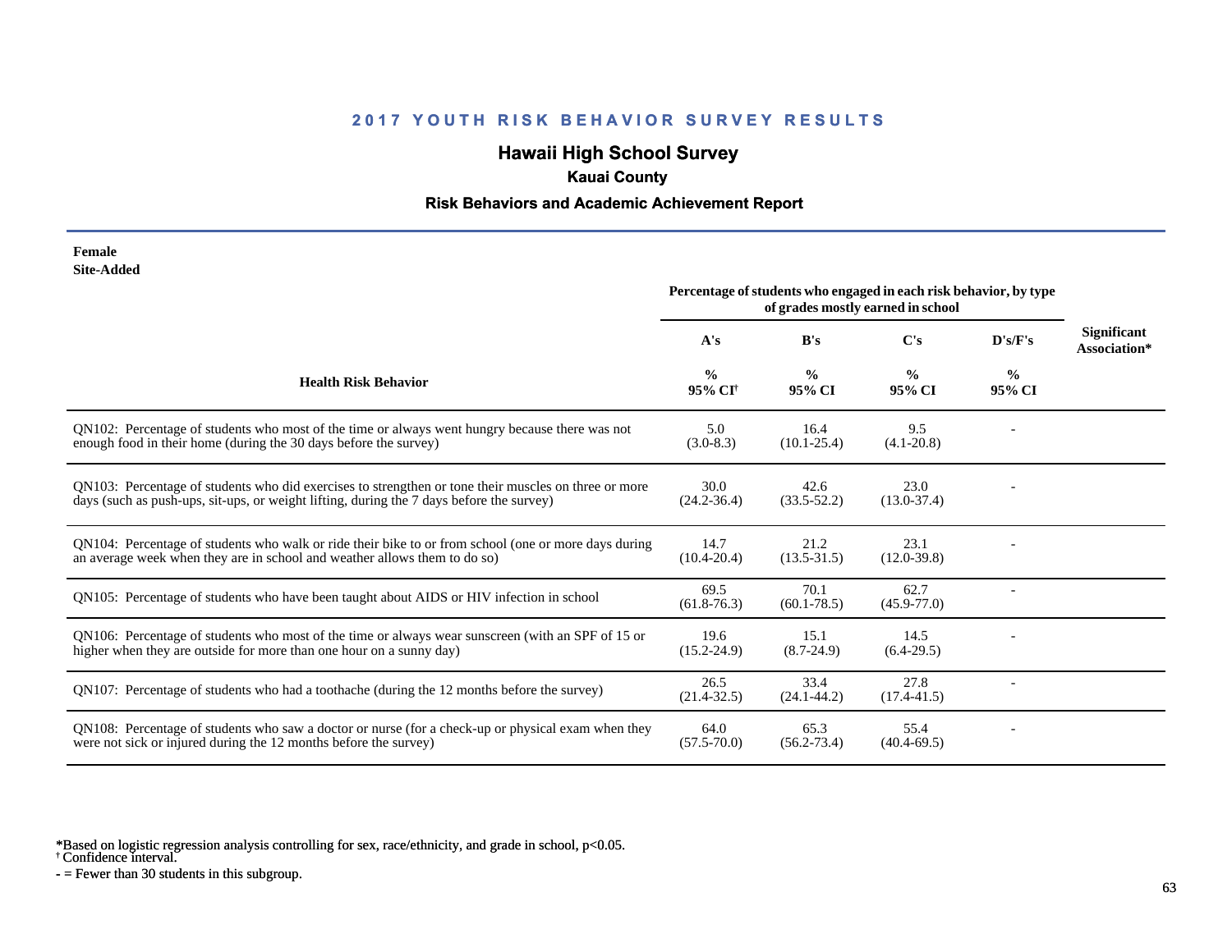# 2017 YOUTH RISK BEHAVIOR SURVEY RESULTS

## Hawaii High School Survey

### Kauai County

### Risk Behaviors and Academic Achievement Report

**Female**
**Site-Added**

| Health Risk Behavior | A's | B's | C's | D's/F's | Significant Association* |
|---|---|---|---|---|---|
| | Percentage of students who engaged in each risk behavior, by type of grades mostly earned in school | | | | |
| | % 95% CI† | % 95% CI | % 95% CI | % 95% CI | |
| QN102: Percentage of students who most of the time or always went hungry because there was not enough food in their home (during the 30 days before the survey) | 5.0 (3.0-8.3) | 16.4 (10.1-25.4) | 9.5 (4.1-20.8) | - | |
| QN103: Percentage of students who did exercises to strengthen or tone their muscles on three or more days (such as push-ups, sit-ups, or weight lifting, during the 7 days before the survey) | 30.0 (24.2-36.4) | 42.6 (33.5-52.2) | 23.0 (13.0-37.4) | - | |
| QN104: Percentage of students who walk or ride their bike to or from school (one or more days during an average week when they are in school and weather allows them to do so) | 14.7 (10.4-20.4) | 21.2 (13.5-31.5) | 23.1 (12.0-39.8) | - | |
| QN105: Percentage of students who have been taught about AIDS or HIV infection in school | 69.5 (61.8-76.3) | 70.1 (60.1-78.5) | 62.7 (45.9-77.0) | - | |
| QN106: Percentage of students who most of the time or always wear sunscreen (with an SPF of 15 or higher when they are outside for more than one hour on a sunny day) | 19.6 (15.2-24.9) | 15.1 (8.7-24.9) | 14.5 (6.4-29.5) | - | |
| QN107: Percentage of students who had a toothache (during the 12 months before the survey) | 26.5 (21.4-32.5) | 33.4 (24.1-44.2) | 27.8 (17.4-41.5) | - | |
| QN108: Percentage of students who saw a doctor or nurse (for a check-up or physical exam when they were not sick or injured during the 12 months before the survey) | 64.0 (57.5-70.0) | 65.3 (56.2-73.4) | 55.4 (40.4-69.5) | - | |

*Based on logistic regression analysis controlling for sex, race/ethnicity, and grade in school, $p<0.05$.
† Confidence interval.
- = Fewer than 30 students in this subgroup.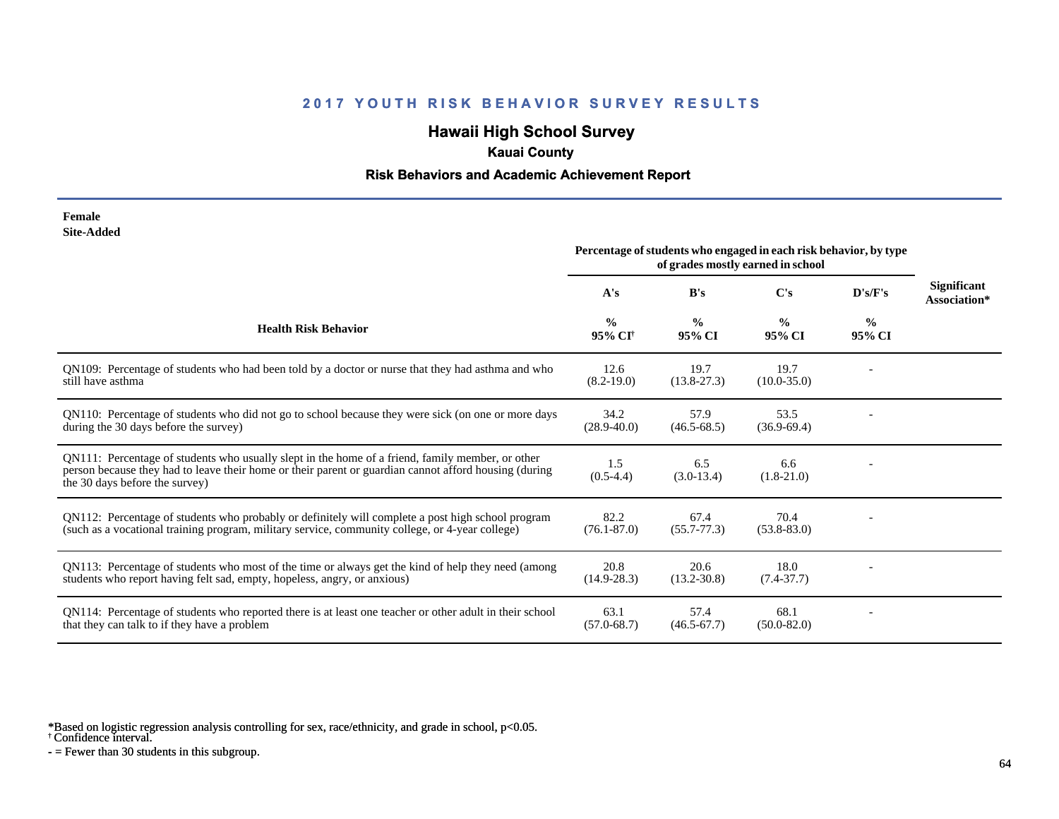## 2017 YOUTH RISK BEHAVIOR SURVEY RESULTS

# Hawaii High School Survey

### Kauai County

### Risk Behaviors and Academic Achievement Report

**Female**
**Site-Added**

| Health Risk Behavior | Percentage of students who engaged in each risk behavior, by type of grades mostly earned in school | | | | Significant Association* |
|---|---|---|---|---|---|
| | A's | B's | C's | D's/F's | |
| | % 95% CI† | % 95% CI | % 95% CI | % 95% CI | |
| QN109: Percentage of students who had been told by a doctor or nurse that they had asthma and who still have asthma | 12.6 (8.2-19.0) | 19.7 (13.8-27.3) | 19.7 (10.0-35.0) | - | |
| QN110: Percentage of students who did not go to school because they were sick (on one or more days during the 30 days before the survey) | 34.2 (28.9-40.0) | 57.9 (46.5-68.5) | 53.5 (36.9-69.4) | - | |
| QN111: Percentage of students who usually slept in the home of a friend, family member, or other person because they had to leave their home or their parent or guardian cannot afford housing (during the 30 days before the survey) | 1.5 (0.5-4.4) | 6.5 (3.0-13.4) | 6.6 (1.8-21.0) | - | |
| QN112: Percentage of students who probably or definitely will complete a post high school program (such as a vocational training program, military service, community college, or 4-year college) | 82.2 (76.1-87.0) | 67.4 (55.7-77.3) | 70.4 (53.8-83.0) | - | |
| QN113: Percentage of students who most of the time or always get the kind of help they need (among students who report having felt sad, empty, hopeless, angry, or anxious) | 20.8 (14.9-28.3) | 20.6 (13.2-30.8) | 18.0 (7.4-37.7) | - | |
| QN114: Percentage of students who reported there is at least one teacher or other adult in their school that they can talk to if they have a problem | 63.1 (57.0-68.7) | 57.4 (46.5-67.7) | 68.1 (50.0-82.0) | - | |

*Based on logistic regression analysis controlling for sex, race/ethnicity, and grade in school, $p<0.05$.
† Confidence interval.
- = Fewer than 30 students in this subgroup.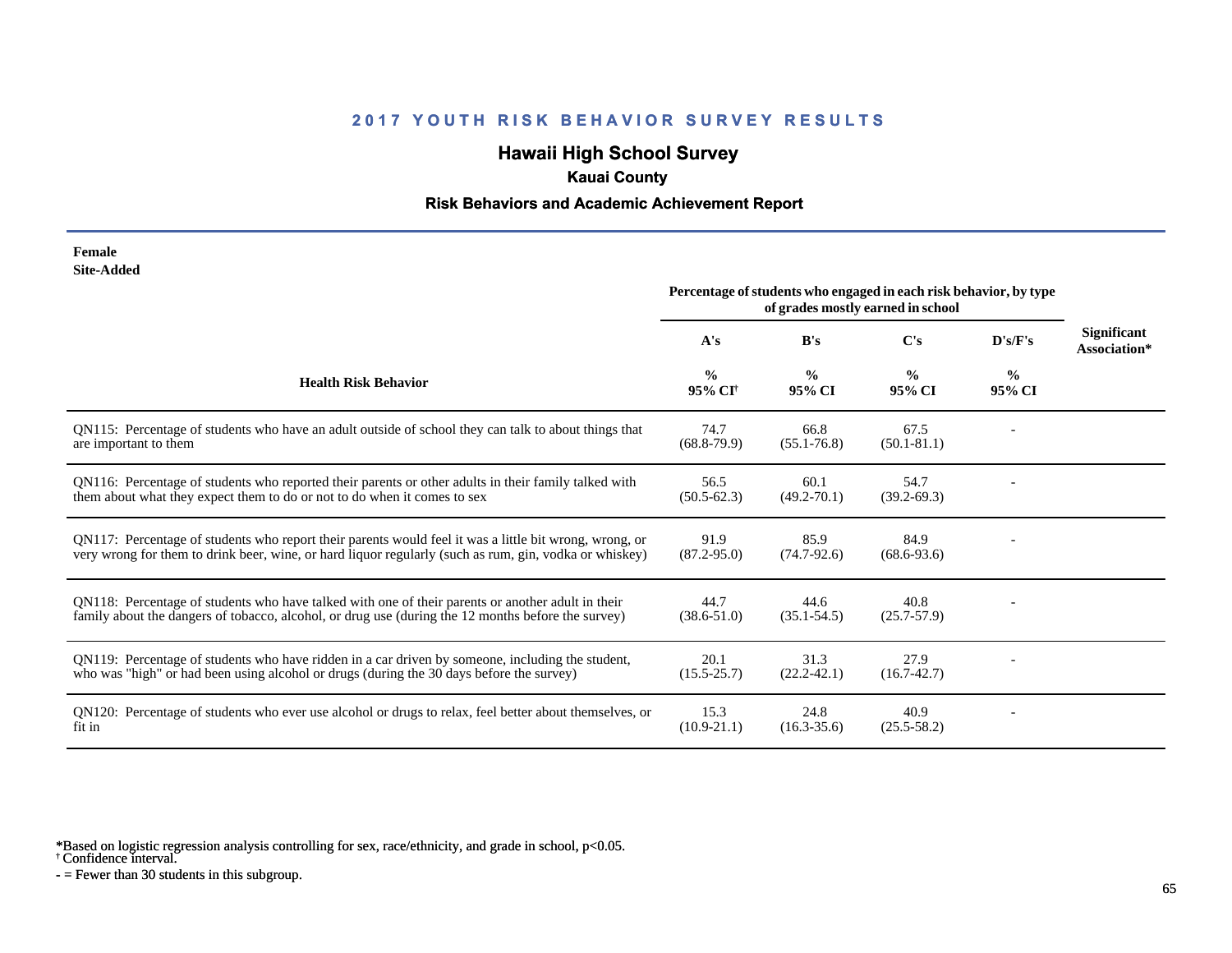## 2017 YOUTH RISK BEHAVIOR SURVEY RESULTS

# Hawaii High School Survey

### Kauai County

### Risk Behaviors and Academic Achievement Report

**Female**
**Site-Added**

| Health Risk Behavior | Percentage of students who engaged in each risk behavior, by type of grades mostly earned in school | | | | Significant Association* |
|---|---|---|---|---|---|
| | A's | B's | C's | D's/F's | |
| | % 95% CI[†] | % 95% CI | % 95% CI | % 95% CI | |
| QN115: Percentage of students who have an adult outside of school they can talk to about things that are important to them | 74.7 (68.8-79.9) | 66.8 (55.1-76.8) | 67.5 (50.1-81.1) | - | |
| QN116: Percentage of students who reported their parents or other adults in their family talked with them about what they expect them to do or not to do when it comes to sex | 56.5 (50.5-62.3) | 60.1 (49.2-70.1) | 54.7 (39.2-69.3) | - | |
| QN117: Percentage of students who report their parents would feel it was a little bit wrong, wrong, or very wrong for them to drink beer, wine, or hard liquor regularly (such as rum, gin, vodka or whiskey) | 91.9 (87.2-95.0) | 85.9 (74.7-92.6) | 84.9 (68.6-93.6) | - | |
| QN118: Percentage of students who have talked with one of their parents or another adult in their family about the dangers of tobacco, alcohol, or drug use (during the 12 months before the survey) | 44.7 (38.6-51.0) | 44.6 (35.1-54.5) | 40.8 (25.7-57.9) | - | |
| QN119: Percentage of students who have ridden in a car driven by someone, including the student, who was "high" or had been using alcohol or drugs (during the 30 days before the survey) | 20.1 (15.5-25.7) | 31.3 (22.2-42.1) | 27.9 (16.7-42.7) | - | |
| QN120: Percentage of students who ever use alcohol or drugs to relax, feel better about themselves, or fit in | 15.3 (10.9-21.1) | 24.8 (16.3-35.6) | 40.9 (25.5-58.2) | - | |

*Based on logistic regression analysis controlling for sex, race/ethnicity, and grade in school, $p<0.05$.
[†] Confidence interval.
- = Fewer than 30 students in this subgroup.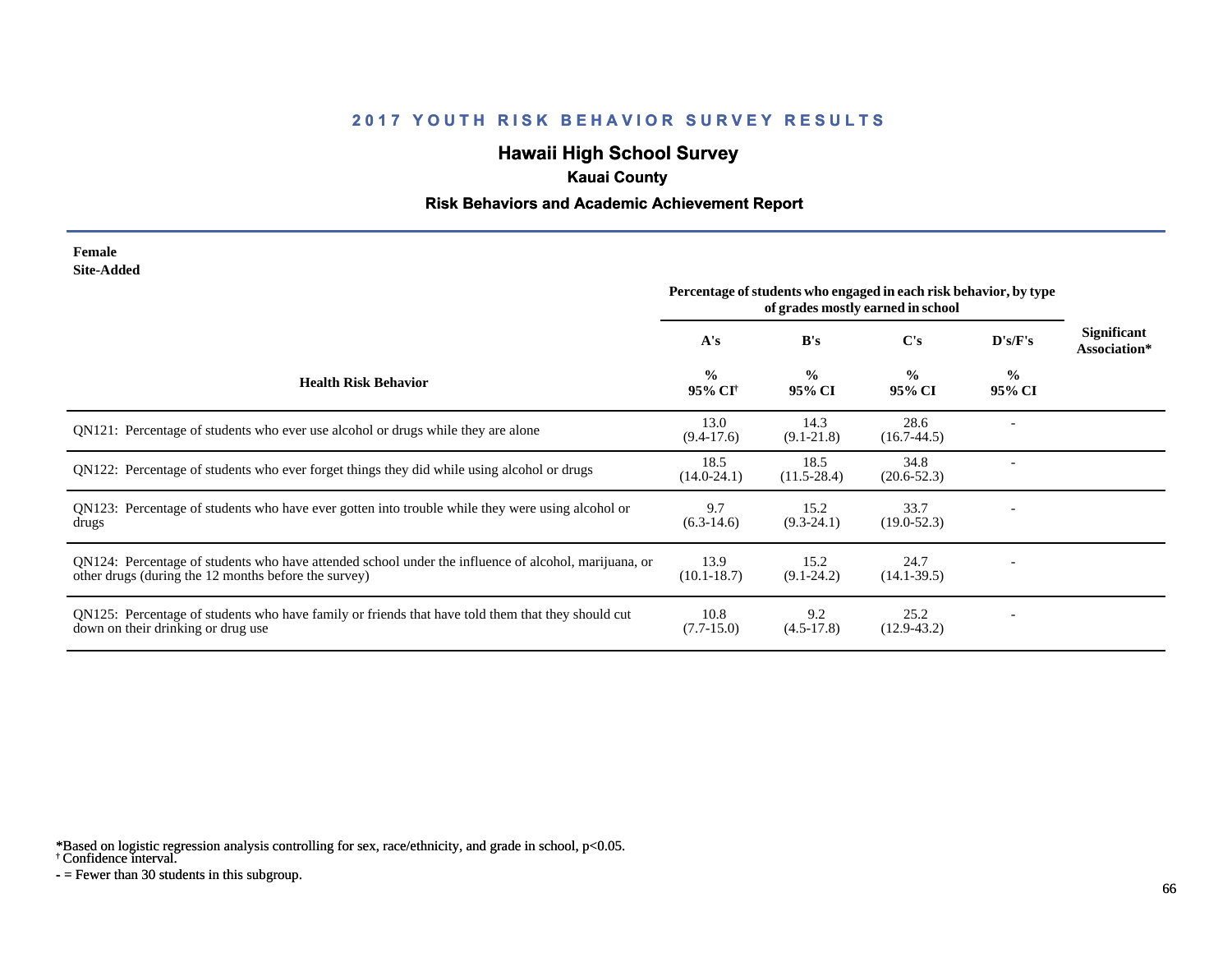# 2017 YOUTH RISK BEHAVIOR SURVEY RESULTS

## Hawaii High School Survey

### Kauai County

### Risk Behaviors and Academic Achievement Report

**Female**
**Site-Added**

| Health Risk Behavior | Percentage of students who engaged in each risk behavior, by type of grades mostly earned in school | | | | Significant Association* |
|---|---|---|---|---|---|
| | A's | B's | C's | D's/F's | |
| | % 95% CI† | % 95% CI | % 95% CI | % 95% CI | |
| QN121: Percentage of students who ever use alcohol or drugs while they are alone | 13.0 (9.4-17.6) | 14.3 (9.1-21.8) | 28.6 (16.7-44.5) | - | |
| QN122: Percentage of students who ever forget things they did while using alcohol or drugs | 18.5 (14.0-24.1) | 18.5 (11.5-28.4) | 34.8 (20.6-52.3) | - | |
| QN123: Percentage of students who have ever gotten into trouble while they were using alcohol or drugs | 9.7 (6.3-14.6) | 15.2 (9.3-24.1) | 33.7 (19.0-52.3) | - | |
| QN124: Percentage of students who have attended school under the influence of alcohol, marijuana, or other drugs (during the 12 months before the survey) | 13.9 (10.1-18.7) | 15.2 (9.1-24.2) | 24.7 (14.1-39.5) | - | |
| QN125: Percentage of students who have family or friends that have told them that they should cut down on their drinking or drug use | 10.8 (7.7-15.0) | 9.2 (4.5-17.8) | 25.2 (12.9-43.2) | - | |

*Based on logistic regression analysis controlling for sex, race/ethnicity, and grade in school, $p<0.05$.
† Confidence interval.
- = Fewer than 30 students in this subgroup.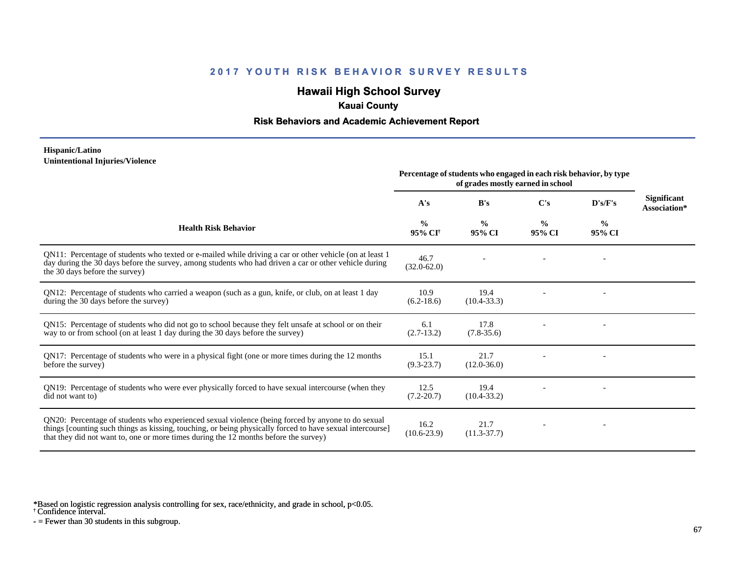## 2017 YOUTH RISK BEHAVIOR SURVEY RESULTS

# Hawaii High School Survey

### Kauai County

### Risk Behaviors and Academic Achievement Report

**Hispanic/Latino**
**Unintentional Injuries/Violence**

| Health Risk Behavior | Percentage of students who engaged in each risk behavior, by type of grades mostly earned in school | | | | Significant Association* |
|---|---|---|---|---|---|
| | A's | B's | C's | D's/F's | |
| | % 95% CI† | % 95% CI | % 95% CI | % 95% CI | |
| QN11: Percentage of students who texted or e-mailed while driving a car or other vehicle (on at least 1 day during the 30 days before the survey, among students who had driven a car or other vehicle during the 30 days before the survey) | 46.7 (32.0-62.0) | - | - | - | |
| QN12: Percentage of students who carried a weapon (such as a gun, knife, or club, on at least 1 day during the 30 days before the survey) | 10.9 (6.2-18.6) | 19.4 (10.4-33.3) | - | - | |
| QN15: Percentage of students who did not go to school because they felt unsafe at school or on their way to or from school (on at least 1 day during the 30 days before the survey) | 6.1 (2.7-13.2) | 17.8 (7.8-35.6) | - | - | |
| QN17: Percentage of students who were in a physical fight (one or more times during the 12 months before the survey) | 15.1 (9.3-23.7) | 21.7 (12.0-36.0) | - | - | |
| QN19: Percentage of students who were ever physically forced to have sexual intercourse (when they did not want to) | 12.5 (7.2-20.7) | 19.4 (10.4-33.2) | - | - | |
| QN20: Percentage of students who experienced sexual violence (being forced by anyone to do sexual things [counting such things as kissing, touching, or being physically forced to have sexual intercourse] that they did not want to, one or more times during the 12 months before the survey) | 16.2 (10.6-23.9) | 21.7 (11.3-37.7) | - | - | |

*Based on logistic regression analysis controlling for sex, race/ethnicity, and grade in school, $p<0.05$.
† Confidence interval.
- = Fewer than 30 students in this subgroup.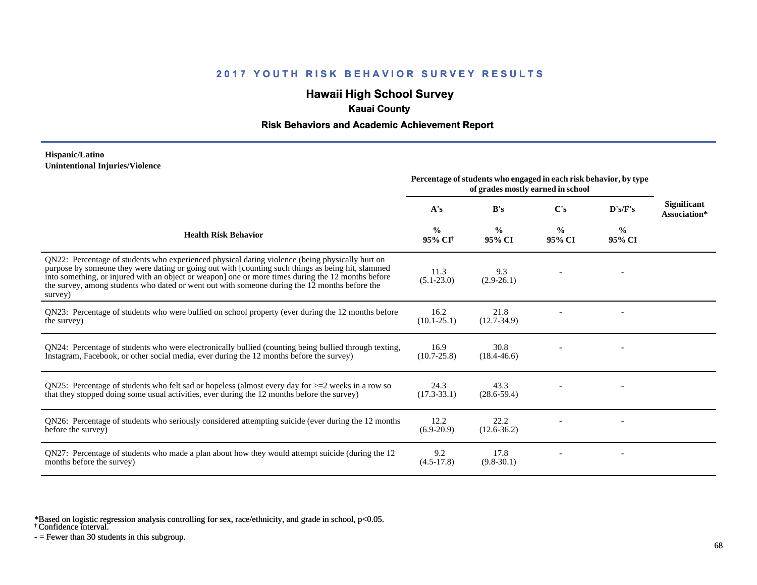## 2017 YOUTH RISK BEHAVIOR SURVEY RESULTS

### Hawaii High School Survey

**Kauai County**

**Risk Behaviors and Academic Achievement Report**

**Hispanic/Latino**
**Unintentional Injuries/Violence**

| Health Risk Behavior | Percentage of students who engaged in each risk behavior, by type of grades mostly earned in school | | | | Significant Association* |
|---|---|---|---|---|---|
| | A's | B's | C's | D's/F's | |
| | % 95% CI† | % 95% CI | % 95% CI | % 95% CI | |
| QN22: Percentage of students who experienced physical dating violence (being physically hurt on purpose by someone they were dating or going out with [counting such things as being hit, slammed into something, or injured with an object or weapon] one or more times during the 12 months before the survey, among students who dated or went out with someone during the 12 months before the survey) | 11.3 (5.1-23.0) | 9.3 (2.9-26.1) | - | - | |
| QN23: Percentage of students who were bullied on school property (ever during the 12 months before the survey) | 16.2 (10.1-25.1) | 21.8 (12.7-34.9) | - | - | |
| QN24: Percentage of students who were electronically bullied (counting being bullied through texting, Instagram, Facebook, or other social media, ever during the 12 months before the survey) | 16.9 (10.7-25.8) | 30.8 (18.4-46.6) | - | - | |
| QN25: Percentage of students who felt sad or hopeless (almost every day for >=2 weeks in a row so that they stopped doing some usual activities, ever during the 12 months before the survey) | 24.3 (17.3-33.1) | 43.3 (28.6-59.4) | - | - | |
| QN26: Percentage of students who seriously considered attempting suicide (ever during the 12 months before the survey) | 12.2 (6.9-20.9) | 22.2 (12.6-36.2) | - | - | |
| QN27: Percentage of students who made a plan about how they would attempt suicide (during the 12 months before the survey) | 9.2 (4.5-17.8) | 17.8 (9.8-30.1) | - | - | |

*Based on logistic regression analysis controlling for sex, race/ethnicity, and grade in school, $p<0.05$.
† Confidence interval.
- = Fewer than 30 students in this subgroup.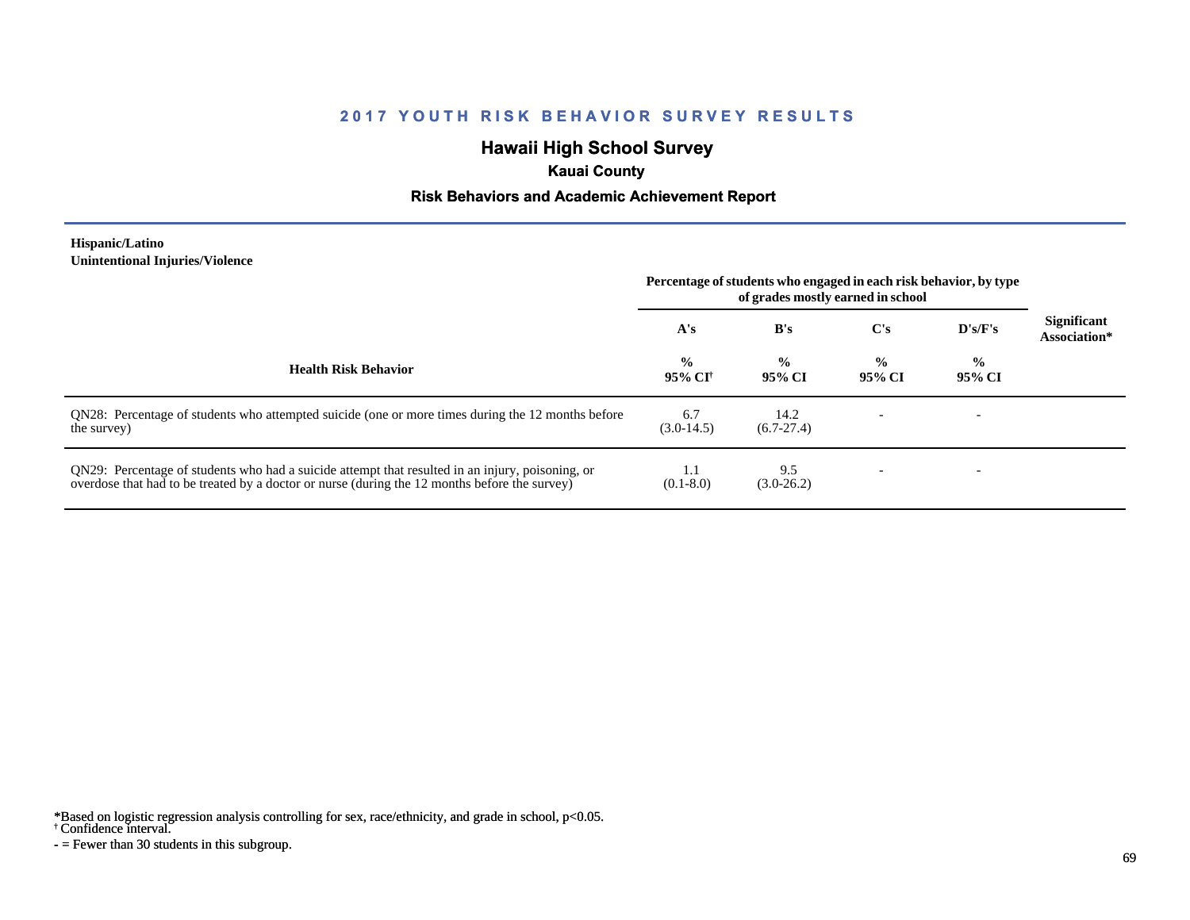## 2017 YOUTH RISK BEHAVIOR SURVEY RESULTS

# Hawaii High School Survey

### Kauai County

### Risk Behaviors and Academic Achievement Report

**Hispanic/Latino**
**Unintentional Injuries/Violence**

| Health Risk Behavior | Percentage of students who engaged in each risk behavior, by type of grades mostly earned in school | | | | Significant Association* |
|---|---|---|---|---|---|
| | A's | B's | C's | D's/F's | |
| | % 95% CI[†] | % 95% CI | % 95% CI | % 95% CI | |
| QN28: Percentage of students who attempted suicide (one or more times during the 12 months before the survey) | 6.7 (3.0-14.5) | 14.2 (6.7-27.4) | - | - | |
| QN29: Percentage of students who had a suicide attempt that resulted in an injury, poisoning, or overdose that had to be treated by a doctor or nurse (during the 12 months before the survey) | 1.1 (0.1-8.0) | 9.5 (3.0-26.2) | - | - | |

*Based on logistic regression analysis controlling for sex, race/ethnicity, and grade in school, $p<0.05$.
[†] Confidence interval.
- = Fewer than 30 students in this subgroup.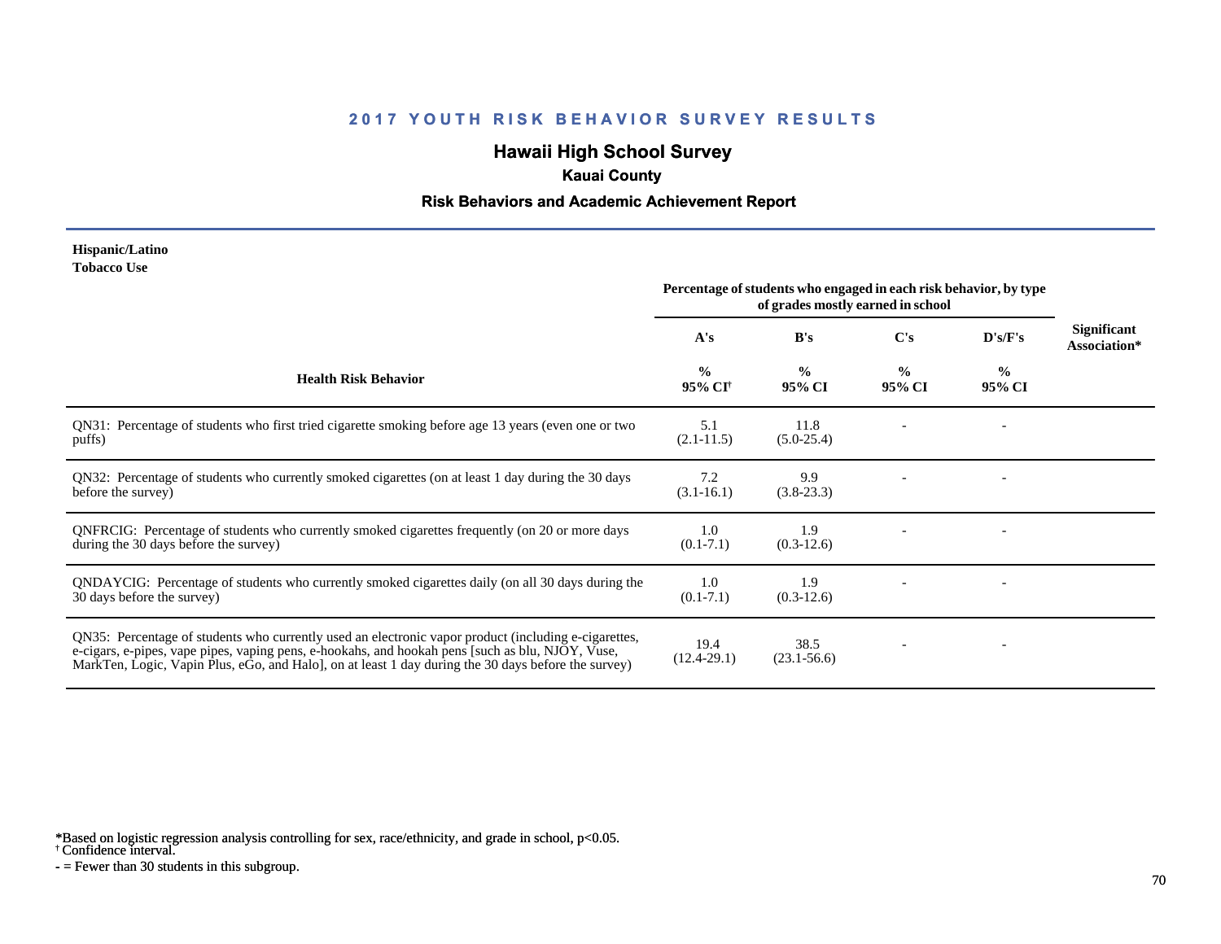## 2017 YOUTH RISK BEHAVIOR SURVEY RESULTS

# Hawaii High School Survey

### Kauai County

### Risk Behaviors and Academic Achievement Report

**Hispanic/Latino**
**Tobacco Use**

| Health Risk Behavior | Percentage of students who engaged in each risk behavior, by type of grades mostly earned in school | | | | Significant Association* |
|---|---|---|---|---|---|
| | A's | B's | C's | D's/F's | |
| | % 95% CI† | % 95% CI | % 95% CI | % 95% CI | |
| QN31: Percentage of students who first tried cigarette smoking before age 13 years (even one or two puffs) | 5.1 (2.1-11.5) | 11.8 (5.0-25.4) | - | - | |
| QN32: Percentage of students who currently smoked cigarettes (on at least 1 day during the 30 days before the survey) | 7.2 (3.1-16.1) | 9.9 (3.8-23.3) | - | - | |
| QNFRCIG: Percentage of students who currently smoked cigarettes frequently (on 20 or more days during the 30 days before the survey) | 1.0 (0.1-7.1) | 1.9 (0.3-12.6) | - | - | |
| QNDAYCIG: Percentage of students who currently smoked cigarettes daily (on all 30 days during the 30 days before the survey) | 1.0 (0.1-7.1) | 1.9 (0.3-12.6) | - | - | |
| QN35: Percentage of students who currently used an electronic vapor product (including e-cigarettes, e-cigars, e-pipes, vape pipes, vaping pens, e-hookahs, and hookah pens [such as blu, NJOY, Vuse, MarkTen, Logic, Vapin Plus, eGo, and Halo], on at least 1 day during the 30 days before the survey) | 19.4 (12.4-29.1) | 38.5 (23.1-56.6) | - | - | |

*Based on logistic regression analysis controlling for sex, race/ethnicity, and grade in school, $p<0.05$.
† Confidence interval.
- = Fewer than 30 students in this subgroup.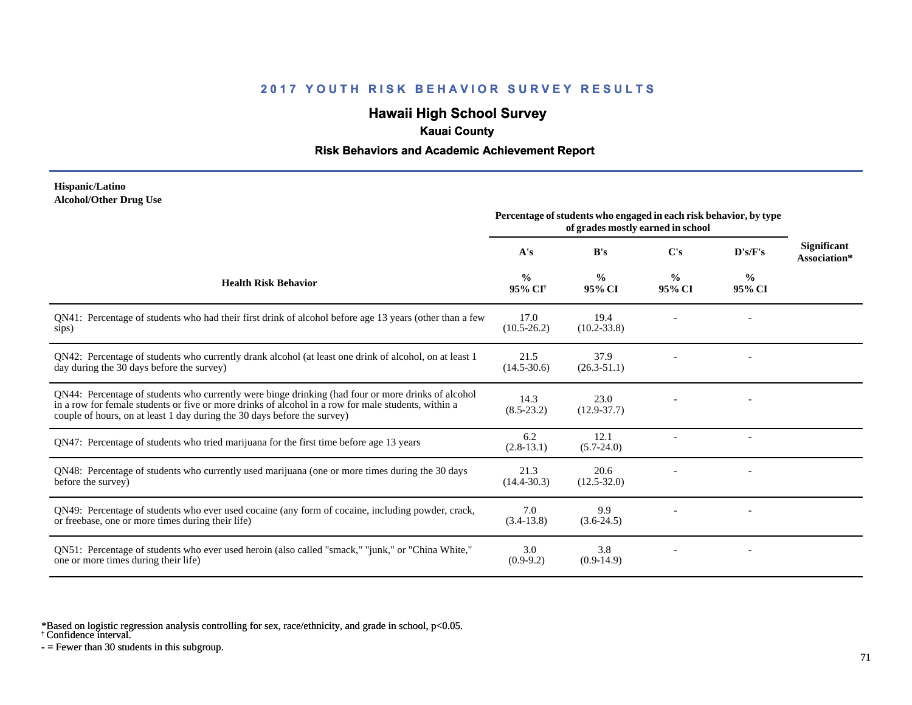## 2017 YOUTH RISK BEHAVIOR SURVEY RESULTS

# Hawaii High School Survey

### Kauai County

### Risk Behaviors and Academic Achievement Report

**Hispanic/Latino**
**Alcohol/Other Drug Use**

| Health Risk Behavior | Percentage of students who engaged in each risk behavior, by type of grades mostly earned in school | | | | Significant Association* |
|---|---|---|---|---|---|
| | A's | B's | C's | D's/F's | |
| | % 95% CI[†] | % 95% CI | % 95% CI | % 95% CI | |
| QN41: Percentage of students who had their first drink of alcohol before age 13 years (other than a few sips) | 17.0 (10.5-26.2) | 19.4 (10.2-33.8) | - | - | |
| QN42: Percentage of students who currently drank alcohol (at least one drink of alcohol, on at least 1 day during the 30 days before the survey) | 21.5 (14.5-30.6) | 37.9 (26.3-51.1) | - | - | |
| QN44: Percentage of students who currently were binge drinking (had four or more drinks of alcohol in a row for female students or five or more drinks of alcohol in a row for male students, within a couple of hours, on at least 1 day during the 30 days before the survey) | 14.3 (8.5-23.2) | 23.0 (12.9-37.7) | - | - | |
| QN47: Percentage of students who tried marijuana for the first time before age 13 years | 6.2 (2.8-13.1) | 12.1 (5.7-24.0) | - | - | |
| QN48: Percentage of students who currently used marijuana (one or more times during the 30 days before the survey) | 21.3 (14.4-30.3) | 20.6 (12.5-32.0) | - | - | |
| QN49: Percentage of students who ever used cocaine (any form of cocaine, including powder, crack, or freebase, one or more times during their life) | 7.0 (3.4-13.8) | 9.9 (3.6-24.5) | - | - | |
| QN51: Percentage of students who ever used heroin (also called "smack," "junk," or "China White," one or more times during their life) | 3.0 (0.9-9.2) | 3.8 (0.9-14.9) | - | - | |

*Based on logistic regression analysis controlling for sex, race/ethnicity, and grade in school, p<0.05.
† Confidence interval.
- = Fewer than 30 students in this subgroup.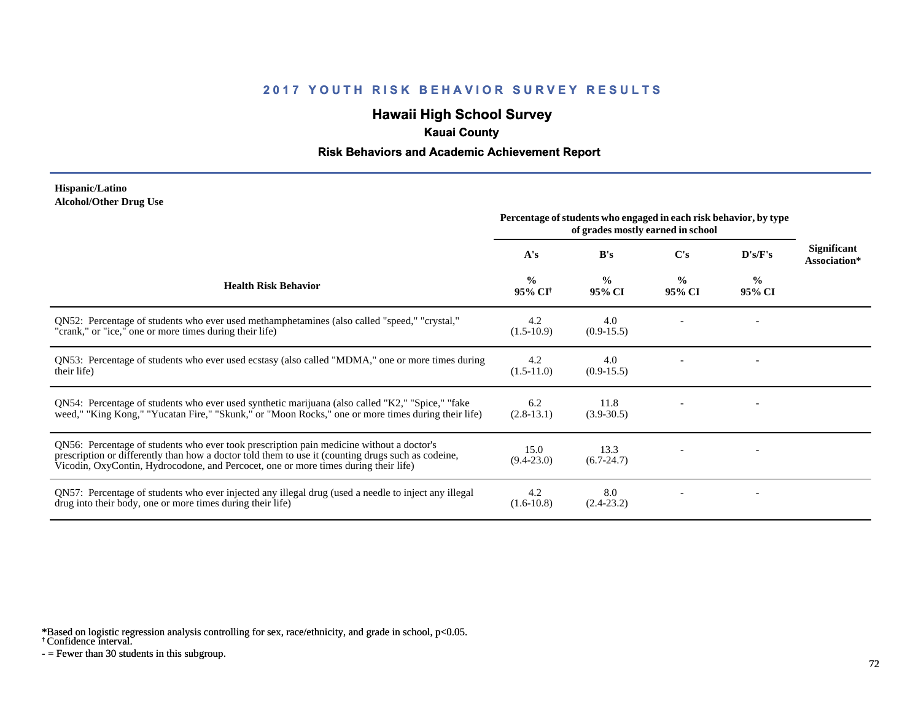## 2017 YOUTH RISK BEHAVIOR SURVEY RESULTS

## Hawaii High School Survey

### Kauai County

### Risk Behaviors and Academic Achievement Report

**Hispanic/Latino**
**Alcohol/Other Drug Use**

| Health Risk Behavior | Percentage of students who engaged in each risk behavior, by type of grades mostly earned in school | | | | Significant Association* |
|---|---|---|---|---|---|
| | A's | B's | C's | D's/F's | |
| | % 95% CI† | % 95% CI | % 95% CI | % 95% CI | |
| QN52: Percentage of students who ever used methamphetamines (also called "speed," "crystal," "crank," or "ice," one or more times during their life) | 4.2 (1.5-10.9) | 4.0 (0.9-15.5) | - | - | |
| QN53: Percentage of students who ever used ecstasy (also called "MDMA," one or more times during their life) | 4.2 (1.5-11.0) | 4.0 (0.9-15.5) | - | - | |
| QN54: Percentage of students who ever used synthetic marijuana (also called "K2," "Spice," "fake weed," "King Kong," "Yucatan Fire," "Skunk," or "Moon Rocks," one or more times during their life) | 6.2 (2.8-13.1) | 11.8 (3.9-30.5) | - | - | |
| QN56: Percentage of students who ever took prescription pain medicine without a doctor's prescription or differently than how a doctor told them to use it (counting drugs such as codeine, Vicodin, OxyContin, Hydrocodone, and Percocet, one or more times during their life) | 15.0 (9.4-23.0) | 13.3 (6.7-24.7) | - | - | |
| QN57: Percentage of students who ever injected any illegal drug (used a needle to inject any illegal drug into their body, one or more times during their life) | 4.2 (1.6-10.8) | 8.0 (2.4-23.2) | - | - | |

*Based on logistic regression analysis controlling for sex, race/ethnicity, and grade in school, $p<0.05$.
† Confidence interval.
- = Fewer than 30 students in this subgroup.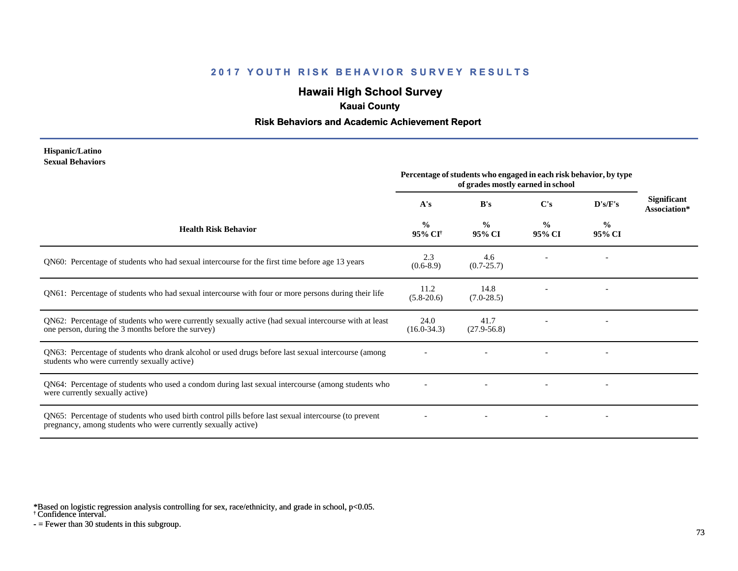## 2017 YOUTH RISK BEHAVIOR SURVEY RESULTS

# Hawaii High School Survey

### Kauai County

### Risk Behaviors and Academic Achievement Report

**Hispanic/Latino**
**Sexual Behaviors**

| Health Risk Behavior | Percentage of students who engaged in each risk behavior, by type of grades mostly earned in school | | | | Significant Association* |
|---|---|---|---|---|---|
| | A's | B's | C's | D's/F's | |
| | % 95% CI† | % 95% CI | % 95% CI | % 95% CI | |
| QN60: Percentage of students who had sexual intercourse for the first time before age 13 years | 2.3 (0.6-8.9) | 4.6 (0.7-25.7) | - | - | |
| QN61: Percentage of students who had sexual intercourse with four or more persons during their life | 11.2 (5.8-20.6) | 14.8 (7.0-28.5) | - | - | |
| QN62: Percentage of students who were currently sexually active (had sexual intercourse with at least one person, during the 3 months before the survey) | 24.0 (16.0-34.3) | 41.7 (27.9-56.8) | - | - | |
| QN63: Percentage of students who drank alcohol or used drugs before last sexual intercourse (among students who were currently sexually active) | - | - | - | - | |
| QN64: Percentage of students who used a condom during last sexual intercourse (among students who were currently sexually active) | - | - | - | - | |
| QN65: Percentage of students who used birth control pills before last sexual intercourse (to prevent pregnancy, among students who were currently sexually active) | - | - | - | - | |

*Based on logistic regression analysis controlling for sex, race/ethnicity, and grade in school, $p<0.05$.
† Confidence interval.
- = Fewer than 30 students in this subgroup.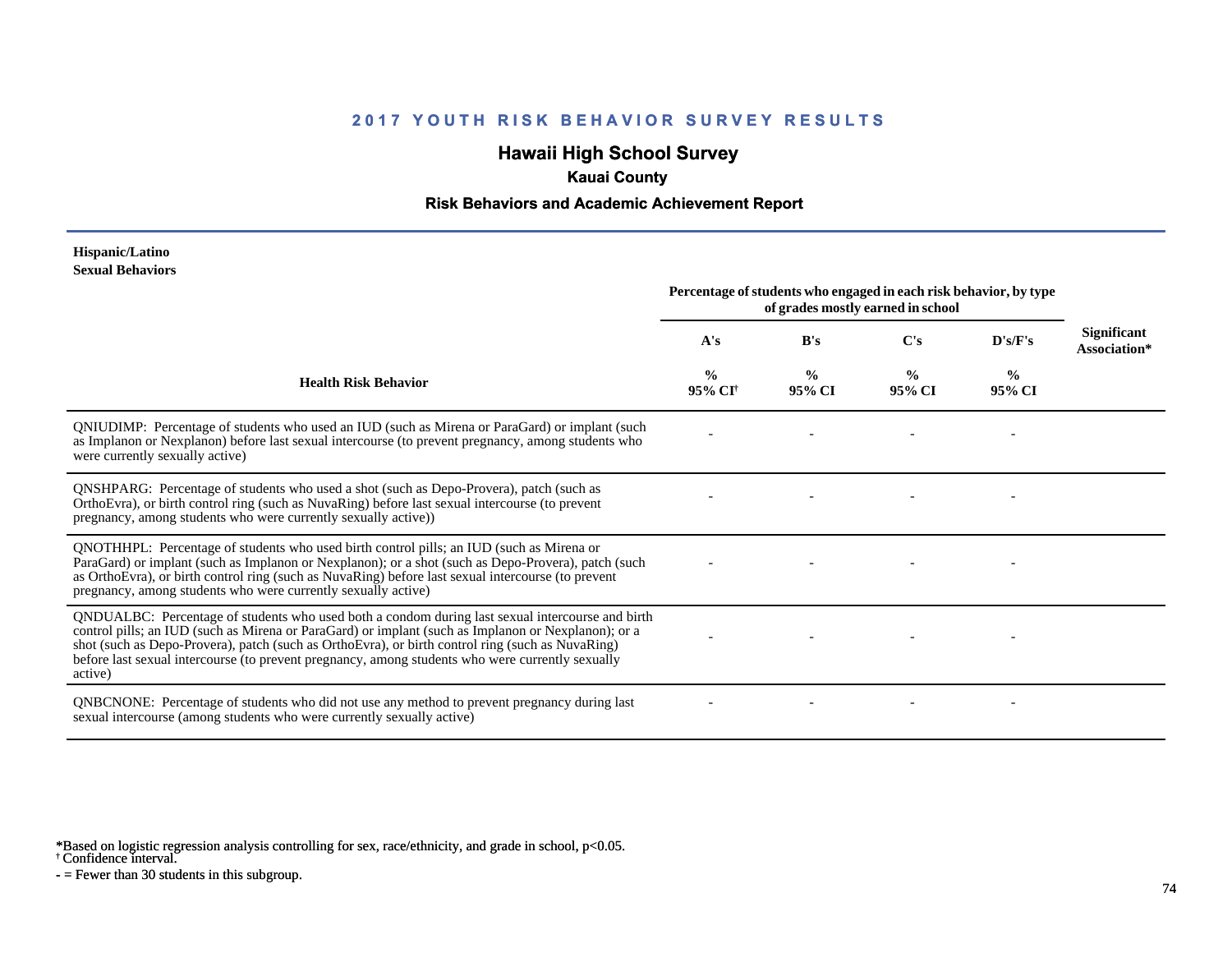# 2017 YOUTH RISK BEHAVIOR SURVEY RESULTS

## Hawaii High School Survey

### Kauai County

### Risk Behaviors and Academic Achievement Report

**Hispanic/Latino**
**Sexual Behaviors**

| Health Risk Behavior | Percentage of students who engaged in each risk behavior, by type of grades mostly earned in school | | | | Significant Association* |
|---|---|---|---|---|---|
| | A's | B's | C's | D's/F's | |
| | % 95% CI† | % 95% CI | % 95% CI | % 95% CI | |
| QNIUDIMP: Percentage of students who used an IUD (such as Mirena or ParaGard) or implant (such as Implanon or Nexplanon) before last sexual intercourse (to prevent pregnancy, among students who were currently sexually active) | - | - | - | - | |
| QNSHPARG: Percentage of students who used a shot (such as Depo-Provera), patch (such as OrthoEvra), or birth control ring (such as NuvaRing) before last sexual intercourse (to prevent pregnancy, among students who were currently sexually active)) | - | - | - | - | |
| QNOTHHPL: Percentage of students who used birth control pills; an IUD (such as Mirena or ParaGard) or implant (such as Implanon or Nexplanon); or a shot (such as Depo-Provera), patch (such as OrthoEvra), or birth control ring (such as NuvaRing) before last sexual intercourse (to prevent pregnancy, among students who were currently sexually active) | - | - | - | - | |
| QNDUALBC: Percentage of students who used both a condom during last sexual intercourse and birth control pills; an IUD (such as Mirena or ParaGard) or implant (such as Implanon or Nexplanon); or a shot (such as Depo-Provera), patch (such as OrthoEvra), or birth control ring (such as NuvaRing) before last sexual intercourse (to prevent pregnancy, among students who were currently sexually active) | - | - | - | - | |
| QNBCNONE: Percentage of students who did not use any method to prevent pregnancy during last sexual intercourse (among students who were currently sexually active) | - | - | - | - | |

*Based on logistic regression analysis controlling for sex, race/ethnicity, and grade in school, $p<0.05$.
† Confidence interval.
- = Fewer than 30 students in this subgroup.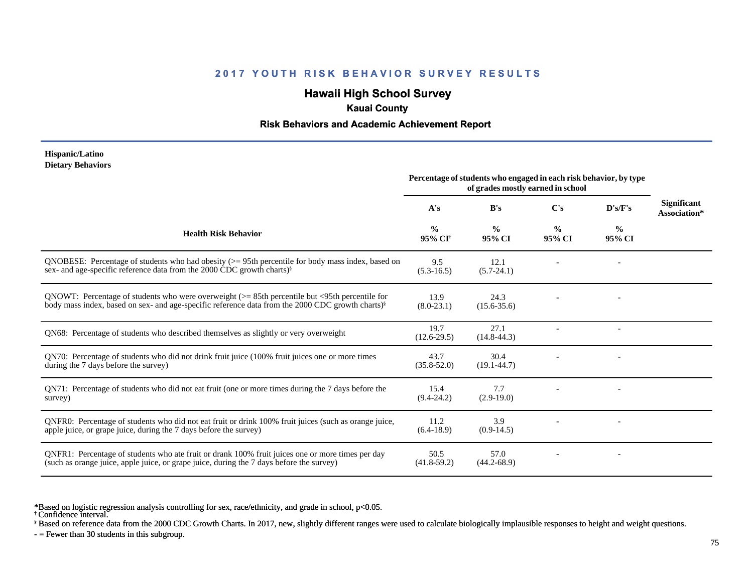## 2017 YOUTH RISK BEHAVIOR SURVEY RESULTS

# Hawaii High School Survey

### Kauai County

### Risk Behaviors and Academic Achievement Report

**Hispanic/Latino**
**Dietary Behaviors**

| Health Risk Behavior | Percentage of students who engaged in each risk behavior, by type of grades mostly earned in school | | | | Significant Association* |
|---|---|---|---|---|---|
| | A's | B's | C's | D's/F's | |
| | % 95% CI[†] | % 95% CI | % 95% CI | % 95% CI | |
| QNOBESE: Percentage of students who had obesity (>= 95th percentile for body mass index, based on sex- and age-specific reference data from the 2000 CDC growth charts)[§] | 9.5 (5.3-16.5) | 12.1 (5.7-24.1) | - | - | |
| QNOWT: Percentage of students who were overweight (>= 85th percentile but <95th percentile for body mass index, based on sex- and age-specific reference data from the 2000 CDC growth charts)[§] | 13.9 (8.0-23.1) | 24.3 (15.6-35.6) | - | - | |
| QN68: Percentage of students who described themselves as slightly or very overweight | 19.7 (12.6-29.5) | 27.1 (14.8-44.3) | - | - | |
| QN70: Percentage of students who did not drink fruit juice (100% fruit juices one or more times during the 7 days before the survey) | 43.7 (35.8-52.0) | 30.4 (19.1-44.7) | - | - | |
| QN71: Percentage of students who did not eat fruit (one or more times during the 7 days before the survey) | 15.4 (9.4-24.2) | 7.7 (2.9-19.0) | - | - | |
| QNFR0: Percentage of students who did not eat fruit or drink 100% fruit juices (such as orange juice, apple juice, or grape juice, during the 7 days before the survey) | 11.2 (6.4-18.9) | 3.9 (0.9-14.5) | - | - | |
| QNFR1: Percentage of students who ate fruit or drank 100% fruit juices one or more times per day (such as orange juice, apple juice, or grape juice, during the 7 days before the survey) | 50.5 (41.8-59.2) | 57.0 (44.2-68.9) | - | - | |

*Based on logistic regression analysis controlling for sex, race/ethnicity, and grade in school, $p<0.05$.
[†] Confidence interval.
[§] Based on reference data from the 2000 CDC Growth Charts. In 2017, new, slightly different ranges were used to calculate biologically implausible responses to height and weight questions.
- = Fewer than 30 students in this subgroup.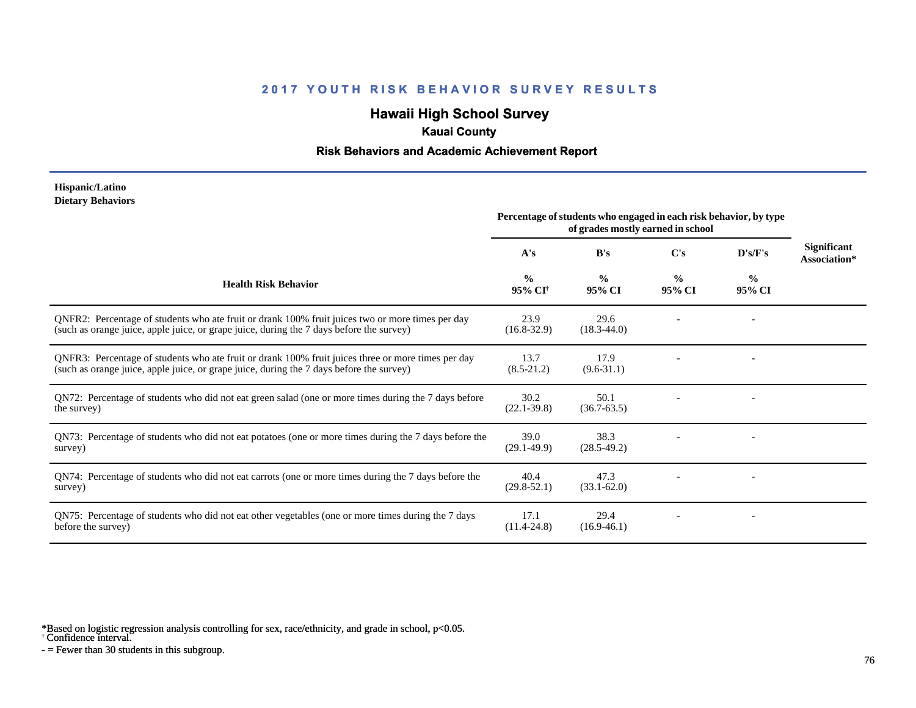## 2017 YOUTH RISK BEHAVIOR SURVEY RESULTS

# Hawaii High School Survey

### Kauai County

### Risk Behaviors and Academic Achievement Report

**Hispanic/Latino**
**Dietary Behaviors**

| Health Risk Behavior | Percentage of students who engaged in each risk behavior, by type of grades mostly earned in school | | | | Significant Association* |
|---|---|---|---|---|---|
| | A's | B's | C's | D's/F's | |
| | % 95% CI† | % 95% CI | % 95% CI | % 95% CI | |
| QNFR2: Percentage of students who ate fruit or drank 100% fruit juices two or more times per day (such as orange juice, apple juice, or grape juice, during the 7 days before the survey) | 23.9 (16.8-32.9) | 29.6 (18.3-44.0) | - | - | |
| QNFR3: Percentage of students who ate fruit or drank 100% fruit juices three or more times per day (such as orange juice, apple juice, or grape juice, during the 7 days before the survey) | 13.7 (8.5-21.2) | 17.9 (9.6-31.1) | - | - | |
| QN72: Percentage of students who did not eat green salad (one or more times during the 7 days before the survey) | 30.2 (22.1-39.8) | 50.1 (36.7-63.5) | - | - | |
| QN73: Percentage of students who did not eat potatoes (one or more times during the 7 days before the survey) | 39.0 (29.1-49.9) | 38.3 (28.5-49.2) | - | - | |
| QN74: Percentage of students who did not eat carrots (one or more times during the 7 days before the survey) | 40.4 (29.8-52.1) | 47.3 (33.1-62.0) | - | - | |
| QN75: Percentage of students who did not eat other vegetables (one or more times during the 7 days before the survey) | 17.1 (11.4-24.8) | 29.4 (16.9-46.1) | - | - | |

*Based on logistic regression analysis controlling for sex, race/ethnicity, and grade in school, $p<0.05$.
† Confidence interval.
\- = Fewer than 30 students in this subgroup.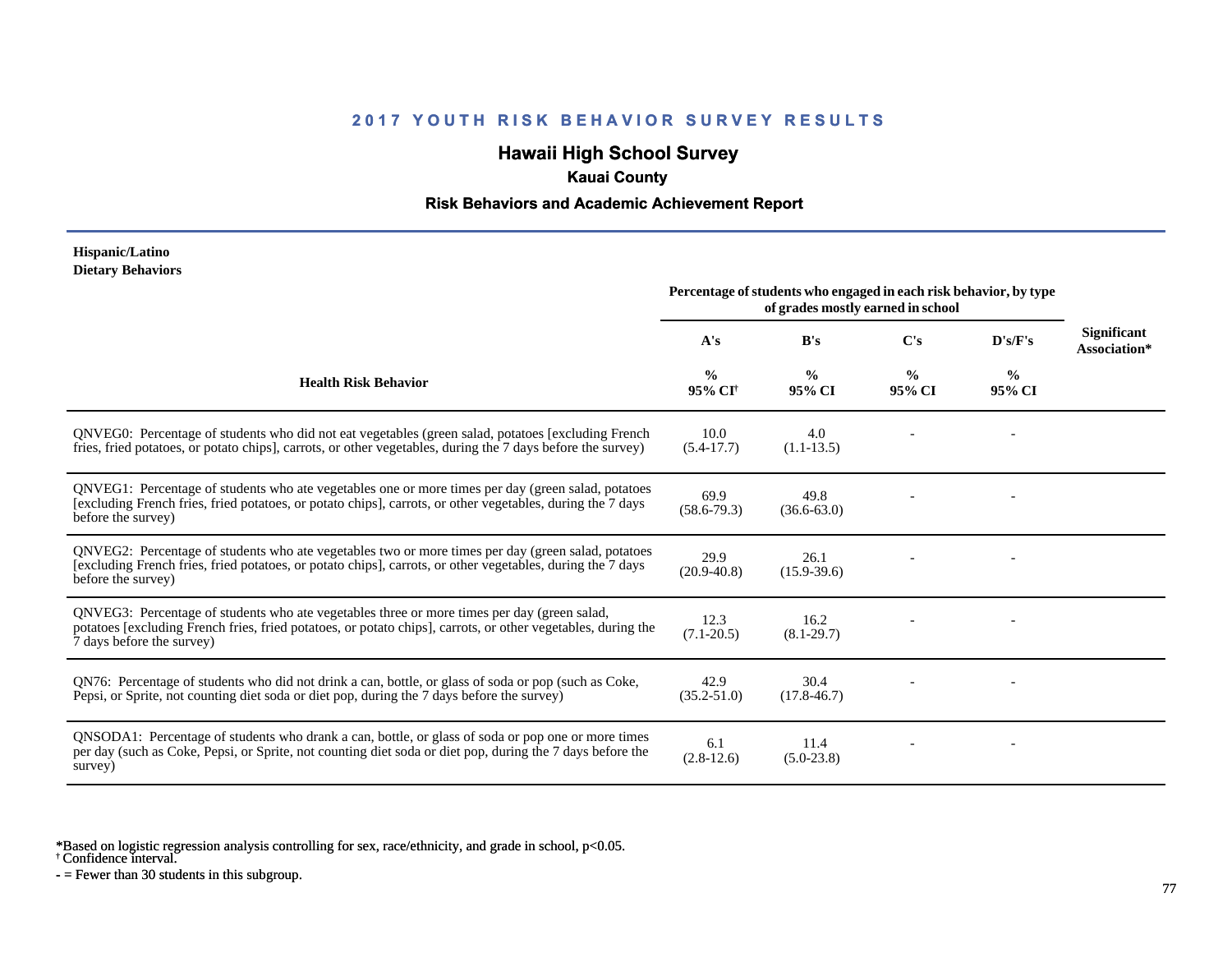## 2017 YOUTH RISK BEHAVIOR SURVEY RESULTS

# Hawaii High School Survey

### Kauai County

### Risk Behaviors and Academic Achievement Report

**Hispanic/Latino**
**Dietary Behaviors**

| Health Risk Behavior | Percentage of students who engaged in each risk behavior, by type of grades mostly earned in school | | | | Significant Association* |
|---|---|---|---|---|---|
| | A's | B's | C's | D's/F's | |
| | % 95% CI[†] | % 95% CI | % 95% CI | % 95% CI | |
| QNVEG0: Percentage of students who did not eat vegetables (green salad, potatoes [excluding French fries, fried potatoes, or potato chips], carrots, or other vegetables, during the 7 days before the survey) | 10.0 (5.4-17.7) | 4.0 (1.1-13.5) | - | - | |
| QNVEG1: Percentage of students who ate vegetables one or more times per day (green salad, potatoes [excluding French fries, fried potatoes, or potato chips], carrots, or other vegetables, during the 7 days before the survey) | 69.9 (58.6-79.3) | 49.8 (36.6-63.0) | - | - | |
| QNVEG2: Percentage of students who ate vegetables two or more times per day (green salad, potatoes [excluding French fries, fried potatoes, or potato chips], carrots, or other vegetables, during the 7 days before the survey) | 29.9 (20.9-40.8) | 26.1 (15.9-39.6) | - | - | |
| QNVEG3: Percentage of students who ate vegetables three or more times per day (green salad, potatoes [excluding French fries, fried potatoes, or potato chips], carrots, or other vegetables, during the 7 days before the survey) | 12.3 (7.1-20.5) | 16.2 (8.1-29.7) | - | - | |
| QN76: Percentage of students who did not drink a can, bottle, or glass of soda or pop (such as Coke, Pepsi, or Sprite, not counting diet soda or diet pop, during the 7 days before the survey) | 42.9 (35.2-51.0) | 30.4 (17.8-46.7) | - | - | |
| QNSODA1: Percentage of students who drank a can, bottle, or glass of soda or pop one or more times per day (such as Coke, Pepsi, or Sprite, not counting diet soda or diet pop, during the 7 days before the survey) | 6.1 (2.8-12.6) | 11.4 (5.0-23.8) | - | - | |

*Based on logistic regression analysis controlling for sex, race/ethnicity, and grade in school, $p<0.05$.
[†] Confidence interval.
- = Fewer than 30 students in this subgroup.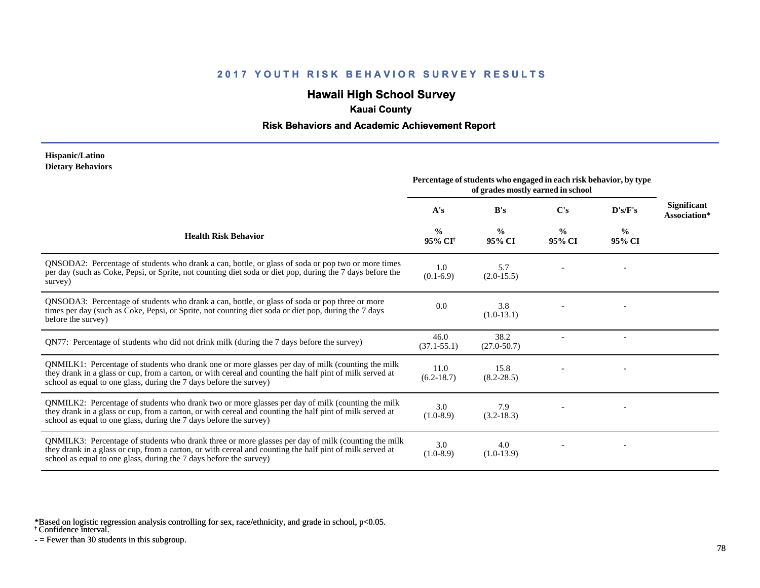# 2017 YOUTH RISK BEHAVIOR SURVEY RESULTS

## Hawaii High School Survey

### Kauai County

### Risk Behaviors and Academic Achievement Report

**Hispanic/Latino**
**Dietary Behaviors**

| Health Risk Behavior | Percentage of students who engaged in each risk behavior, by type of grades mostly earned in school | | | | Significant Association* |
|---|---|---|---|---|---|
| | A's | B's | C's | D's/F's | |
| | % 95% CI† | % 95% CI | % 95% CI | % 95% CI | |
| QNSODA2: Percentage of students who drank a can, bottle, or glass of soda or pop two or more times per day (such as Coke, Pepsi, or Sprite, not counting diet soda or diet pop, during the 7 days before the survey) | 1.0 (0.1-6.9) | 5.7 (2.0-15.5) | - | - | |
| QNSODA3: Percentage of students who drank a can, bottle, or glass of soda or pop three or more times per day (such as Coke, Pepsi, or Sprite, not counting diet soda or diet pop, during the 7 days before the survey) | 0.0 | 3.8 (1.0-13.1) | - | - | |
| QN77: Percentage of students who did not drink milk (during the 7 days before the survey) | 46.0 (37.1-55.1) | 38.2 (27.0-50.7) | - | - | |
| QNMILK1: Percentage of students who drank one or more glasses per day of milk (counting the milk they drank in a glass or cup, from a carton, or with cereal and counting the half pint of milk served at school as equal to one glass, during the 7 days before the survey) | 11.0 (6.2-18.7) | 15.8 (8.2-28.5) | - | - | |
| QNMILK2: Percentage of students who drank two or more glasses per day of milk (counting the milk they drank in a glass or cup, from a carton, or with cereal and counting the half pint of milk served at school as equal to one glass, during the 7 days before the survey) | 3.0 (1.0-8.9) | 7.9 (3.2-18.3) | - | - | |
| QNMILK3: Percentage of students who drank three or more glasses per day of milk (counting the milk they drank in a glass or cup, from a carton, or with cereal and counting the half pint of milk served at school as equal to one glass, during the 7 days before the survey) | 3.0 (1.0-8.9) | 4.0 (1.0-13.9) | - | - | |

*Based on logistic regression analysis controlling for sex, race/ethnicity, and grade in school, $p<0.05$.
† Confidence interval.
- = Fewer than 30 students in this subgroup.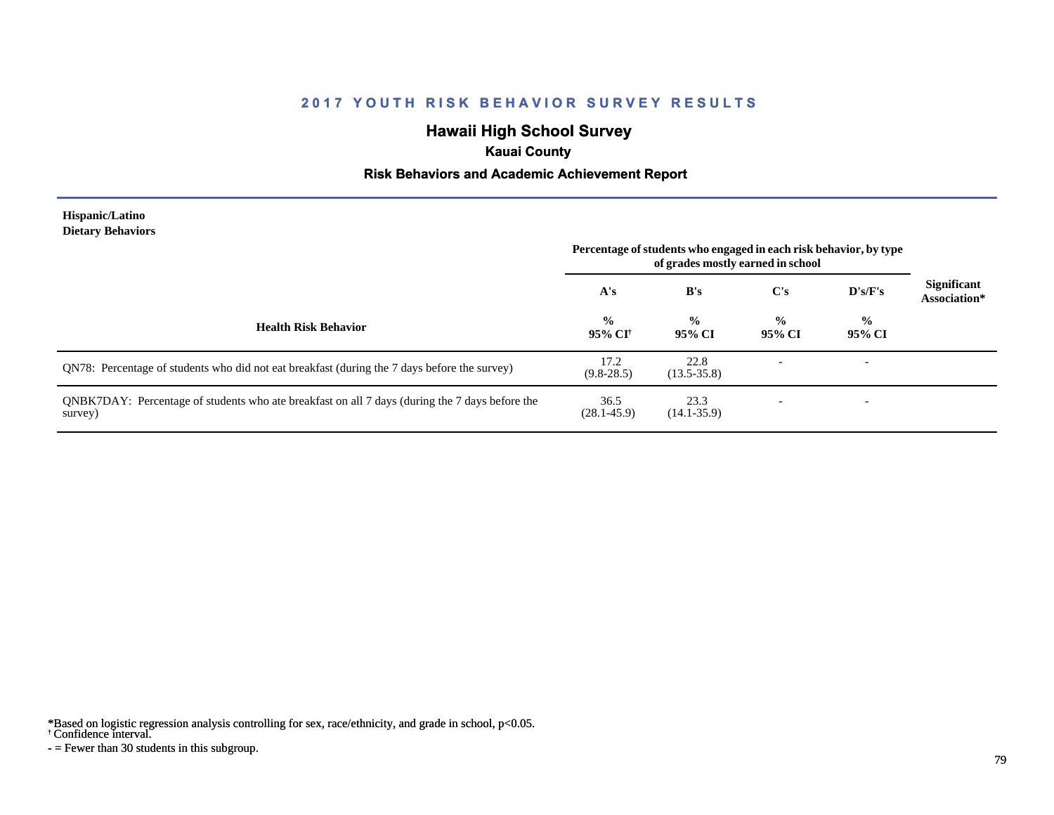# 2017 YOUTH RISK BEHAVIOR SURVEY RESULTS

## Hawaii High School Survey

### Kauai County

### Risk Behaviors and Academic Achievement Report

**Hispanic/Latino**
**Dietary Behaviors**

| Health Risk Behavior | Percentage of students who engaged in each risk behavior, by type of grades mostly earned in school | | | | Significant Association* |
|---|---|---|---|---|---|
| | A's | B's | C's | D's/F's | |
| | % 95% CI† | % 95% CI | % 95% CI | % 95% CI | |
| QN78: Percentage of students who did not eat breakfast (during the 7 days before the survey) | 17.2 (9.8-28.5) | 22.8 (13.5-35.8) | - | - | |
| QNBK7DAY: Percentage of students who ate breakfast on all 7 days (during the 7 days before the survey) | 36.5 (28.1-45.9) | 23.3 (14.1-35.9) | - | - | |

*Based on logistic regression analysis controlling for sex, race/ethnicity, and grade in school, p<0.05.
† Confidence interval.
- = Fewer than 30 students in this subgroup.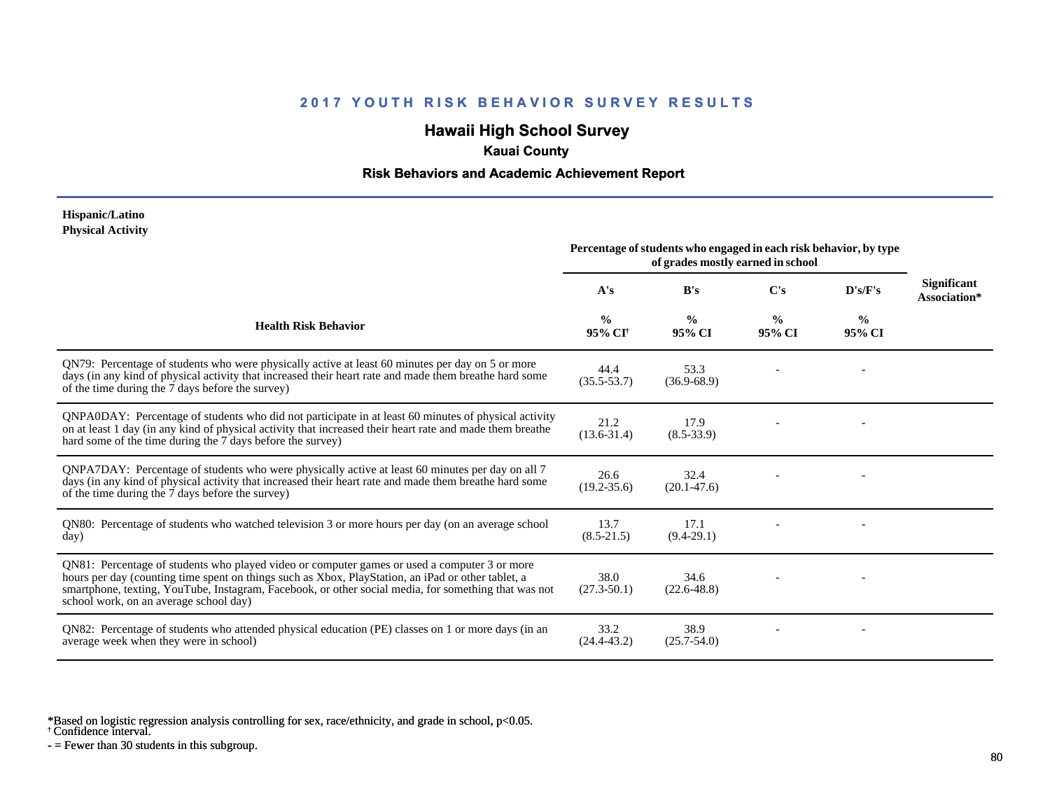## 2017 YOUTH RISK BEHAVIOR SURVEY RESULTS

# Hawaii High School Survey

### Kauai County

### Risk Behaviors and Academic Achievement Report

**Hispanic/Latino**
**Physical Activity**

| Health Risk Behavior | Percentage of students who engaged in each risk behavior, by type of grades mostly earned in school | | | | Significant Association* |
|---|---|---|---|---|---|
| | A's | B's | C's | D's/F's | |
| | % 95% CI[†] | % 95% CI | % 95% CI | % 95% CI | |
| QN79: Percentage of students who were physically active at least 60 minutes per day on 5 or more days (in any kind of physical activity that increased their heart rate and made them breathe hard some of the time during the 7 days before the survey) | 44.4 (35.5-53.7) | 53.3 (36.9-68.9) | - | - | |
| QNPA0DAY: Percentage of students who did not participate in at least 60 minutes of physical activity on at least 1 day (in any kind of physical activity that increased their heart rate and made them breathe hard some of the time during the 7 days before the survey) | 21.2 (13.6-31.4) | 17.9 (8.5-33.9) | - | - | |
| QNPA7DAY: Percentage of students who were physically active at least 60 minutes per day on all 7 days (in any kind of physical activity that increased their heart rate and made them breathe hard some of the time during the 7 days before the survey) | 26.6 (19.2-35.6) | 32.4 (20.1-47.6) | - | - | |
| QN80: Percentage of students who watched television 3 or more hours per day (on an average school day) | 13.7 (8.5-21.5) | 17.1 (9.4-29.1) | - | - | |
| QN81: Percentage of students who played video or computer games or used a computer 3 or more hours per day (counting time spent on things such as Xbox, PlayStation, an iPad or other tablet, a smartphone, texting, YouTube, Instagram, Facebook, or other social media, for something that was not school work, on an average school day) | 38.0 (27.3-50.1) | 34.6 (22.6-48.8) | - | - | |
| QN82: Percentage of students who attended physical education (PE) classes on 1 or more days (in an average week when they were in school) | 33.2 (24.4-43.2) | 38.9 (25.7-54.0) | - | - | |

*Based on logistic regression analysis controlling for sex, race/ethnicity, and grade in school, $p<0.05$.
[†] Confidence interval.
- = Fewer than 30 students in this subgroup.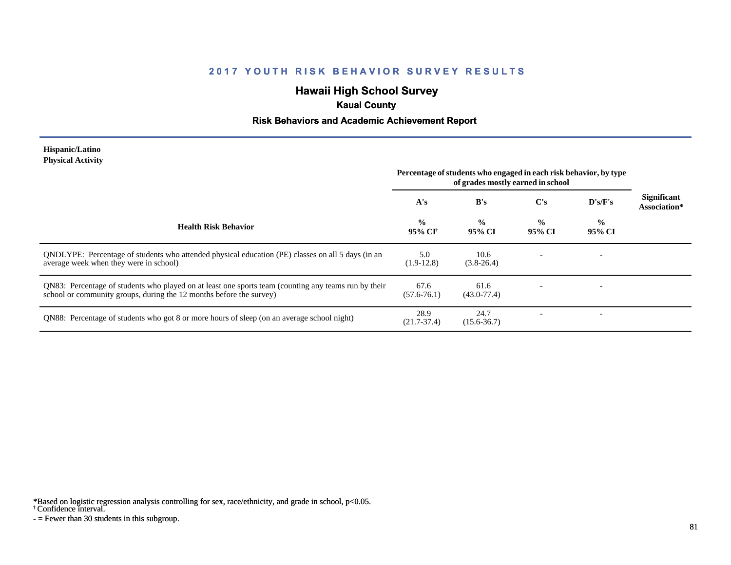## 2017 YOUTH RISK BEHAVIOR SURVEY RESULTS

# Hawaii High School Survey

### Kauai County

### Risk Behaviors and Academic Achievement Report

**Hispanic/Latino**
**Physical Activity**

| Health Risk Behavior | Percentage of students who engaged in each risk behavior, by type of grades mostly earned in school | | | | Significant Association* |
|---|---|---|---|---|---|
| | A's | B's | C's | D's/F's | |
| | % 95% CI† | % 95% CI | % 95% CI | % 95% CI | |
| QNDLYPE: Percentage of students who attended physical education (PE) classes on all 5 days (in an average week when they were in school) | 5.0 (1.9-12.8) | 10.6 (3.8-26.4) | - | - | |
| QN83: Percentage of students who played on at least one sports team (counting any teams run by their school or community groups, during the 12 months before the survey) | 67.6 (57.6-76.1) | 61.6 (43.0-77.4) | - | - | |
| QN88: Percentage of students who got 8 or more hours of sleep (on an average school night) | 28.9 (21.7-37.4) | 24.7 (15.6-36.7) | - | - | |

*Based on logistic regression analysis controlling for sex, race/ethnicity, and grade in school, p<0.05.
† Confidence interval.
- = Fewer than 30 students in this subgroup.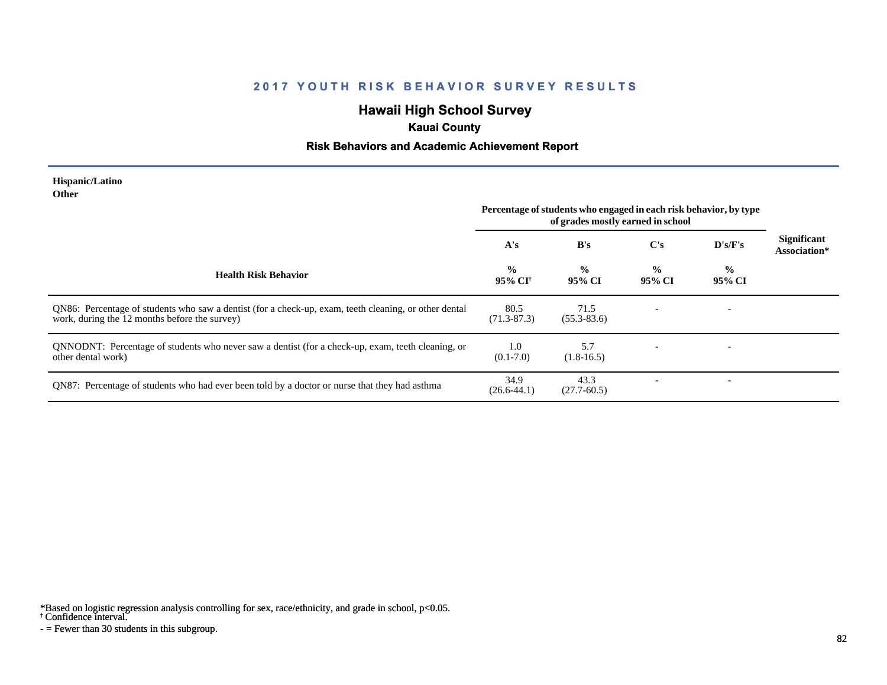## 2017 YOUTH RISK BEHAVIOR SURVEY RESULTS

# Hawaii High School Survey

### Kauai County

### Risk Behaviors and Academic Achievement Report

**Hispanic/Latino**
**Other**

| Health Risk Behavior | Percentage of students who engaged in each risk behavior, by type of grades mostly earned in school | | | | Significant Association* |
|---|---|---|---|---|---|
| | A's | B's | C's | D's/F's | |
| | % 95% CI† | % 95% CI | % 95% CI | % 95% CI | |
| QN86: Percentage of students who saw a dentist (for a check-up, exam, teeth cleaning, or other dental work, during the 12 months before the survey) | 80.5 (71.3-87.3) | 71.5 (55.3-83.6) | - | - | |
| QNNODNT: Percentage of students who never saw a dentist (for a check-up, exam, teeth cleaning, or other dental work) | 1.0 (0.1-7.0) | 5.7 (1.8-16.5) | - | - | |
| QN87: Percentage of students who had ever been told by a doctor or nurse that they had asthma | 34.9 (26.6-44.1) | 43.3 (27.7-60.5) | - | - | |

*Based on logistic regression analysis controlling for sex, race/ethnicity, and grade in school, $p<0.05$.
† Confidence interval.
- = Fewer than 30 students in this subgroup.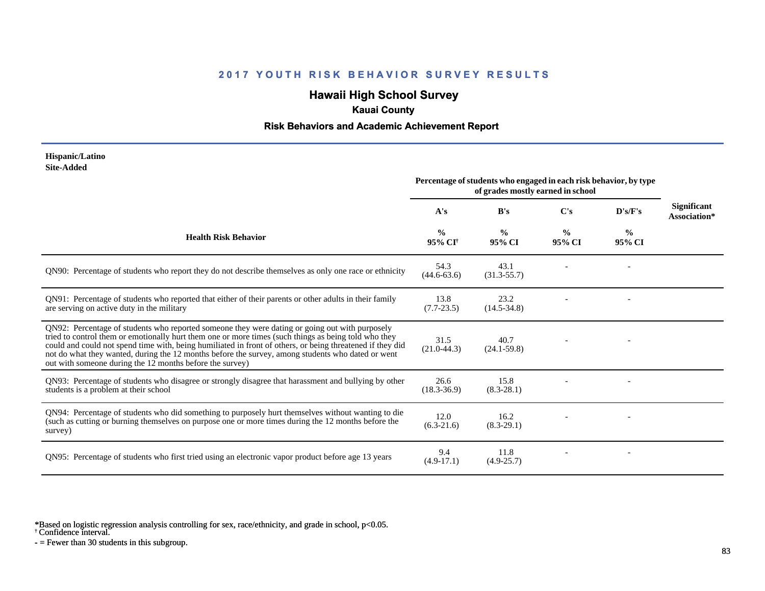## 2017 YOUTH RISK BEHAVIOR SURVEY RESULTS

# Hawaii High School Survey

### Kauai County

### Risk Behaviors and Academic Achievement Report

**Hispanic/Latino**
**Site-Added**

| Health Risk Behavior | Percentage of students who engaged in each risk behavior, by type of grades mostly earned in school | | | | Significant Association* |
|---|---|---|---|---|---|
| | A's | B's | C's | D's/F's | |
| | % 95% CI[†] | % 95% CI | % 95% CI | % 95% CI | |
| QN90: Percentage of students who report they do not describe themselves as only one race or ethnicity | 54.3 (44.6-63.6) | 43.1 (31.3-55.7) | - | - | |
| QN91: Percentage of students who reported that either of their parents or other adults in their family are serving on active duty in the military | 13.8 (7.7-23.5) | 23.2 (14.5-34.8) | - | - | |
| QN92: Percentage of students who reported someone they were dating or going out with purposely tried to control them or emotionally hurt them one or more times (such things as being told who they could and could not spend time with, being humiliated in front of others, or being threatened if they did not do what they wanted, during the 12 months before the survey, among students who dated or went out with someone during the 12 months before the survey) | 31.5 (21.0-44.3) | 40.7 (24.1-59.8) | - | - | |
| QN93: Percentage of students who disagree or strongly disagree that harassment and bullying by other students is a problem at their school | 26.6 (18.3-36.9) | 15.8 (8.3-28.1) | - | - | |
| QN94: Percentage of students who did something to purposely hurt themselves without wanting to die (such as cutting or burning themselves on purpose one or more times during the 12 months before the survey) | 12.0 (6.3-21.6) | 16.2 (8.3-29.1) | - | - | |
| QN95: Percentage of students who first tried using an electronic vapor product before age 13 years | 9.4 (4.9-17.1) | 11.8 (4.9-25.7) | - | - | |

*Based on logistic regression analysis controlling for sex, race/ethnicity, and grade in school, $p<0.05$.
[†] Confidence interval.
- = Fewer than 30 students in this subgroup.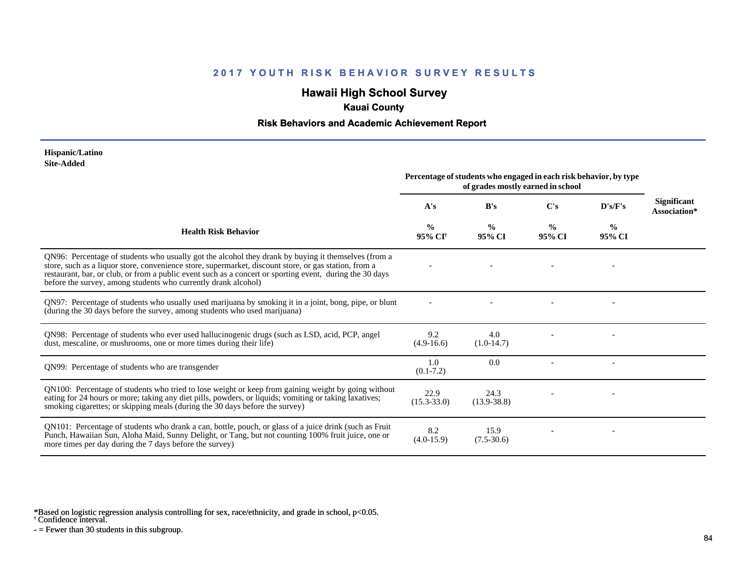## 2017 YOUTH RISK BEHAVIOR SURVEY RESULTS

# Hawaii High School Survey

### Kauai County

### Risk Behaviors and Academic Achievement Report

**Hispanic/Latino**
**Site-Added**

| Health Risk Behavior | Percentage of students who engaged in each risk behavior, by type of grades mostly earned in school | | | | Significant Association* |
|---|---|---|---|---|---|
| | A's | B's | C's | D's/F's | |
| | % 95% CI[†] | % 95% CI | % 95% CI | % 95% CI | |
| QN96: Percentage of students who usually got the alcohol they drank by buying it themselves (from a store, such as a liquor store, convenience store, supermarket, discount store, or gas station, from a restaurant, bar, or club, or from a public event such as a concert or sporting event, during the 30 days before the survey, among students who currently drank alcohol) | - | - | - | - | |
| QN97: Percentage of students who usually used marijuana by smoking it in a joint, bong, pipe, or blunt (during the 30 days before the survey, among students who used marijuana) | - | - | - | - | |
| QN98: Percentage of students who ever used hallucinogenic drugs (such as LSD, acid, PCP, angel dust, mescaline, or mushrooms, one or more times during their life) | 9.2 (4.9-16.6) | 4.0 (1.0-14.7) | - | - | |
| QN99: Percentage of students who are transgender | 1.0 (0.1-7.2) | 0.0 | - | - | |
| QN100: Percentage of students who tried to lose weight or keep from gaining weight by going without eating for 24 hours or more; taking any diet pills, powders, or liquids; vomiting or taking laxatives; smoking cigarettes; or skipping meals (during the 30 days before the survey) | 22.9 (15.3-33.0) | 24.3 (13.9-38.8) | - | - | |
| QN101: Percentage of students who drank a can, bottle, pouch, or glass of a juice drink (such as Fruit Punch, Hawaiian Sun, Aloha Maid, Sunny Delight, or Tang, but not counting 100% fruit juice, one or more times per day during the 7 days before the survey) | 8.2 (4.0-15.9) | 15.9 (7.5-30.6) | - | - | |

*Based on logistic regression analysis controlling for sex, race/ethnicity, and grade in school, $p<0.05$.
[†] Confidence interval.
- = Fewer than 30 students in this subgroup.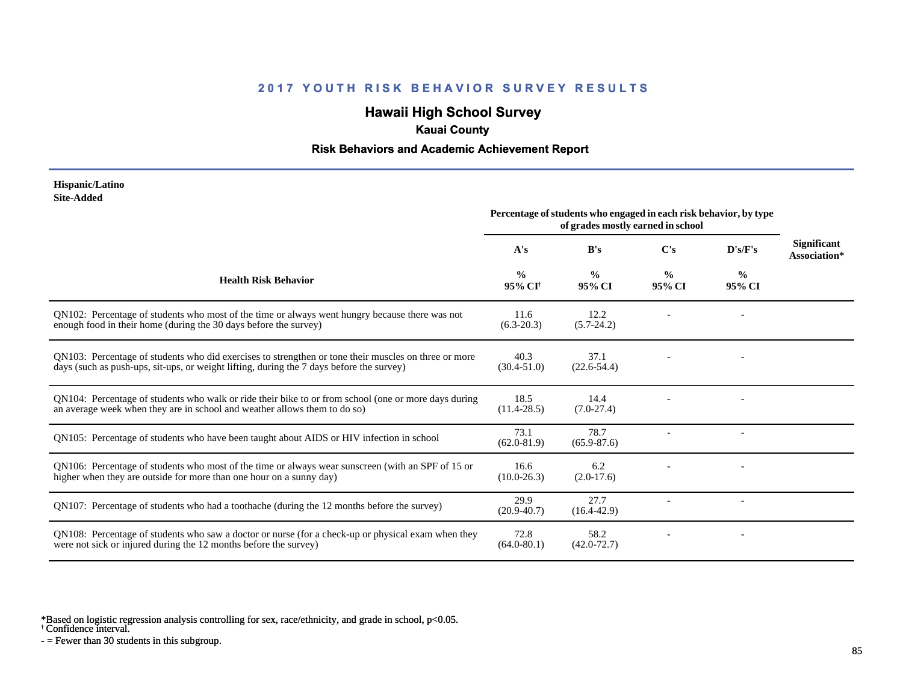# 2017 YOUTH RISK BEHAVIOR SURVEY RESULTS

## Hawaii High School Survey

### Kauai County

### Risk Behaviors and Academic Achievement Report

**Hispanic/Latino**
**Site-Added**

| Health Risk Behavior | Percentage of students who engaged in each risk behavior, by type of grades mostly earned in school | | | | Significant Association* |
|---|---|---|---|---|---|
| | A's | B's | C's | D's/F's | |
| | % 95% CI† | % 95% CI | % 95% CI | % 95% CI | |
| QN102: Percentage of students who most of the time or always went hungry because there was not enough food in their home (during the 30 days before the survey) | 11.6 (6.3-20.3) | 12.2 (5.7-24.2) | - | - | |
| QN103: Percentage of students who did exercises to strengthen or tone their muscles on three or more days (such as push-ups, sit-ups, or weight lifting, during the 7 days before the survey) | 40.3 (30.4-51.0) | 37.1 (22.6-54.4) | - | - | |
| QN104: Percentage of students who walk or ride their bike to or from school (one or more days during an average week when they are in school and weather allows them to do so) | 18.5 (11.4-28.5) | 14.4 (7.0-27.4) | - | - | |
| QN105: Percentage of students who have been taught about AIDS or HIV infection in school | 73.1 (62.0-81.9) | 78.7 (65.9-87.6) | - | - | |
| QN106: Percentage of students who most of the time or always wear sunscreen (with an SPF of 15 or higher when they are outside for more than one hour on a sunny day) | 16.6 (10.0-26.3) | 6.2 (2.0-17.6) | - | - | |
| QN107: Percentage of students who had a toothache (during the 12 months before the survey) | 29.9 (20.9-40.7) | 27.7 (16.4-42.9) | - | - | |
| QN108: Percentage of students who saw a doctor or nurse (for a check-up or physical exam when they were not sick or injured during the 12 months before the survey) | 72.8 (64.0-80.1) | 58.2 (42.0-72.7) | - | - | |

*Based on logistic regression analysis controlling for sex, race/ethnicity, and grade in school, $p<0.05$.
† Confidence interval.
- = Fewer than 30 students in this subgroup.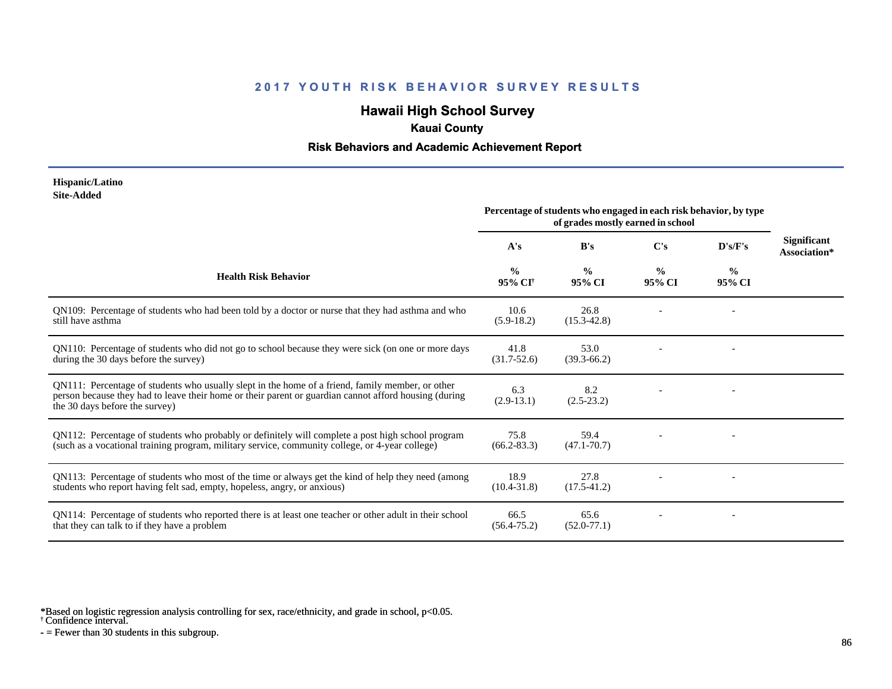## 2017 YOUTH RISK BEHAVIOR SURVEY RESULTS

# Hawaii High School Survey

### Kauai County

### Risk Behaviors and Academic Achievement Report

**Hispanic/Latino**
**Site-Added**

| Health Risk Behavior | Percentage of students who engaged in each risk behavior, by type of grades mostly earned in school | | | | Significant Association* |
|---|---|---|---|---|---|
| | A's | B's | C's | D's/F's | |
| | % 95% CI† | % 95% CI | % 95% CI | % 95% CI | |
| QN109: Percentage of students who had been told by a doctor or nurse that they had asthma and who still have asthma | 10.6 (5.9-18.2) | 26.8 (15.3-42.8) | - | - | |
| QN110: Percentage of students who did not go to school because they were sick (on one or more days during the 30 days before the survey) | 41.8 (31.7-52.6) | 53.0 (39.3-66.2) | - | - | |
| QN111: Percentage of students who usually slept in the home of a friend, family member, or other person because they had to leave their home or their parent or guardian cannot afford housing (during the 30 days before the survey) | 6.3 (2.9-13.1) | 8.2 (2.5-23.2) | - | - | |
| QN112: Percentage of students who probably or definitely will complete a post high school program (such as a vocational training program, military service, community college, or 4-year college) | 75.8 (66.2-83.3) | 59.4 (47.1-70.7) | - | - | |
| QN113: Percentage of students who most of the time or always get the kind of help they need (among students who report having felt sad, empty, hopeless, angry, or anxious) | 18.9 (10.4-31.8) | 27.8 (17.5-41.2) | - | - | |
| QN114: Percentage of students who reported there is at least one teacher or other adult in their school that they can talk to if they have a problem | 66.5 (56.4-75.2) | 65.6 (52.0-77.1) | - | - | |

*Based on logistic regression analysis controlling for sex, race/ethnicity, and grade in school, $p<0.05$.
† Confidence interval.
\- = Fewer than 30 students in this subgroup.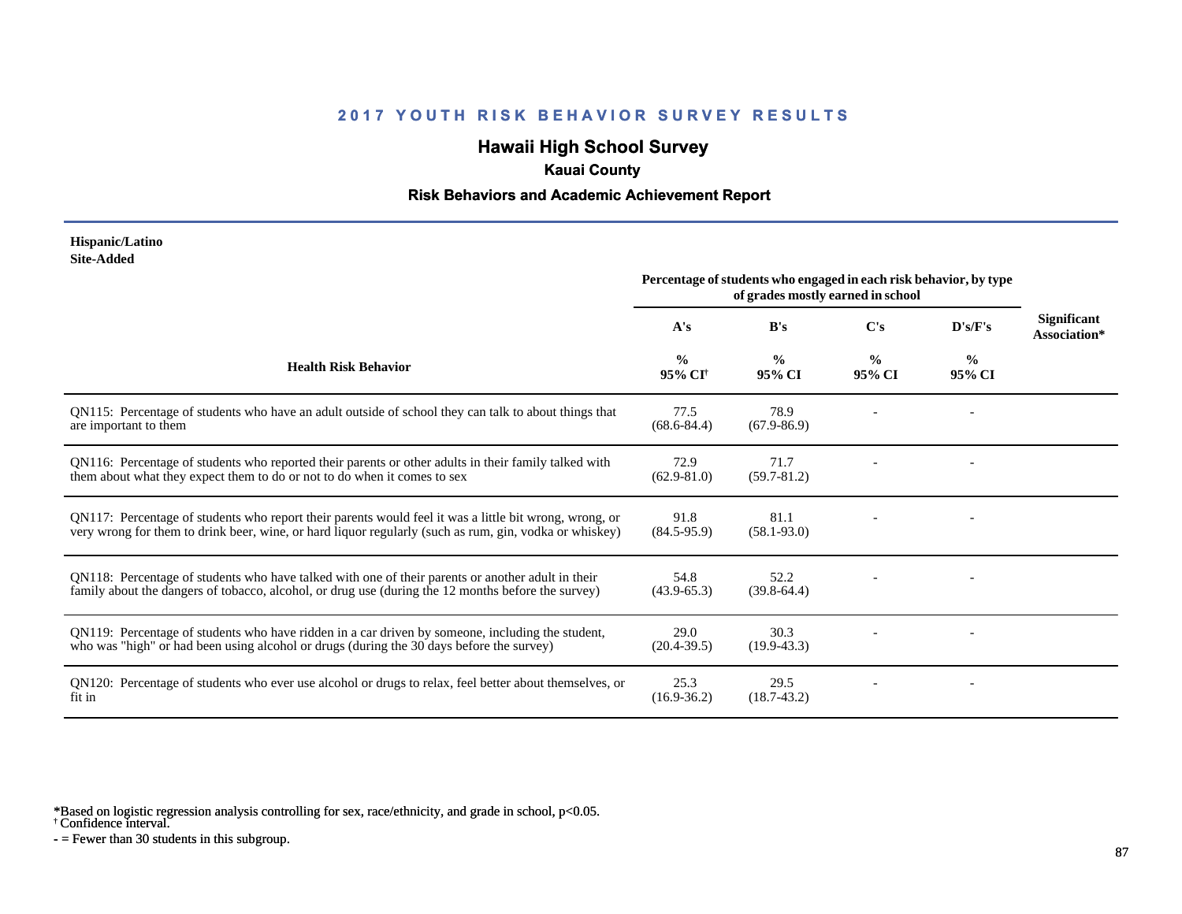## 2017 YOUTH RISK BEHAVIOR SURVEY RESULTS

# Hawaii High School Survey

### Kauai County

### Risk Behaviors and Academic Achievement Report

**Hispanic/Latino**
**Site-Added**

| Health Risk Behavior | Percentage of students who engaged in each risk behavior, by type of grades mostly earned in school | | | | Significant Association* |
|---|---|---|---|---|---|
| | A's | B's | C's | D's/F's | |
| | % 95% CI† | % 95% CI | % 95% CI | % 95% CI | |
| QN115: Percentage of students who have an adult outside of school they can talk to about things that are important to them | 77.5 (68.6-84.4) | 78.9 (67.9-86.9) | - | - | |
| QN116: Percentage of students who reported their parents or other adults in their family talked with them about what they expect them to do or not to do when it comes to sex | 72.9 (62.9-81.0) | 71.7 (59.7-81.2) | - | - | |
| QN117: Percentage of students who report their parents would feel it was a little bit wrong, wrong, or very wrong for them to drink beer, wine, or hard liquor regularly (such as rum, gin, vodka or whiskey) | 91.8 (84.5-95.9) | 81.1 (58.1-93.0) | - | - | |
| QN118: Percentage of students who have talked with one of their parents or another adult in their family about the dangers of tobacco, alcohol, or drug use (during the 12 months before the survey) | 54.8 (43.9-65.3) | 52.2 (39.8-64.4) | - | - | |
| QN119: Percentage of students who have ridden in a car driven by someone, including the student, who was "high" or had been using alcohol or drugs (during the 30 days before the survey) | 29.0 (20.4-39.5) | 30.3 (19.9-43.3) | - | - | |
| QN120: Percentage of students who ever use alcohol or drugs to relax, feel better about themselves, or fit in | 25.3 (16.9-36.2) | 29.5 (18.7-43.2) | - | - | |

*Based on logistic regression analysis controlling for sex, race/ethnicity, and grade in school, $p<0.05$.
† Confidence interval.
- = Fewer than 30 students in this subgroup.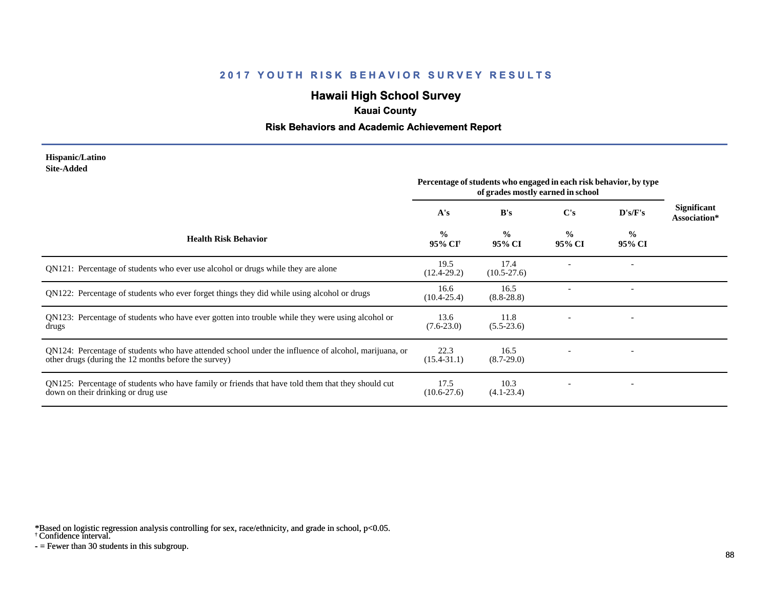## 2017 YOUTH RISK BEHAVIOR SURVEY RESULTS

# Hawaii High School Survey

### Kauai County

### Risk Behaviors and Academic Achievement Report

**Hispanic/Latino**
**Site-Added**

| Health Risk Behavior | Percentage of students who engaged in each risk behavior, by type of grades mostly earned in school | | | | Significant Association* |
|---|---|---|---|---|---|
| | A's | B's | C's | D's/F's | |
| | % 95% CI† | % 95% CI | % 95% CI | % 95% CI | |
| QN121: Percentage of students who ever use alcohol or drugs while they are alone | 19.5 (12.4-29.2) | 17.4 (10.5-27.6) | - | - | |
| QN122: Percentage of students who ever forget things they did while using alcohol or drugs | 16.6 (10.4-25.4) | 16.5 (8.8-28.8) | - | - | |
| QN123: Percentage of students who have ever gotten into trouble while they were using alcohol or drugs | 13.6 (7.6-23.0) | 11.8 (5.5-23.6) | - | - | |
| QN124: Percentage of students who have attended school under the influence of alcohol, marijuana, or other drugs (during the 12 months before the survey) | 22.3 (15.4-31.1) | 16.5 (8.7-29.0) | - | - | |
| QN125: Percentage of students who have family or friends that have told them that they should cut down on their drinking or drug use | 17.5 (10.6-27.6) | 10.3 (4.1-23.4) | - | - | |

*Based on logistic regression analysis controlling for sex, race/ethnicity, and grade in school, $p<0.05$.
† Confidence interval.
- = Fewer than 30 students in this subgroup.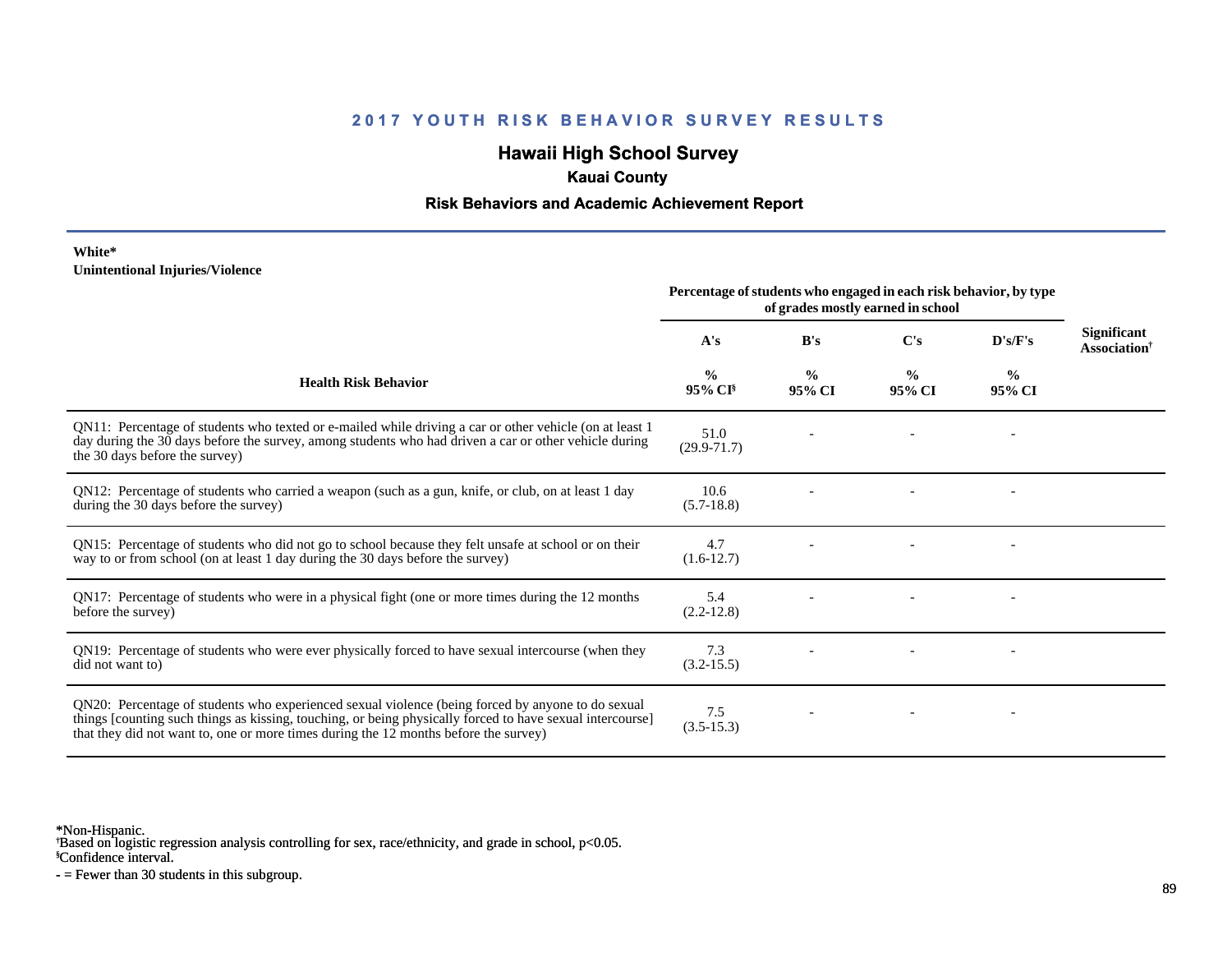## 2017 YOUTH RISK BEHAVIOR SURVEY RESULTS

# Hawaii High School Survey

### Kauai County

### Risk Behaviors and Academic Achievement Report

**White***
**Unintentional Injuries/Violence**

| Health Risk Behavior | Percentage of students who engaged in each risk behavior, by type of grades mostly earned in school | | | | Significant Association[†] |
|---|---|---|---|---|---|
| | A's | B's | C's | D's/F's | |
| | % 95% CI[§] | % 95% CI | % 95% CI | % 95% CI | |
| QN11: Percentage of students who texted or e-mailed while driving a car or other vehicle (on at least 1 day during the 30 days before the survey, among students who had driven a car or other vehicle during the 30 days before the survey) | 51.0 (29.9-71.7) | - | - | - | |
| QN12: Percentage of students who carried a weapon (such as a gun, knife, or club, on at least 1 day during the 30 days before the survey) | 10.6 (5.7-18.8) | - | - | - | |
| QN15: Percentage of students who did not go to school because they felt unsafe at school or on their way to or from school (on at least 1 day during the 30 days before the survey) | 4.7 (1.6-12.7) | - | - | - | |
| QN17: Percentage of students who were in a physical fight (one or more times during the 12 months before the survey) | 5.4 (2.2-12.8) | - | - | - | |
| QN19: Percentage of students who were ever physically forced to have sexual intercourse (when they did not want to) | 7.3 (3.2-15.5) | - | - | - | |
| QN20: Percentage of students who experienced sexual violence (being forced by anyone to do sexual things [counting such things as kissing, touching, or being physically forced to have sexual intercourse] that they did not want to, one or more times during the 12 months before the survey) | 7.5 (3.5-15.3) | - | - | - | |

*Non-Hispanic.
[†]Based on logistic regression analysis controlling for sex, race/ethnicity, and grade in school, $p<0.05$.
[§]Confidence interval.
- = Fewer than 30 students in this subgroup.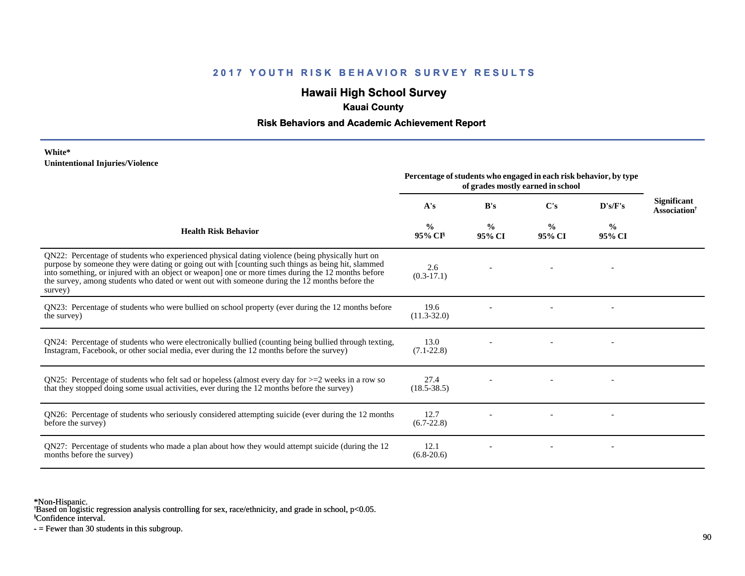## 2017 YOUTH RISK BEHAVIOR SURVEY RESULTS

# Hawaii High School Survey

### Kauai County

### Risk Behaviors and Academic Achievement Report

**White***
**Unintentional Injuries/Violence**

| Health Risk Behavior | Percentage of students who engaged in each risk behavior, by type of grades mostly earned in school | | | | Significant Association† |
|---|---|---|---|---|---|
| | A's | B's | C's | D's/F's | |
| | % 95% CI§ | % 95% CI | % 95% CI | % 95% CI | |
| QN22: Percentage of students who experienced physical dating violence (being physically hurt on purpose by someone they were dating or going out with [counting such things as being hit, slammed into something, or injured with an object or weapon] one or more times during the 12 months before the survey, among students who dated or went out with someone during the 12 months before the survey) | 2.6 (0.3-17.1) | - | - | - | |
| QN23: Percentage of students who were bullied on school property (ever during the 12 months before the survey) | 19.6 (11.3-32.0) | - | - | - | |
| QN24: Percentage of students who were electronically bullied (counting being bullied through texting, Instagram, Facebook, or other social media, ever during the 12 months before the survey) | 13.0 (7.1-22.8) | - | - | - | |
| QN25: Percentage of students who felt sad or hopeless (almost every day for >=2 weeks in a row so that they stopped doing some usual activities, ever during the 12 months before the survey) | 27.4 (18.5-38.5) | - | - | - | |
| QN26: Percentage of students who seriously considered attempting suicide (ever during the 12 months before the survey) | 12.7 (6.7-22.8) | - | - | - | |
| QN27: Percentage of students who made a plan about how they would attempt suicide (during the 12 months before the survey) | 12.1 (6.8-20.6) | - | - | - | |

*Non-Hispanic.
†Based on logistic regression analysis controlling for sex, race/ethnicity, and grade in school, $p<0.05$.
§Confidence interval.
- = Fewer than 30 students in this subgroup.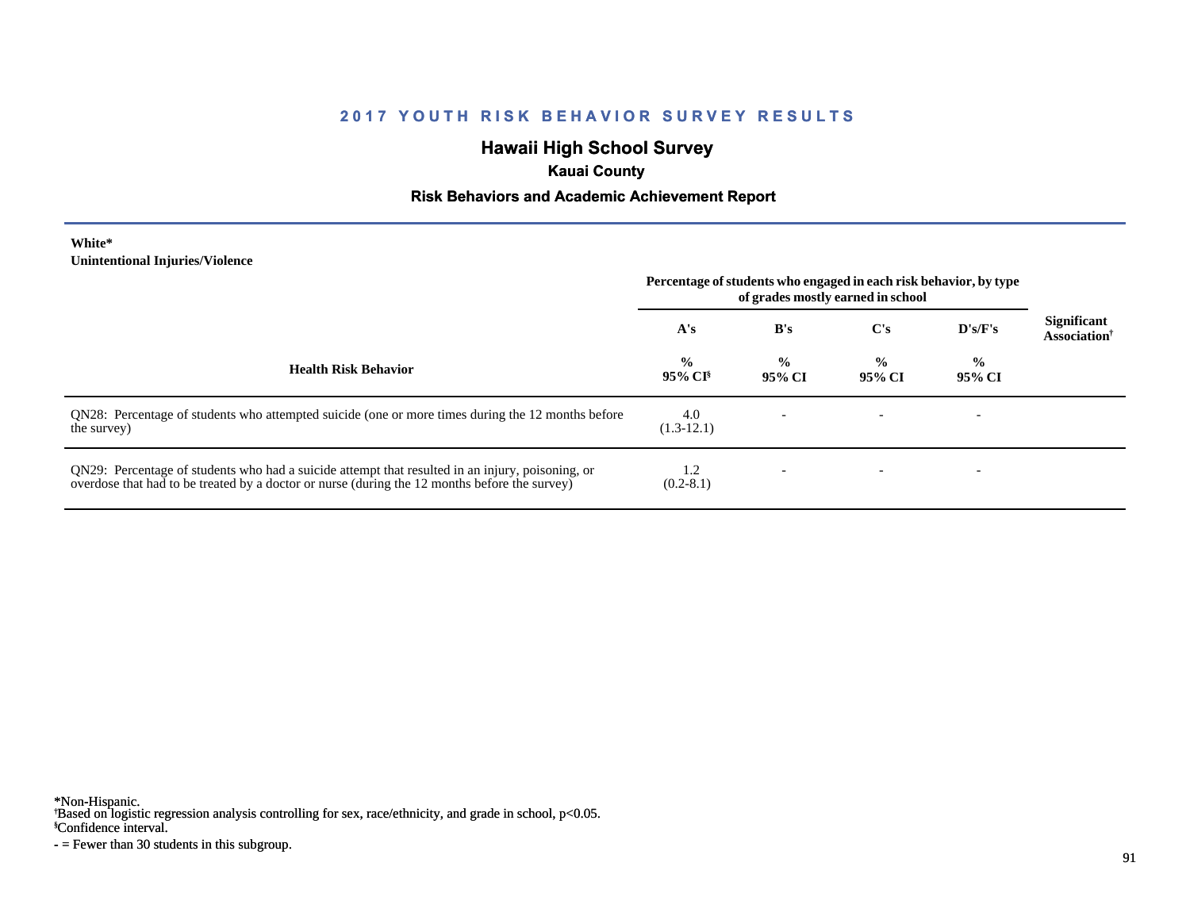# 2017 YOUTH RISK BEHAVIOR SURVEY RESULTS

## Hawaii High School Survey

### Kauai County

### Risk Behaviors and Academic Achievement Report

**White***
**Unintentional Injuries/Violence**

| Health Risk Behavior | Percentage of students who engaged in each risk behavior, by type of grades mostly earned in school | | | | Significant Association† |
|---|---|---|---|---|---|
| | A's | B's | C's | D's/F's | |
| | % 95% CI§ | % 95% CI | % 95% CI | % 95% CI | |
| QN28: Percentage of students who attempted suicide (one or more times during the 12 months before the survey) | 4.0 (1.3-12.1) | - | - | - | |
| QN29: Percentage of students who had a suicide attempt that resulted in an injury, poisoning, or overdose that had to be treated by a doctor or nurse (during the 12 months before the survey) | 1.2 (0.2-8.1) | - | - | - | |

*Non-Hispanic.
†Based on logistic regression analysis controlling for sex, race/ethnicity, and grade in school, $p<0.05$.
§Confidence interval.
- = Fewer than 30 students in this subgroup.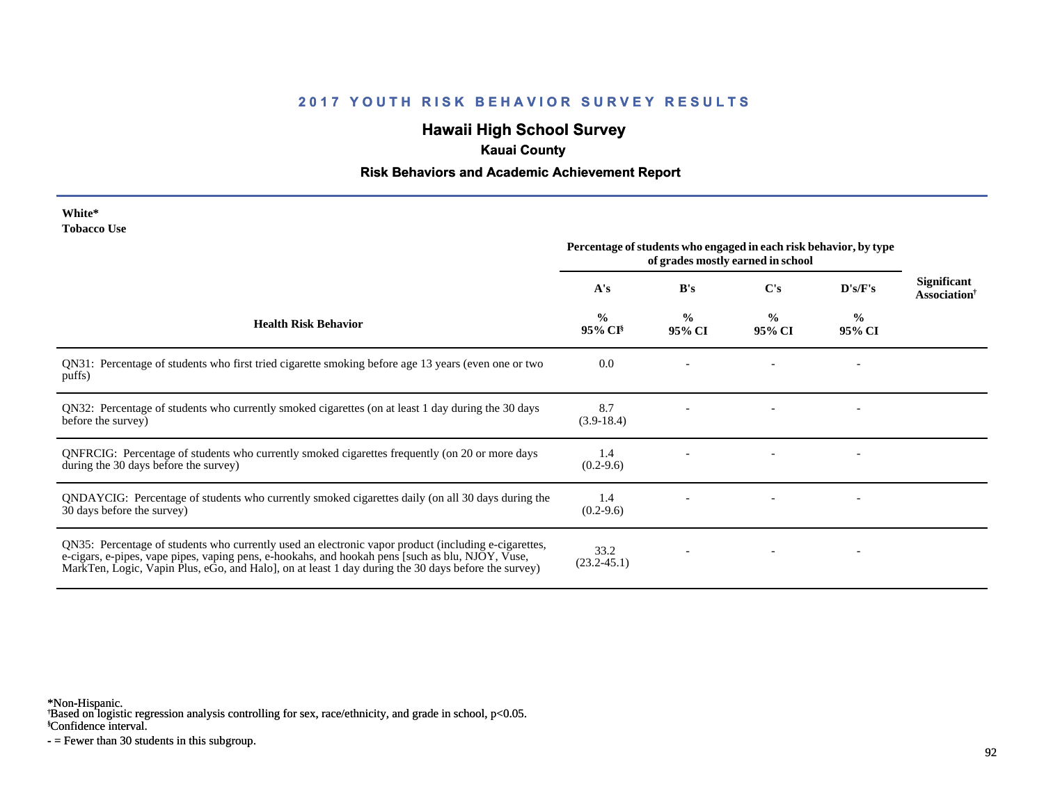# 2017 YOUTH RISK BEHAVIOR SURVEY RESULTS

## Hawaii High School Survey

### Kauai County

### Risk Behaviors and Academic Achievement Report

**White***
**Tobacco Use**

| Health Risk Behavior | Percentage of students who engaged in each risk behavior, by type of grades mostly earned in school | | | | Significant Association† |
|---|---|---|---|---|---|
| | A's | B's | C's | D's/F's | |
| | % 95% CI§ | % 95% CI | % 95% CI | % 95% CI | |
| QN31: Percentage of students who first tried cigarette smoking before age 13 years (even one or two puffs) | 0.0 | - | - | - | |
| QN32: Percentage of students who currently smoked cigarettes (on at least 1 day during the 30 days before the survey) | 8.7 (3.9-18.4) | - | - | - | |
| QNFRCIG: Percentage of students who currently smoked cigarettes frequently (on 20 or more days during the 30 days before the survey) | 1.4 (0.2-9.6) | - | - | - | |
| QNDAYCIG: Percentage of students who currently smoked cigarettes daily (on all 30 days during the 30 days before the survey) | 1.4 (0.2-9.6) | - | - | - | |
| QN35: Percentage of students who currently used an electronic vapor product (including e-cigarettes, e-cigars, e-pipes, vape pipes, vaping pens, e-hookahs, and hookah pens [such as blu, NJOY, Vuse, MarkTen, Logic, Vapin Plus, eGo, and Halo], on at least 1 day during the 30 days before the survey) | 33.2 (23.2-45.1) | - | - | - | |

*Non-Hispanic.
†Based on logistic regression analysis controlling for sex, race/ethnicity, and grade in school, $p<0.05$.
§Confidence interval.
- = Fewer than 30 students in this subgroup.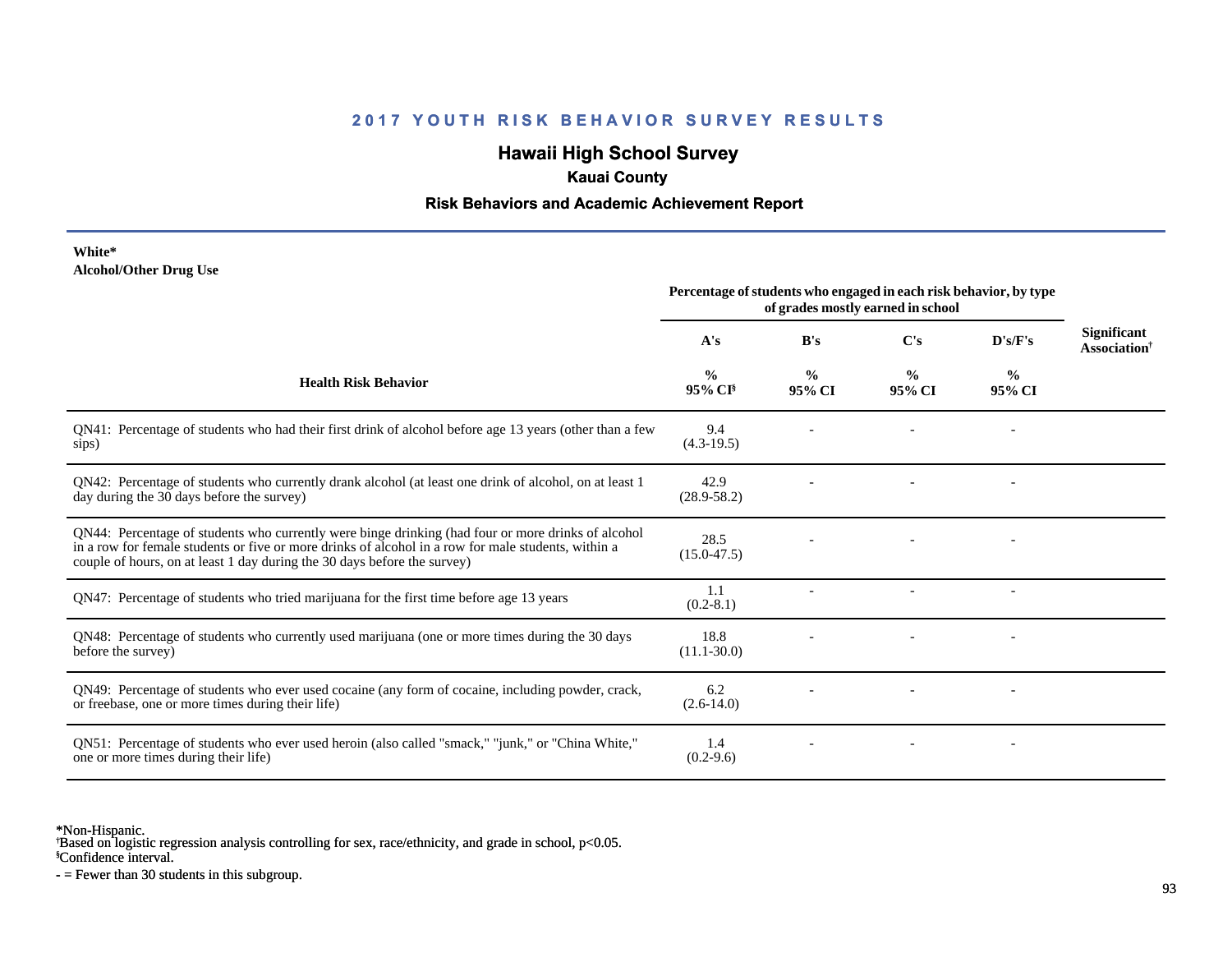## 2017 YOUTH RISK BEHAVIOR SURVEY RESULTS

# Hawaii High School Survey

### Kauai County

### Risk Behaviors and Academic Achievement Report

**White***
**Alcohol/Other Drug Use**

| Health Risk Behavior | Percentage of students who engaged in each risk behavior, by type of grades mostly earned in school | | | | Significant Association† |
|---|---|---|---|---|---|
| | A's | B's | C's | D's/F's | |
| | % 95% CI§ | % 95% CI | % 95% CI | % 95% CI | |
| QN41: Percentage of students who had their first drink of alcohol before age 13 years (other than a few sips) | 9.4 (4.3-19.5) | - | - | - | |
| QN42: Percentage of students who currently drank alcohol (at least one drink of alcohol, on at least 1 day during the 30 days before the survey) | 42.9 (28.9-58.2) | - | - | - | |
| QN44: Percentage of students who currently were binge drinking (had four or more drinks of alcohol in a row for female students or five or more drinks of alcohol in a row for male students, within a couple of hours, on at least 1 day during the 30 days before the survey) | 28.5 (15.0-47.5) | - | - | - | |
| QN47: Percentage of students who tried marijuana for the first time before age 13 years | 1.1 (0.2-8.1) | - | - | - | |
| QN48: Percentage of students who currently used marijuana (one or more times during the 30 days before the survey) | 18.8 (11.1-30.0) | - | - | - | |
| QN49: Percentage of students who ever used cocaine (any form of cocaine, including powder, crack, or freebase, one or more times during their life) | 6.2 (2.6-14.0) | - | - | - | |
| QN51: Percentage of students who ever used heroin (also called "smack," "junk," or "China White," one or more times during their life) | 1.4 (0.2-9.6) | - | - | - | |

*Non-Hispanic.
†Based on logistic regression analysis controlling for sex, race/ethnicity, and grade in school, $p<0.05$.
§Confidence interval.
- = Fewer than 30 students in this subgroup.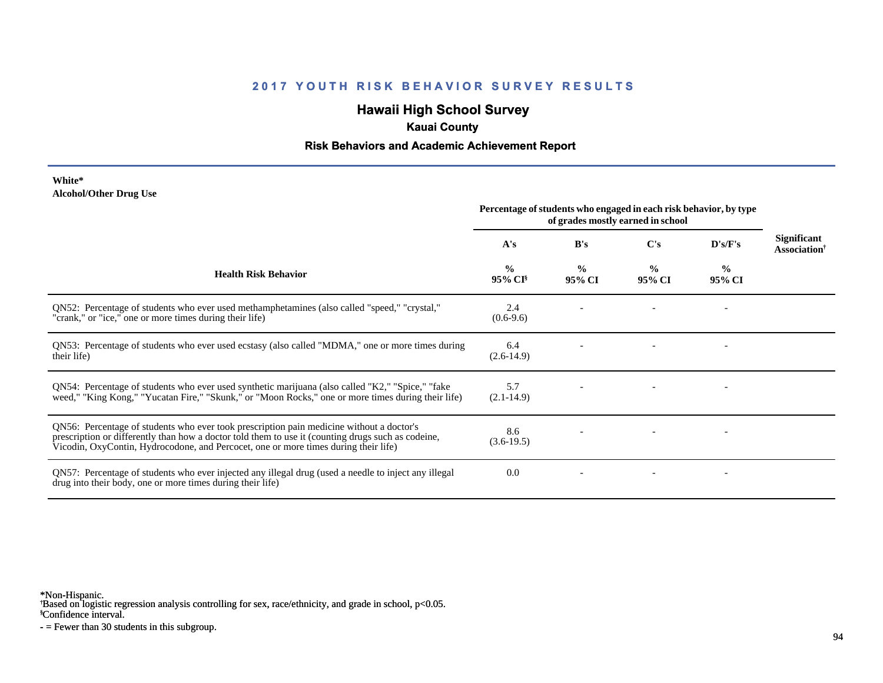## 2017 YOUTH RISK BEHAVIOR SURVEY RESULTS

# Hawaii High School Survey

### Kauai County

### Risk Behaviors and Academic Achievement Report

**White***
**Alcohol/Other Drug Use**

| Health Risk Behavior | Percentage of students who engaged in each risk behavior, by type of grades mostly earned in school | | | | Significant Association† |
|---|---|---|---|---|---|
| | A's | B's | C's | D's/F's | |
| | % 95% CI§ | % 95% CI | % 95% CI | % 95% CI | |
| QN52: Percentage of students who ever used methamphetamines (also called "speed," "crystal," "crank," or "ice," one or more times during their life) | 2.4 (0.6-9.6) | - | - | - | |
| QN53: Percentage of students who ever used ecstasy (also called "MDMA," one or more times during their life) | 6.4 (2.6-14.9) | - | - | - | |
| QN54: Percentage of students who ever used synthetic marijuana (also called "K2," "Spice," "fake weed," "King Kong," "Yucatan Fire," "Skunk," or "Moon Rocks," one or more times during their life) | 5.7 (2.1-14.9) | - | - | - | |
| QN56: Percentage of students who ever took prescription pain medicine without a doctor's prescription or differently than how a doctor told them to use it (counting drugs such as codeine, Vicodin, OxyContin, Hydrocodone, and Percocet, one or more times during their life) | 8.6 (3.6-19.5) | - | - | - | |
| QN57: Percentage of students who ever injected any illegal drug (used a needle to inject any illegal drug into their body, one or more times during their life) | 0.0 | - | - | - | |

*Non-Hispanic.
†Based on logistic regression analysis controlling for sex, race/ethnicity, and grade in school, $p<0.05$.
§Confidence interval.
- = Fewer than 30 students in this subgroup.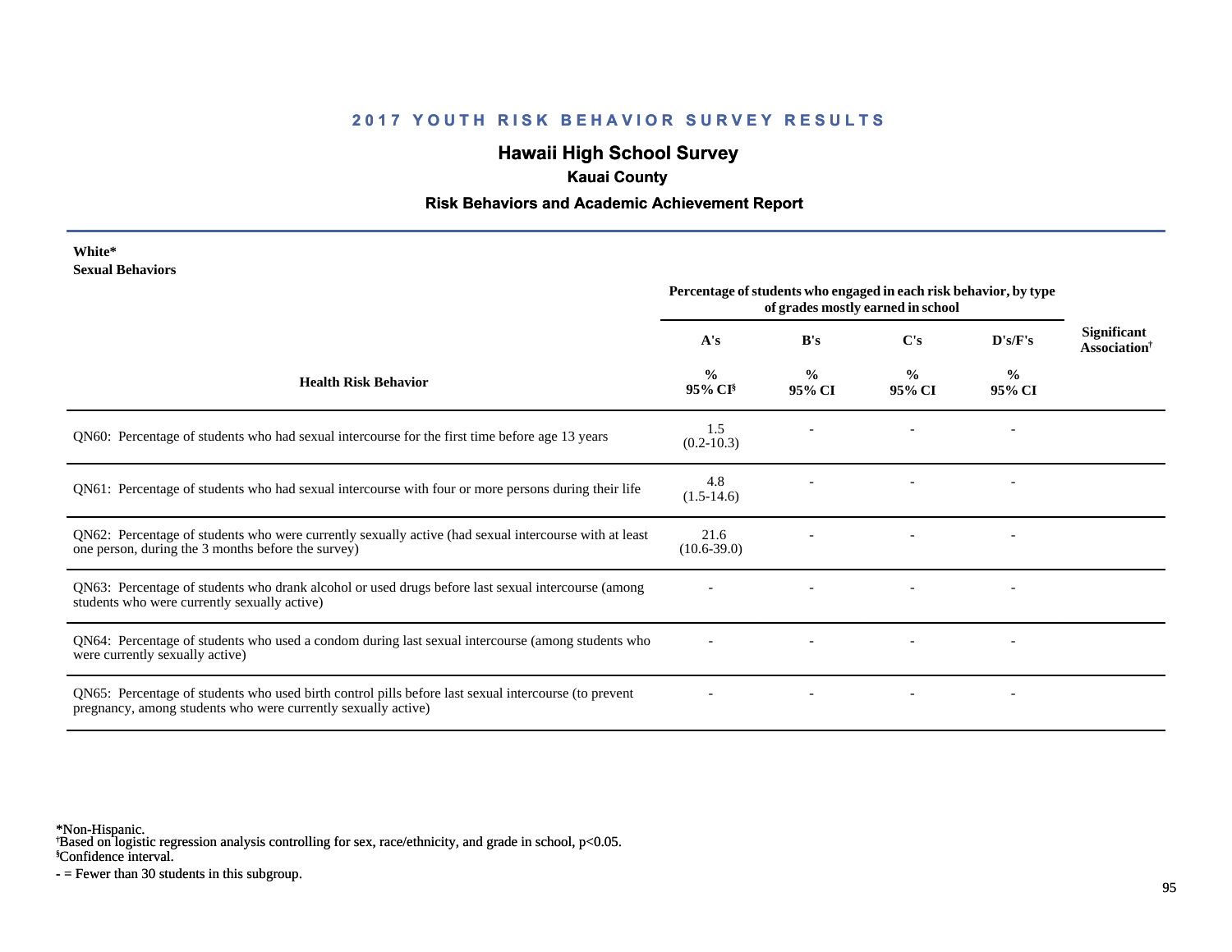## 2017 YOUTH RISK BEHAVIOR SURVEY RESULTS

# Hawaii High School Survey

### Kauai County

### Risk Behaviors and Academic Achievement Report

**White***
**Sexual Behaviors**

| Health Risk Behavior | Percentage of students who engaged in each risk behavior, by type of grades mostly earned in school | | | | Significant Association† |
|---|---|---|---|---|---|
| | A's | B's | C's | D's/F's | |
| | % 95% CI§ | % 95% CI | % 95% CI | % 95% CI | |
| QN60: Percentage of students who had sexual intercourse for the first time before age 13 years | 1.5 (0.2-10.3) | - | - | - | |
| QN61: Percentage of students who had sexual intercourse with four or more persons during their life | 4.8 (1.5-14.6) | - | - | - | |
| QN62: Percentage of students who were currently sexually active (had sexual intercourse with at least one person, during the 3 months before the survey) | 21.6 (10.6-39.0) | - | - | - | |
| QN63: Percentage of students who drank alcohol or used drugs before last sexual intercourse (among students who were currently sexually active) | - | - | - | - | |
| QN64: Percentage of students who used a condom during last sexual intercourse (among students who were currently sexually active) | - | - | - | - | |
| QN65: Percentage of students who used birth control pills before last sexual intercourse (to prevent pregnancy, among students who were currently sexually active) | - | - | - | - | |

*Non-Hispanic.
†Based on logistic regression analysis controlling for sex, race/ethnicity, and grade in school, $p<0.05$.
§Confidence interval.
- = Fewer than 30 students in this subgroup.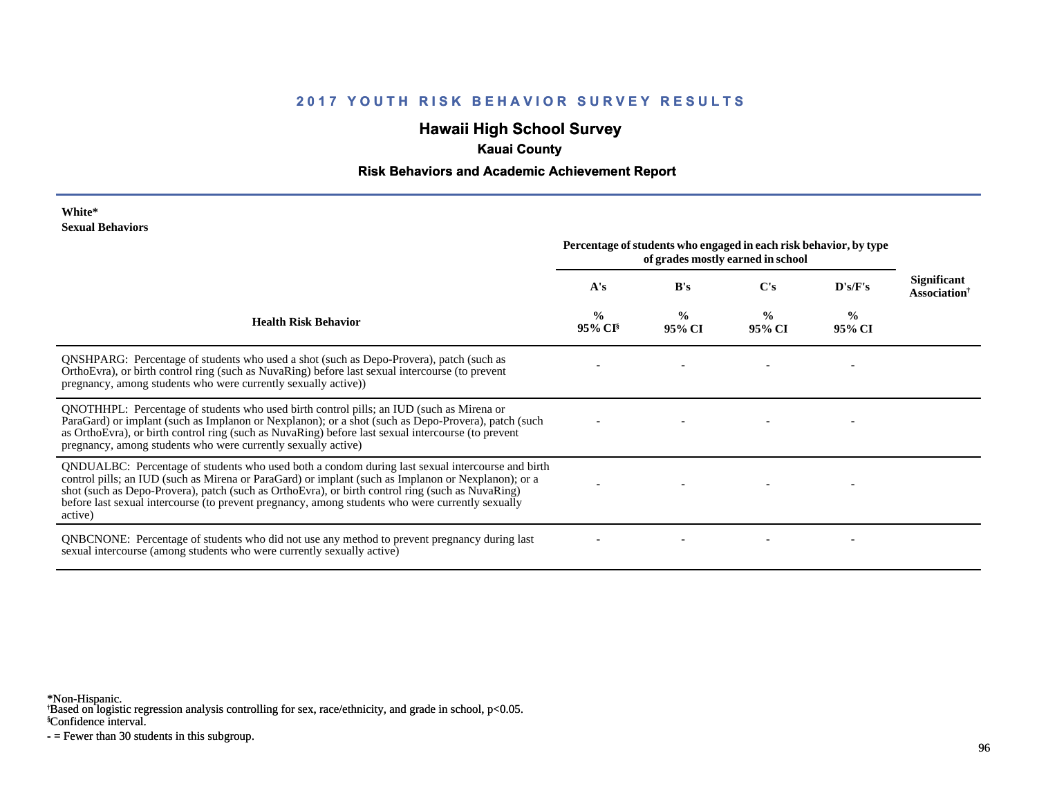# 2017 YOUTH RISK BEHAVIOR SURVEY RESULTS

## Hawaii High School Survey

### Kauai County

### Risk Behaviors and Academic Achievement Report

**White***
**Sexual Behaviors**

| Health Risk Behavior | Percentage of students who engaged in each risk behavior, by type of grades mostly earned in school | | | | Significant Association[†] |
|---|---|---|---|---|---|
| | A's | B's | C's | D's/F's | |
| | % 95% CI[§] | % 95% CI | % 95% CI | % 95% CI | |
| QNSHPARG: Percentage of students who used a shot (such as Depo-Provera), patch (such as OrthoEvra), or birth control ring (such as NuvaRing) before last sexual intercourse (to prevent pregnancy, among students who were currently sexually active)) | - | - | - | - | |
| QNOTHHPL: Percentage of students who used birth control pills; an IUD (such as Mirena or ParaGard) or implant (such as Implanon or Nexplanon); or a shot (such as Depo-Provera), patch (such as OrthoEvra), or birth control ring (such as NuvaRing) before last sexual intercourse (to prevent pregnancy, among students who were currently sexually active) | - | - | - | - | |
| QNDUALBC: Percentage of students who used both a condom during last sexual intercourse and birth control pills; an IUD (such as Mirena or ParaGard) or implant (such as Implanon or Nexplanon); or a shot (such as Depo-Provera), patch (such as OrthoEvra), or birth control ring (such as NuvaRing) before last sexual intercourse (to prevent pregnancy, among students who were currently sexually active) | - | - | - | - | |
| QNBCNONE: Percentage of students who did not use any method to prevent pregnancy during last sexual intercourse (among students who were currently sexually active) | - | - | - | - | |

*Non-Hispanic.
[†]Based on logistic regression analysis controlling for sex, race/ethnicity, and grade in school, $p<0.05$.
[§]Confidence interval.
\- = Fewer than 30 students in this subgroup.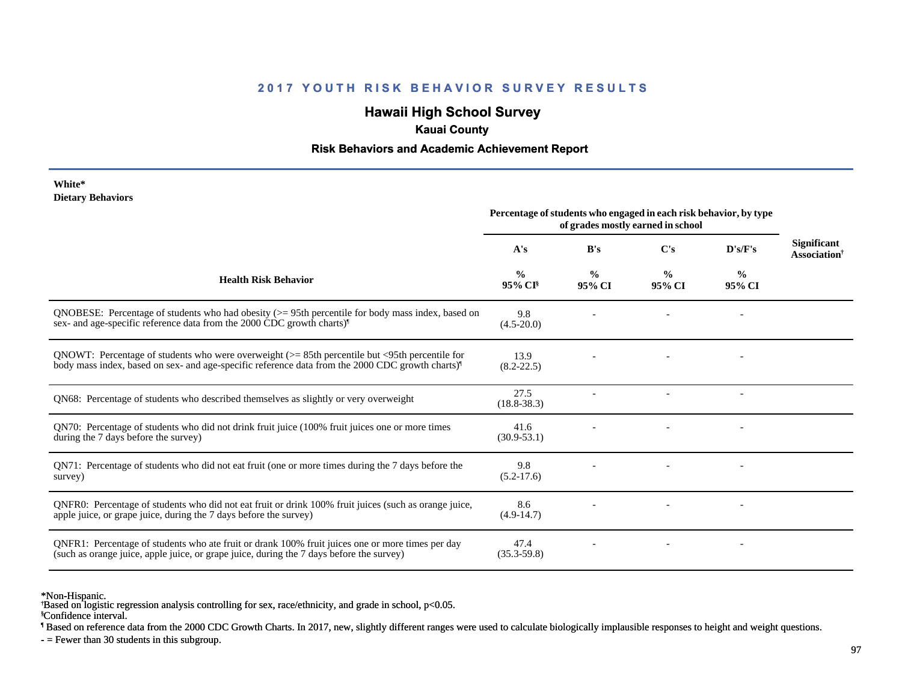## 2017 YOUTH RISK BEHAVIOR SURVEY RESULTS

# Hawaii High School Survey

### Kauai County

### Risk Behaviors and Academic Achievement Report

**White***
**Dietary Behaviors**

| Health Risk Behavior | Percentage of students who engaged in each risk behavior, by type of grades mostly earned in school | | | | Significant Association† |
|---|---|---|---|---|---|
| | A's | B's | C's | D's/F's | |
| | % 95% CI§ | % 95% CI | % 95% CI | % 95% CI | |
| QNOBESE: Percentage of students who had obesity (>= 95th percentile for body mass index, based on sex- and age-specific reference data from the 2000 CDC growth charts)¶ | 9.8 (4.5-20.0) | - | - | - | |
| QNOWT: Percentage of students who were overweight (>= 85th percentile but <95th percentile for body mass index, based on sex- and age-specific reference data from the 2000 CDC growth charts)¶ | 13.9 (8.2-22.5) | - | - | - | |
| QN68: Percentage of students who described themselves as slightly or very overweight | 27.5 (18.8-38.3) | - | - | - | |
| QN70: Percentage of students who did not drink fruit juice (100% fruit juices one or more times during the 7 days before the survey) | 41.6 (30.9-53.1) | - | - | - | |
| QN71: Percentage of students who did not eat fruit (one or more times during the 7 days before the survey) | 9.8 (5.2-17.6) | - | - | - | |
| QNFR0: Percentage of students who did not eat fruit or drink 100% fruit juices (such as orange juice, apple juice, or grape juice, during the 7 days before the survey) | 8.6 (4.9-14.7) | - | - | - | |
| QNFR1: Percentage of students who ate fruit or drank 100% fruit juices one or more times per day (such as orange juice, apple juice, or grape juice, during the 7 days before the survey) | 47.4 (35.3-59.8) | - | - | - | |

*Non-Hispanic.
†Based on logistic regression analysis controlling for sex, race/ethnicity, and grade in school, $p<0.05$.
§Confidence interval.
¶ Based on reference data from the 2000 CDC Growth Charts. In 2017, new, slightly different ranges were used to calculate biologically implausible responses to height and weight questions.
- = Fewer than 30 students in this subgroup.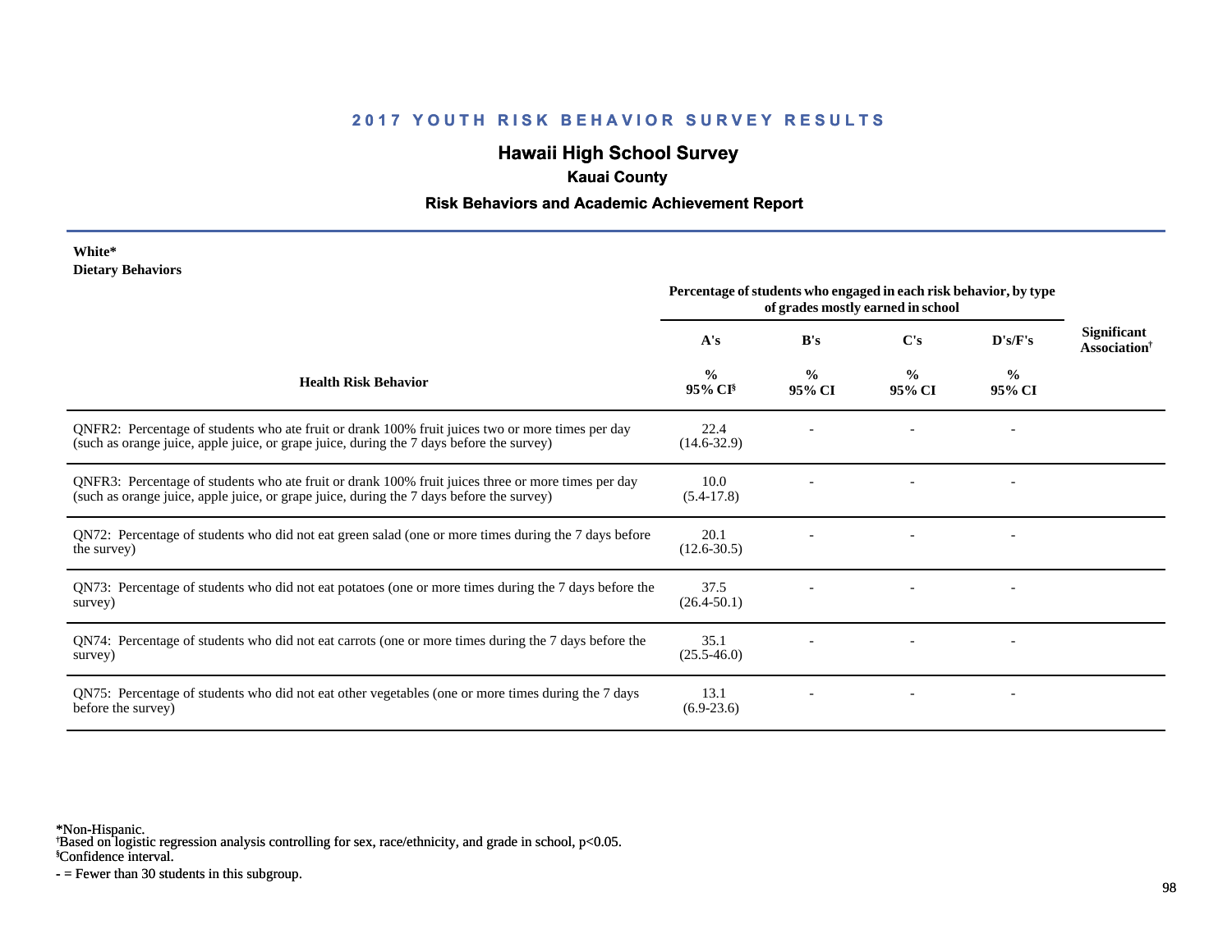## 2017 YOUTH RISK BEHAVIOR SURVEY RESULTS

# Hawaii High School Survey

### Kauai County

### Risk Behaviors and Academic Achievement Report

**White***
**Dietary Behaviors**

| Health Risk Behavior | Percentage of students who engaged in each risk behavior, by type of grades mostly earned in school | | | | Significant Association† |
|---|---|---|---|---|---|
| | A's | B's | C's | D's/F's | |
| | % 95% CI§ | % 95% CI | % 95% CI | % 95% CI | |
| QNFR2: Percentage of students who ate fruit or drank 100% fruit juices two or more times per day (such as orange juice, apple juice, or grape juice, during the 7 days before the survey) | 22.4 (14.6-32.9) | - | - | - | |
| QNFR3: Percentage of students who ate fruit or drank 100% fruit juices three or more times per day (such as orange juice, apple juice, or grape juice, during the 7 days before the survey) | 10.0 (5.4-17.8) | - | - | - | |
| QN72: Percentage of students who did not eat green salad (one or more times during the 7 days before the survey) | 20.1 (12.6-30.5) | - | - | - | |
| QN73: Percentage of students who did not eat potatoes (one or more times during the 7 days before the survey) | 37.5 (26.4-50.1) | - | - | - | |
| QN74: Percentage of students who did not eat carrots (one or more times during the 7 days before the survey) | 35.1 (25.5-46.0) | - | - | - | |
| QN75: Percentage of students who did not eat other vegetables (one or more times during the 7 days before the survey) | 13.1 (6.9-23.6) | - | - | - | |

*Non-Hispanic.
†Based on logistic regression analysis controlling for sex, race/ethnicity, and grade in school, $p<0.05$.
§Confidence interval.
- = Fewer than 30 students in this subgroup.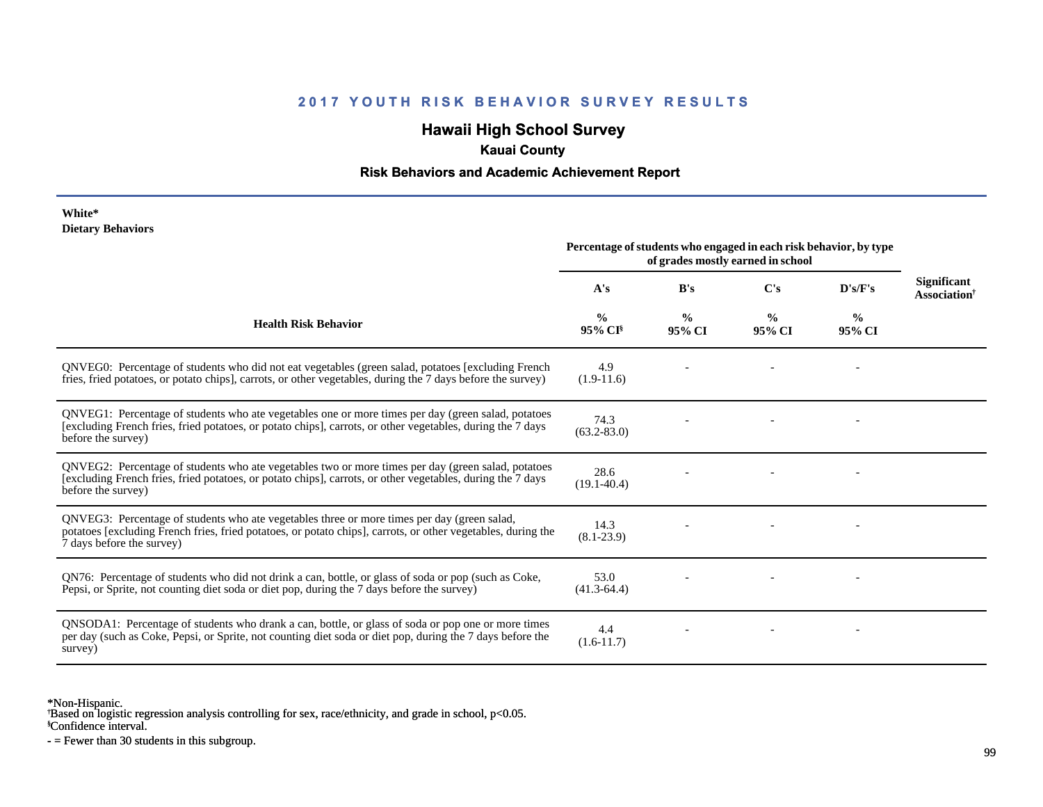# 2017 YOUTH RISK BEHAVIOR SURVEY RESULTS

## Hawaii High School Survey

### Kauai County

### Risk Behaviors and Academic Achievement Report

**White***
**Dietary Behaviors**

| Health Risk Behavior | Percentage of students who engaged in each risk behavior, by type of grades mostly earned in school | | | | Significant Association† |
|---|---|---|---|---|---|
| | A's | B's | C's | D's/F's | |
| | % 95% CI§ | % 95% CI | % 95% CI | % 95% CI | |
| QNVEG0: Percentage of students who did not eat vegetables (green salad, potatoes [excluding French fries, fried potatoes, or potato chips], carrots, or other vegetables, during the 7 days before the survey) | 4.9 (1.9-11.6) | - | - | - | |
| QNVEG1: Percentage of students who ate vegetables one or more times per day (green salad, potatoes [excluding French fries, fried potatoes, or potato chips], carrots, or other vegetables, during the 7 days before the survey) | 74.3 (63.2-83.0) | - | - | - | |
| QNVEG2: Percentage of students who ate vegetables two or more times per day (green salad, potatoes [excluding French fries, fried potatoes, or potato chips], carrots, or other vegetables, during the 7 days before the survey) | 28.6 (19.1-40.4) | - | - | - | |
| QNVEG3: Percentage of students who ate vegetables three or more times per day (green salad, potatoes [excluding French fries, fried potatoes, or potato chips], carrots, or other vegetables, during the 7 days before the survey) | 14.3 (8.1-23.9) | - | - | - | |
| QN76: Percentage of students who did not drink a can, bottle, or glass of soda or pop (such as Coke, Pepsi, or Sprite, not counting diet soda or diet pop, during the 7 days before the survey) | 53.0 (41.3-64.4) | - | - | - | |
| QNSODA1: Percentage of students who drank a can, bottle, or glass of soda or pop one or more times per day (such as Coke, Pepsi, or Sprite, not counting diet soda or diet pop, during the 7 days before the survey) | 4.4 (1.6-11.7) | - | - | - | |

*Non-Hispanic.
†Based on logistic regression analysis controlling for sex, race/ethnicity, and grade in school, $p<0.05$.
§Confidence interval.
- = Fewer than 30 students in this subgroup.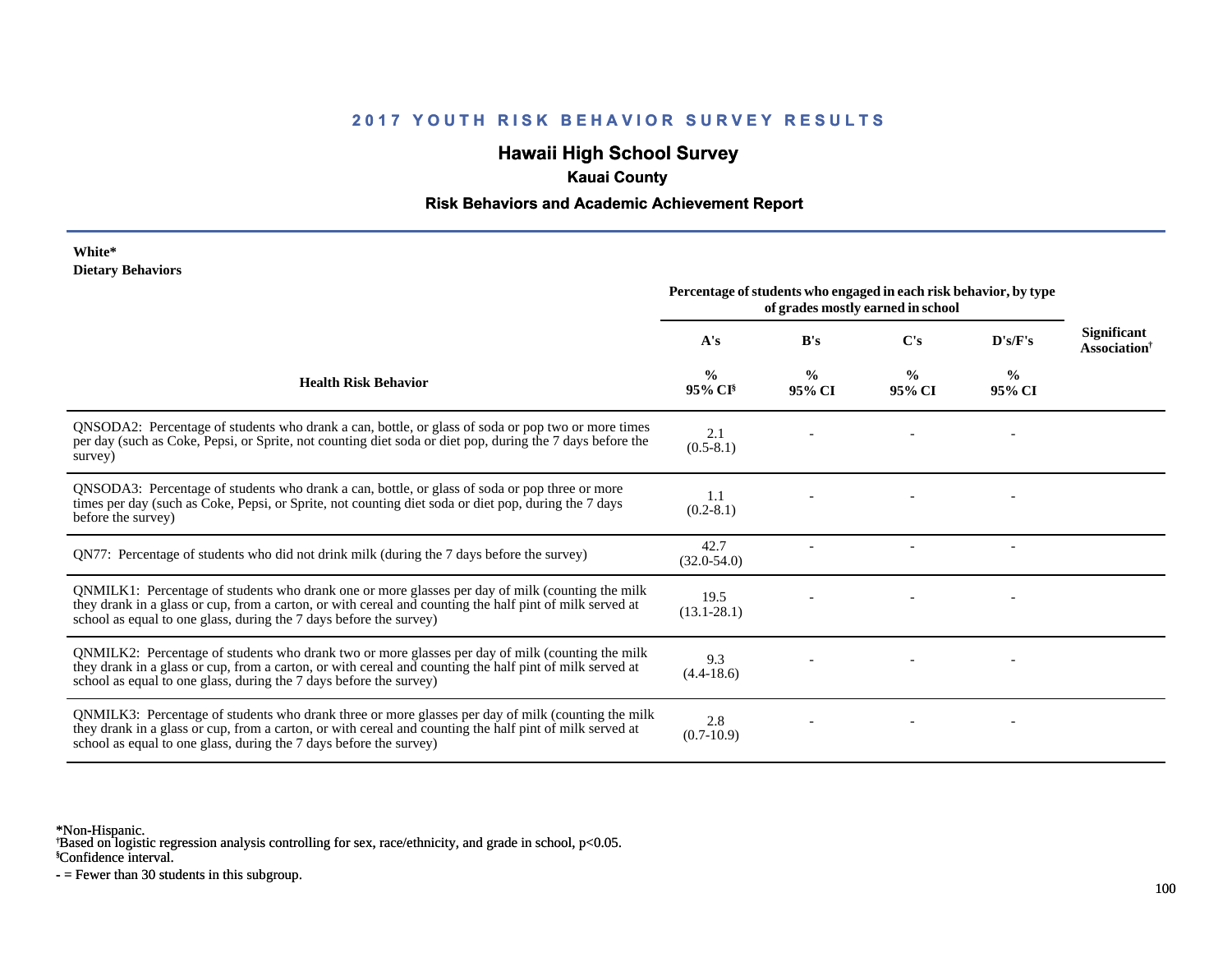## 2017 YOUTH RISK BEHAVIOR SURVEY RESULTS

## Hawaii High School Survey

### Kauai County

### Risk Behaviors and Academic Achievement Report

**White***
**Dietary Behaviors**

| Health Risk Behavior | Percentage of students who engaged in each risk behavior, by type of grades mostly earned in school | | | | Significant Association† |
|---|---|---|---|---|---|
| | A's<br>%<br>95% CI§ | B's<br>%<br>95% CI | C's<br>%<br>95% CI | D's/F's<br>%<br>95% CI | |
| QNSODA2: Percentage of students who drank a can, bottle, or glass of soda or pop two or more times per day (such as Coke, Pepsi, or Sprite, not counting diet soda or diet pop, during the 7 days before the survey) | 2.1<br>(0.5-8.1) | - | - | - | |
| QNSODA3: Percentage of students who drank a can, bottle, or glass of soda or pop three or more times per day (such as Coke, Pepsi, or Sprite, not counting diet soda or diet pop, during the 7 days before the survey) | 1.1<br>(0.2-8.1) | - | - | - | |
| QN77: Percentage of students who did not drink milk (during the 7 days before the survey) | 42.7<br>(32.0-54.0) | - | - | - | |
| QNMILK1: Percentage of students who drank one or more glasses per day of milk (counting the milk they drank in a glass or cup, from a carton, or with cereal and counting the half pint of milk served at school as equal to one glass, during the 7 days before the survey) | 19.5<br>(13.1-28.1) | - | - | - | |
| QNMILK2: Percentage of students who drank two or more glasses per day of milk (counting the milk they drank in a glass or cup, from a carton, or with cereal and counting the half pint of milk served at school as equal to one glass, during the 7 days before the survey) | 9.3<br>(4.4-18.6) | - | - | - | |
| QNMILK3: Percentage of students who drank three or more glasses per day of milk (counting the milk they drank in a glass or cup, from a carton, or with cereal and counting the half pint of milk served at school as equal to one glass, during the 7 days before the survey) | 2.8<br>(0.7-10.9) | - | - | - | |

*Non-Hispanic.
†Based on logistic regression analysis controlling for sex, race/ethnicity, and grade in school, $p<0.05$.
§Confidence interval.
- = Fewer than 30 students in this subgroup.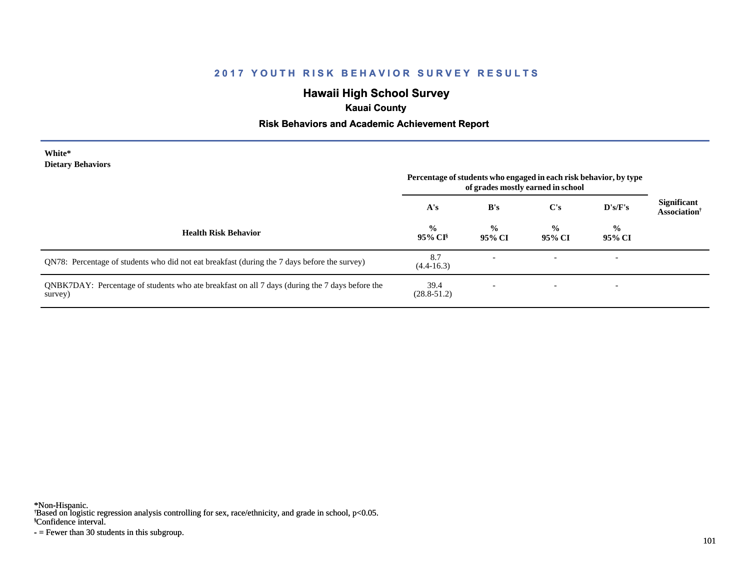# 2017 YOUTH RISK BEHAVIOR SURVEY RESULTS

## Hawaii High School Survey

### Kauai County

### Risk Behaviors and Academic Achievement Report

**White***
**Dietary Behaviors**

| Health Risk Behavior | Percentage of students who engaged in each risk behavior, by type of grades mostly earned in school | | | | Significant Association† |
|---|---|---|---|---|---|
| | A's | B's | C's | D's/F's | |
| | % 95% CI§ | % 95% CI | % 95% CI | % 95% CI | |
| QN78: Percentage of students who did not eat breakfast (during the 7 days before the survey) | 8.7 (4.4-16.3) | - | - | - | |
| QNBK7DAY: Percentage of students who ate breakfast on all 7 days (during the 7 days before the survey) | 39.4 (28.8-51.2) | - | - | - | |

*Non-Hispanic.
†Based on logistic regression analysis controlling for sex, race/ethnicity, and grade in school, $p<0.05$.
§Confidence interval.
- = Fewer than 30 students in this subgroup.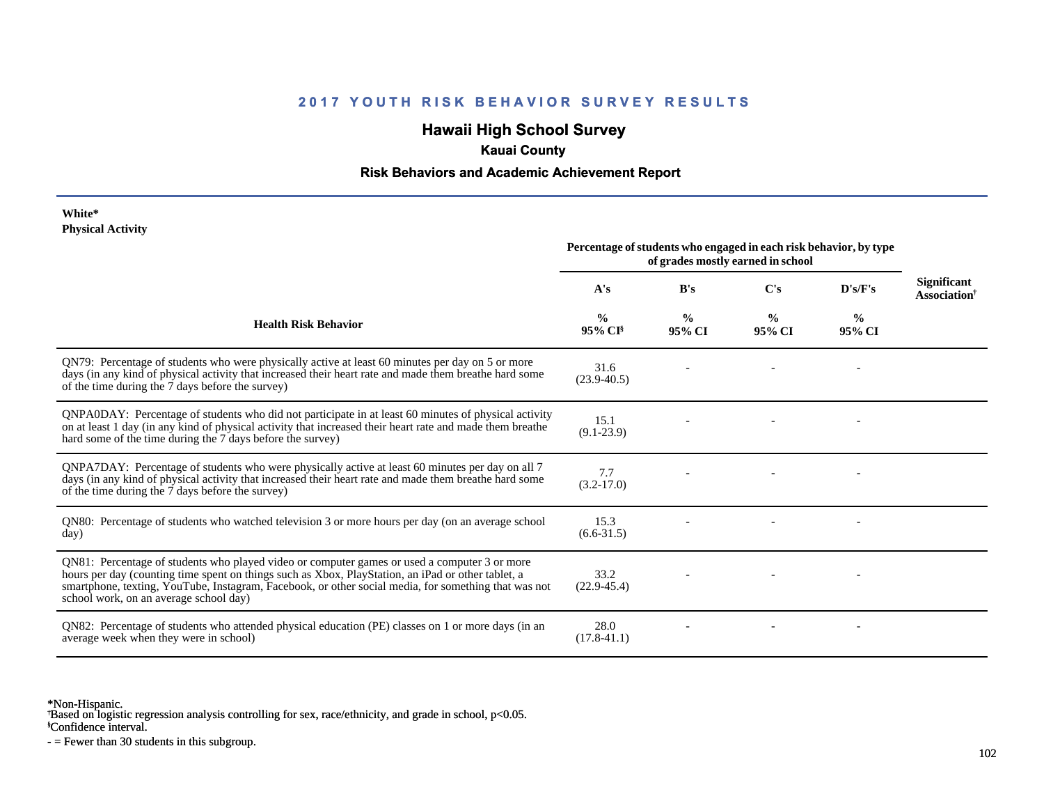## 2017 YOUTH RISK BEHAVIOR SURVEY RESULTS

# Hawaii High School Survey

### Kauai County

### Risk Behaviors and Academic Achievement Report

**White***
**Physical Activity**

| Health Risk Behavior | Percentage of students who engaged in each risk behavior, by type of grades mostly earned in school | | | | Significant Association† |
|---|---|---|---|---|---|
| | A's | B's | C's | D's/F's | |
| | % 95% CI§ | % 95% CI | % 95% CI | % 95% CI | |
| QN79: Percentage of students who were physically active at least 60 minutes per day on 5 or more days (in any kind of physical activity that increased their heart rate and made them breathe hard some of the time during the 7 days before the survey) | 31.6 (23.9-40.5) | - | - | - | |
| QNPA0DAY: Percentage of students who did not participate in at least 60 minutes of physical activity on at least 1 day (in any kind of physical activity that increased their heart rate and made them breathe hard some of the time during the 7 days before the survey) | 15.1 (9.1-23.9) | - | - | - | |
| QNPA7DAY: Percentage of students who were physically active at least 60 minutes per day on all 7 days (in any kind of physical activity that increased their heart rate and made them breathe hard some of the time during the 7 days before the survey) | 7.7 (3.2-17.0) | - | - | - | |
| QN80: Percentage of students who watched television 3 or more hours per day (on an average school day) | 15.3 (6.6-31.5) | - | - | - | |
| QN81: Percentage of students who played video or computer games or used a computer 3 or more hours per day (counting time spent on things such as Xbox, PlayStation, an iPad or other tablet, a smartphone, texting, YouTube, Instagram, Facebook, or other social media, for something that was not school work, on an average school day) | 33.2 (22.9-45.4) | - | - | - | |
| QN82: Percentage of students who attended physical education (PE) classes on 1 or more days (in an average week when they were in school) | 28.0 (17.8-41.1) | - | - | - | |

*Non-Hispanic.
†Based on logistic regression analysis controlling for sex, race/ethnicity, and grade in school, $p<0.05$.
§Confidence interval.
- = Fewer than 30 students in this subgroup.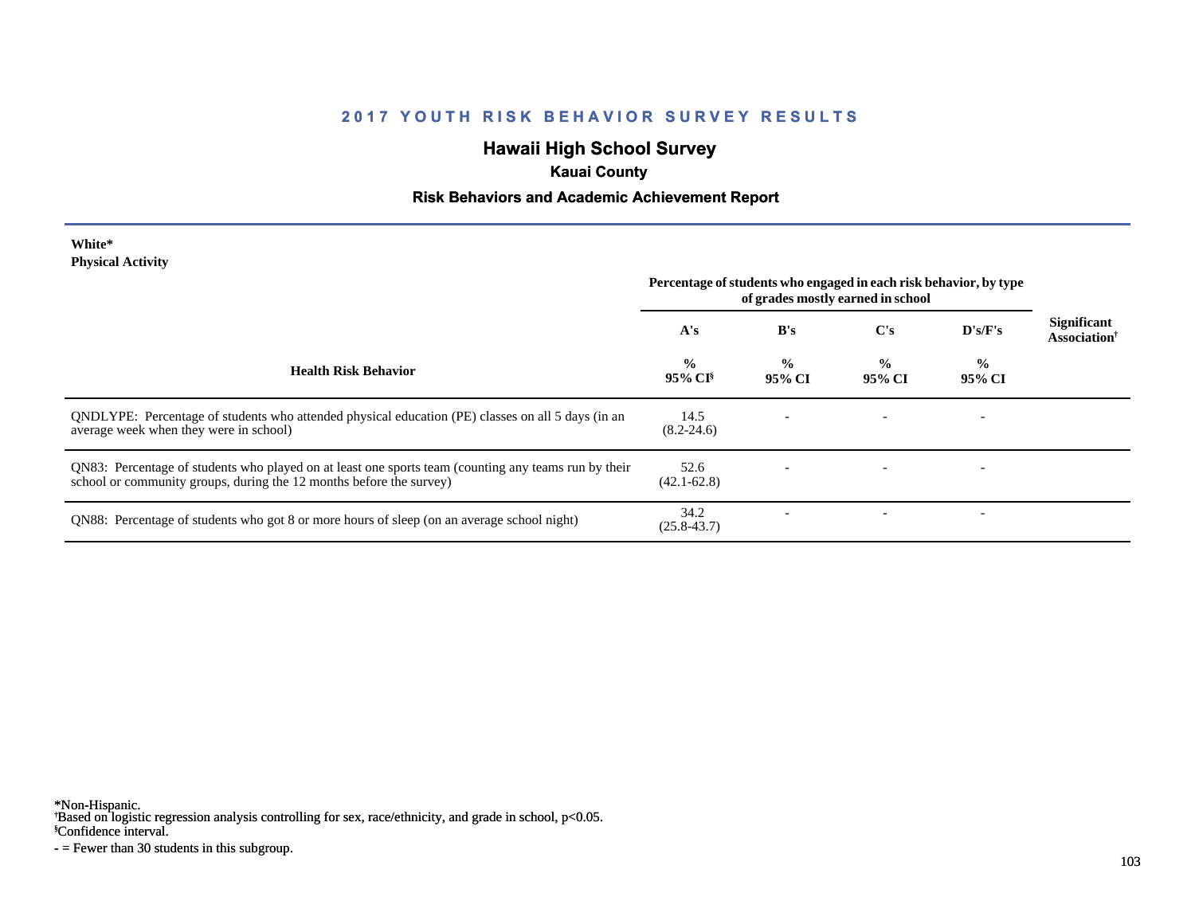## 2017 YOUTH RISK BEHAVIOR SURVEY RESULTS

# Hawaii High School Survey

### Kauai County

### Risk Behaviors and Academic Achievement Report

**White***
**Physical Activity**

| Health Risk Behavior | Percentage of students who engaged in each risk behavior, by type of grades mostly earned in school | | | | Significant Association[†] |
|---|---|---|---|---|---|
| | A's<br>%<br>95% CI[§] | B's<br>%<br>95% CI | C's<br>%<br>95% CI | D's/F's<br>%<br>95% CI | |
| QNDLYPE: Percentage of students who attended physical education (PE) classes on all 5 days (in an average week when they were in school) | 14.5<br>(8.2-24.6) | - | - | - | |
| QN83: Percentage of students who played on at least one sports team (counting any teams run by their school or community groups, during the 12 months before the survey) | 52.6<br>(42.1-62.8) | - | - | - | |
| QN88: Percentage of students who got 8 or more hours of sleep (on an average school night) | 34.2<br>(25.8-43.7) | - | - | - | |

*Non-Hispanic.
[†]Based on logistic regression analysis controlling for sex, race/ethnicity, and grade in school, $p<0.05$.
[§]Confidence interval.
- = Fewer than 30 students in this subgroup.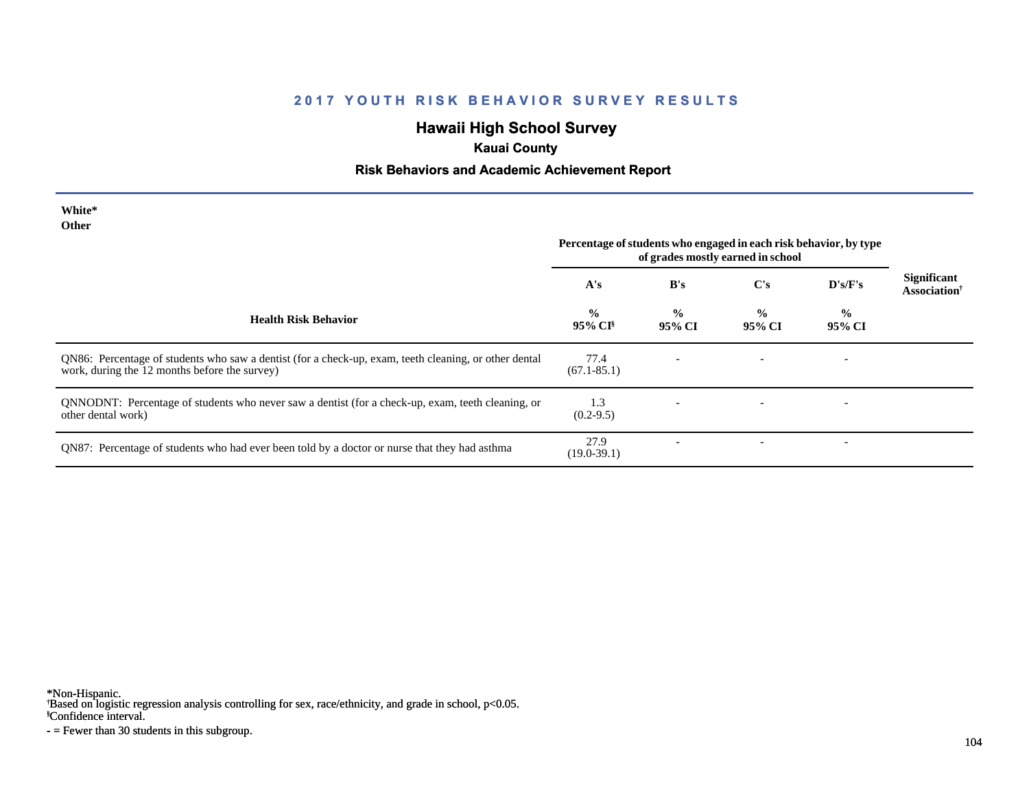## 2017 YOUTH RISK BEHAVIOR SURVEY RESULTS

# Hawaii High School Survey

### Kauai County

### Risk Behaviors and Academic Achievement Report

**White***
**Other**

| Health Risk Behavior | Percentage of students who engaged in each risk behavior, by type of grades mostly earned in school | | | | Significant Association† |
|---|---|---|---|---|---|
| | A's | B's | C's | D's/F's | |
| | % 95% CI§ | % 95% CI | % 95% CI | % 95% CI | |
| QN86: Percentage of students who saw a dentist (for a check-up, exam, teeth cleaning, or other dental work, during the 12 months before the survey) | 77.4 (67.1-85.1) | - | - | - | |
| QNNODNT: Percentage of students who never saw a dentist (for a check-up, exam, teeth cleaning, or other dental work) | 1.3 (0.2-9.5) | - | - | - | |
| QN87: Percentage of students who had ever been told by a doctor or nurse that they had asthma | 27.9 (19.0-39.1) | - | - | - | |

*Non-Hispanic.
†Based on logistic regression analysis controlling for sex, race/ethnicity, and grade in school, $p<0.05$.
§Confidence interval.
- = Fewer than 30 students in this subgroup.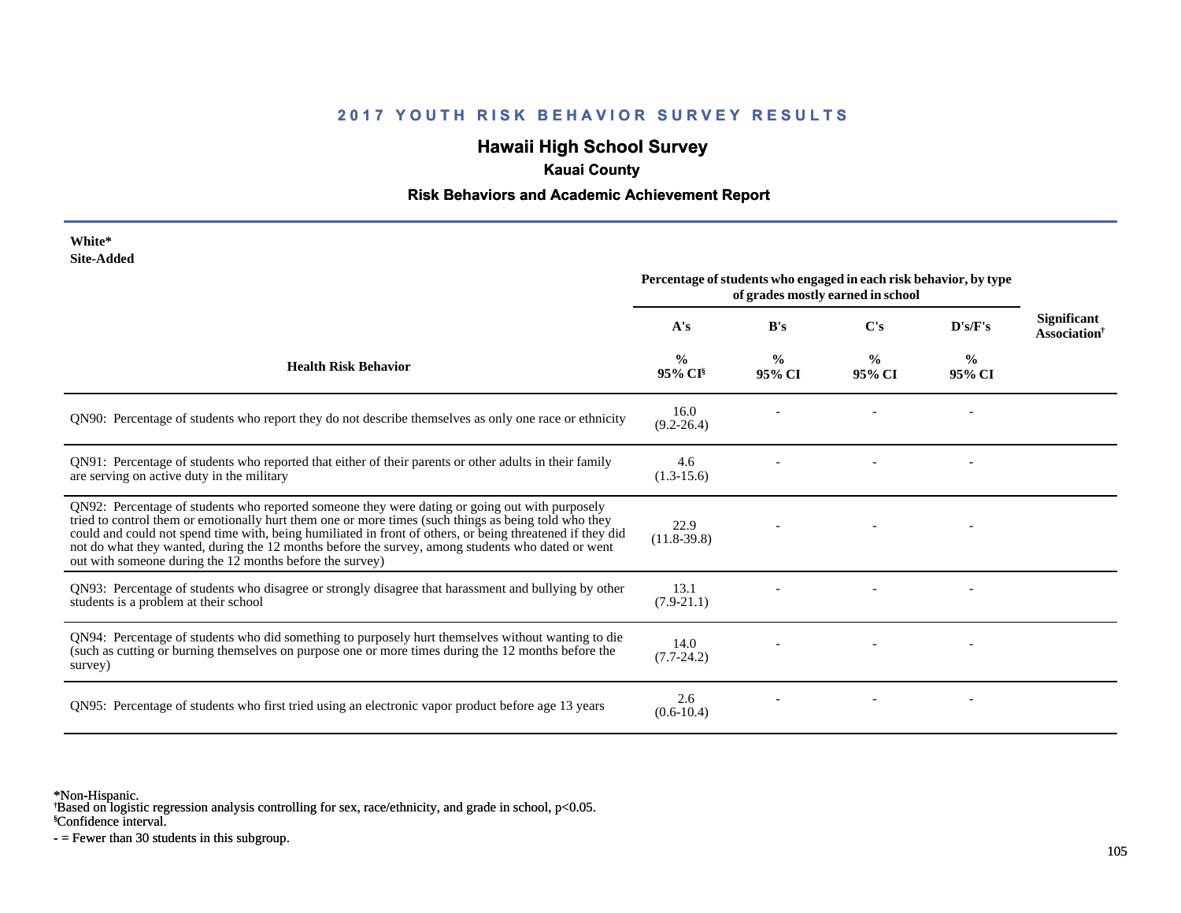## 2017 YOUTH RISK BEHAVIOR SURVEY RESULTS

# Hawaii High School Survey

### Kauai County

### Risk Behaviors and Academic Achievement Report

**White***
**Site-Added**

| Health Risk Behavior | Percentage of students who engaged in each risk behavior, by type of grades mostly earned in school | | | | Significant Association† |
|---|---|---|---|---|---|
| | A's | B's | C's | D's/F's | |
| | % 95% CI§ | % 95% CI | % 95% CI | % 95% CI | |
| QN90: Percentage of students who report they do not describe themselves as only one race or ethnicity | 16.0 (9.2-26.4) | - | - | - | |
| QN91: Percentage of students who reported that either of their parents or other adults in their family are serving on active duty in the military | 4.6 (1.3-15.6) | - | - | - | |
| QN92: Percentage of students who reported someone they were dating or going out with purposely tried to control them or emotionally hurt them one or more times (such things as being told who they could and could not spend time with, being humiliated in front of others, or being threatened if they did not do what they wanted, during the 12 months before the survey, among students who dated or went out with someone during the 12 months before the survey) | 22.9 (11.8-39.8) | - | - | - | |
| QN93: Percentage of students who disagree or strongly disagree that harassment and bullying by other students is a problem at their school | 13.1 (7.9-21.1) | - | - | - | |
| QN94: Percentage of students who did something to purposely hurt themselves without wanting to die (such as cutting or burning themselves on purpose one or more times during the 12 months before the survey) | 14.0 (7.7-24.2) | - | - | - | |
| QN95: Percentage of students who first tried using an electronic vapor product before age 13 years | 2.6 (0.6-10.4) | - | - | - | |

*Non-Hispanic.
†Based on logistic regression analysis controlling for sex, race/ethnicity, and grade in school, $p<0.05$.
§Confidence interval.
- = Fewer than 30 students in this subgroup.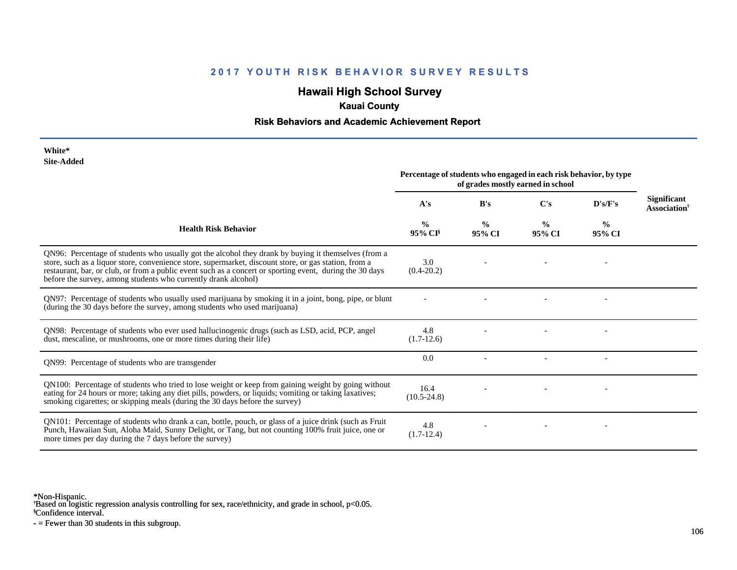## 2017 YOUTH RISK BEHAVIOR SURVEY RESULTS

## Hawaii High School Survey

### Kauai County

### Risk Behaviors and Academic Achievement Report

**White***
**Site-Added**

| Health Risk Behavior | Percentage of students who engaged in each risk behavior, by type of grades mostly earned in school | | | | Significant Association† |
|---|---|---|---|---|---|
| | A's | B's | C's | D's/F's | |
| | % 95% CI§ | % 95% CI | % 95% CI | % 95% CI | |
| QN96: Percentage of students who usually got the alcohol they drank by buying it themselves (from a store, such as a liquor store, convenience store, supermarket, discount store, or gas station, from a restaurant, bar, or club, or from a public event such as a concert or sporting event, during the 30 days before the survey, among students who currently drank alcohol) | 3.0 (0.4-20.2) | - | - | - | |
| QN97: Percentage of students who usually used marijuana by smoking it in a joint, bong, pipe, or blunt (during the 30 days before the survey, among students who used marijuana) | - | - | - | - | |
| QN98: Percentage of students who ever used hallucinogenic drugs (such as LSD, acid, PCP, angel dust, mescaline, or mushrooms, one or more times during their life) | 4.8 (1.7-12.6) | - | - | - | |
| QN99: Percentage of students who are transgender | 0.0 | - | - | - | |
| QN100: Percentage of students who tried to lose weight or keep from gaining weight by going without eating for 24 hours or more; taking any diet pills, powders, or liquids; vomiting or taking laxatives; smoking cigarettes; or skipping meals (during the 30 days before the survey) | 16.4 (10.5-24.8) | - | - | - | |
| QN101: Percentage of students who drank a can, bottle, pouch, or glass of a juice drink (such as Fruit Punch, Hawaiian Sun, Aloha Maid, Sunny Delight, or Tang, but not counting 100% fruit juice, one or more times per day during the 7 days before the survey) | 4.8 (1.7-12.4) | - | - | - | |

*Non-Hispanic.
†Based on logistic regression analysis controlling for sex, race/ethnicity, and grade in school, $p<0.05$.
§Confidence interval.
- = Fewer than 30 students in this subgroup.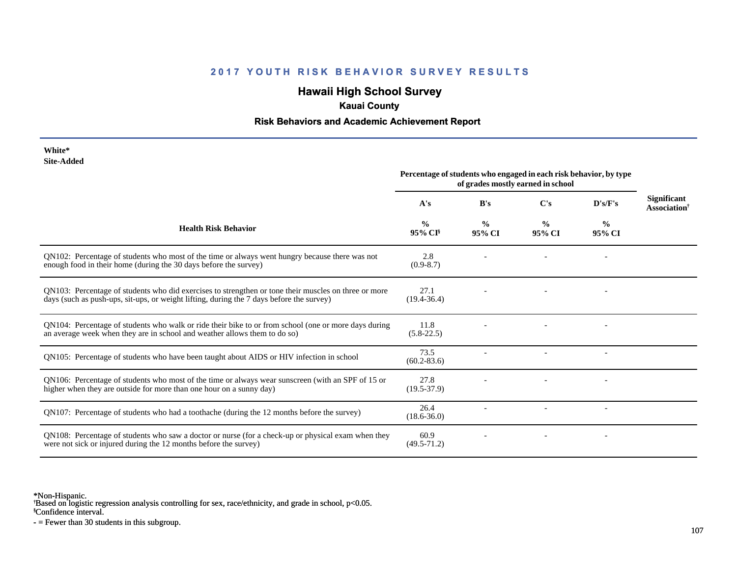## 2017 YOUTH RISK BEHAVIOR SURVEY RESULTS

# Hawaii High School Survey

### Kauai County

### Risk Behaviors and Academic Achievement Report

**White***
**Site-Added**

| Health Risk Behavior | Percentage of students who engaged in each risk behavior, by type of grades mostly earned in school | | | | Significant Association† |
|---|---|---|---|---|---|
| | A's | B's | C's | D's/F's | |
| | % 95% CI§ | % 95% CI | % 95% CI | % 95% CI | |
| QN102: Percentage of students who most of the time or always went hungry because there was not enough food in their home (during the 30 days before the survey) | 2.8 (0.9-8.7) | - | - | - | |
| QN103: Percentage of students who did exercises to strengthen or tone their muscles on three or more days (such as push-ups, sit-ups, or weight lifting, during the 7 days before the survey) | 27.1 (19.4-36.4) | - | - | - | |
| QN104: Percentage of students who walk or ride their bike to or from school (one or more days during an average week when they are in school and weather allows them to do so) | 11.8 (5.8-22.5) | - | - | - | |
| QN105: Percentage of students who have been taught about AIDS or HIV infection in school | 73.5 (60.2-83.6) | - | - | - | |
| QN106: Percentage of students who most of the time or always wear sunscreen (with an SPF of 15 or higher when they are outside for more than one hour on a sunny day) | 27.8 (19.5-37.9) | - | - | - | |
| QN107: Percentage of students who had a toothache (during the 12 months before the survey) | 26.4 (18.6-36.0) | - | - | - | |
| QN108: Percentage of students who saw a doctor or nurse (for a check-up or physical exam when they were not sick or injured during the 12 months before the survey) | 60.9 (49.5-71.2) | - | - | - | |

*Non-Hispanic.
†Based on logistic regression analysis controlling for sex, race/ethnicity, and grade in school, $p<0.05$.
§Confidence interval.
- = Fewer than 30 students in this subgroup.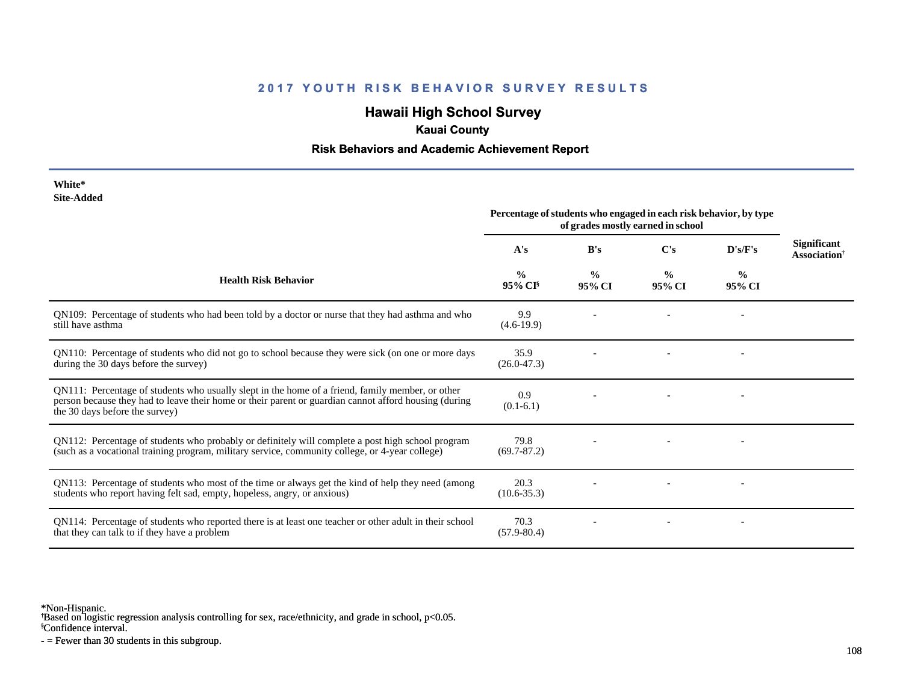# 2017 YOUTH RISK BEHAVIOR SURVEY RESULTS

## Hawaii High School Survey

### Kauai County

### Risk Behaviors and Academic Achievement Report

**White***
**Site-Added**

| Health Risk Behavior | Percentage of students who engaged in each risk behavior, by type of grades mostly earned in school | | | | Significant Association† |
|---|---|---|---|---|---|
| | A's | B's | C's | D's/F's | |
| | % 95% CI§ | % 95% CI | % 95% CI | % 95% CI | |
| QN109: Percentage of students who had been told by a doctor or nurse that they had asthma and who still have asthma | 9.9 (4.6-19.9) | - | - | - | |
| QN110: Percentage of students who did not go to school because they were sick (on one or more days during the 30 days before the survey) | 35.9 (26.0-47.3) | - | - | - | |
| QN111: Percentage of students who usually slept in the home of a friend, family member, or other person because they had to leave their home or their parent or guardian cannot afford housing (during the 30 days before the survey) | 0.9 (0.1-6.1) | - | - | - | |
| QN112: Percentage of students who probably or definitely will complete a post high school program (such as a vocational training program, military service, community college, or 4-year college) | 79.8 (69.7-87.2) | - | - | - | |
| QN113: Percentage of students who most of the time or always get the kind of help they need (among students who report having felt sad, empty, hopeless, angry, or anxious) | 20.3 (10.6-35.3) | - | - | - | |
| QN114: Percentage of students who reported there is at least one teacher or other adult in their school that they can talk to if they have a problem | 70.3 (57.9-80.4) | - | - | - | |

*Non-Hispanic.
†Based on logistic regression analysis controlling for sex, race/ethnicity, and grade in school, $p<0.05$.
§Confidence interval.
- = Fewer than 30 students in this subgroup.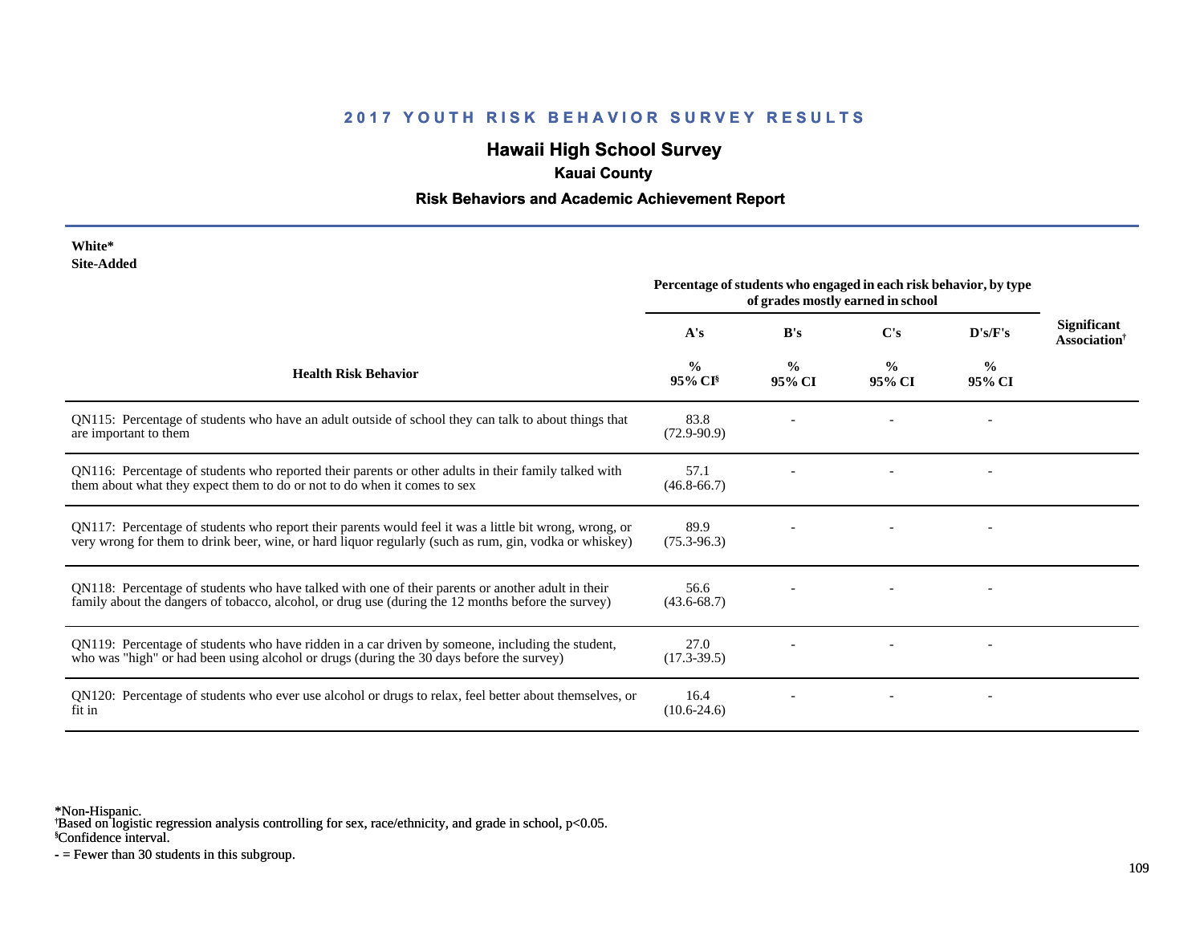## 2017 YOUTH RISK BEHAVIOR SURVEY RESULTS

## Hawaii High School Survey

### Kauai County

### Risk Behaviors and Academic Achievement Report

**White***
**Site-Added**

| Health Risk Behavior | Percentage of students who engaged in each risk behavior, by type of grades mostly earned in school | | | | Significant Association† |
|---|---|---|---|---|---|
| | A's | B's | C's | D's/F's | |
| | % 95% CI§ | % 95% CI | % 95% CI | % 95% CI | |
| QN115: Percentage of students who have an adult outside of school they can talk to about things that are important to them | 83.8 (72.9-90.9) | - | - | - | |
| QN116: Percentage of students who reported their parents or other adults in their family talked with them about what they expect them to do or not to do when it comes to sex | 57.1 (46.8-66.7) | - | - | - | |
| QN117: Percentage of students who report their parents would feel it was a little bit wrong, wrong, or very wrong for them to drink beer, wine, or hard liquor regularly (such as rum, gin, vodka or whiskey) | 89.9 (75.3-96.3) | - | - | - | |
| QN118: Percentage of students who have talked with one of their parents or another adult in their family about the dangers of tobacco, alcohol, or drug use (during the 12 months before the survey) | 56.6 (43.6-68.7) | - | - | - | |
| QN119: Percentage of students who have ridden in a car driven by someone, including the student, who was "high" or had been using alcohol or drugs (during the 30 days before the survey) | 27.0 (17.3-39.5) | - | - | - | |
| QN120: Percentage of students who ever use alcohol or drugs to relax, feel better about themselves, or fit in | 16.4 (10.6-24.6) | - | - | - | |

*Non-Hispanic.
†Based on logistic regression analysis controlling for sex, race/ethnicity, and grade in school, $p<0.05$.
§Confidence interval.
- = Fewer than 30 students in this subgroup.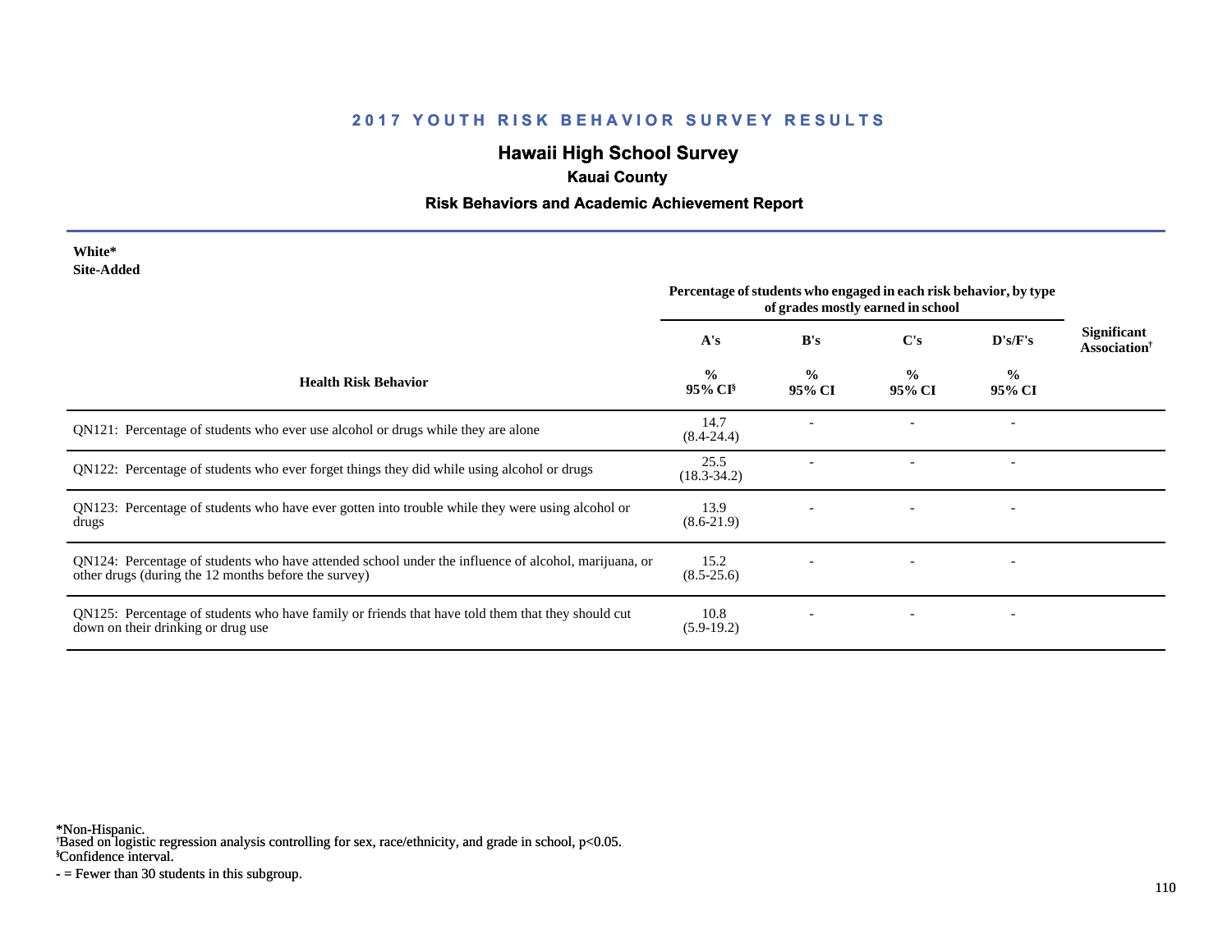# 2017 YOUTH RISK BEHAVIOR SURVEY RESULTS

## Hawaii High School Survey

### Kauai County

### Risk Behaviors and Academic Achievement Report

**White***
**Site-Added**

| Health Risk Behavior | Percentage of students who engaged in each risk behavior, by type of grades mostly earned in school | | | | Significant Association† |
|---|---|---|---|---|---|
| | A's | B's | C's | D's/F's | |
| | % 95% CI§ | % 95% CI | % 95% CI | % 95% CI | |
| QN121: Percentage of students who ever use alcohol or drugs while they are alone | 14.7 (8.4-24.4) | - | - | - | |
| QN122: Percentage of students who ever forget things they did while using alcohol or drugs | 25.5 (18.3-34.2) | - | - | - | |
| QN123: Percentage of students who have ever gotten into trouble while they were using alcohol or drugs | 13.9 (8.6-21.9) | - | - | - | |
| QN124: Percentage of students who have attended school under the influence of alcohol, marijuana, or other drugs (during the 12 months before the survey) | 15.2 (8.5-25.6) | - | - | - | |
| QN125: Percentage of students who have family or friends that have told them that they should cut down on their drinking or drug use | 10.8 (5.9-19.2) | - | - | - | |

*Non-Hispanic.
†Based on logistic regression analysis controlling for sex, race/ethnicity, and grade in school, $p<0.05$.
§Confidence interval.
- = Fewer than 30 students in this subgroup.